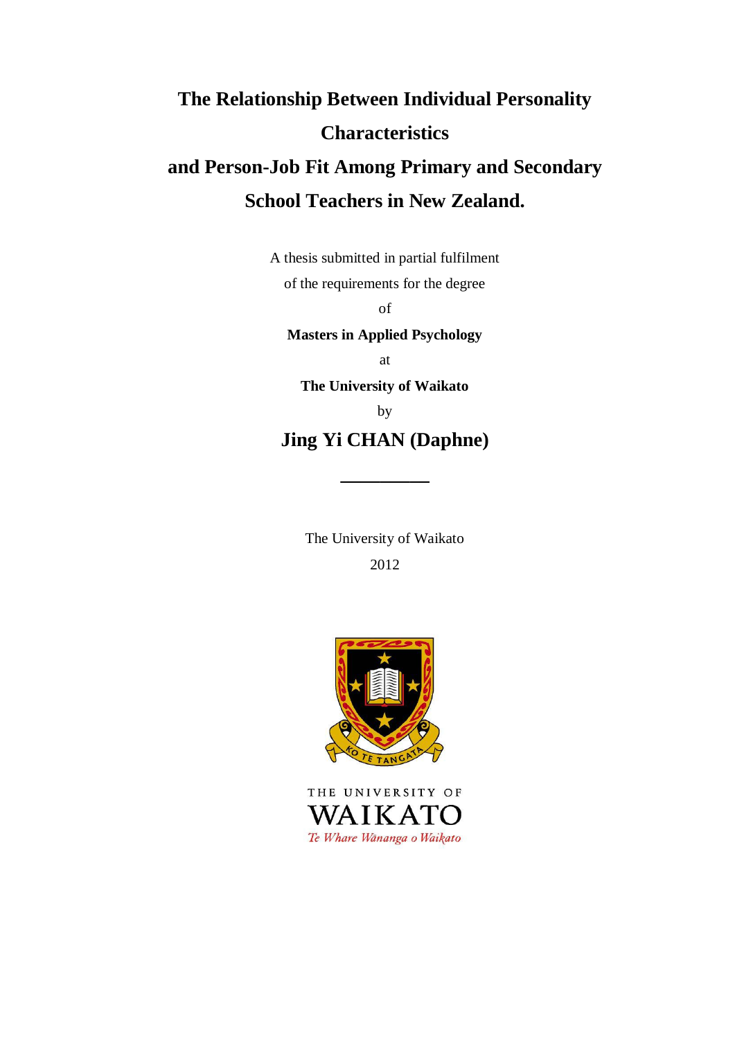# The Relationship Between Individual Personality Characteristics and Person-Job Fit Among Primary and Secondary School Teachers in New Zealand.

A thesis submitted in partial fulfilment

of the requirements for the degree

of

**Masters in Applied Psychology**

at

**The University of Waikato**

by

**Jing Yi CHAN (Daphne)**

The University of Waikato

2012

THE UNIVERSITY OF

WAIKATO

*Te Whare Wānanga o Waikato*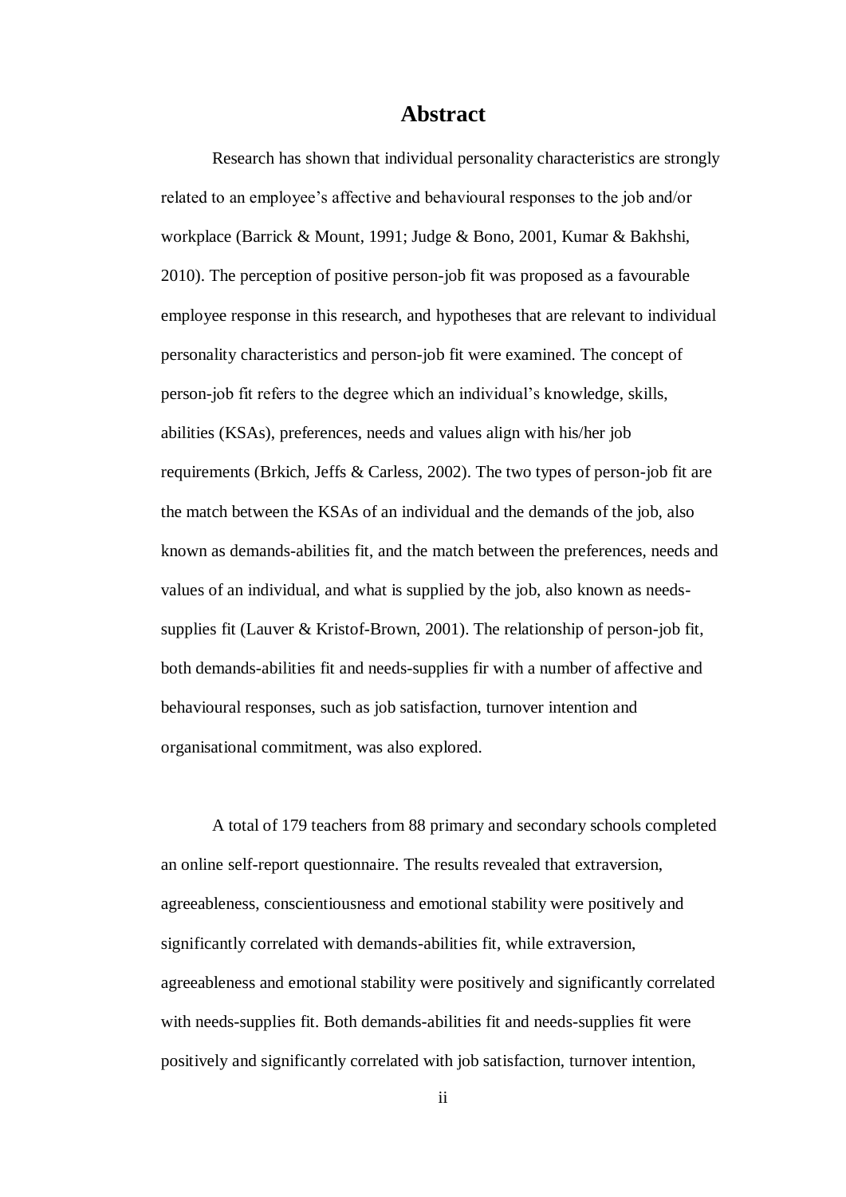# Abstract

Research has shown that individual personality characteristics are strongly related to an employee's affective and behavioural responses to the job and/or workplace (Barrick & Mount, 1991; Judge & Bono, 2001, Kumar & Bakhshi, 2010). The perception of positive person-job fit was proposed as a favourable employee response in this research, and hypotheses that are relevant to individual personality characteristics and person-job fit were examined. The concept of person-job fit refers to the degree which an individual's knowledge, skills, abilities (KSAs), preferences, needs and values align with his/her job requirements (Brkich, Jeffs & Carless, 2002). The two types of person-job fit are the match between the KSAs of an individual and the demands of the job, also known as demands-abilities fit, and the match between the preferences, needs and values of an individual, and what is supplied by the job, also known as needs-supplies fit (Lauver & Kristof-Brown, 2001). The relationship of person-job fit, both demands-abilities fit and needs-supplies fir with a number of affective and behavioural responses, such as job satisfaction, turnover intention and organisational commitment, was also explored.

A total of 179 teachers from 88 primary and secondary schools completed an online self-report questionnaire. The results revealed that extraversion, agreeableness, conscientiousness and emotional stability were positively and significantly correlated with demands-abilities fit, while extraversion, agreeableness and emotional stability were positively and significantly correlated with needs-supplies fit. Both demands-abilities fit and needs-supplies fit were positively and significantly correlated with job satisfaction, turnover intention,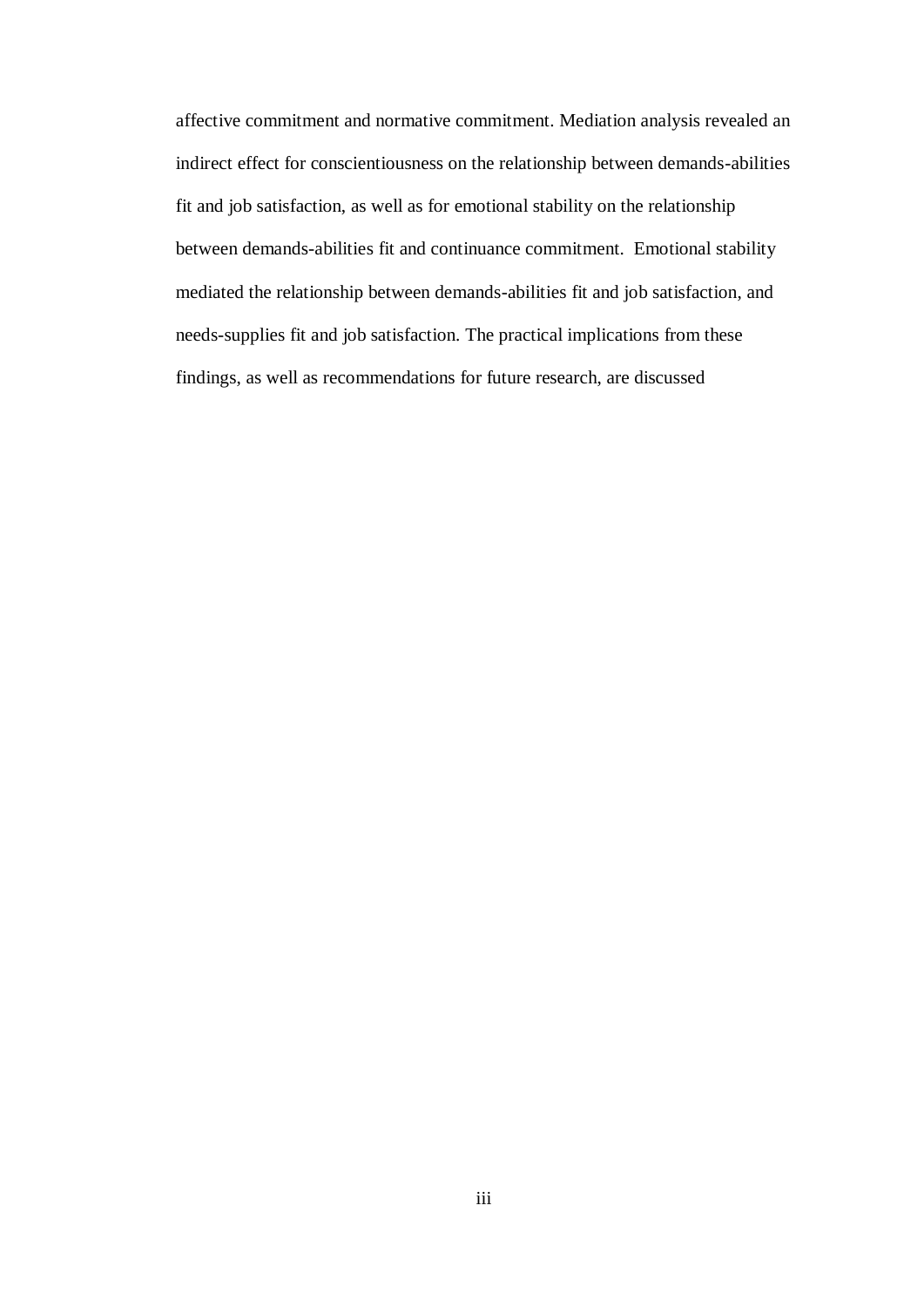affective commitment and normative commitment. Mediation analysis revealed an indirect effect for conscientiousness on the relationship between demands-abilities fit and job satisfaction, as well as for emotional stability on the relationship between demands-abilities fit and continuance commitment. Emotional stability mediated the relationship between demands-abilities fit and job satisfaction, and needs-supplies fit and job satisfaction. The practical implications from these findings, as well as recommendations for future research, are discussed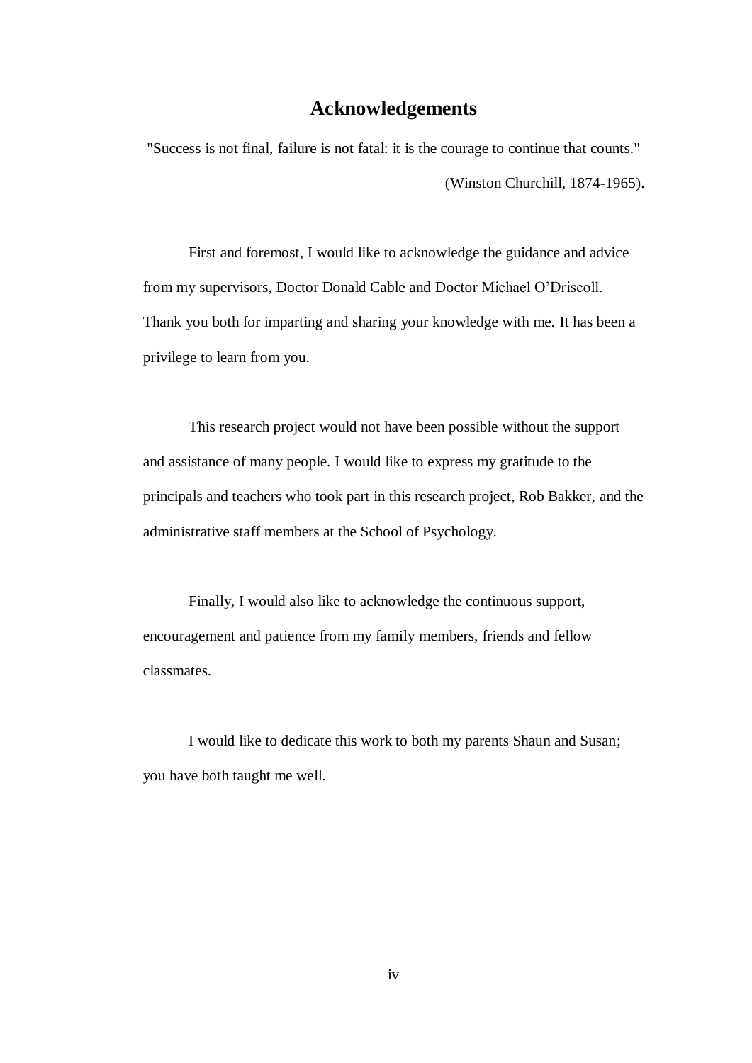# Acknowledgements

"Success is not final, failure is not fatal: it is the courage to continue that counts."

(Winston Churchill, 1874-1965).

First and foremost, I would like to acknowledge the guidance and advice from my supervisors, Doctor Donald Cable and Doctor Michael O'Driscoll. Thank you both for imparting and sharing your knowledge with me. It has been a privilege to learn from you.

This research project would not have been possible without the support and assistance of many people. I would like to express my gratitude to the principals and teachers who took part in this research project, Rob Bakker, and the administrative staff members at the School of Psychology.

Finally, I would also like to acknowledge the continuous support, encouragement and patience from my family members, friends and fellow classmates.

I would like to dedicate this work to both my parents Shaun and Susan; you have both taught me well.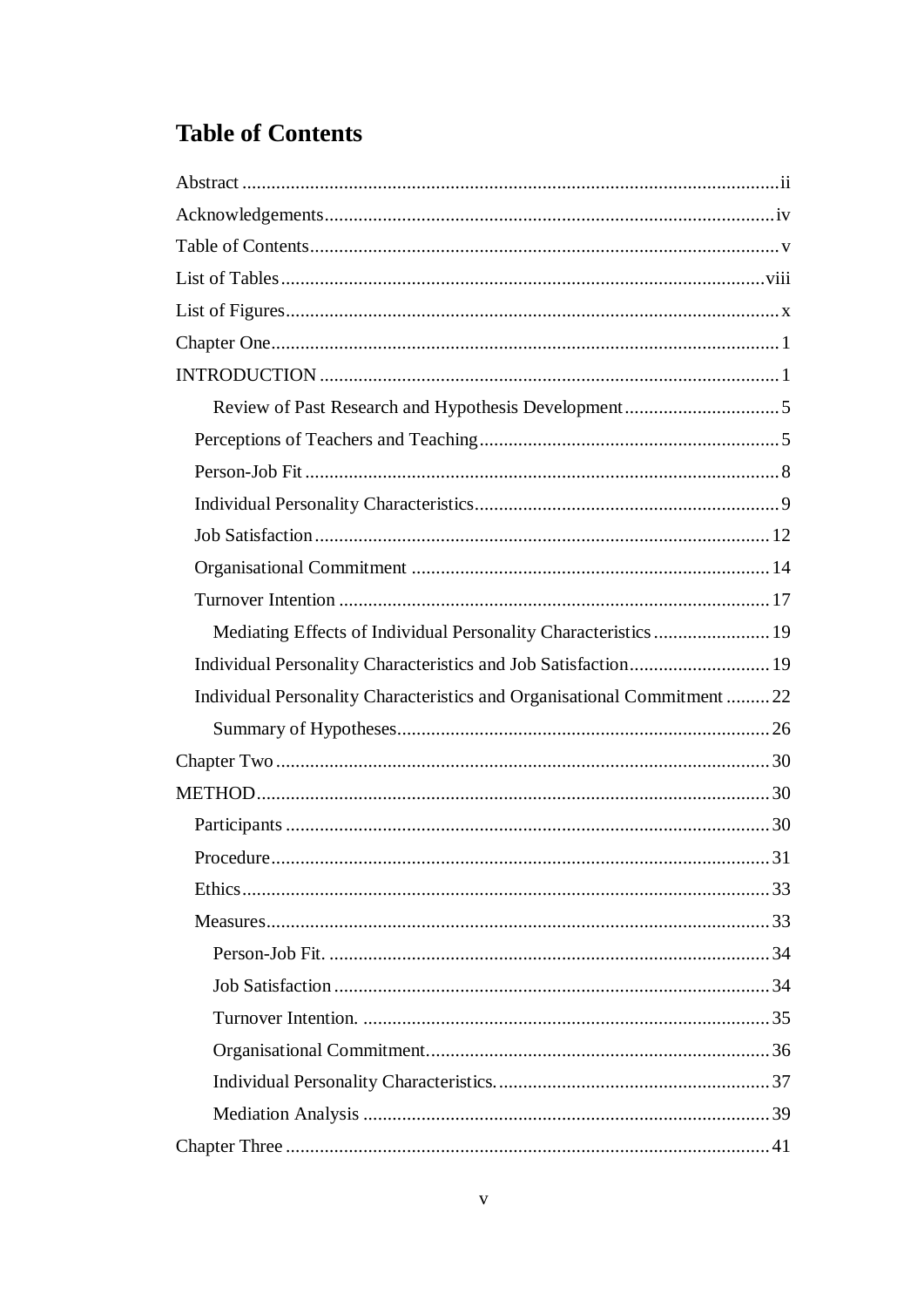# Table of Contents

Abstract ..... ii

Acknowledgements ..... iv

Table of Contents ..... v

List of Tables ..... viii

List of Figures ..... x

Chapter One ..... 1

INTRODUCTION ..... 1

- Review of Past Research and Hypothesis Development ..... 5
- Perceptions of Teachers and Teaching ..... 5
- Person-Job Fit ..... 8
- Individual Personality Characteristics ..... 9
- Job Satisfaction ..... 12
- Organisational Commitment ..... 14
- Turnover Intention ..... 17
- Mediating Effects of Individual Personality Characteristics ..... 19
- Individual Personality Characteristics and Job Satisfaction ..... 19
- Individual Personality Characteristics and Organisational Commitment ..... 22
- Summary of Hypotheses ..... 26

Chapter Two ..... 30

METHOD ..... 30

- Participants ..... 30
- Procedure ..... 31
- Ethics ..... 33
- Measures ..... 33
    - Person-Job Fit. ..... 34
    - Job Satisfaction ..... 34
    - Turnover Intention. ..... 35
    - Organisational Commitment. ..... 36
    - Individual Personality Characteristics. ..... 37
    - Mediation Analysis ..... 39

Chapter Three ..... 41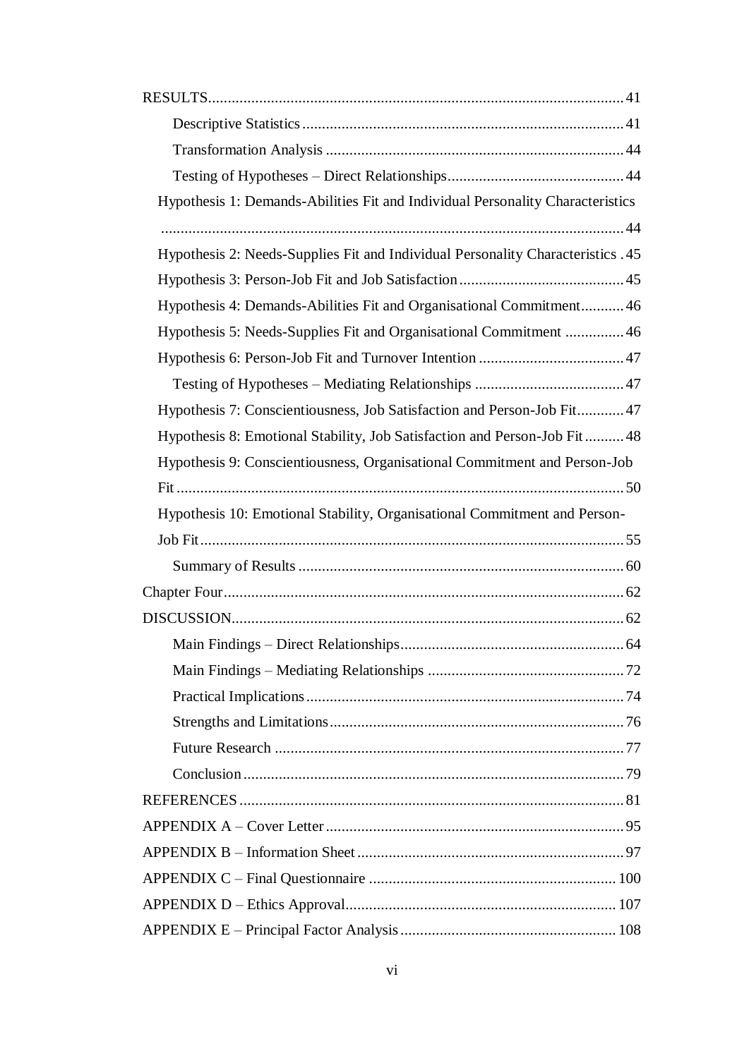RESULTS ........................................................................................................ 41

- Descriptive Statistics ................................................................................ 41
- Transformation Analysis .......................................................................... 44
- Testing of Hypotheses – Direct Relationships ............................................ 44

Hypothesis 1: Demands-Abilities Fit and Individual Personality Characteristics ........................................................................................................................ 44

Hypothesis 2: Needs-Supplies Fit and Individual Personality Characteristics . 45

Hypothesis 3: Person-Job Fit and Job Satisfaction .......................................... 45

Hypothesis 4: Demands-Abilities Fit and Organisational Commitment ........... 46

Hypothesis 5: Needs-Supplies Fit and Organisational Commitment ............... 46

Hypothesis 6: Person-Job Fit and Turnover Intention ..................................... 47

- Testing of Hypotheses – Mediating Relationships ...................................... 47

Hypothesis 7: Conscientiousness, Job Satisfaction and Person-Job Fit ............ 47

Hypothesis 8: Emotional Stability, Job Satisfaction and Person-Job Fit .......... 48

Hypothesis 9: Conscientiousness, Organisational Commitment and Person-Job Fit .................................................................................................................. 50

Hypothesis 10: Emotional Stability, Organisational Commitment and Person-Job Fit ........................................................................................................... 55

- Summary of Results .................................................................................. 60

Chapter Four ..................................................................................................... 62

DISCUSSION ................................................................................................... 62

- Main Findings – Direct Relationships ......................................................... 64
- Main Findings – Mediating Relationships .................................................. 72
- Practical Implications ................................................................................ 74
- Strengths and Limitations .......................................................................... 76
- Future Research ......................................................................................... 77
- Conclusion ................................................................................................ 79

REFERENCES ................................................................................................. 81

APPENDIX A – Cover Letter ............................................................................ 95

APPENDIX B – Information Sheet .................................................................... 97

APPENDIX C – Final Questionnaire ............................................................... 100

APPENDIX D – Ethics Approval ..................................................................... 107

APPENDIX E – Principal Factor Analysis ....................................................... 108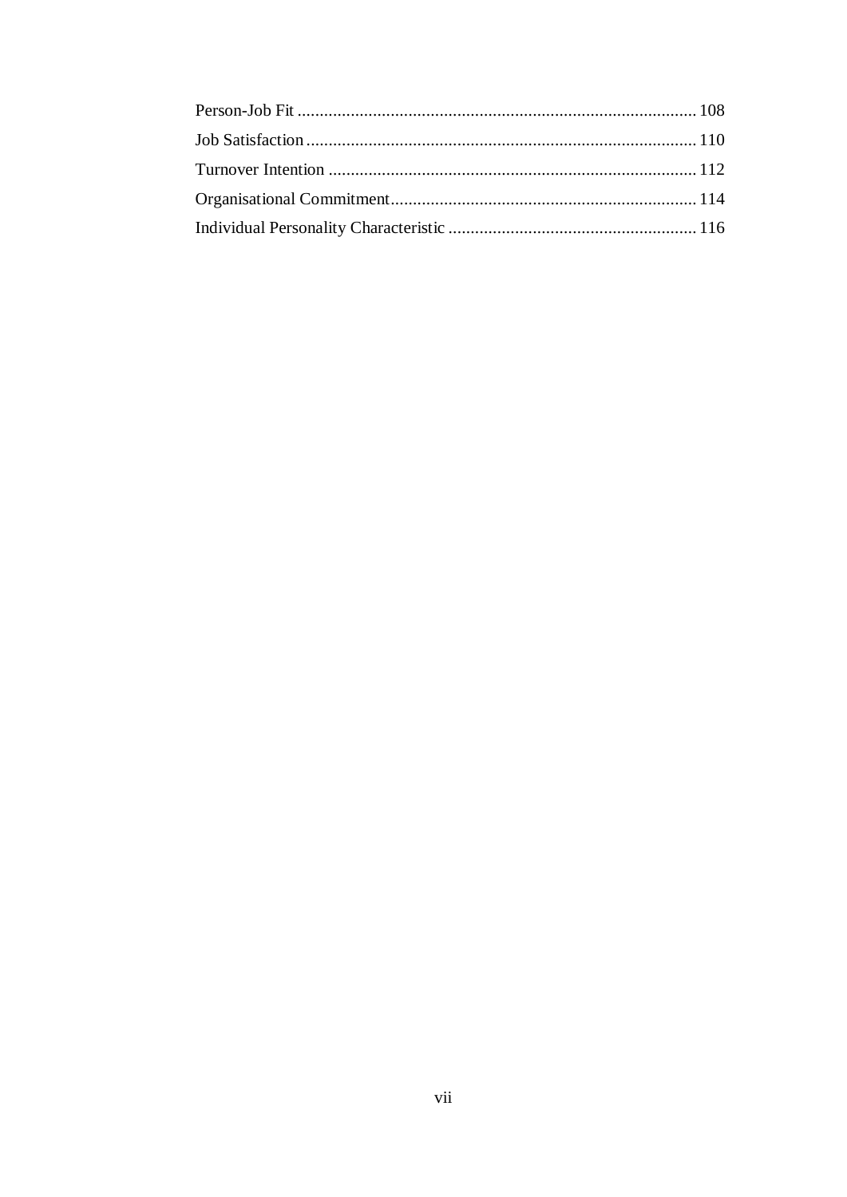Person-Job Fit ........................................................................................ 108

Job Satisfaction ....................................................................................... 110

Turnover Intention .................................................................................. 112

Organisational Commitment.................................................................... 114

Individual Personality Characteristic ....................................................... 116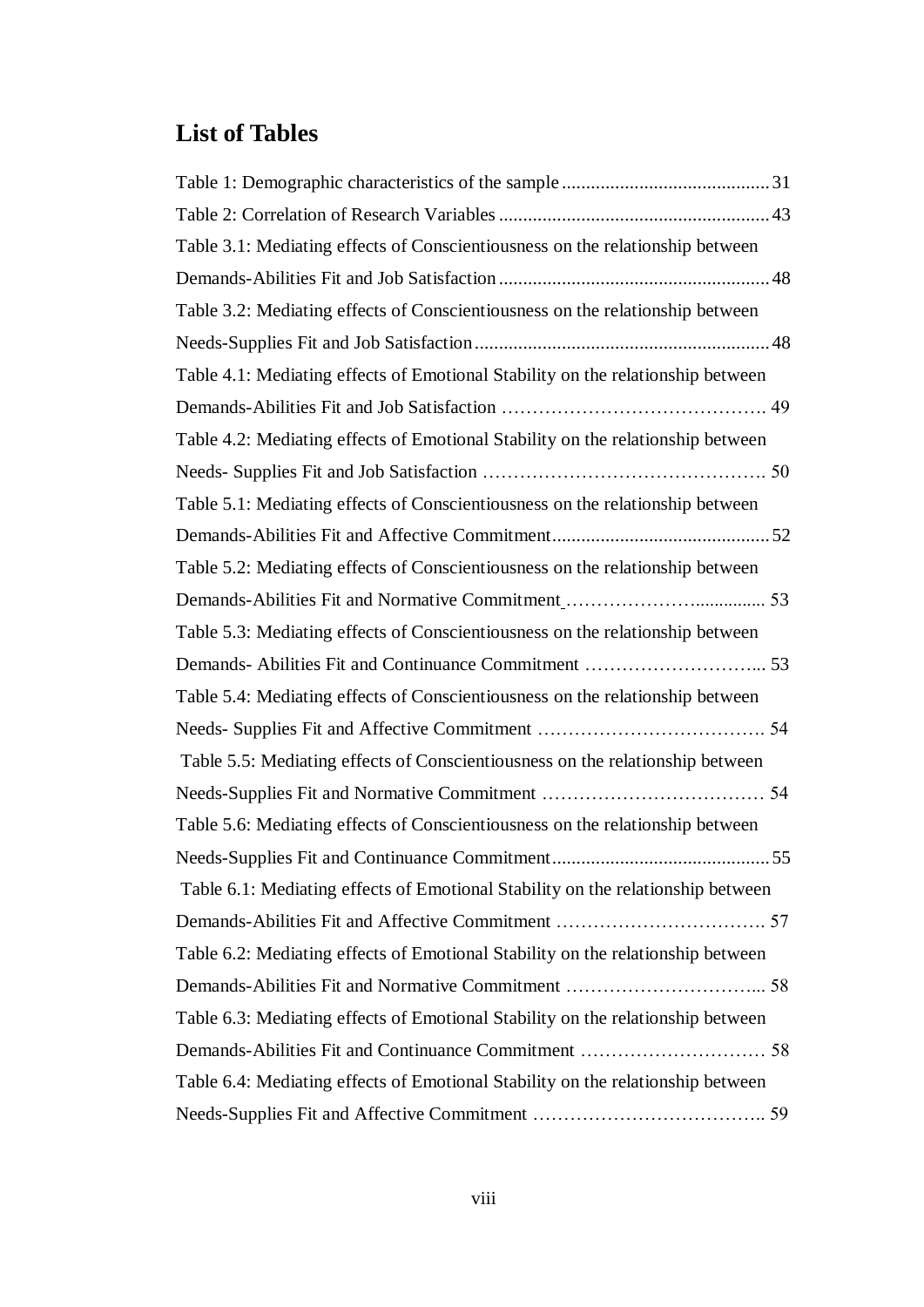## List of Tables

Table 1: Demographic characteristics of the sample ........................................... 31

Table 2: Correlation of Research Variables ........................................................ 43

Table 3.1: Mediating effects of Conscientiousness on the relationship between Demands-Abilities Fit and Job Satisfaction ........................................................ 48

Table 3.2: Mediating effects of Conscientiousness on the relationship between Needs-Supplies Fit and Job Satisfaction ............................................................ 48

Table 4.1: Mediating effects of Emotional Stability on the relationship between Demands-Abilities Fit and Job Satisfaction ………………………………………. 49

Table 4.2: Mediating effects of Emotional Stability on the relationship between Needs- Supplies Fit and Job Satisfaction ………………………………………. 50

Table 5.1: Mediating effects of Conscientiousness on the relationship between Demands-Abilities Fit and Affective Commitment............................................. 52

Table 5.2: Mediating effects of Conscientiousness on the relationship between Demands-Abilities Fit and Normative Commitment …………………............... 53

Table 5.3: Mediating effects of Conscientiousness on the relationship between Demands- Abilities Fit and Continuance Commitment ………………………... 53

Table 5.4: Mediating effects of Conscientiousness on the relationship between Needs- Supplies Fit and Affective Commitment ………………………………. 54

Table 5.5: Mediating effects of Conscientiousness on the relationship between Needs-Supplies Fit and Normative Commitment ……………………………… 54

Table 5.6: Mediating effects of Conscientiousness on the relationship between Needs-Supplies Fit and Continuance Commitment............................................. 55

Table 6.1: Mediating effects of Emotional Stability on the relationship between Demands-Abilities Fit and Affective Commitment ……………………………. 57

Table 6.2: Mediating effects of Emotional Stability on the relationship between Demands-Abilities Fit and Normative Commitment …………………………... 58

Table 6.3: Mediating effects of Emotional Stability on the relationship between Demands-Abilities Fit and Continuance Commitment ………………………… 58

Table 6.4: Mediating effects of Emotional Stability on the relationship between Needs-Supplies Fit and Affective Commitment ……………………………….. 59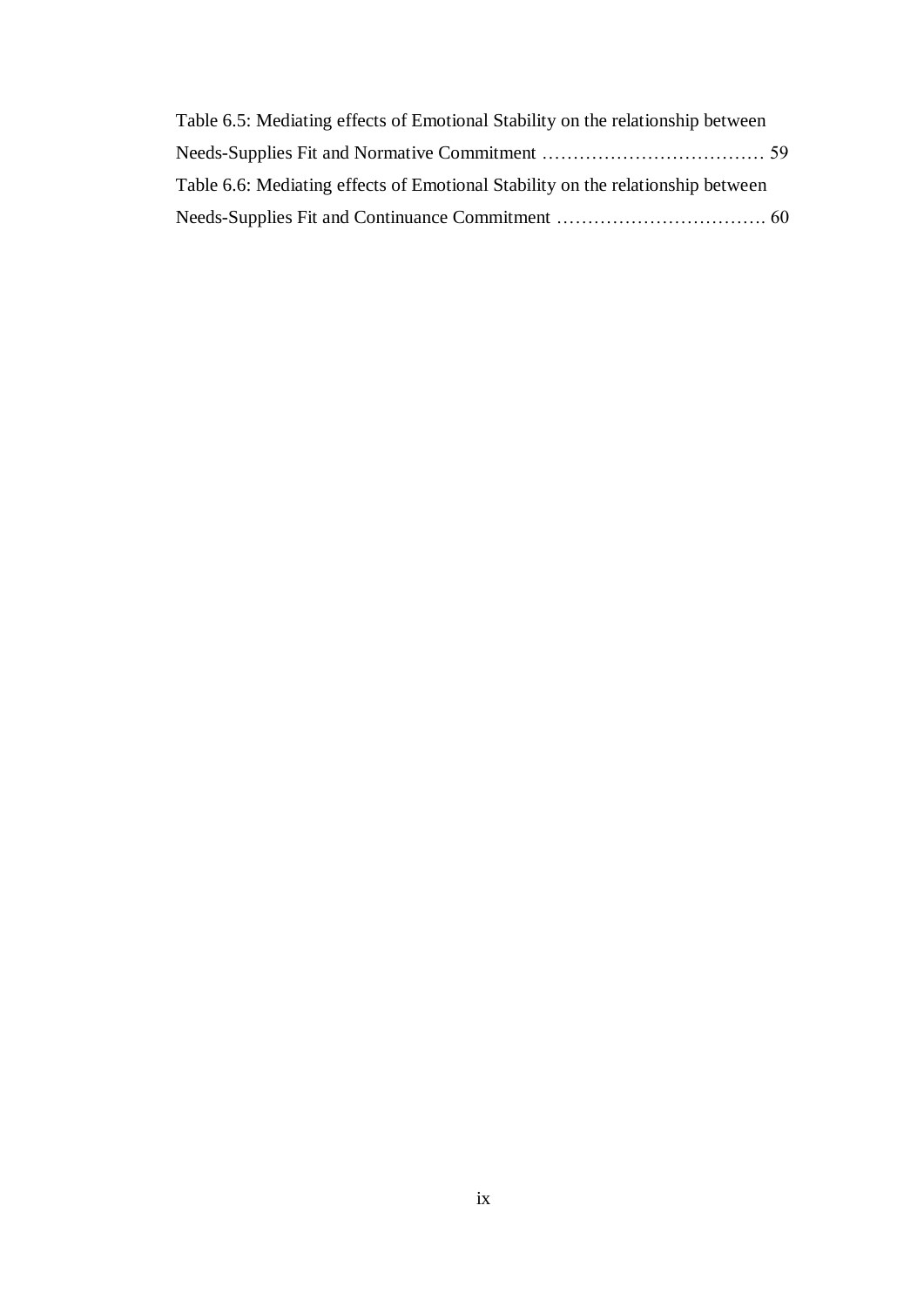Table 6.5: Mediating effects of Emotional Stability on the relationship between Needs-Supplies Fit and Normative Commitment ……………………………… 59

Table 6.6: Mediating effects of Emotional Stability on the relationship between Needs-Supplies Fit and Continuance Commitment ……………………………. 60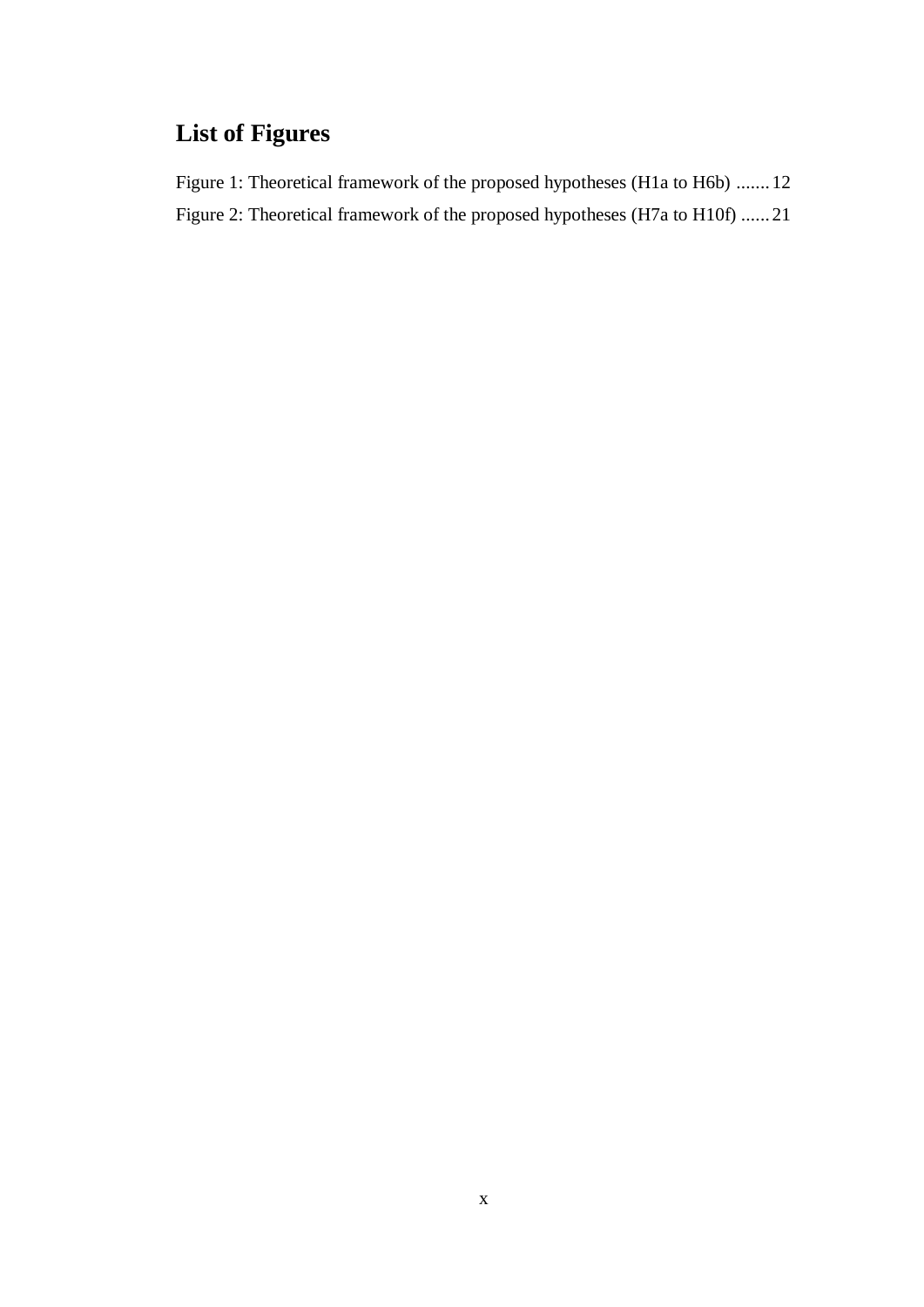# List of Figures

Figure 1: Theoretical framework of the proposed hypotheses (H1a to H6b) ....... 12

Figure 2: Theoretical framework of the proposed hypotheses (H7a to H10f) ...... 21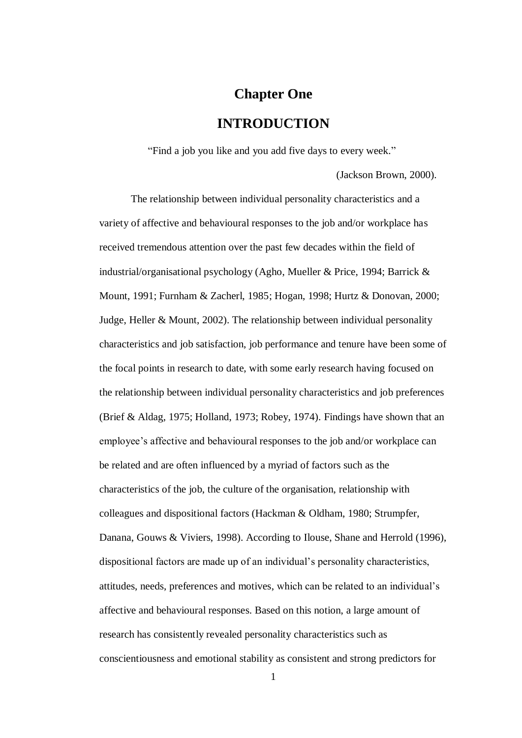# Chapter One

# INTRODUCTION

"Find a job you like and you add five days to every week."

(Jackson Brown, 2000).

The relationship between individual personality characteristics and a variety of affective and behavioural responses to the job and/or workplace has received tremendous attention over the past few decades within the field of industrial/organisational psychology (Agho, Mueller & Price, 1994; Barrick & Mount, 1991; Furnham & Zacherl, 1985; Hogan, 1998; Hurtz & Donovan, 2000; Judge, Heller & Mount, 2002). The relationship between individual personality characteristics and job satisfaction, job performance and tenure have been some of the focal points in research to date, with some early research having focused on the relationship between individual personality characteristics and job preferences (Brief & Aldag, 1975; Holland, 1973; Robey, 1974). Findings have shown that an employee's affective and behavioural responses to the job and/or workplace can be related and are often influenced by a myriad of factors such as the characteristics of the job, the culture of the organisation, relationship with colleagues and dispositional factors (Hackman & Oldham, 1980; Strumpfer, Danana, Gouws & Viviers, 1998). According to Ilouse, Shane and Herrold (1996), dispositional factors are made up of an individual's personality characteristics, attitudes, needs, preferences and motives, which can be related to an individual's affective and behavioural responses. Based on this notion, a large amount of research has consistently revealed personality characteristics such as conscientiousness and emotional stability as consistent and strong predictors for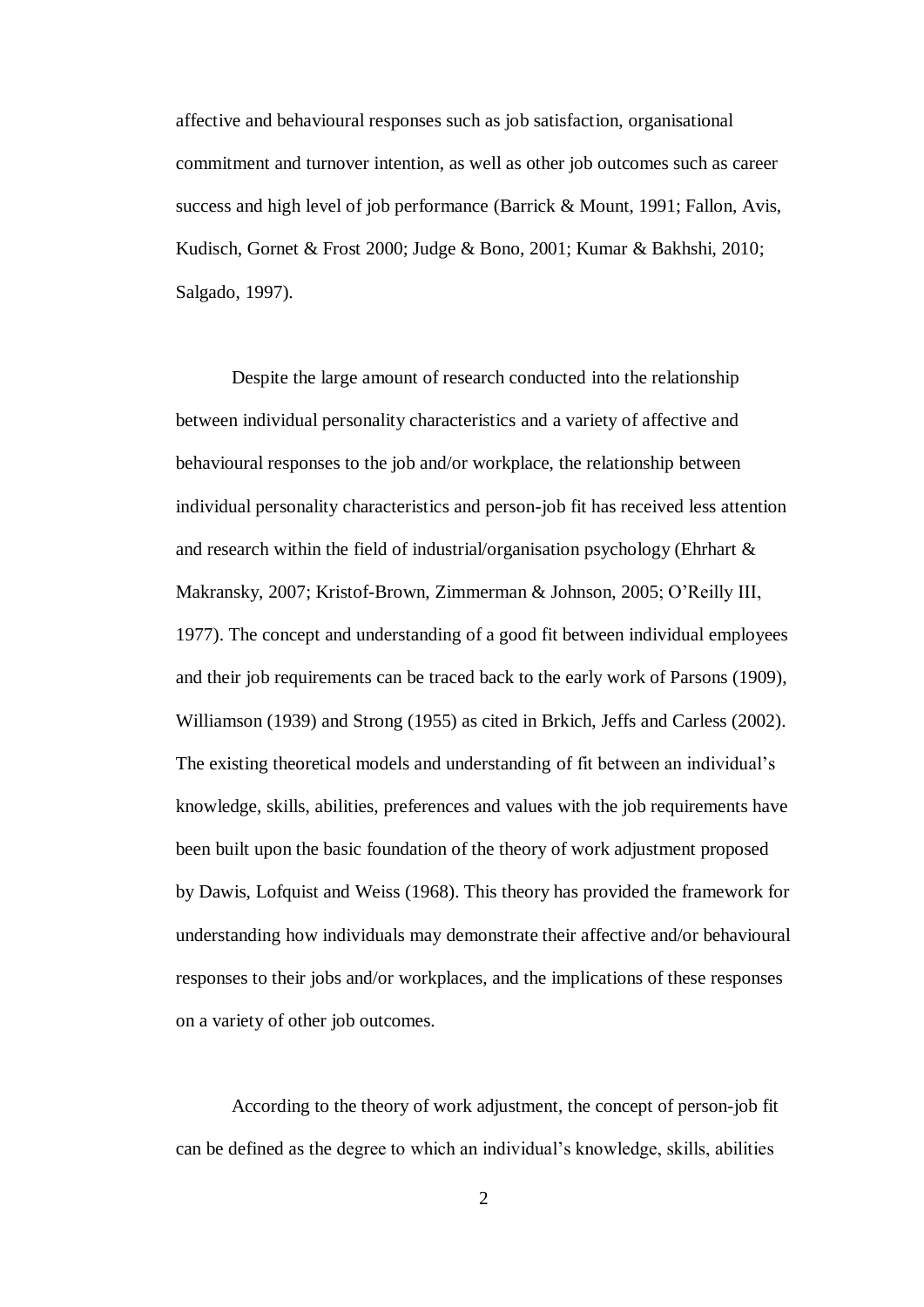affective and behavioural responses such as job satisfaction, organisational commitment and turnover intention, as well as other job outcomes such as career success and high level of job performance (Barrick & Mount, 1991; Fallon, Avis, Kudisch, Gornet & Frost 2000; Judge & Bono, 2001; Kumar & Bakhshi, 2010; Salgado, 1997).

Despite the large amount of research conducted into the relationship between individual personality characteristics and a variety of affective and behavioural responses to the job and/or workplace, the relationship between individual personality characteristics and person-job fit has received less attention and research within the field of industrial/organisation psychology (Ehrhart & Makransky, 2007; Kristof-Brown, Zimmerman & Johnson, 2005; O'Reilly III, 1977). The concept and understanding of a good fit between individual employees and their job requirements can be traced back to the early work of Parsons (1909), Williamson (1939) and Strong (1955) as cited in Brkich, Jeffs and Carless (2002). The existing theoretical models and understanding of fit between an individual's knowledge, skills, abilities, preferences and values with the job requirements have been built upon the basic foundation of the theory of work adjustment proposed by Dawis, Lofquist and Weiss (1968). This theory has provided the framework for understanding how individuals may demonstrate their affective and/or behavioural responses to their jobs and/or workplaces, and the implications of these responses on a variety of other job outcomes.

According to the theory of work adjustment, the concept of person-job fit can be defined as the degree to which an individual's knowledge, skills, abilities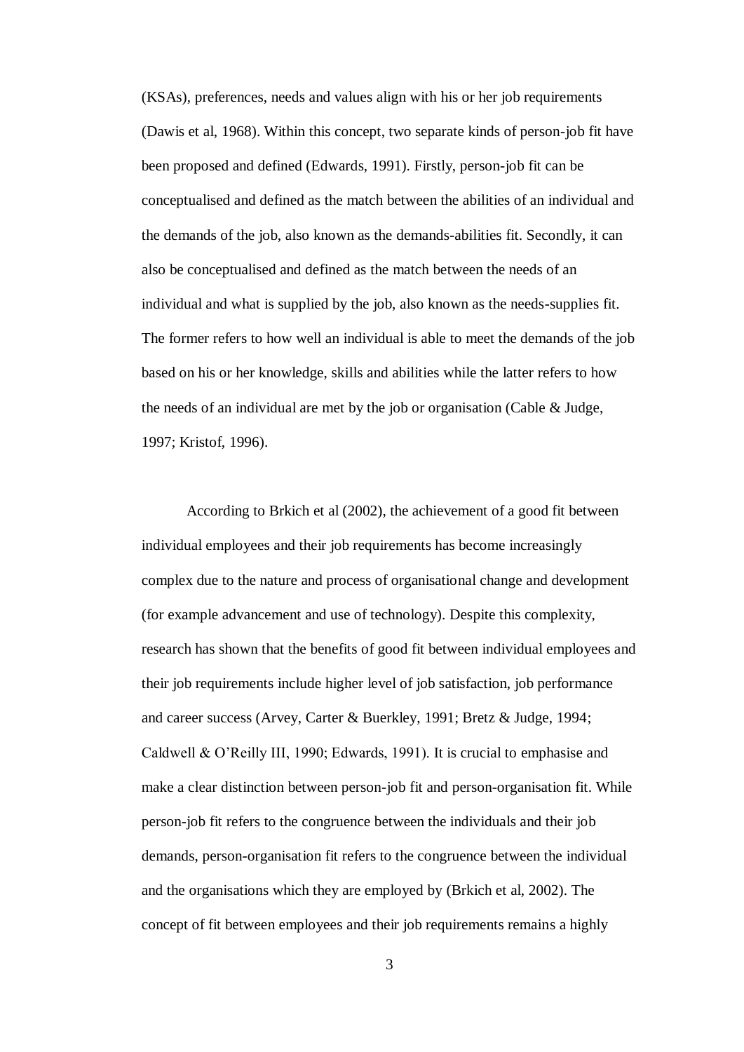(KSAs), preferences, needs and values align with his or her job requirements (Dawis et al, 1968). Within this concept, two separate kinds of person-job fit have been proposed and defined (Edwards, 1991). Firstly, person-job fit can be conceptualised and defined as the match between the abilities of an individual and the demands of the job, also known as the demands-abilities fit. Secondly, it can also be conceptualised and defined as the match between the needs of an individual and what is supplied by the job, also known as the needs-supplies fit. The former refers to how well an individual is able to meet the demands of the job based on his or her knowledge, skills and abilities while the latter refers to how the needs of an individual are met by the job or organisation (Cable & Judge, 1997; Kristof, 1996).

According to Brkich et al (2002), the achievement of a good fit between individual employees and their job requirements has become increasingly complex due to the nature and process of organisational change and development (for example advancement and use of technology). Despite this complexity, research has shown that the benefits of good fit between individual employees and their job requirements include higher level of job satisfaction, job performance and career success (Arvey, Carter & Buerkley, 1991; Bretz & Judge, 1994; Caldwell & O'Reilly III, 1990; Edwards, 1991). It is crucial to emphasise and make a clear distinction between person-job fit and person-organisation fit. While person-job fit refers to the congruence between the individuals and their job demands, person-organisation fit refers to the congruence between the individual and the organisations which they are employed by (Brkich et al, 2002). The concept of fit between employees and their job requirements remains a highly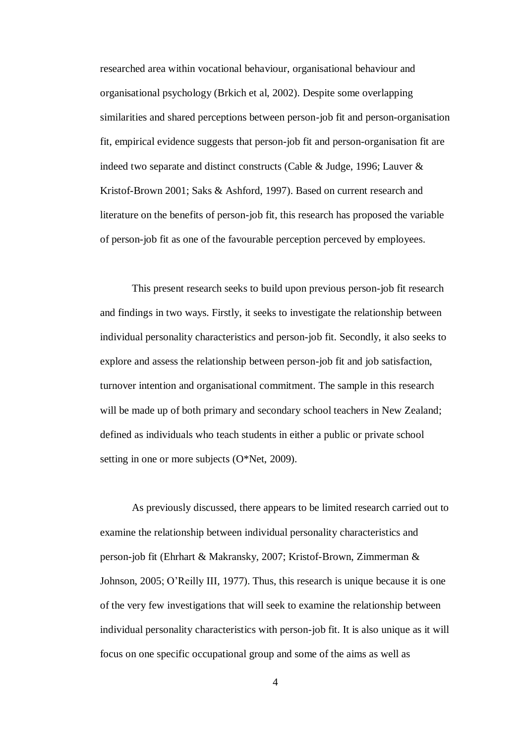researched area within vocational behaviour, organisational behaviour and organisational psychology (Brkich et al, 2002). Despite some overlapping similarities and shared perceptions between person-job fit and person-organisation fit, empirical evidence suggests that person-job fit and person-organisation fit are indeed two separate and distinct constructs (Cable & Judge, 1996; Lauver & Kristof-Brown 2001; Saks & Ashford, 1997). Based on current research and literature on the benefits of person-job fit, this research has proposed the variable of person-job fit as one of the favourable perception perceved by employees.

This present research seeks to build upon previous person-job fit research and findings in two ways. Firstly, it seeks to investigate the relationship between individual personality characteristics and person-job fit. Secondly, it also seeks to explore and assess the relationship between person-job fit and job satisfaction, turnover intention and organisational commitment. The sample in this research will be made up of both primary and secondary school teachers in New Zealand; defined as individuals who teach students in either a public or private school setting in one or more subjects (O*Net, 2009).

As previously discussed, there appears to be limited research carried out to examine the relationship between individual personality characteristics and person-job fit (Ehrhart & Makransky, 2007; Kristof-Brown, Zimmerman & Johnson, 2005; O'Reilly III, 1977). Thus, this research is unique because it is one of the very few investigations that will seek to examine the relationship between individual personality characteristics with person-job fit. It is also unique as it will focus on one specific occupational group and some of the aims as well as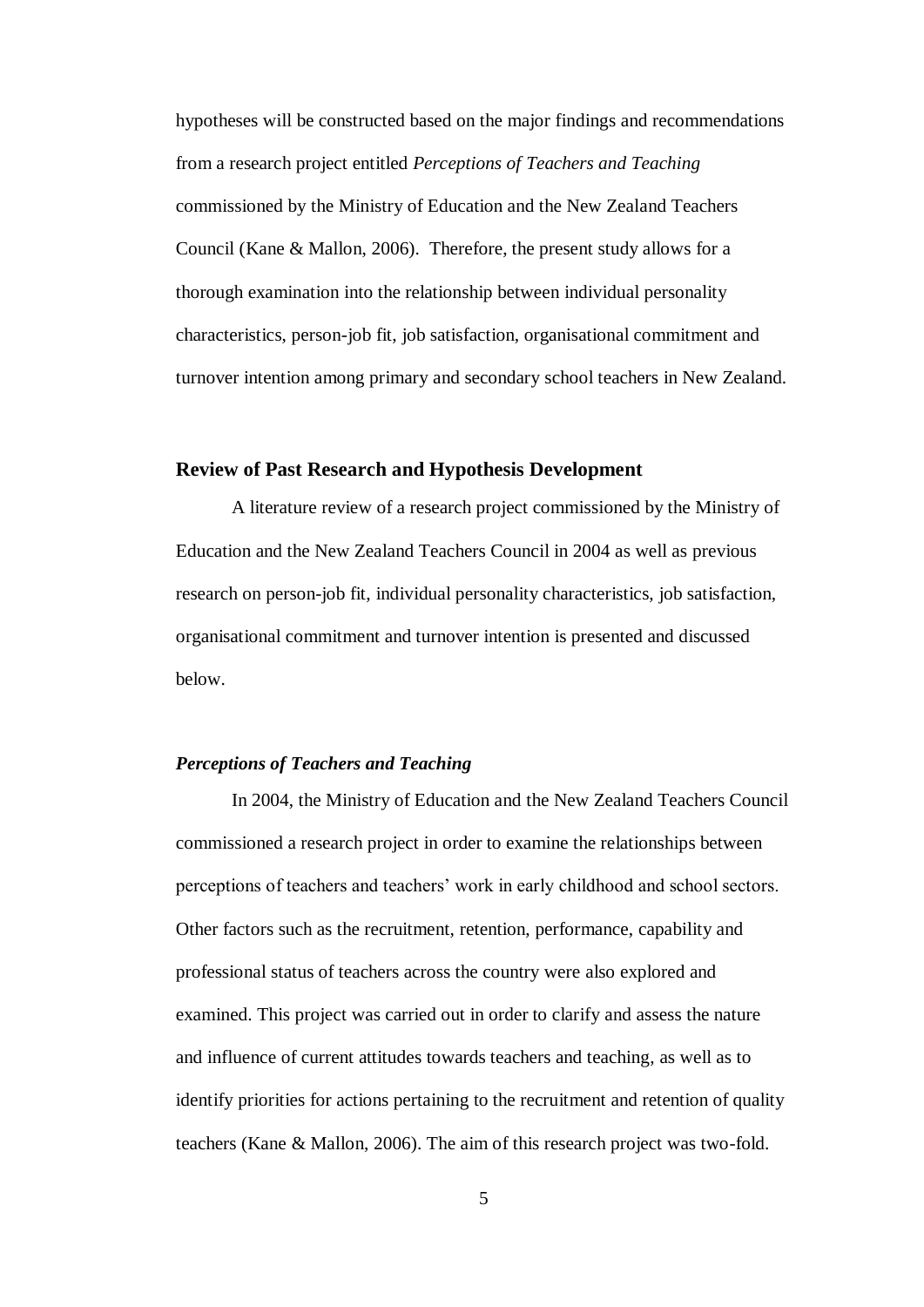hypotheses will be constructed based on the major findings and recommendations from a research project entitled *Perceptions of Teachers and Teaching* commissioned by the Ministry of Education and the New Zealand Teachers Council (Kane & Mallon, 2006). Therefore, the present study allows for a thorough examination into the relationship between individual personality characteristics, person-job fit, job satisfaction, organisational commitment and turnover intention among primary and secondary school teachers in New Zealand.

## Review of Past Research and Hypothesis Development

A literature review of a research project commissioned by the Ministry of Education and the New Zealand Teachers Council in 2004 as well as previous research on person-job fit, individual personality characteristics, job satisfaction, organisational commitment and turnover intention is presented and discussed below.

### *Perceptions of Teachers and Teaching*

In 2004, the Ministry of Education and the New Zealand Teachers Council commissioned a research project in order to examine the relationships between perceptions of teachers and teachers' work in early childhood and school sectors. Other factors such as the recruitment, retention, performance, capability and professional status of teachers across the country were also explored and examined. This project was carried out in order to clarify and assess the nature and influence of current attitudes towards teachers and teaching, as well as to identify priorities for actions pertaining to the recruitment and retention of quality teachers (Kane & Mallon, 2006). The aim of this research project was two-fold.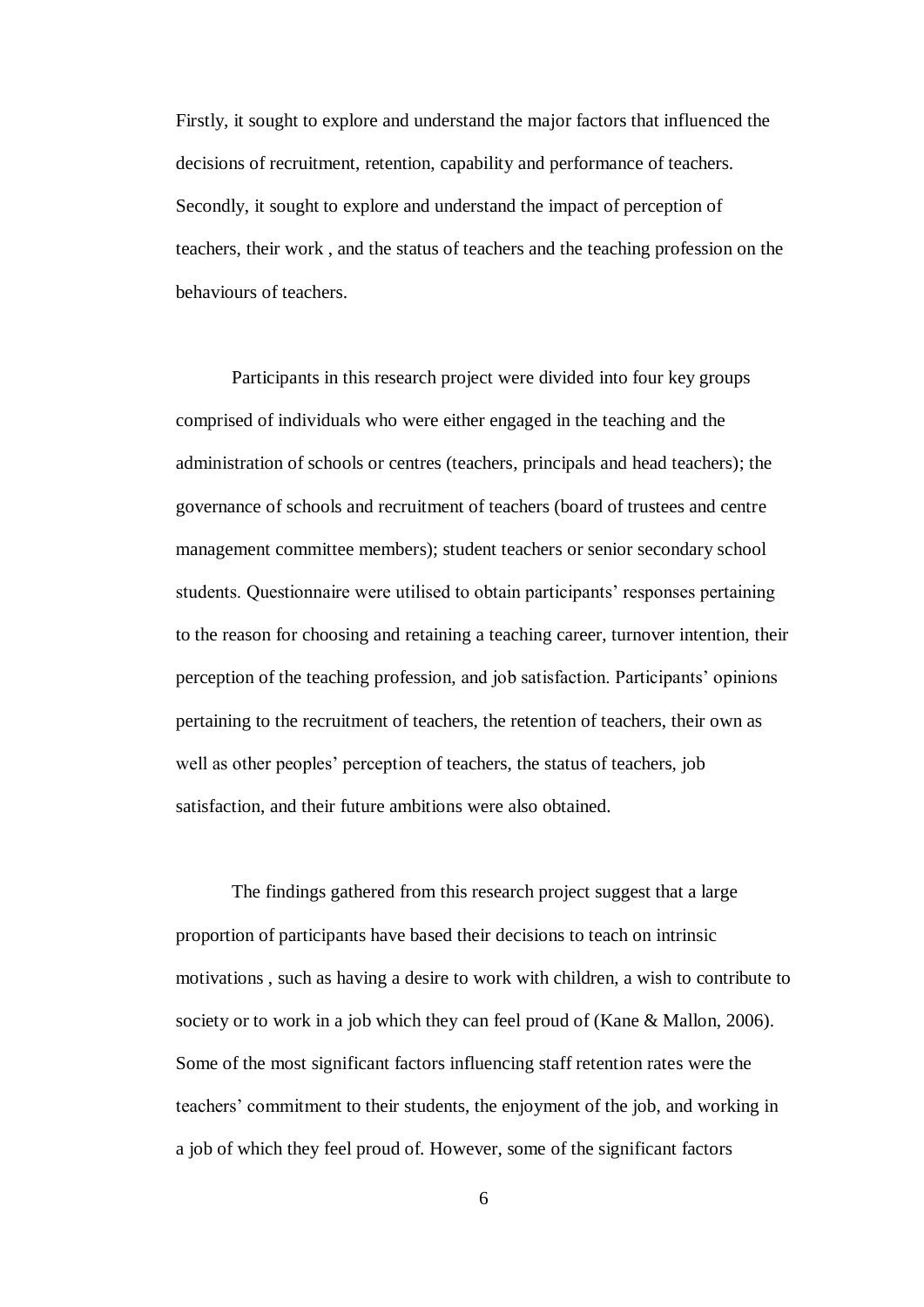Firstly, it sought to explore and understand the major factors that influenced the decisions of recruitment, retention, capability and performance of teachers. Secondly, it sought to explore and understand the impact of perception of teachers, their work , and the status of teachers and the teaching profession on the behaviours of teachers.

Participants in this research project were divided into four key groups comprised of individuals who were either engaged in the teaching and the administration of schools or centres (teachers, principals and head teachers); the governance of schools and recruitment of teachers (board of trustees and centre management committee members); student teachers or senior secondary school students. Questionnaire were utilised to obtain participants' responses pertaining to the reason for choosing and retaining a teaching career, turnover intention, their perception of the teaching profession, and job satisfaction. Participants' opinions pertaining to the recruitment of teachers, the retention of teachers, their own as well as other peoples' perception of teachers, the status of teachers, job satisfaction, and their future ambitions were also obtained.

The findings gathered from this research project suggest that a large proportion of participants have based their decisions to teach on intrinsic motivations , such as having a desire to work with children, a wish to contribute to society or to work in a job which they can feel proud of (Kane & Mallon, 2006). Some of the most significant factors influencing staff retention rates were the teachers' commitment to their students, the enjoyment of the job, and working in a job of which they feel proud of. However, some of the significant factors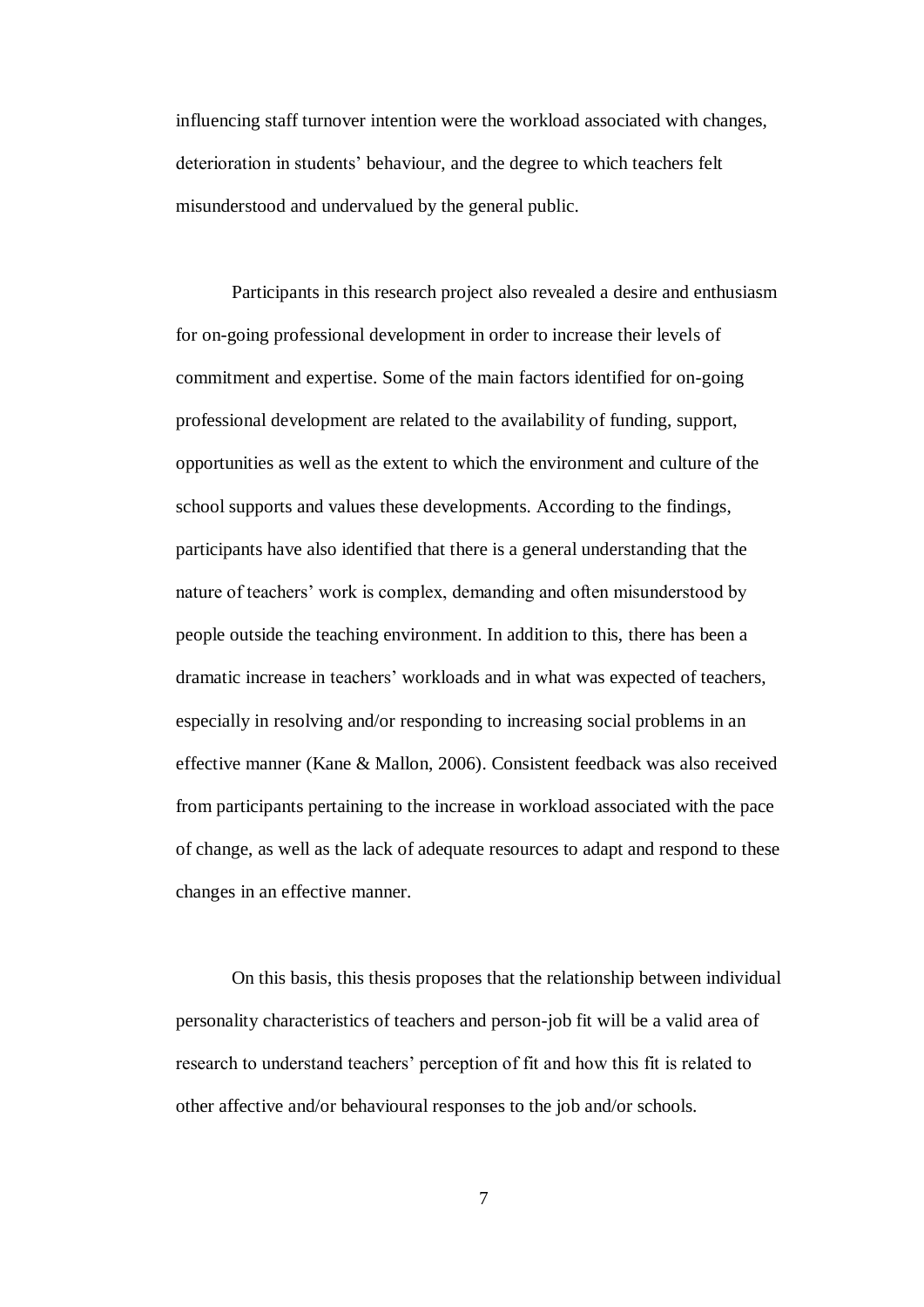influencing staff turnover intention were the workload associated with changes, deterioration in students' behaviour, and the degree to which teachers felt misunderstood and undervalued by the general public.

Participants in this research project also revealed a desire and enthusiasm for on-going professional development in order to increase their levels of commitment and expertise. Some of the main factors identified for on-going professional development are related to the availability of funding, support, opportunities as well as the extent to which the environment and culture of the school supports and values these developments. According to the findings, participants have also identified that there is a general understanding that the nature of teachers' work is complex, demanding and often misunderstood by people outside the teaching environment. In addition to this, there has been a dramatic increase in teachers' workloads and in what was expected of teachers, especially in resolving and/or responding to increasing social problems in an effective manner (Kane & Mallon, 2006). Consistent feedback was also received from participants pertaining to the increase in workload associated with the pace of change, as well as the lack of adequate resources to adapt and respond to these changes in an effective manner.

On this basis, this thesis proposes that the relationship between individual personality characteristics of teachers and person-job fit will be a valid area of research to understand teachers' perception of fit and how this fit is related to other affective and/or behavioural responses to the job and/or schools.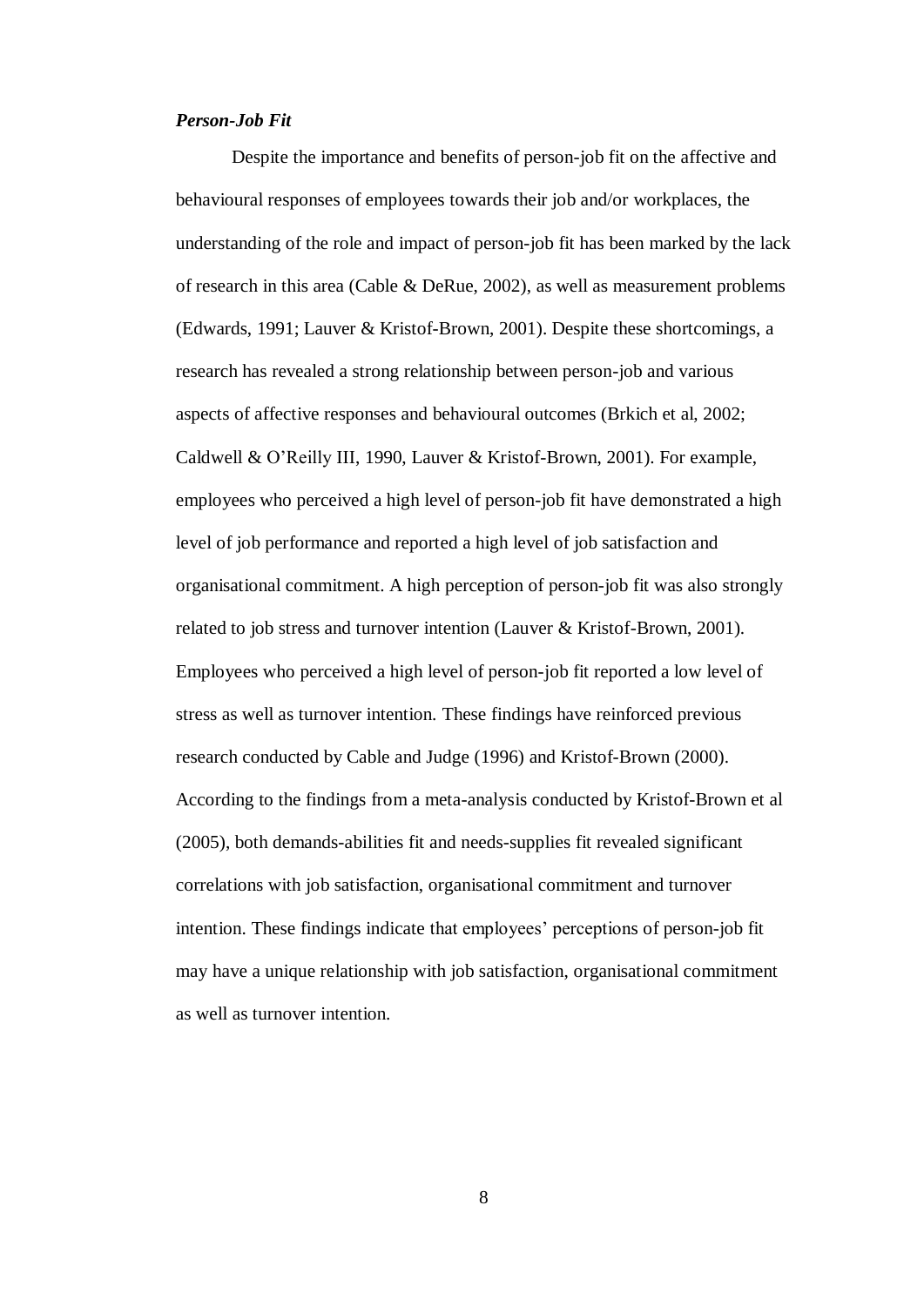### *Person-Job Fit*

Despite the importance and benefits of person-job fit on the affective and behavioural responses of employees towards their job and/or workplaces, the understanding of the role and impact of person-job fit has been marked by the lack of research in this area (Cable & DeRue, 2002), as well as measurement problems (Edwards, 1991; Lauver & Kristof-Brown, 2001). Despite these shortcomings, a research has revealed a strong relationship between person-job and various aspects of affective responses and behavioural outcomes (Brkich et al, 2002; Caldwell & O'Reilly III, 1990, Lauver & Kristof-Brown, 2001). For example, employees who perceived a high level of person-job fit have demonstrated a high level of job performance and reported a high level of job satisfaction and organisational commitment. A high perception of person-job fit was also strongly related to job stress and turnover intention (Lauver & Kristof-Brown, 2001). Employees who perceived a high level of person-job fit reported a low level of stress as well as turnover intention. These findings have reinforced previous research conducted by Cable and Judge (1996) and Kristof-Brown (2000). According to the findings from a meta-analysis conducted by Kristof-Brown et al (2005), both demands-abilities fit and needs-supplies fit revealed significant correlations with job satisfaction, organisational commitment and turnover intention. These findings indicate that employees' perceptions of person-job fit may have a unique relationship with job satisfaction, organisational commitment as well as turnover intention.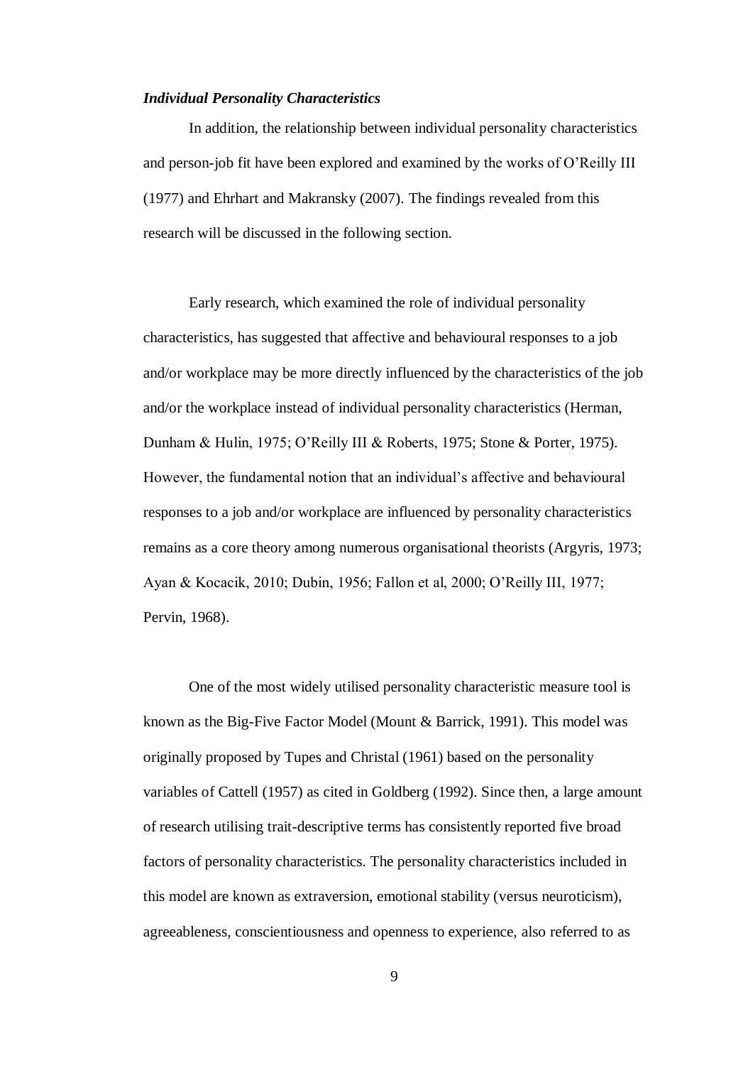### *Individual Personality Characteristics*

In addition, the relationship between individual personality characteristics and person-job fit have been explored and examined by the works of O'Reilly III (1977) and Ehrhart and Makransky (2007). The findings revealed from this research will be discussed in the following section.

Early research, which examined the role of individual personality characteristics, has suggested that affective and behavioural responses to a job and/or workplace may be more directly influenced by the characteristics of the job and/or the workplace instead of individual personality characteristics (Herman, Dunham & Hulin, 1975; O'Reilly III & Roberts, 1975; Stone & Porter, 1975). However, the fundamental notion that an individual's affective and behavioural responses to a job and/or workplace are influenced by personality characteristics remains as a core theory among numerous organisational theorists (Argyris, 1973; Ayan & Kocacik, 2010; Dubin, 1956; Fallon et al, 2000; O'Reilly III, 1977; Pervin, 1968).

One of the most widely utilised personality characteristic measure tool is known as the Big-Five Factor Model (Mount & Barrick, 1991). This model was originally proposed by Tupes and Christal (1961) based on the personality variables of Cattell (1957) as cited in Goldberg (1992). Since then, a large amount of research utilising trait-descriptive terms has consistently reported five broad factors of personality characteristics. The personality characteristics included in this model are known as extraversion, emotional stability (versus neuroticism), agreeableness, conscientiousness and openness to experience, also referred to as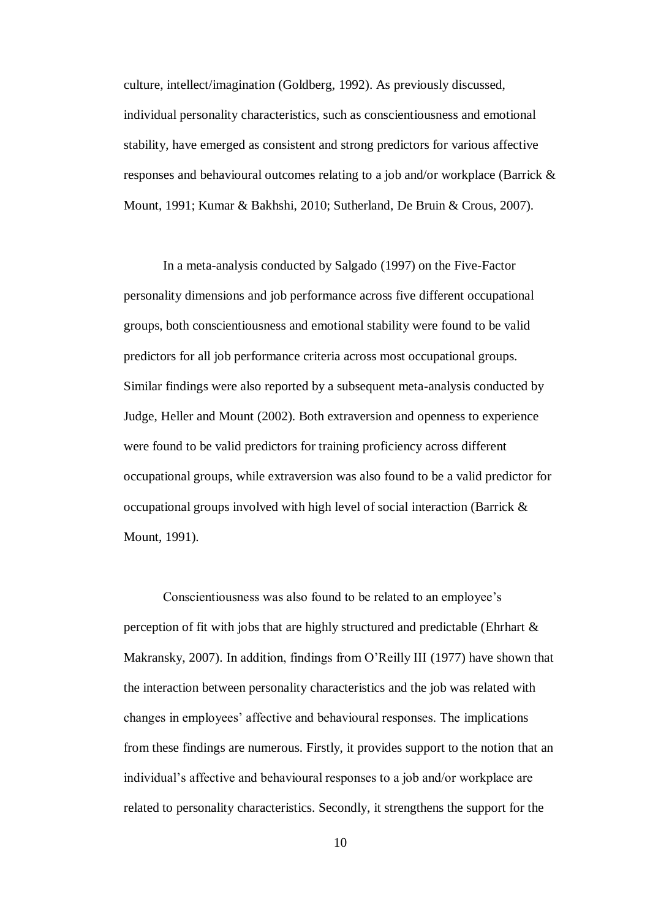culture, intellect/imagination (Goldberg, 1992). As previously discussed, individual personality characteristics, such as conscientiousness and emotional stability, have emerged as consistent and strong predictors for various affective responses and behavioural outcomes relating to a job and/or workplace (Barrick & Mount, 1991; Kumar & Bakhshi, 2010; Sutherland, De Bruin & Crous, 2007).

In a meta-analysis conducted by Salgado (1997) on the Five-Factor personality dimensions and job performance across five different occupational groups, both conscientiousness and emotional stability were found to be valid predictors for all job performance criteria across most occupational groups. Similar findings were also reported by a subsequent meta-analysis conducted by Judge, Heller and Mount (2002). Both extraversion and openness to experience were found to be valid predictors for training proficiency across different occupational groups, while extraversion was also found to be a valid predictor for occupational groups involved with high level of social interaction (Barrick & Mount, 1991).

Conscientiousness was also found to be related to an employee's perception of fit with jobs that are highly structured and predictable (Ehrhart & Makransky, 2007). In addition, findings from O'Reilly III (1977) have shown that the interaction between personality characteristics and the job was related with changes in employees' affective and behavioural responses. The implications from these findings are numerous. Firstly, it provides support to the notion that an individual's affective and behavioural responses to a job and/or workplace are related to personality characteristics. Secondly, it strengthens the support for the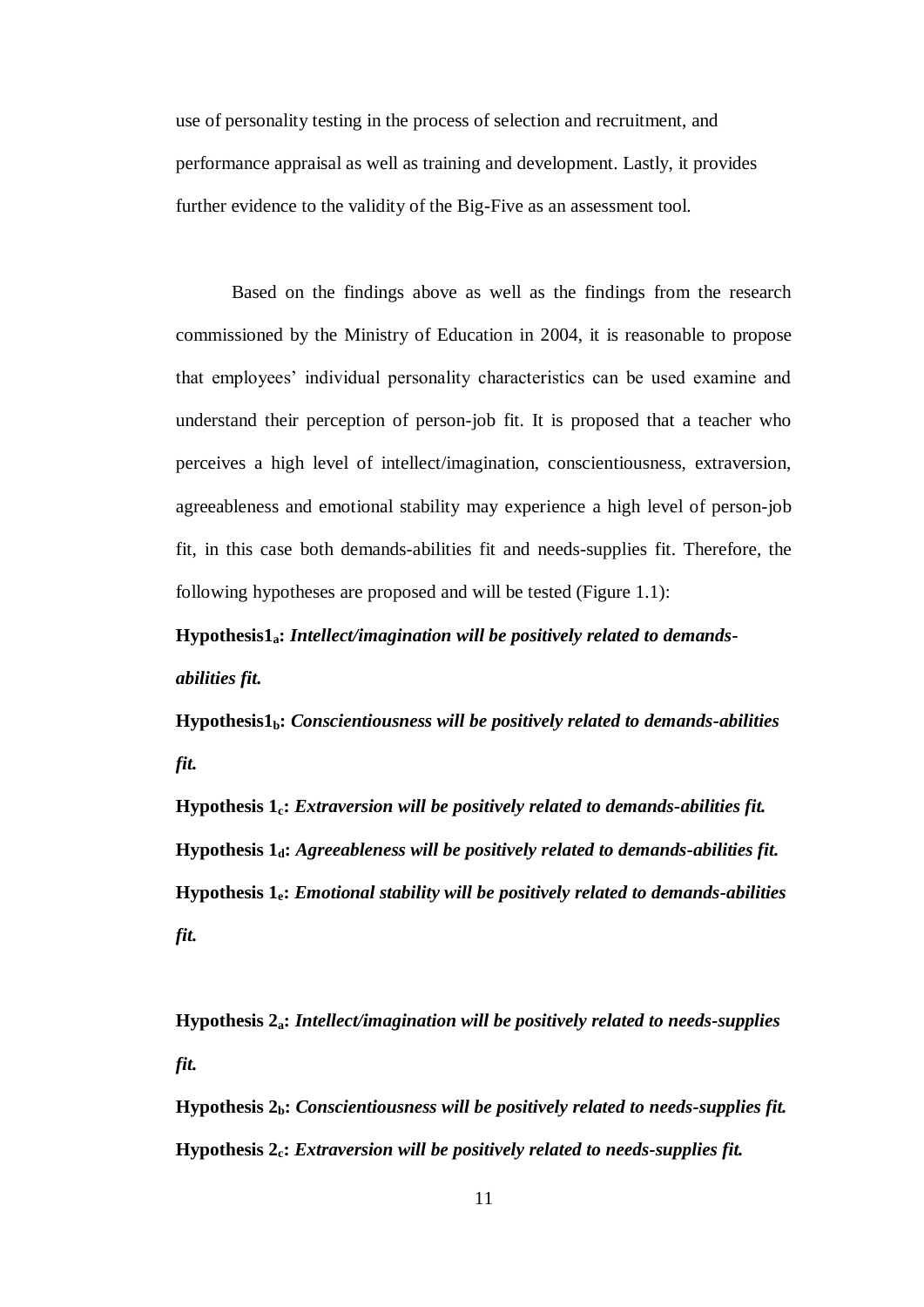use of personality testing in the process of selection and recruitment, and performance appraisal as well as training and development. Lastly, it provides further evidence to the validity of the Big-Five as an assessment tool.

Based on the findings above as well as the findings from the research commissioned by the Ministry of Education in 2004, it is reasonable to propose that employees' individual personality characteristics can be used examine and understand their perception of person-job fit. It is proposed that a teacher who perceives a high level of intellect/imagination, conscientiousness, extraversion, agreeableness and emotional stability may experience a high level of person-job fit, in this case both demands-abilities fit and needs-supplies fit. Therefore, the following hypotheses are proposed and will be tested (Figure 1.1):

**Hypothesis$1_a$:** ***Intellect/imagination will be positively related to demands-abilities fit.***

**Hypothesis$1_b$:** ***Conscientiousness will be positively related to demands-abilities fit.***

**Hypothesis $1_c$:** ***Extraversion will be positively related to demands-abilities fit.***

**Hypothesis $1_d$:** ***Agreeableness will be positively related to demands-abilities fit.***

**Hypothesis $1_e$:** ***Emotional stability will be positively related to demands-abilities fit.***

**Hypothesis $2_a$:** ***Intellect/imagination will be positively related to needs-supplies fit.***

**Hypothesis $2_b$:** ***Conscientiousness will be positively related to needs-supplies fit.***

**Hypothesis $2_c$:** ***Extraversion will be positively related to needs-supplies fit.***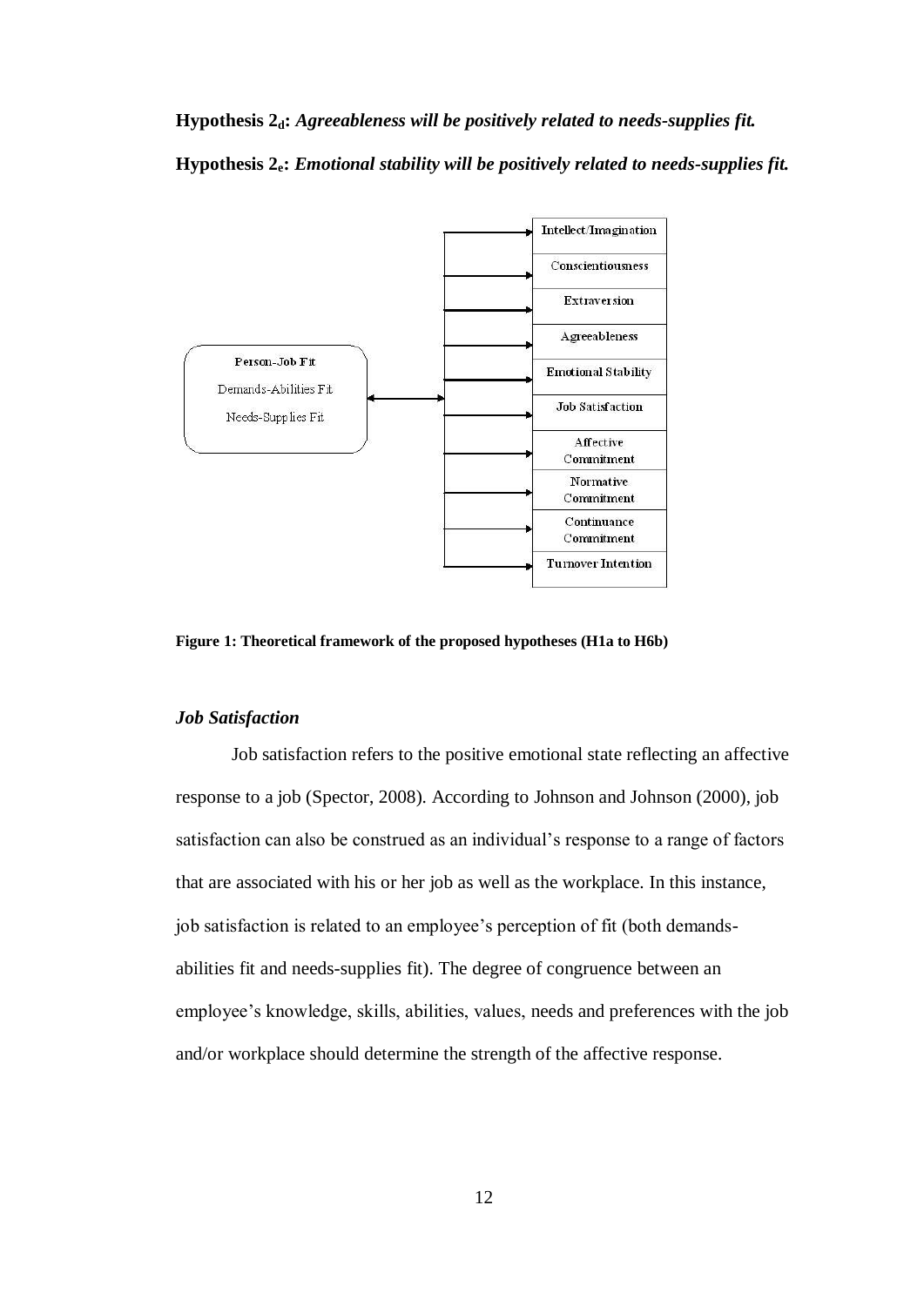**Hypothesis $2_d$:** ***Agreeableness will be positively related to needs-supplies fit.***

**Hypothesis $2_e$:** ***Emotional stability will be positively related to needs-supplies fit.***

Person-Job Fit

Demands-Abilities Fit

Needs-Supplies Fit

Intellect/Imagination

Conscientiousness

Extraversion

Agreeableness

Emotional Stability

Job Satisfaction

Affective Commitment

Normative Commitment

Continuance Commitment

Turnover Intention

**Figure 1: Theoretical framework of the proposed hypotheses (H1a to H6b)**

### *Job Satisfaction*

Job satisfaction refers to the positive emotional state reflecting an affective response to a job (Spector, 2008). According to Johnson and Johnson (2000), job satisfaction can also be construed as an individual's response to a range of factors that are associated with his or her job as well as the workplace. In this instance, job satisfaction is related to an employee's perception of fit (both demands-abilities fit and needs-supplies fit). The degree of congruence between an employee's knowledge, skills, abilities, values, needs and preferences with the job and/or workplace should determine the strength of the affective response.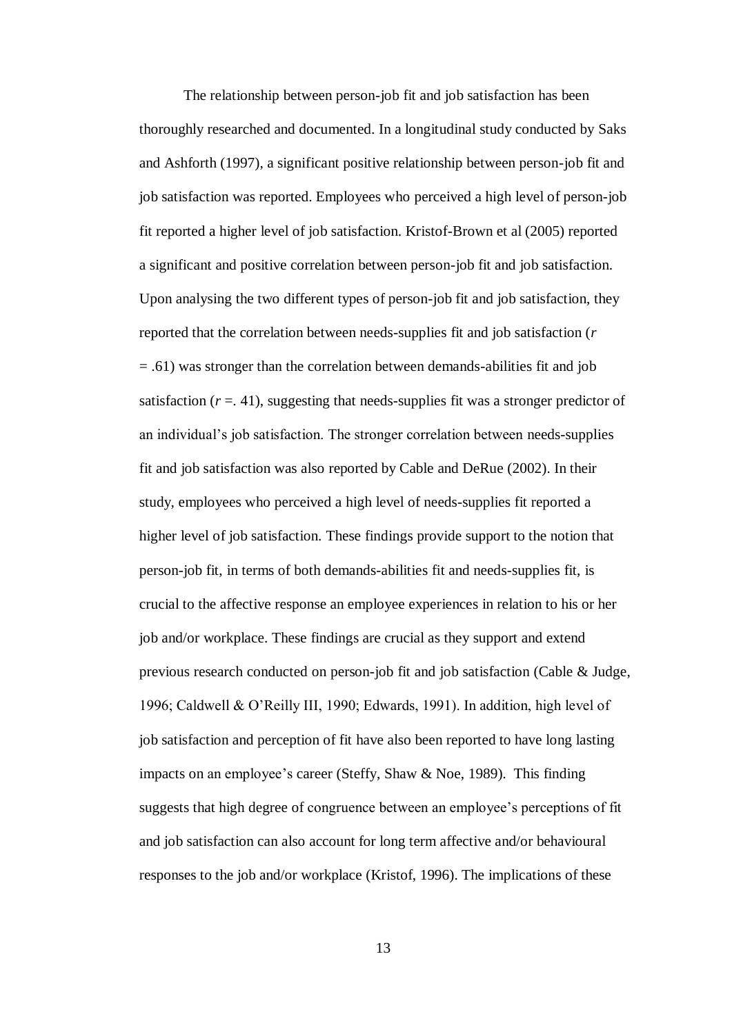The relationship between person-job fit and job satisfaction has been thoroughly researched and documented. In a longitudinal study conducted by Saks and Ashforth (1997), a significant positive relationship between person-job fit and job satisfaction was reported. Employees who perceived a high level of person-job fit reported a higher level of job satisfaction. Kristof-Brown et al (2005) reported a significant and positive correlation between person-job fit and job satisfaction. Upon analysing the two different types of person-job fit and job satisfaction, they reported that the correlation between needs-supplies fit and job satisfaction ($r = .61$) was stronger than the correlation between demands-abilities fit and job satisfaction ($r = .41$), suggesting that needs-supplies fit was a stronger predictor of an individual's job satisfaction. The stronger correlation between needs-supplies fit and job satisfaction was also reported by Cable and DeRue (2002). In their study, employees who perceived a high level of needs-supplies fit reported a higher level of job satisfaction. These findings provide support to the notion that person-job fit, in terms of both demands-abilities fit and needs-supplies fit, is crucial to the affective response an employee experiences in relation to his or her job and/or workplace. These findings are crucial as they support and extend previous research conducted on person-job fit and job satisfaction (Cable & Judge, 1996; Caldwell & O'Reilly III, 1990; Edwards, 1991). In addition, high level of job satisfaction and perception of fit have also been reported to have long lasting impacts on an employee's career (Steffy, Shaw & Noe, 1989). This finding suggests that high degree of congruence between an employee's perceptions of fit and job satisfaction can also account for long term affective and/or behavioural responses to the job and/or workplace (Kristof, 1996). The implications of these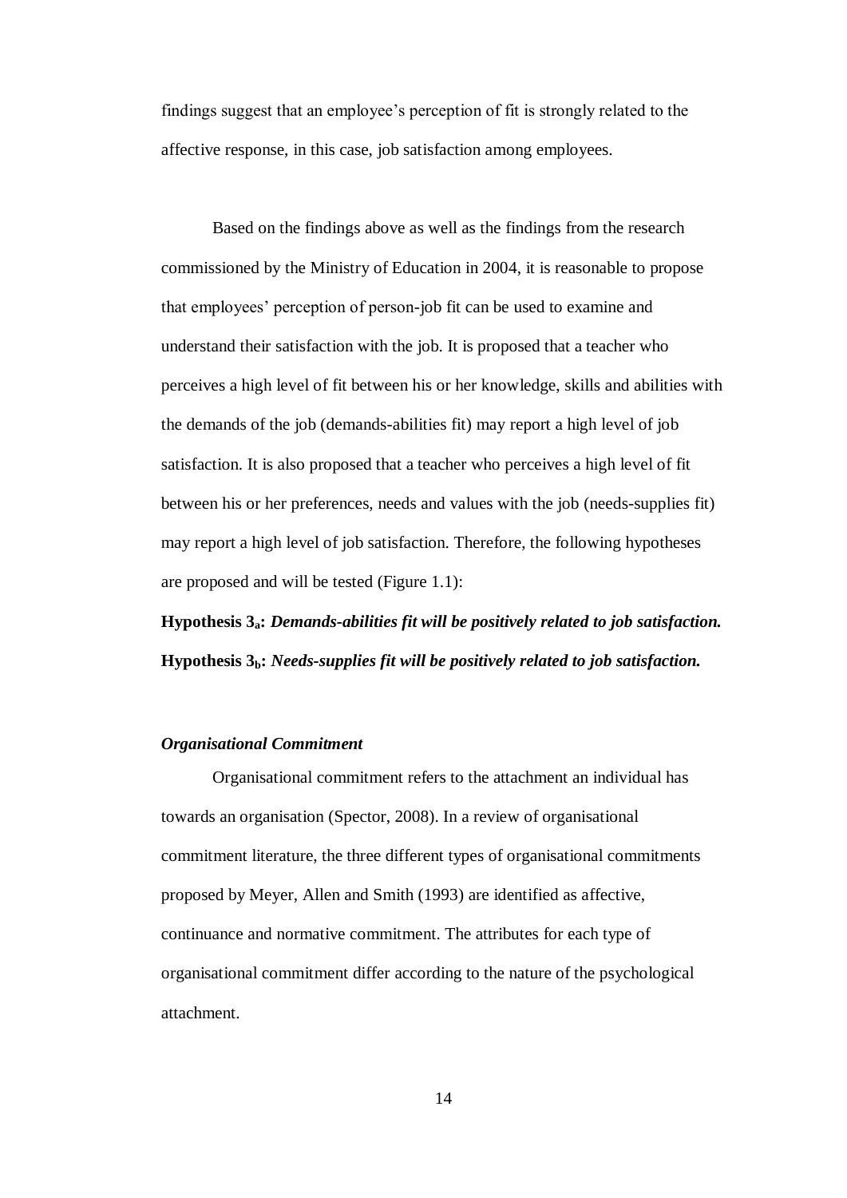findings suggest that an employee's perception of fit is strongly related to the affective response, in this case, job satisfaction among employees.

Based on the findings above as well as the findings from the research commissioned by the Ministry of Education in 2004, it is reasonable to propose that employees' perception of person-job fit can be used to examine and understand their satisfaction with the job. It is proposed that a teacher who perceives a high level of fit between his or her knowledge, skills and abilities with the demands of the job (demands-abilities fit) may report a high level of job satisfaction. It is also proposed that a teacher who perceives a high level of fit between his or her preferences, needs and values with the job (needs-supplies fit) may report a high level of job satisfaction. Therefore, the following hypotheses are proposed and will be tested (Figure 1.1):

**Hypothesis $3_a$:** ***Demands-abilities fit will be positively related to job satisfaction.***

**Hypothesis $3_b$:** ***Needs-supplies fit will be positively related to job satisfaction.***

### *Organisational Commitment*

Organisational commitment refers to the attachment an individual has towards an organisation (Spector, 2008). In a review of organisational commitment literature, the three different types of organisational commitments proposed by Meyer, Allen and Smith (1993) are identified as affective, continuance and normative commitment. The attributes for each type of organisational commitment differ according to the nature of the psychological attachment.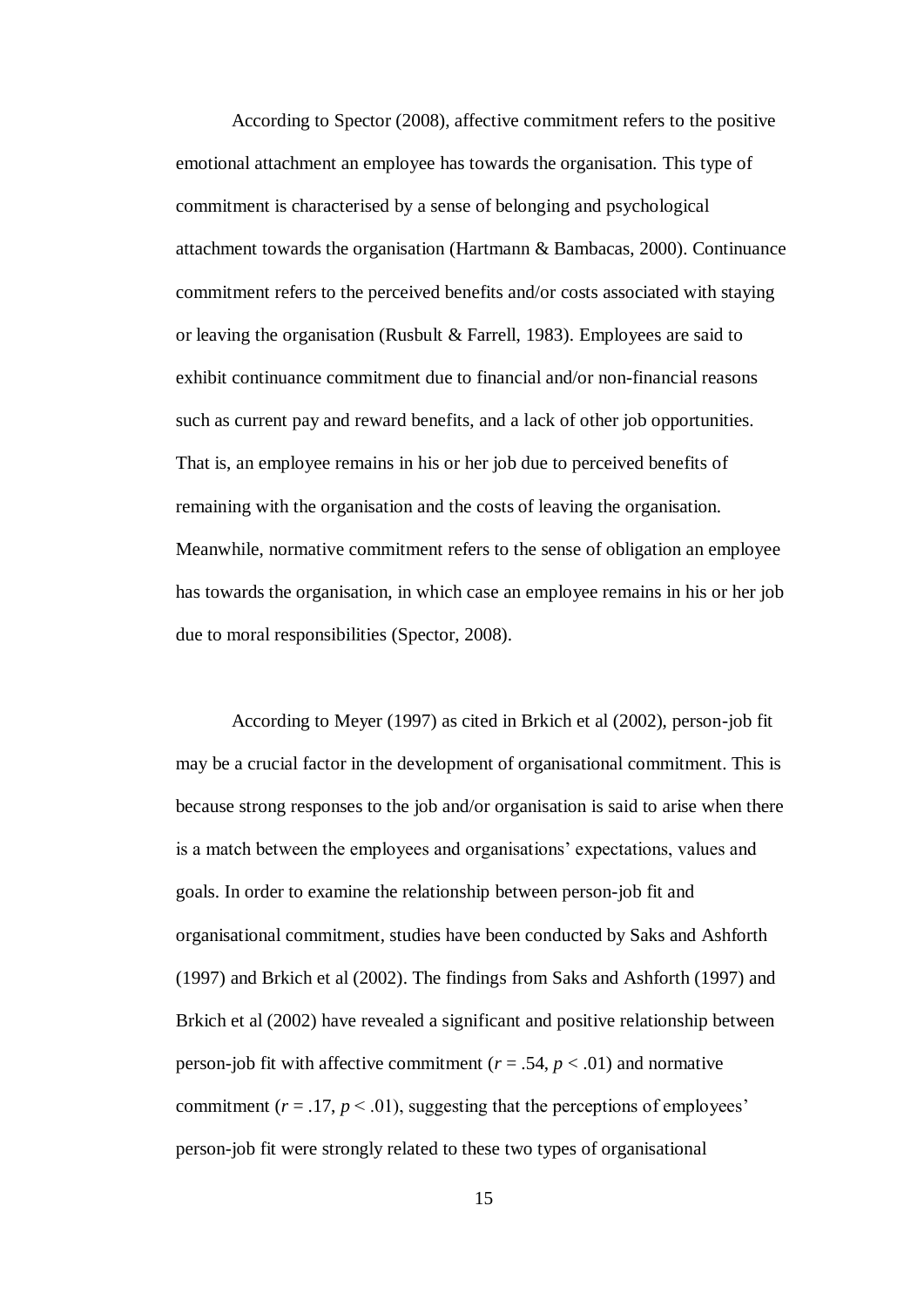According to Spector (2008), affective commitment refers to the positive emotional attachment an employee has towards the organisation. This type of commitment is characterised by a sense of belonging and psychological attachment towards the organisation (Hartmann & Bambacas, 2000). Continuance commitment refers to the perceived benefits and/or costs associated with staying or leaving the organisation (Rusbult & Farrell, 1983). Employees are said to exhibit continuance commitment due to financial and/or non-financial reasons such as current pay and reward benefits, and a lack of other job opportunities. That is, an employee remains in his or her job due to perceived benefits of remaining with the organisation and the costs of leaving the organisation. Meanwhile, normative commitment refers to the sense of obligation an employee has towards the organisation, in which case an employee remains in his or her job due to moral responsibilities (Spector, 2008).

According to Meyer (1997) as cited in Brkich et al (2002), person-job fit may be a crucial factor in the development of organisational commitment. This is because strong responses to the job and/or organisation is said to arise when there is a match between the employees and organisations' expectations, values and goals. In order to examine the relationship between person-job fit and organisational commitment, studies have been conducted by Saks and Ashforth (1997) and Brkich et al (2002). The findings from Saks and Ashforth (1997) and Brkich et al (2002) have revealed a significant and positive relationship between person-job fit with affective commitment ($r = .54$, $p < .01$) and normative commitment ($r = .17$, $p < .01$), suggesting that the perceptions of employees' person-job fit were strongly related to these two types of organisational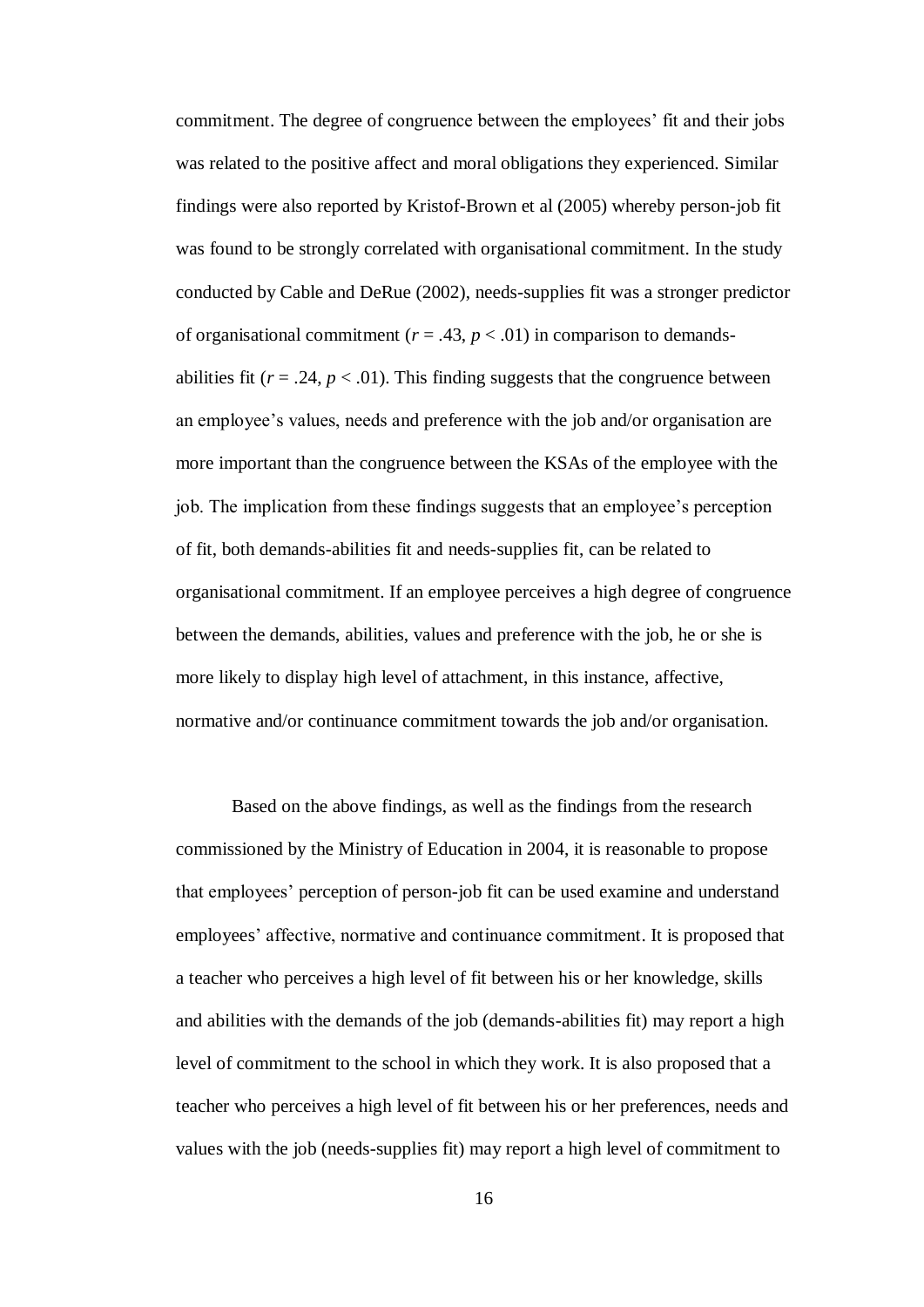commitment. The degree of congruence between the employees' fit and their jobs was related to the positive affect and moral obligations they experienced. Similar findings were also reported by Kristof-Brown et al (2005) whereby person-job fit was found to be strongly correlated with organisational commitment. In the study conducted by Cable and DeRue (2002), needs-supplies fit was a stronger predictor of organisational commitment ($r$ = .43, $p$ < .01) in comparison to demands-abilities fit ($r$ = .24, $p$ < .01). This finding suggests that the congruence between an employee's values, needs and preference with the job and/or organisation are more important than the congruence between the KSAs of the employee with the job. The implication from these findings suggests that an employee's perception of fit, both demands-abilities fit and needs-supplies fit, can be related to organisational commitment. If an employee perceives a high degree of congruence between the demands, abilities, values and preference with the job, he or she is more likely to display high level of attachment, in this instance, affective, normative and/or continuance commitment towards the job and/or organisation.

Based on the above findings, as well as the findings from the research commissioned by the Ministry of Education in 2004, it is reasonable to propose that employees' perception of person-job fit can be used examine and understand employees' affective, normative and continuance commitment. It is proposed that a teacher who perceives a high level of fit between his or her knowledge, skills and abilities with the demands of the job (demands-abilities fit) may report a high level of commitment to the school in which they work. It is also proposed that a teacher who perceives a high level of fit between his or her preferences, needs and values with the job (needs-supplies fit) may report a high level of commitment to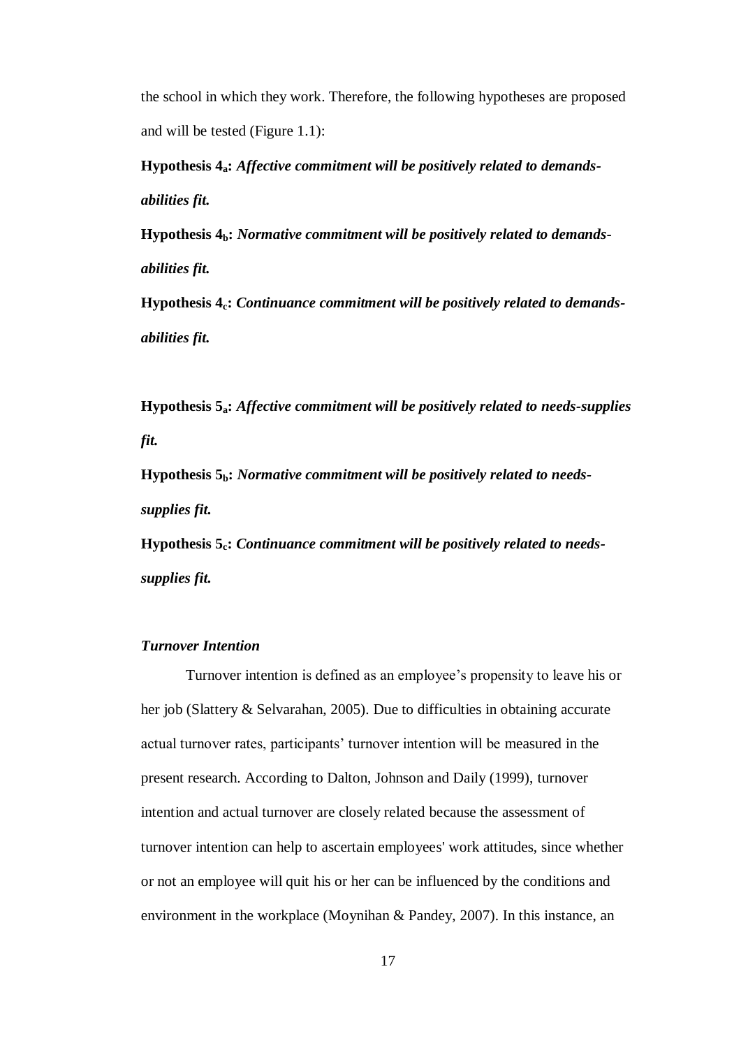the school in which they work. Therefore, the following hypotheses are proposed and will be tested (Figure 1.1):

**Hypothesis $4_a$:** ***Affective commitment will be positively related to demands-abilities fit.***

**Hypothesis $4_b$:** ***Normative commitment will be positively related to demands-abilities fit.***

**Hypothesis $4_c$:** ***Continuance commitment will be positively related to demands-abilities fit.***

**Hypothesis $5_a$:** ***Affective commitment will be positively related to needs-supplies fit.***

**Hypothesis $5_b$:** ***Normative commitment will be positively related to needs-supplies fit.***

**Hypothesis $5_c$:** ***Continuance commitment will be positively related to needs-supplies fit.***

### *Turnover Intention*

Turnover intention is defined as an employee's propensity to leave his or her job (Slattery & Selvarahan, 2005). Due to difficulties in obtaining accurate actual turnover rates, participants' turnover intention will be measured in the present research. According to Dalton, Johnson and Daily (1999), turnover intention and actual turnover are closely related because the assessment of turnover intention can help to ascertain employees' work attitudes, since whether or not an employee will quit his or her can be influenced by the conditions and environment in the workplace (Moynihan & Pandey, 2007). In this instance, an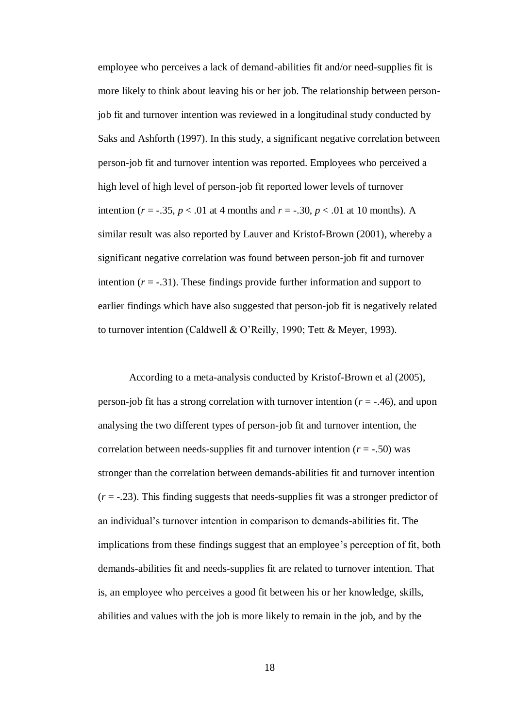employee who perceives a lack of demand-abilities fit and/or need-supplies fit is more likely to think about leaving his or her job. The relationship between person-job fit and turnover intention was reviewed in a longitudinal study conducted by Saks and Ashforth (1997). In this study, a significant negative correlation between person-job fit and turnover intention was reported. Employees who perceived a high level of high level of person-job fit reported lower levels of turnover intention ($r$ = -.35, $p$ < .01 at 4 months and $r$ = -.30, $p$ < .01 at 10 months). A similar result was also reported by Lauver and Kristof-Brown (2001), whereby a significant negative correlation was found between person-job fit and turnover intention ($r$ = -.31). These findings provide further information and support to earlier findings which have also suggested that person-job fit is negatively related to turnover intention (Caldwell & O'Reilly, 1990; Tett & Meyer, 1993).

According to a meta-analysis conducted by Kristof-Brown et al (2005), person-job fit has a strong correlation with turnover intention ($r$ = -.46), and upon analysing the two different types of person-job fit and turnover intention, the correlation between needs-supplies fit and turnover intention ($r$ = -.50) was stronger than the correlation between demands-abilities fit and turnover intention ($r$ = -.23). This finding suggests that needs-supplies fit was a stronger predictor of an individual's turnover intention in comparison to demands-abilities fit. The implications from these findings suggest that an employee's perception of fit, both demands-abilities fit and needs-supplies fit are related to turnover intention. That is, an employee who perceives a good fit between his or her knowledge, skills, abilities and values with the job is more likely to remain in the job, and by the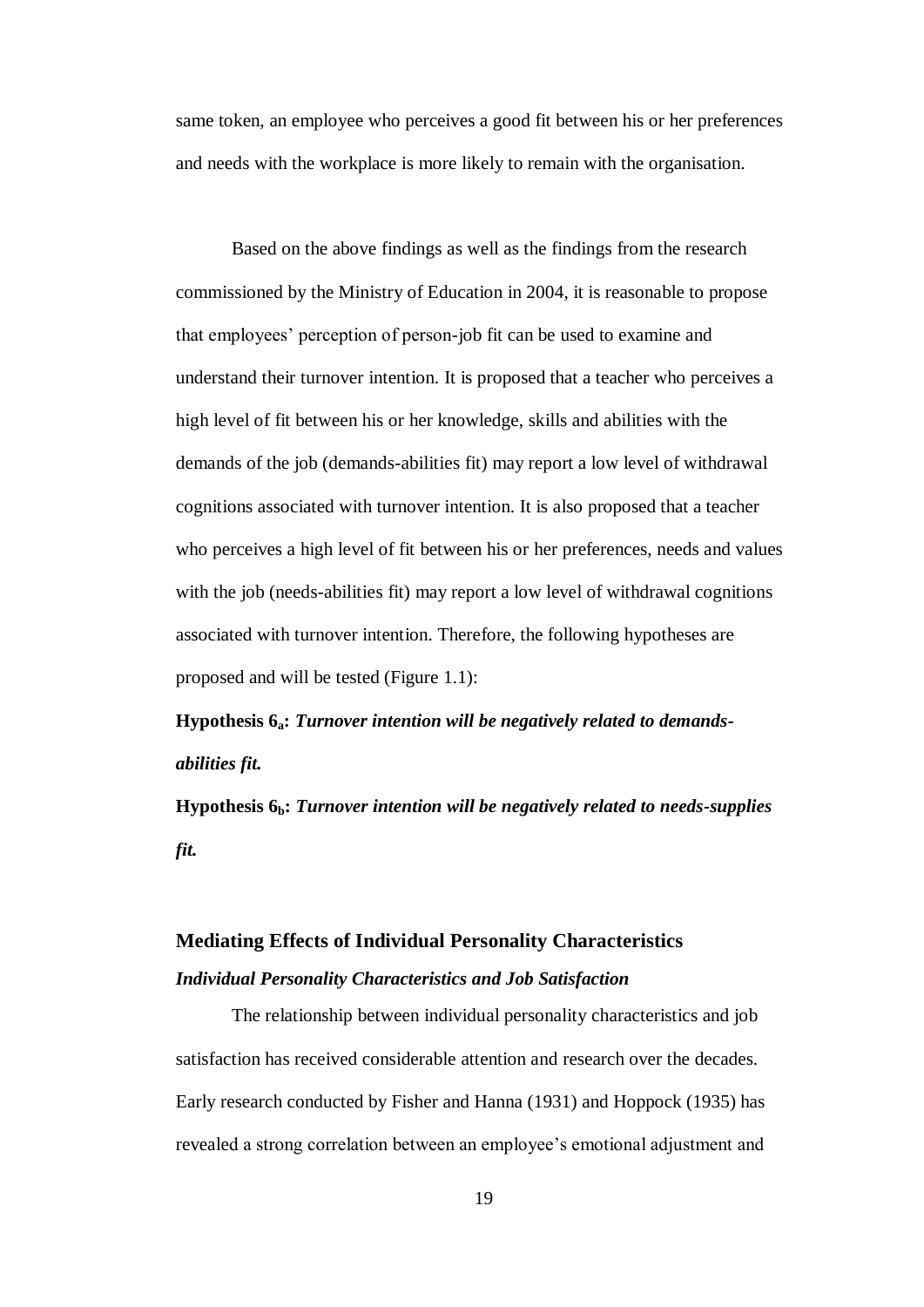same token, an employee who perceives a good fit between his or her preferences and needs with the workplace is more likely to remain with the organisation.

Based on the above findings as well as the findings from the research commissioned by the Ministry of Education in 2004, it is reasonable to propose that employees' perception of person-job fit can be used to examine and understand their turnover intention. It is proposed that a teacher who perceives a high level of fit between his or her knowledge, skills and abilities with the demands of the job (demands-abilities fit) may report a low level of withdrawal cognitions associated with turnover intention. It is also proposed that a teacher who perceives a high level of fit between his or her preferences, needs and values with the job (needs-abilities fit) may report a low level of withdrawal cognitions associated with turnover intention. Therefore, the following hypotheses are proposed and will be tested (Figure 1.1):

**Hypothesis $6_a$:** ***Turnover intention will be negatively related to demands-abilities fit.***

**Hypothesis $6_b$:** ***Turnover intention will be negatively related to needs-supplies fit.***

## Mediating Effects of Individual Personality Characteristics

### *Individual Personality Characteristics and Job Satisfaction*

The relationship between individual personality characteristics and job satisfaction has received considerable attention and research over the decades. Early research conducted by Fisher and Hanna (1931) and Hoppock (1935) has revealed a strong correlation between an employee's emotional adjustment and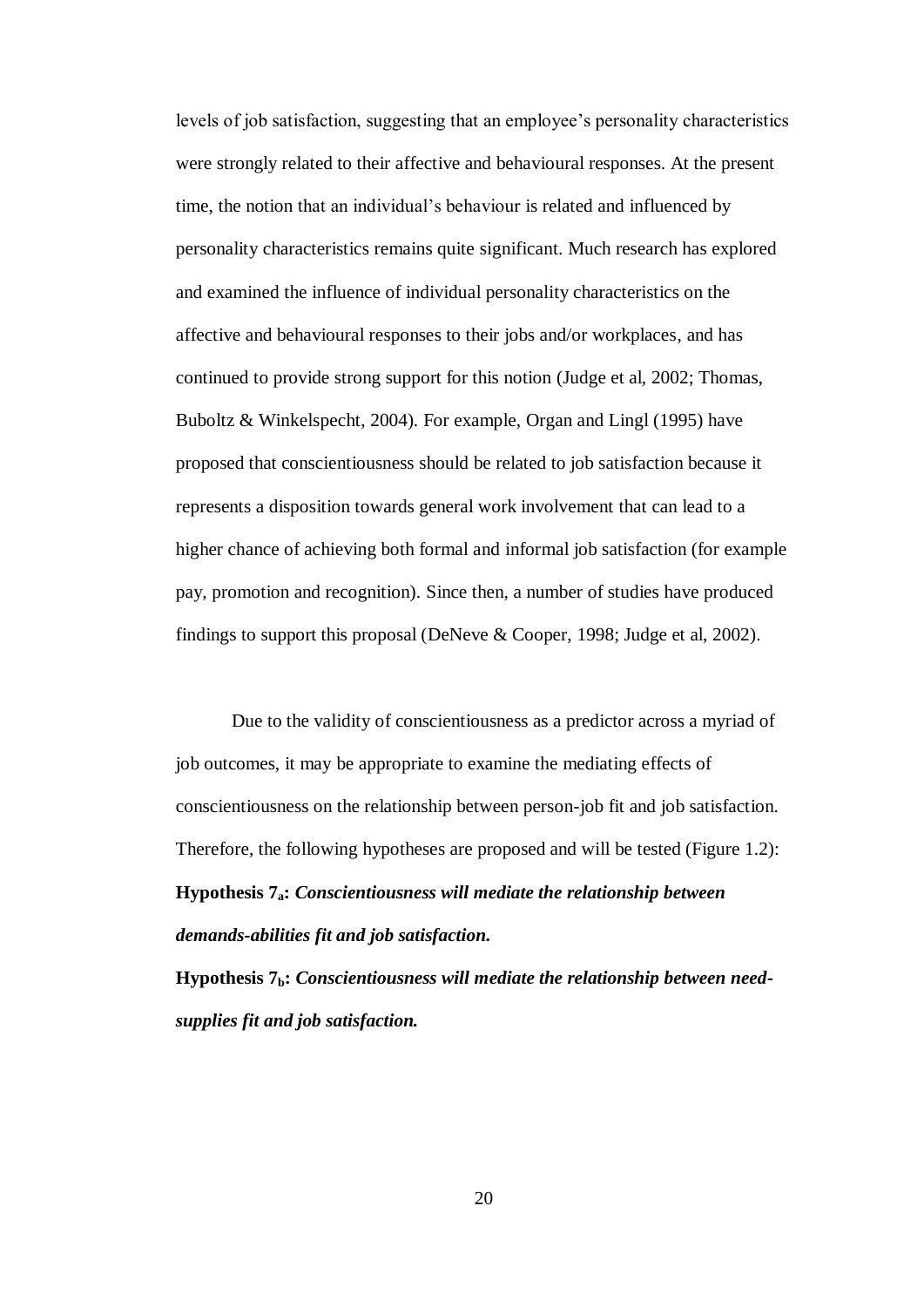levels of job satisfaction, suggesting that an employee's personality characteristics were strongly related to their affective and behavioural responses. At the present time, the notion that an individual's behaviour is related and influenced by personality characteristics remains quite significant. Much research has explored and examined the influence of individual personality characteristics on the affective and behavioural responses to their jobs and/or workplaces, and has continued to provide strong support for this notion (Judge et al, 2002; Thomas, Buboltz & Winkelspecht, 2004). For example, Organ and Lingl (1995) have proposed that conscientiousness should be related to job satisfaction because it represents a disposition towards general work involvement that can lead to a higher chance of achieving both formal and informal job satisfaction (for example pay, promotion and recognition). Since then, a number of studies have produced findings to support this proposal (DeNeve & Cooper, 1998; Judge et al, 2002).

Due to the validity of conscientiousness as a predictor across a myriad of job outcomes, it may be appropriate to examine the mediating effects of conscientiousness on the relationship between person-job fit and job satisfaction. Therefore, the following hypotheses are proposed and will be tested (Figure 1.2):

**Hypothesis $7_a$:** ***Conscientiousness will mediate the relationship between demands-abilities fit and job satisfaction.***

**Hypothesis $7_b$:** ***Conscientiousness will mediate the relationship between need-supplies fit and job satisfaction.***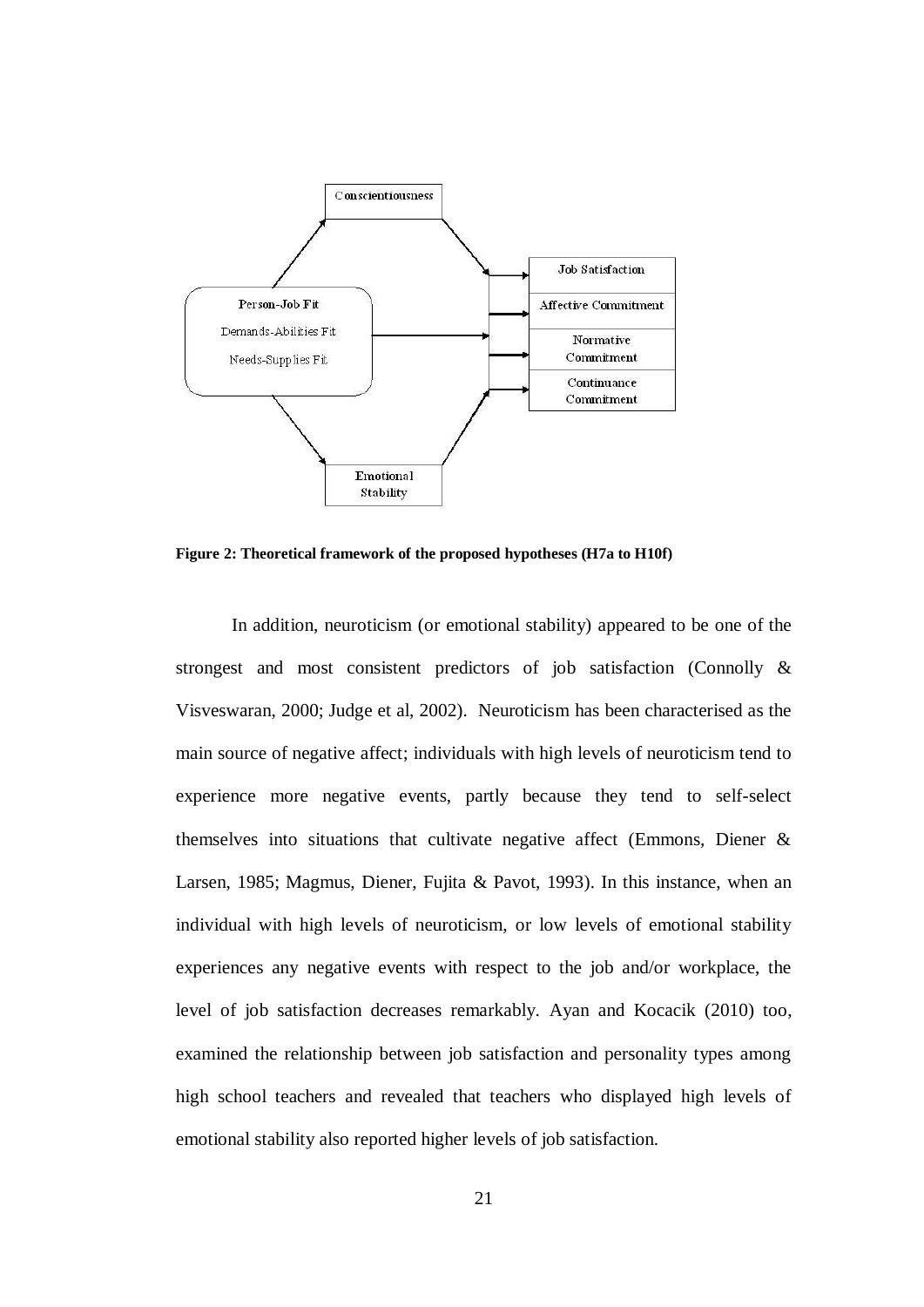**Figure 2: Theoretical framework of the proposed hypotheses (H7a to H10f)**

In addition, neuroticism (or emotional stability) appeared to be one of the strongest and most consistent predictors of job satisfaction (Connolly & Visveswaran, 2000; Judge et al, 2002). Neuroticism has been characterised as the main source of negative affect; individuals with high levels of neuroticism tend to experience more negative events, partly because they tend to self-select themselves into situations that cultivate negative affect (Emmons, Diener & Larsen, 1985; Magmus, Diener, Fujita & Pavot, 1993). In this instance, when an individual with high levels of neuroticism, or low levels of emotional stability experiences any negative events with respect to the job and/or workplace, the level of job satisfaction decreases remarkably. Ayan and Kocacik (2010) too, examined the relationship between job satisfaction and personality types among high school teachers and revealed that teachers who displayed high levels of emotional stability also reported higher levels of job satisfaction.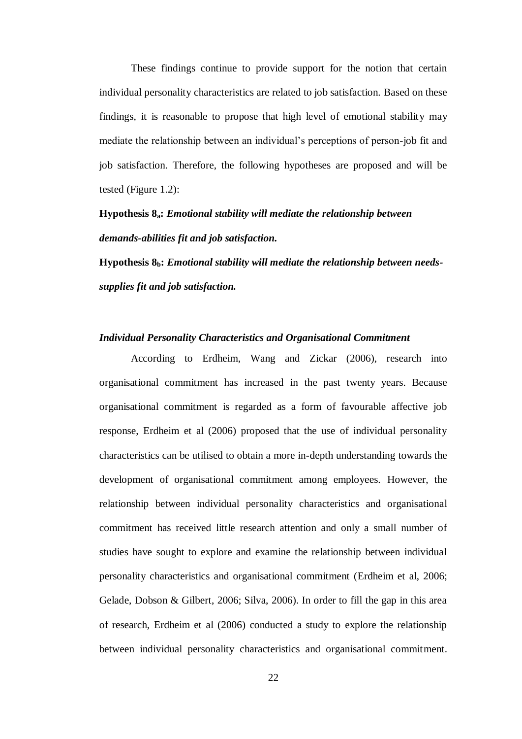These findings continue to provide support for the notion that certain individual personality characteristics are related to job satisfaction. Based on these findings, it is reasonable to propose that high level of emotional stability may mediate the relationship between an individual's perceptions of person-job fit and job satisfaction. Therefore, the following hypotheses are proposed and will be tested (Figure 1.2):

**Hypothesis $8_a$:** ***Emotional stability will mediate the relationship between demands-abilities fit and job satisfaction.***

**Hypothesis $8_b$:** ***Emotional stability will mediate the relationship between needs-supplies fit and job satisfaction.***

### *Individual Personality Characteristics and Organisational Commitment*

According to Erdheim, Wang and Zickar (2006), research into organisational commitment has increased in the past twenty years. Because organisational commitment is regarded as a form of favourable affective job response, Erdheim et al (2006) proposed that the use of individual personality characteristics can be utilised to obtain a more in-depth understanding towards the development of organisational commitment among employees. However, the relationship between individual personality characteristics and organisational commitment has received little research attention and only a small number of studies have sought to explore and examine the relationship between individual personality characteristics and organisational commitment (Erdheim et al, 2006; Gelade, Dobson & Gilbert, 2006; Silva, 2006). In order to fill the gap in this area of research, Erdheim et al (2006) conducted a study to explore the relationship between individual personality characteristics and organisational commitment.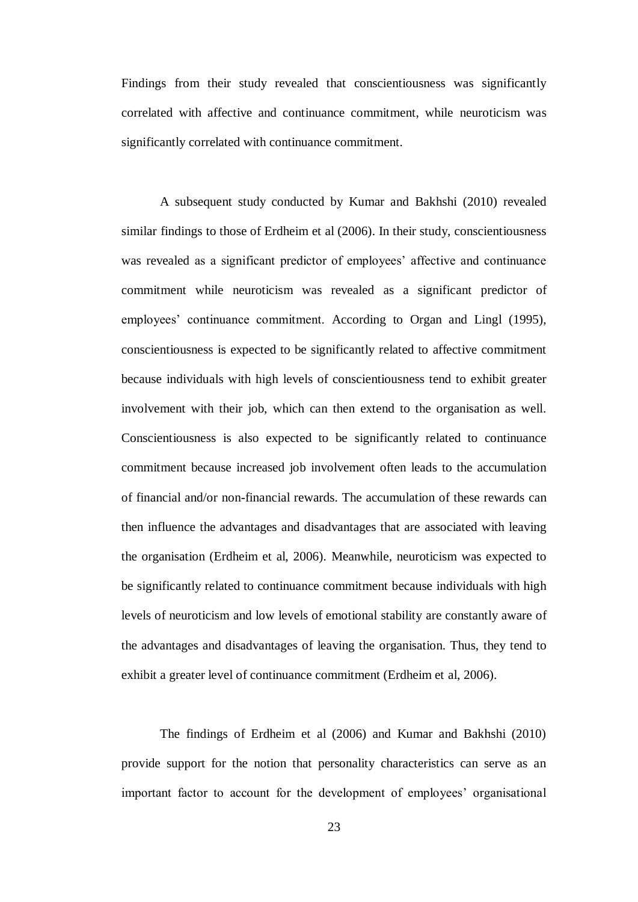Findings from their study revealed that conscientiousness was significantly correlated with affective and continuance commitment, while neuroticism was significantly correlated with continuance commitment.

A subsequent study conducted by Kumar and Bakhshi (2010) revealed similar findings to those of Erdheim et al (2006). In their study, conscientiousness was revealed as a significant predictor of employees' affective and continuance commitment while neuroticism was revealed as a significant predictor of employees' continuance commitment. According to Organ and Lingl (1995), conscientiousness is expected to be significantly related to affective commitment because individuals with high levels of conscientiousness tend to exhibit greater involvement with their job, which can then extend to the organisation as well. Conscientiousness is also expected to be significantly related to continuance commitment because increased job involvement often leads to the accumulation of financial and/or non-financial rewards. The accumulation of these rewards can then influence the advantages and disadvantages that are associated with leaving the organisation (Erdheim et al, 2006). Meanwhile, neuroticism was expected to be significantly related to continuance commitment because individuals with high levels of neuroticism and low levels of emotional stability are constantly aware of the advantages and disadvantages of leaving the organisation. Thus, they tend to exhibit a greater level of continuance commitment (Erdheim et al, 2006).

The findings of Erdheim et al (2006) and Kumar and Bakhshi (2010) provide support for the notion that personality characteristics can serve as an important factor to account for the development of employees' organisational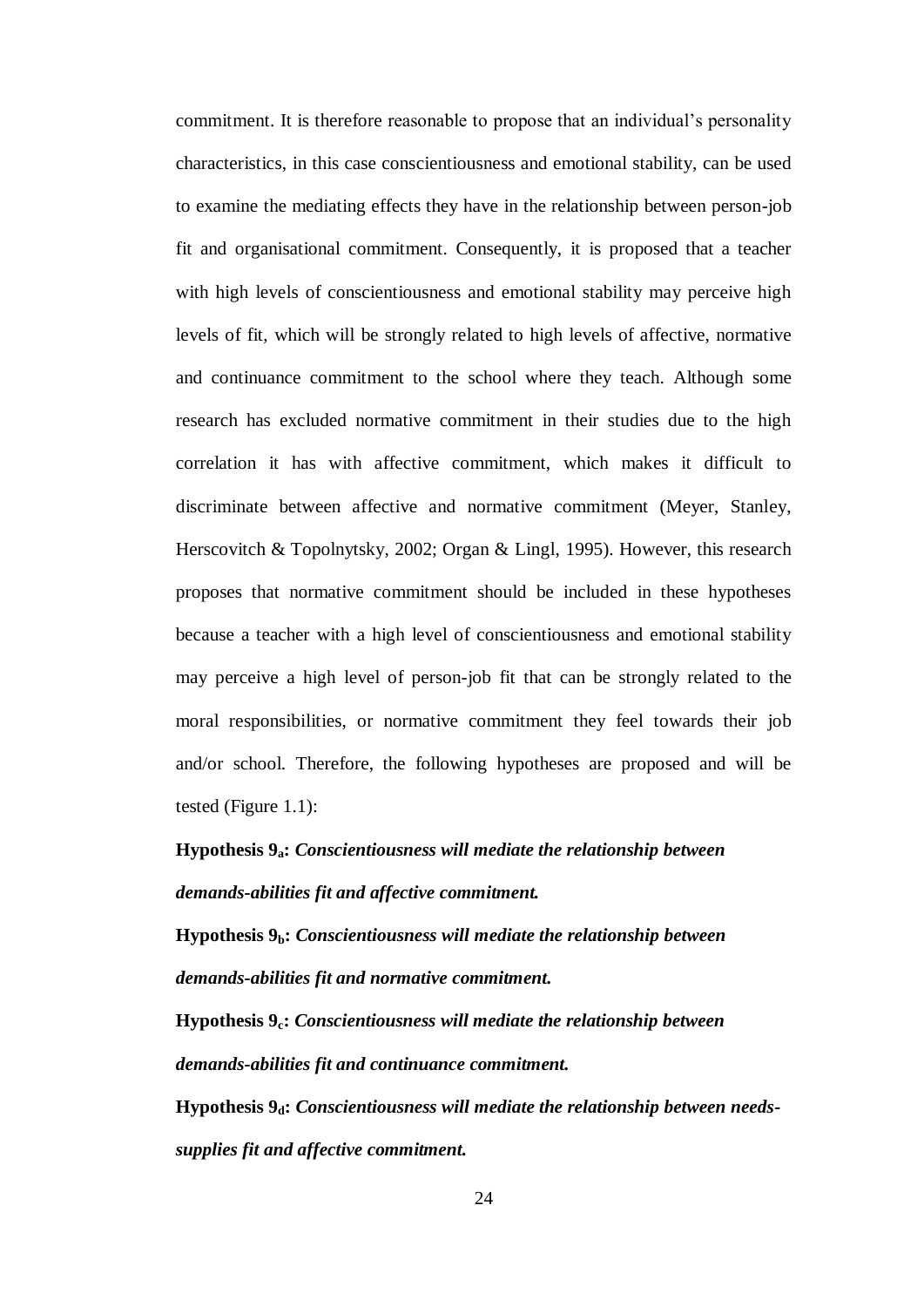commitment. It is therefore reasonable to propose that an individual's personality characteristics, in this case conscientiousness and emotional stability, can be used to examine the mediating effects they have in the relationship between person-job fit and organisational commitment. Consequently, it is proposed that a teacher with high levels of conscientiousness and emotional stability may perceive high levels of fit, which will be strongly related to high levels of affective, normative and continuance commitment to the school where they teach. Although some research has excluded normative commitment in their studies due to the high correlation it has with affective commitment, which makes it difficult to discriminate between affective and normative commitment (Meyer, Stanley, Herscovitch & Topolnytsky, 2002; Organ & Lingl, 1995). However, this research proposes that normative commitment should be included in these hypotheses because a teacher with a high level of conscientiousness and emotional stability may perceive a high level of person-job fit that can be strongly related to the moral responsibilities, or normative commitment they feel towards their job and/or school. Therefore, the following hypotheses are proposed and will be tested (Figure 1.1):

**Hypothesis $9_a$:** ***Conscientiousness will mediate the relationship between demands-abilities fit and affective commitment.***

**Hypothesis $9_b$:** ***Conscientiousness will mediate the relationship between demands-abilities fit and normative commitment.***

**Hypothesis $9_c$:** ***Conscientiousness will mediate the relationship between demands-abilities fit and continuance commitment.***

**Hypothesis $9_d$:** ***Conscientiousness will mediate the relationship between needs-supplies fit and affective commitment.***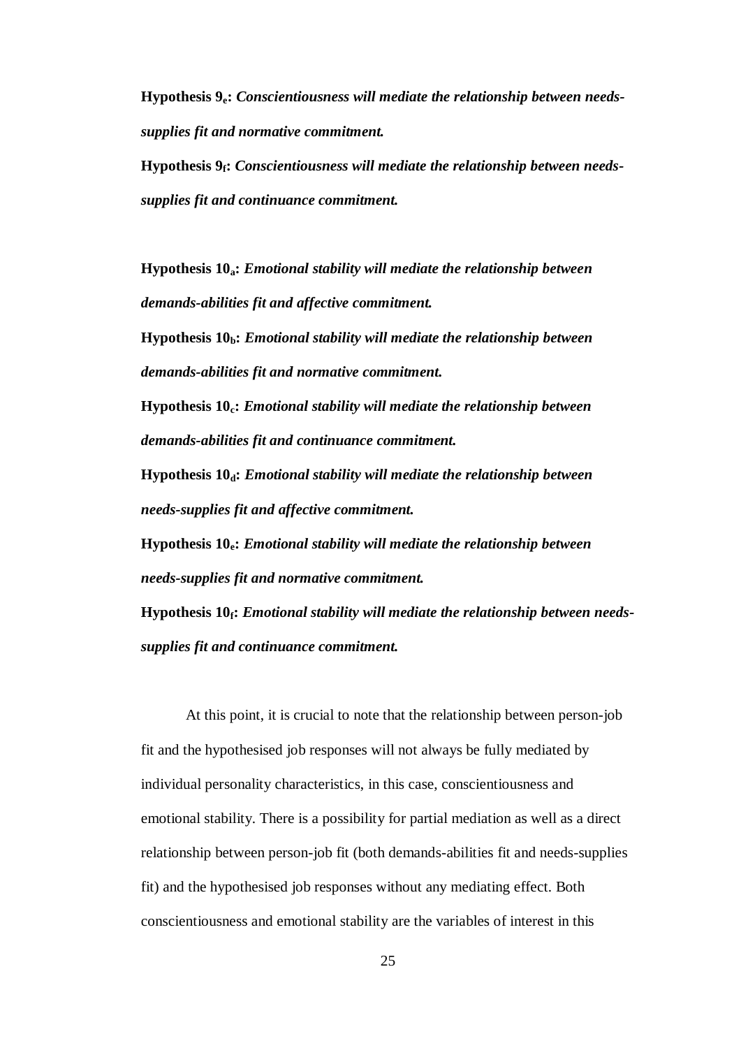**Hypothesis $9_e$:** ***Conscientiousness will mediate the relationship between needs-supplies fit and normative commitment.***

**Hypothesis $9_f$:** ***Conscientiousness will mediate the relationship between needs-supplies fit and continuance commitment.***

**Hypothesis $10_a$:** ***Emotional stability will mediate the relationship between demands-abilities fit and affective commitment.***

**Hypothesis $10_b$:** ***Emotional stability will mediate the relationship between demands-abilities fit and normative commitment.***

**Hypothesis $10_c$:** ***Emotional stability will mediate the relationship between demands-abilities fit and continuance commitment.***

**Hypothesis $10_d$:** ***Emotional stability will mediate the relationship between needs-supplies fit and affective commitment.***

**Hypothesis $10_e$:** ***Emotional stability will mediate the relationship between needs-supplies fit and normative commitment.***

**Hypothesis $10_f$:** ***Emotional stability will mediate the relationship between needs-supplies fit and continuance commitment.***

At this point, it is crucial to note that the relationship between person-job fit and the hypothesised job responses will not always be fully mediated by individual personality characteristics, in this case, conscientiousness and emotional stability. There is a possibility for partial mediation as well as a direct relationship between person-job fit (both demands-abilities fit and needs-supplies fit) and the hypothesised job responses without any mediating effect. Both conscientiousness and emotional stability are the variables of interest in this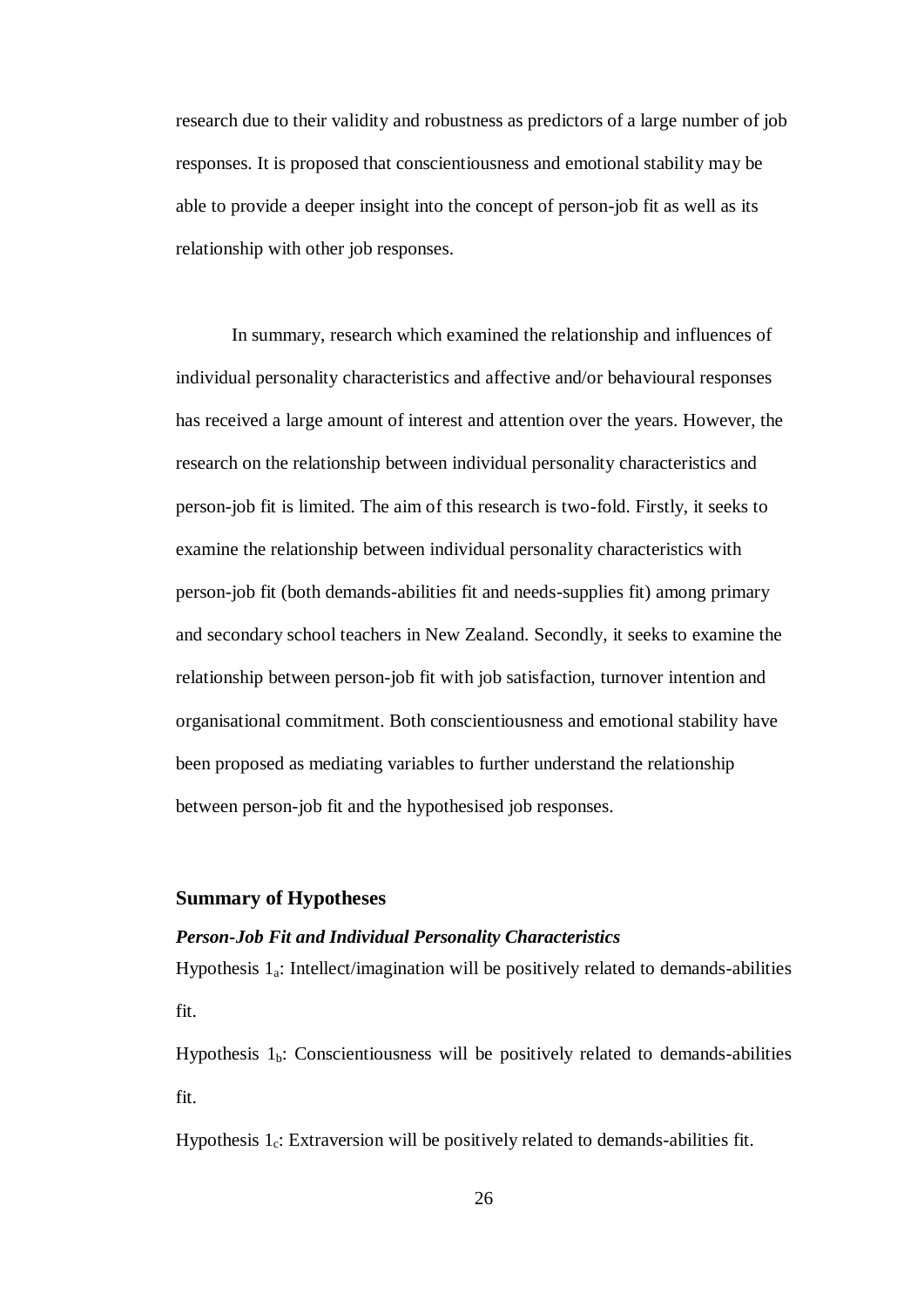research due to their validity and robustness as predictors of a large number of job responses. It is proposed that conscientiousness and emotional stability may be able to provide a deeper insight into the concept of person-job fit as well as its relationship with other job responses.

In summary, research which examined the relationship and influences of individual personality characteristics and affective and/or behavioural responses has received a large amount of interest and attention over the years. However, the research on the relationship between individual personality characteristics and person-job fit is limited. The aim of this research is two-fold. Firstly, it seeks to examine the relationship between individual personality characteristics with person-job fit (both demands-abilities fit and needs-supplies fit) among primary and secondary school teachers in New Zealand. Secondly, it seeks to examine the relationship between person-job fit with job satisfaction, turnover intention and organisational commitment. Both conscientiousness and emotional stability have been proposed as mediating variables to further understand the relationship between person-job fit and the hypothesised job responses.

### Summary of Hypotheses

#### *Person-Job Fit and Individual Personality Characteristics*

Hypothesis $1_a$: Intellect/imagination will be positively related to demands-abilities fit.

Hypothesis $1_b$: Conscientiousness will be positively related to demands-abilities fit.

Hypothesis $1_c$: Extraversion will be positively related to demands-abilities fit.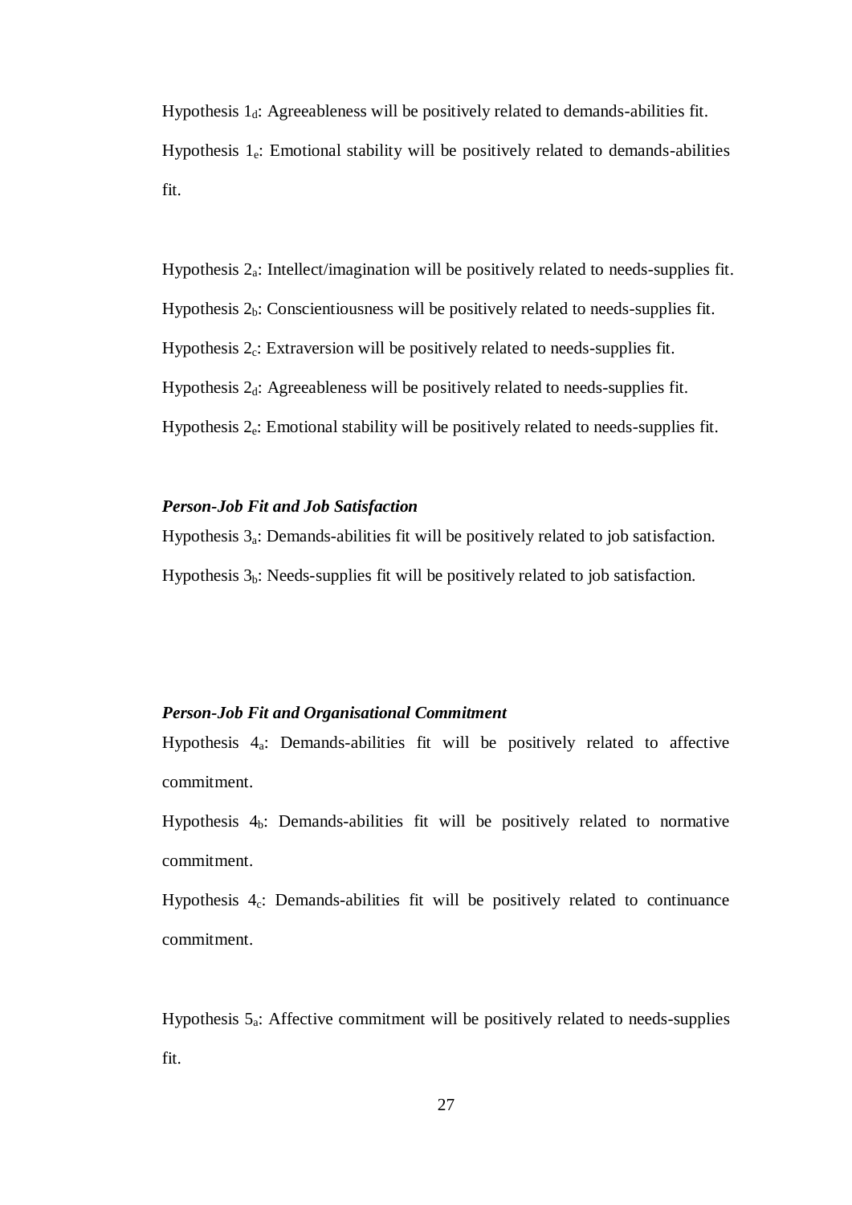Hypothesis $1_d$: Agreeableness will be positively related to demands-abilities fit.

Hypothesis $1_e$: Emotional stability will be positively related to demands-abilities fit.

Hypothesis $2_a$: Intellect/imagination will be positively related to needs-supplies fit.

Hypothesis $2_b$: Conscientiousness will be positively related to needs-supplies fit.

Hypothesis $2_c$: Extraversion will be positively related to needs-supplies fit.

Hypothesis $2_d$: Agreeableness will be positively related to needs-supplies fit.

Hypothesis $2_e$: Emotional stability will be positively related to needs-supplies fit.

***Person-Job Fit and Job Satisfaction***

Hypothesis $3_a$: Demands-abilities fit will be positively related to job satisfaction.

Hypothesis $3_b$: Needs-supplies fit will be positively related to job satisfaction.

***Person-Job Fit and Organisational Commitment***

Hypothesis $4_a$: Demands-abilities fit will be positively related to affective commitment.

Hypothesis $4_b$: Demands-abilities fit will be positively related to normative commitment.

Hypothesis $4_c$: Demands-abilities fit will be positively related to continuance commitment.

Hypothesis $5_a$: Affective commitment will be positively related to needs-supplies fit.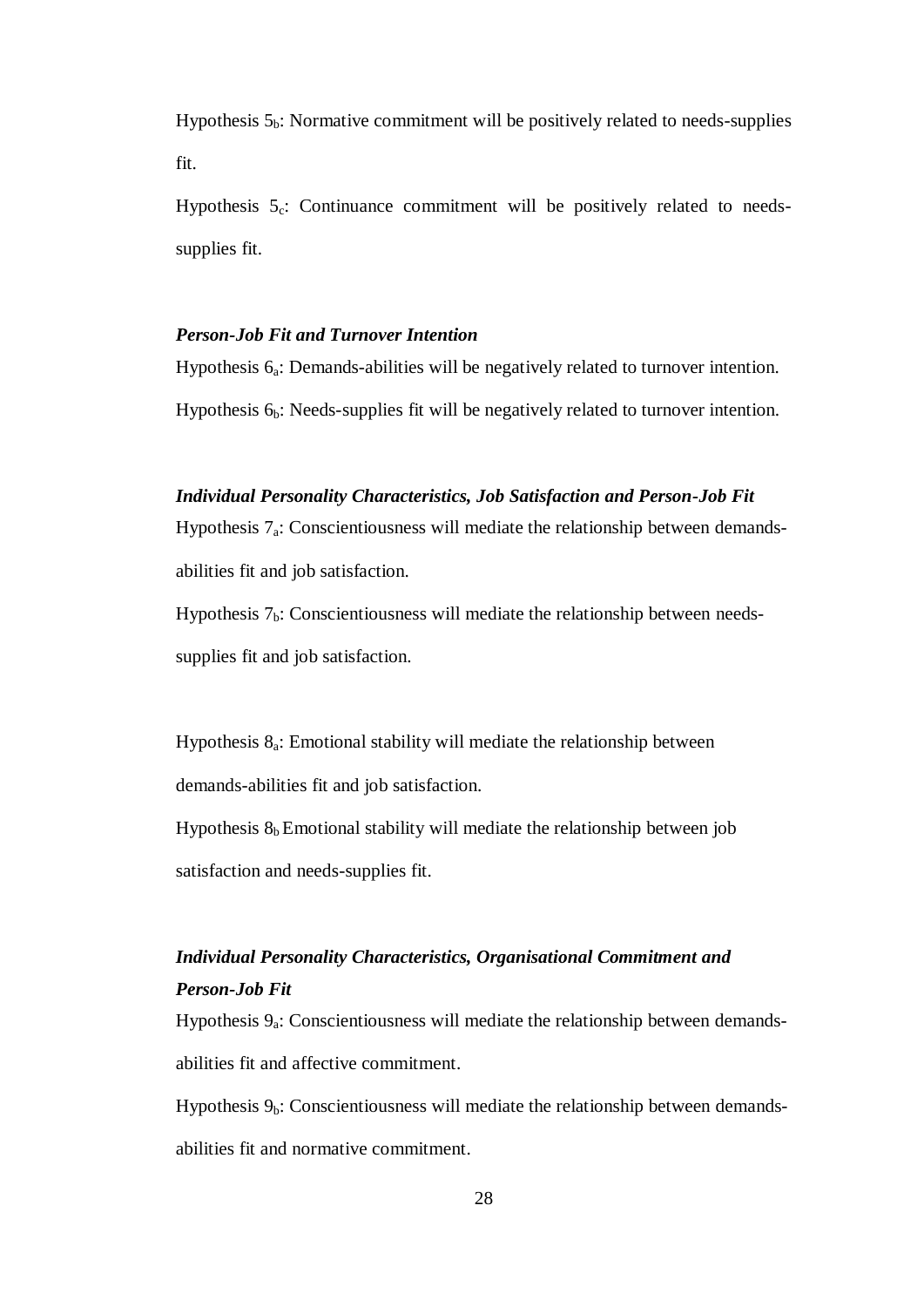Hypothesis $5_b$: Normative commitment will be positively related to needs-supplies fit.

Hypothesis $5_c$: Continuance commitment will be positively related to needs-supplies fit.

***Person-Job Fit and Turnover Intention***

Hypothesis $6_a$: Demands-abilities will be negatively related to turnover intention.

Hypothesis $6_b$: Needs-supplies fit will be negatively related to turnover intention.

***Individual Personality Characteristics, Job Satisfaction and Person-Job Fit***

Hypothesis $7_a$: Conscientiousness will mediate the relationship between demands-abilities fit and job satisfaction.

Hypothesis $7_b$: Conscientiousness will mediate the relationship between needs-supplies fit and job satisfaction.

Hypothesis $8_a$: Emotional stability will mediate the relationship between demands-abilities fit and job satisfaction.

Hypothesis $8_b$ Emotional stability will mediate the relationship between job satisfaction and needs-supplies fit.

***Individual Personality Characteristics, Organisational Commitment and Person-Job Fit***

Hypothesis $9_a$: Conscientiousness will mediate the relationship between demands-abilities fit and affective commitment.

Hypothesis $9_b$: Conscientiousness will mediate the relationship between demands-abilities fit and normative commitment.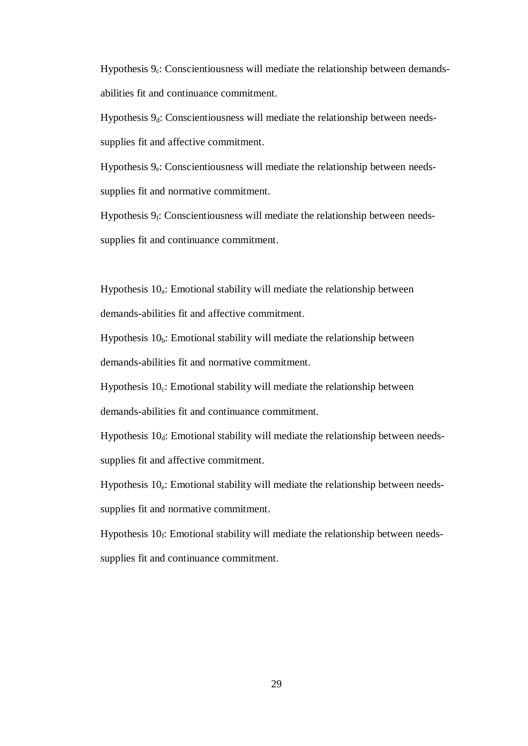Hypothesis $9_c$: Conscientiousness will mediate the relationship between demands-abilities fit and continuance commitment.

Hypothesis $9_d$: Conscientiousness will mediate the relationship between needs-supplies fit and affective commitment.

Hypothesis $9_e$: Conscientiousness will mediate the relationship between needs-supplies fit and normative commitment.

Hypothesis $9_f$: Conscientiousness will mediate the relationship between needs-supplies fit and continuance commitment.

Hypothesis $10_a$: Emotional stability will mediate the relationship between demands-abilities fit and affective commitment.

Hypothesis $10_b$: Emotional stability will mediate the relationship between demands-abilities fit and normative commitment.

Hypothesis $10_c$: Emotional stability will mediate the relationship between demands-abilities fit and continuance commitment.

Hypothesis $10_d$: Emotional stability will mediate the relationship between needs-supplies fit and affective commitment.

Hypothesis $10_e$: Emotional stability will mediate the relationship between needs-supplies fit and normative commitment.

Hypothesis $10_f$: Emotional stability will mediate the relationship between needs-supplies fit and continuance commitment.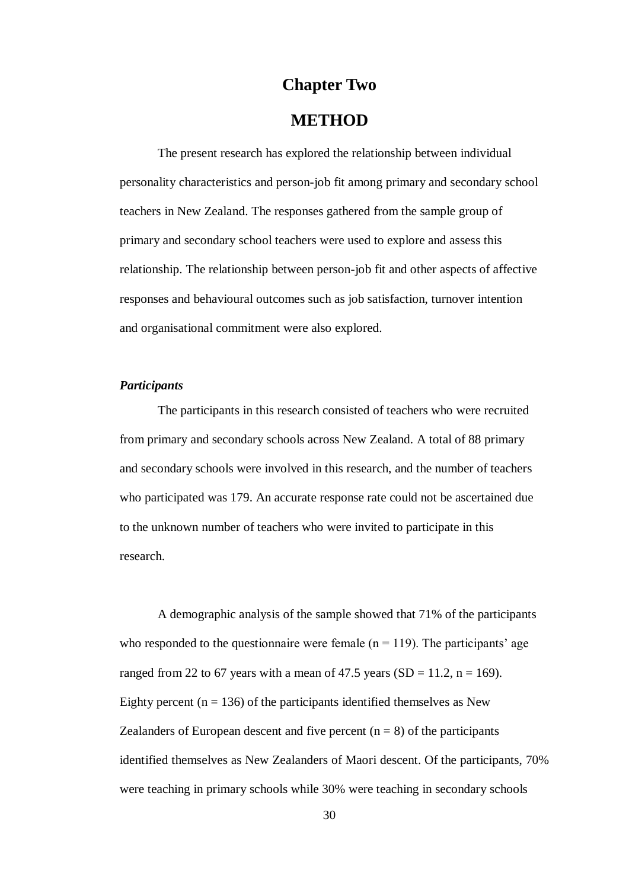# Chapter Two

# METHOD

The present research has explored the relationship between individual personality characteristics and person-job fit among primary and secondary school teachers in New Zealand. The responses gathered from the sample group of primary and secondary school teachers were used to explore and assess this relationship. The relationship between person-job fit and other aspects of affective responses and behavioural outcomes such as job satisfaction, turnover intention and organisational commitment were also explored.

### *Participants*

The participants in this research consisted of teachers who were recruited from primary and secondary schools across New Zealand. A total of 88 primary and secondary schools were involved in this research, and the number of teachers who participated was 179. An accurate response rate could not be ascertained due to the unknown number of teachers who were invited to participate in this research.

A demographic analysis of the sample showed that 71% of the participants who responded to the questionnaire were female ($n = 119$). The participants' age ranged from 22 to 67 years with a mean of 47.5 years ($SD = 11.2$, $n = 169$). Eighty percent ($n = 136$) of the participants identified themselves as New Zealanders of European descent and five percent ($n = 8$) of the participants identified themselves as New Zealanders of Maori descent. Of the participants, 70% were teaching in primary schools while 30% were teaching in secondary schools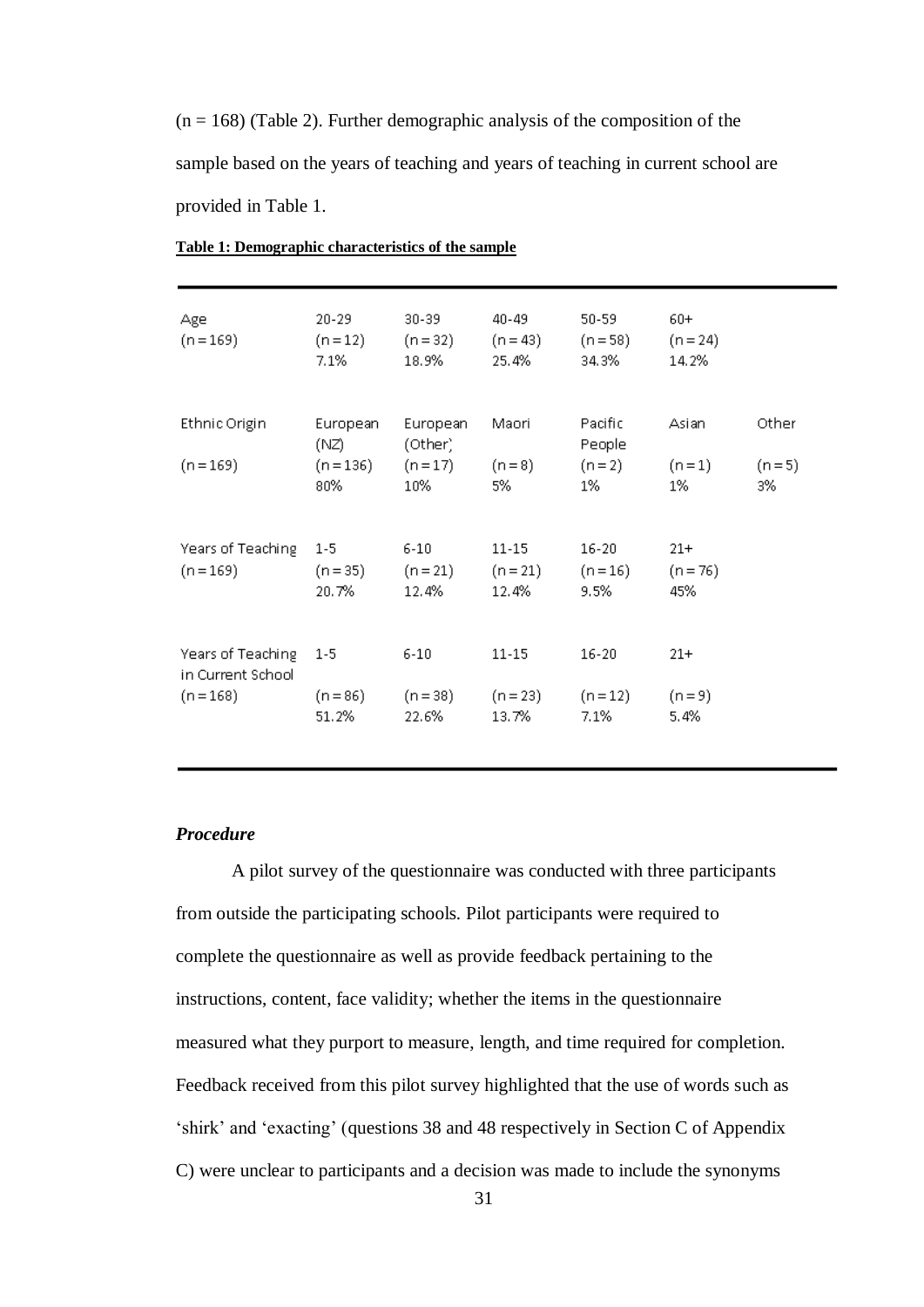(n = 168) (Table 2). Further demographic analysis of the composition of the sample based on the years of teaching and years of teaching in current school are provided in Table 1.

**Table 1: Demographic characteristics of the sample**

| | | | | | | |
|---|---|---|---|---|---|---|
| Age (n = 169) | 20-29 (n = 12) 7.1% | 30-39 (n = 32) 18.9% | 40-49 (n = 43) 25.4% | 50-59 (n = 58) 34.3% | 60+ (n = 24) 14.2% | |
| Ethnic Origin (n = 169) | European (NZ) (n = 136) 80% | European (Other) (n = 17) 10% | Maori (n = 8) 5% | Pacific People (n = 2) 1% | Asian (n = 1) 1% | Other (n = 5) 3% |
| Years of Teaching (n = 169) | 1-5 (n = 35) 20.7% | 6-10 (n = 21) 12.4% | 11-15 (n = 21) 12.4% | 16-20 (n = 16) 9.5% | 21+ (n = 76) 45% | |
| Years of Teaching in Current School (n = 168) | 1-5 (n = 86) 51.2% | 6-10 (n = 38) 22.6% | 11-15 (n = 23) 13.7% | 16-20 (n = 12) 7.1% | 21+ (n = 9) 5.4% | |

### *Procedure*

A pilot survey of the questionnaire was conducted with three participants from outside the participating schools. Pilot participants were required to complete the questionnaire as well as provide feedback pertaining to the instructions, content, face validity; whether the items in the questionnaire measured what they purport to measure, length, and time required for completion. Feedback received from this pilot survey highlighted that the use of words such as 'shirk' and 'exacting' (questions 38 and 48 respectively in Section C of Appendix C) were unclear to participants and a decision was made to include the synonyms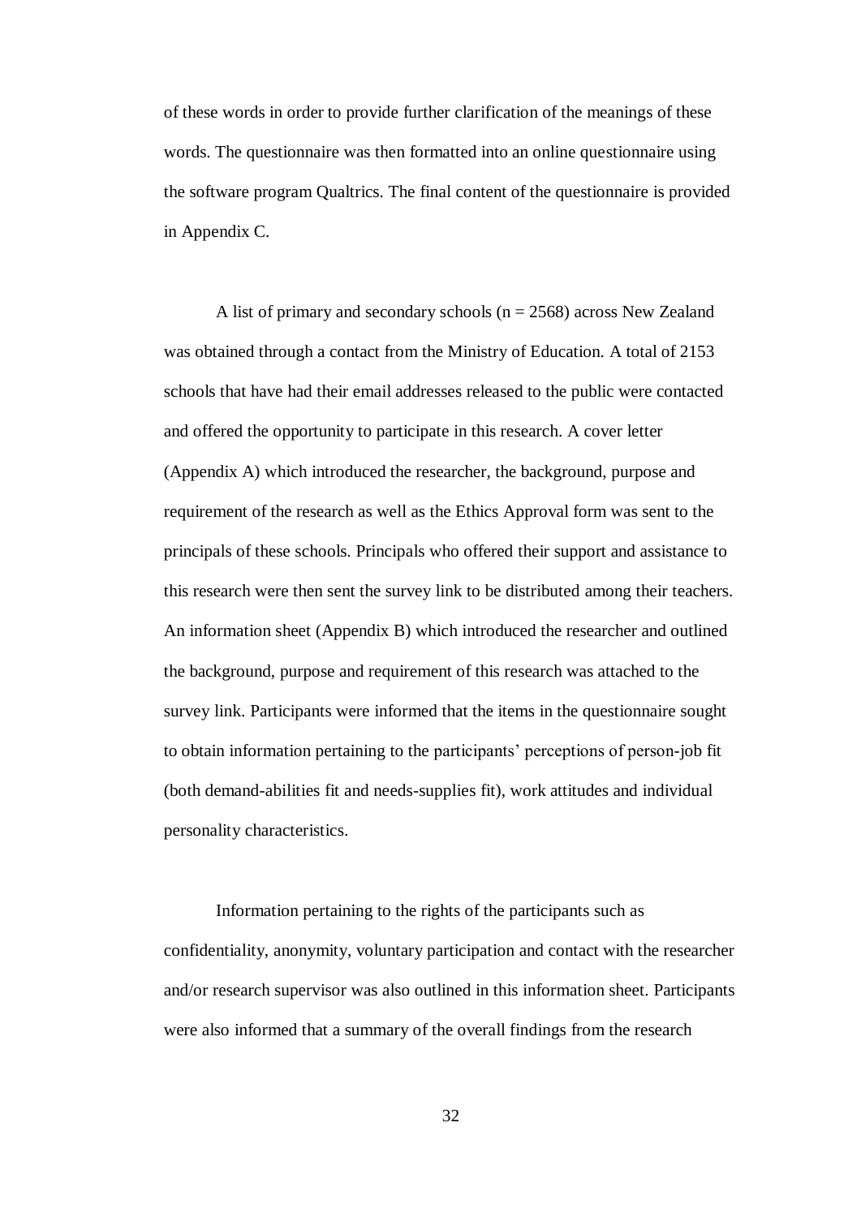of these words in order to provide further clarification of the meanings of these words. The questionnaire was then formatted into an online questionnaire using the software program Qualtrics. The final content of the questionnaire is provided in Appendix C.

A list of primary and secondary schools ($n = 2568$) across New Zealand was obtained through a contact from the Ministry of Education. A total of 2153 schools that have had their email addresses released to the public were contacted and offered the opportunity to participate in this research. A cover letter (Appendix A) which introduced the researcher, the background, purpose and requirement of the research as well as the Ethics Approval form was sent to the principals of these schools. Principals who offered their support and assistance to this research were then sent the survey link to be distributed among their teachers. An information sheet (Appendix B) which introduced the researcher and outlined the background, purpose and requirement of this research was attached to the survey link. Participants were informed that the items in the questionnaire sought to obtain information pertaining to the participants' perceptions of person-job fit (both demand-abilities fit and needs-supplies fit), work attitudes and individual personality characteristics.

Information pertaining to the rights of the participants such as confidentiality, anonymity, voluntary participation and contact with the researcher and/or research supervisor was also outlined in this information sheet. Participants were also informed that a summary of the overall findings from the research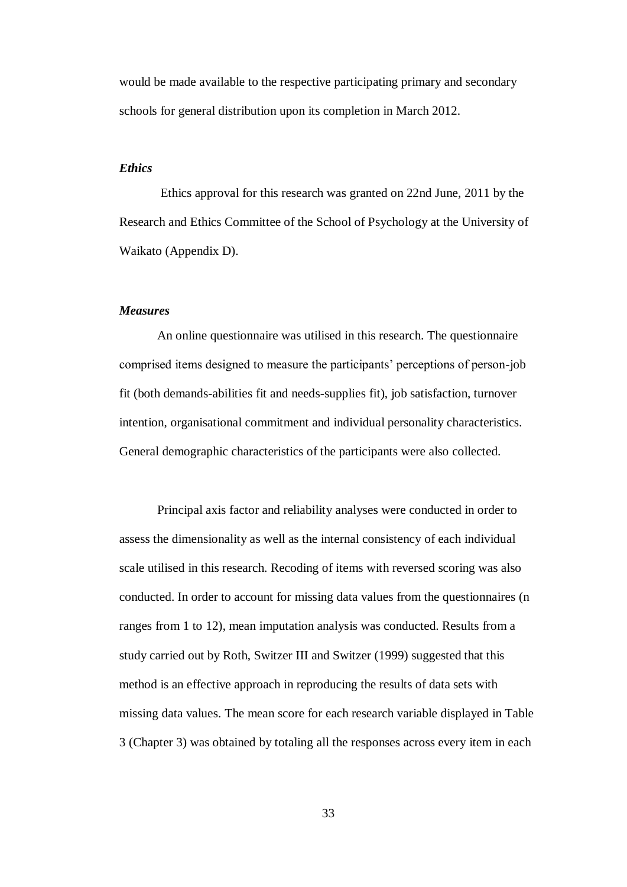would be made available to the respective participating primary and secondary schools for general distribution upon its completion in March 2012.

### *Ethics*

Ethics approval for this research was granted on 22nd June, 2011 by the Research and Ethics Committee of the School of Psychology at the University of Waikato (Appendix D).

### *Measures*

An online questionnaire was utilised in this research. The questionnaire comprised items designed to measure the participants' perceptions of person-job fit (both demands-abilities fit and needs-supplies fit), job satisfaction, turnover intention, organisational commitment and individual personality characteristics. General demographic characteristics of the participants were also collected.

Principal axis factor and reliability analyses were conducted in order to assess the dimensionality as well as the internal consistency of each individual scale utilised in this research. Recoding of items with reversed scoring was also conducted. In order to account for missing data values from the questionnaires (n ranges from 1 to 12), mean imputation analysis was conducted. Results from a study carried out by Roth, Switzer III and Switzer (1999) suggested that this method is an effective approach in reproducing the results of data sets with missing data values. The mean score for each research variable displayed in Table 3 (Chapter 3) was obtained by totaling all the responses across every item in each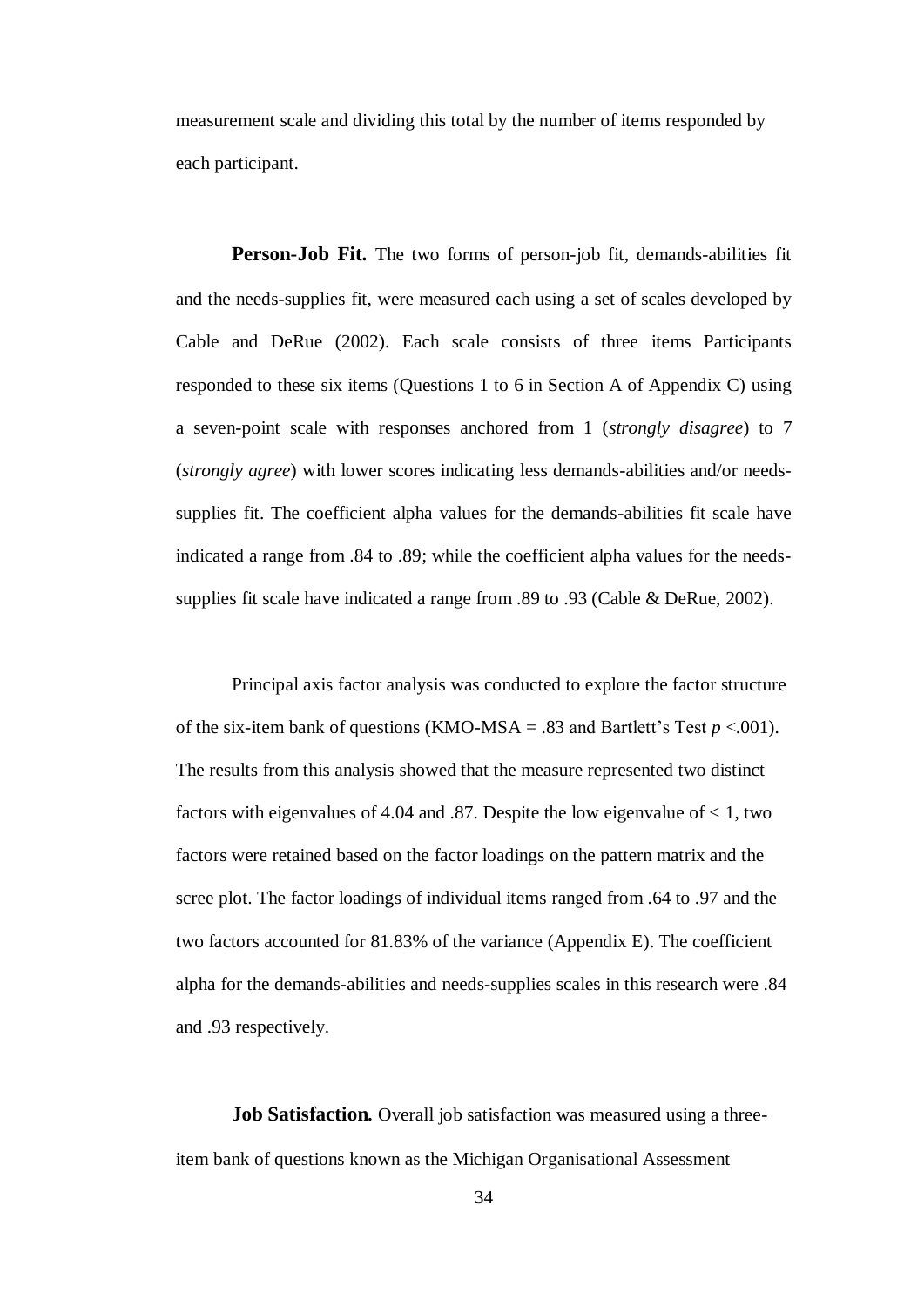measurement scale and dividing this total by the number of items responded by each participant.

**Person-Job Fit.** The two forms of person-job fit, demands-abilities fit and the needs-supplies fit, were measured each using a set of scales developed by Cable and DeRue (2002). Each scale consists of three items Participants responded to these six items (Questions 1 to 6 in Section A of Appendix C) using a seven-point scale with responses anchored from 1 (*strongly disagree*) to 7 (*strongly agree*) with lower scores indicating less demands-abilities and/or needs-supplies fit. The coefficient alpha values for the demands-abilities fit scale have indicated a range from .84 to .89; while the coefficient alpha values for the needs-supplies fit scale have indicated a range from .89 to .93 (Cable & DeRue, 2002).

Principal axis factor analysis was conducted to explore the factor structure of the six-item bank of questions (KMO-MSA = .83 and Bartlett's Test $p$ <.001). The results from this analysis showed that the measure represented two distinct factors with eigenvalues of 4.04 and .87. Despite the low eigenvalue of < 1, two factors were retained based on the factor loadings on the pattern matrix and the scree plot. The factor loadings of individual items ranged from .64 to .97 and the two factors accounted for 81.83% of the variance (Appendix E). The coefficient alpha for the demands-abilities and needs-supplies scales in this research were .84 and .93 respectively.

**Job Satisfaction.** Overall job satisfaction was measured using a three-item bank of questions known as the Michigan Organisational Assessment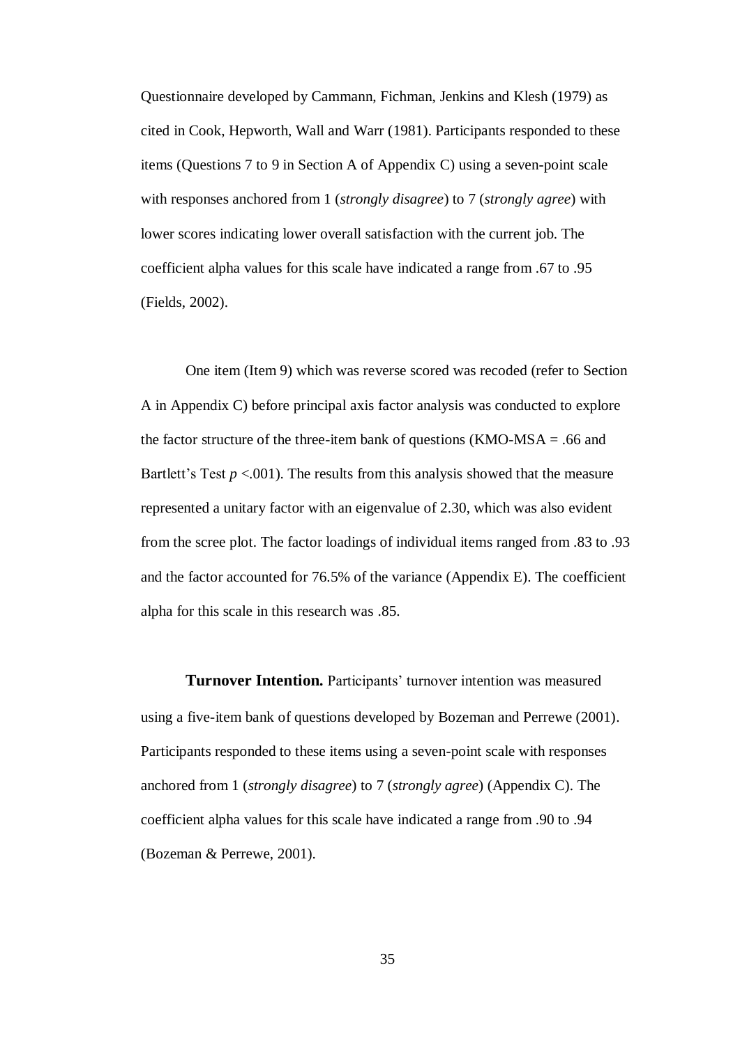Questionnaire developed by Cammann, Fichman, Jenkins and Klesh (1979) as cited in Cook, Hepworth, Wall and Warr (1981). Participants responded to these items (Questions 7 to 9 in Section A of Appendix C) using a seven-point scale with responses anchored from 1 (*strongly disagree*) to 7 (*strongly agree*) with lower scores indicating lower overall satisfaction with the current job. The coefficient alpha values for this scale have indicated a range from .67 to .95 (Fields, 2002).

One item (Item 9) which was reverse scored was recoded (refer to Section A in Appendix C) before principal axis factor analysis was conducted to explore the factor structure of the three-item bank of questions (KMO-MSA = .66 and Bartlett's Test $p$ <.001). The results from this analysis showed that the measure represented a unitary factor with an eigenvalue of 2.30, which was also evident from the scree plot. The factor loadings of individual items ranged from .83 to .93 and the factor accounted for 76.5% of the variance (Appendix E). The coefficient alpha for this scale in this research was .85.

**Turnover Intention.** Participants' turnover intention was measured using a five-item bank of questions developed by Bozeman and Perrewe (2001). Participants responded to these items using a seven-point scale with responses anchored from 1 (*strongly disagree*) to 7 (*strongly agree*) (Appendix C). The coefficient alpha values for this scale have indicated a range from .90 to .94 (Bozeman & Perrewe, 2001).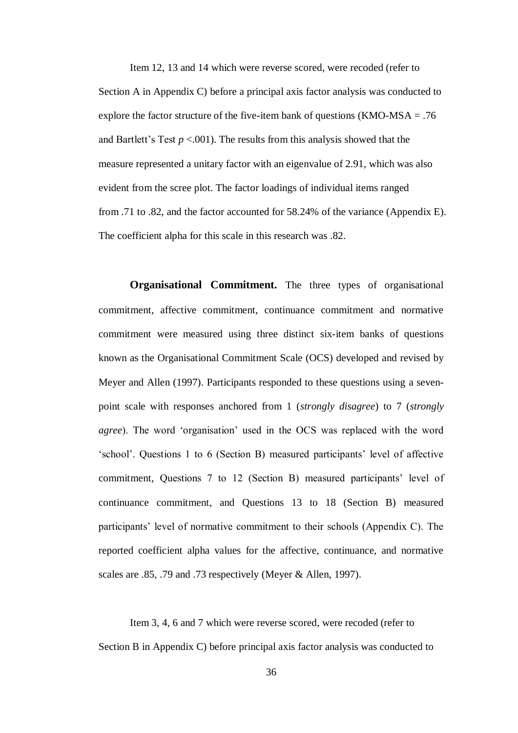Item 12, 13 and 14 which were reverse scored, were recoded (refer to Section A in Appendix C) before a principal axis factor analysis was conducted to explore the factor structure of the five-item bank of questions (KMO-MSA = .76 and Bartlett's Test $p$ <.001). The results from this analysis showed that the measure represented a unitary factor with an eigenvalue of 2.91, which was also evident from the scree plot. The factor loadings of individual items ranged from .71 to .82, and the factor accounted for 58.24% of the variance (Appendix E). The coefficient alpha for this scale in this research was .82.

**Organisational Commitment.** The three types of organisational commitment, affective commitment, continuance commitment and normative commitment were measured using three distinct six-item banks of questions known as the Organisational Commitment Scale (OCS) developed and revised by Meyer and Allen (1997). Participants responded to these questions using a seven-point scale with responses anchored from 1 (*strongly disagree*) to 7 (*strongly agree*). The word 'organisation' used in the OCS was replaced with the word 'school'. Questions 1 to 6 (Section B) measured participants' level of affective commitment, Questions 7 to 12 (Section B) measured participants' level of continuance commitment, and Questions 13 to 18 (Section B) measured participants' level of normative commitment to their schools (Appendix C). The reported coefficient alpha values for the affective, continuance, and normative scales are .85, .79 and .73 respectively (Meyer & Allen, 1997).

Item 3, 4, 6 and 7 which were reverse scored, were recoded (refer to Section B in Appendix C) before principal axis factor analysis was conducted to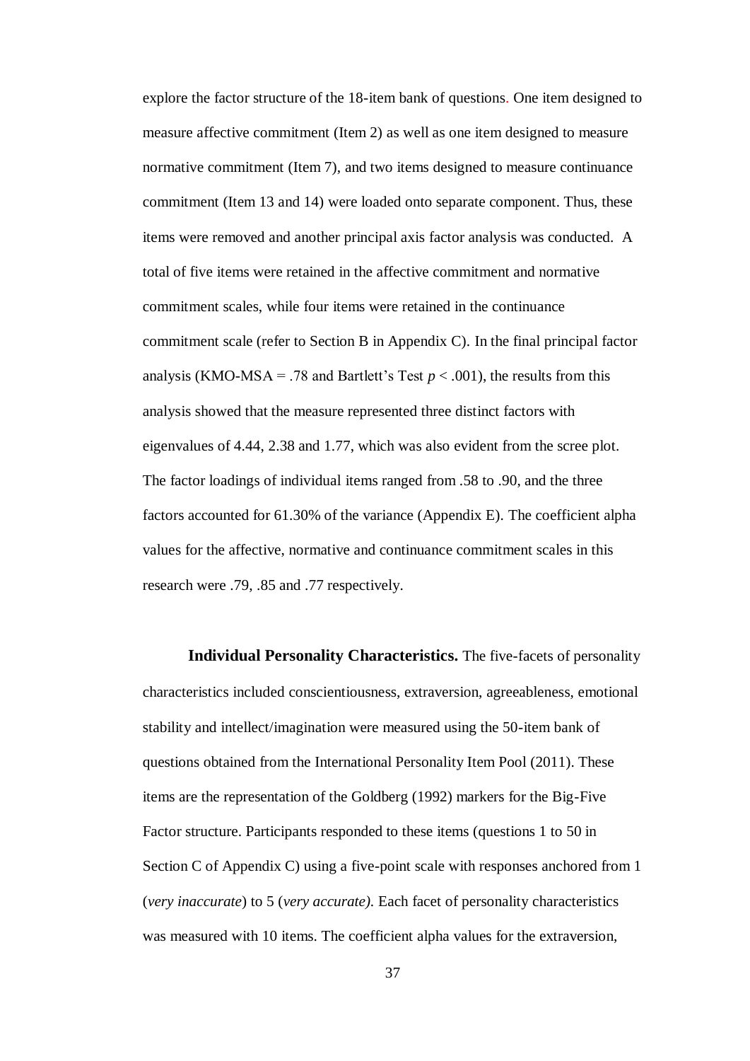explore the factor structure of the 18-item bank of questions. One item designed to measure affective commitment (Item 2) as well as one item designed to measure normative commitment (Item 7), and two items designed to measure continuance commitment (Item 13 and 14) were loaded onto separate component. Thus, these items were removed and another principal axis factor analysis was conducted. A total of five items were retained in the affective commitment and normative commitment scales, while four items were retained in the continuance commitment scale (refer to Section B in Appendix C). In the final principal factor analysis (KMO-MSA = .78 and Bartlett's Test $p < .001$), the results from this analysis showed that the measure represented three distinct factors with eigenvalues of 4.44, 2.38 and 1.77, which was also evident from the scree plot. The factor loadings of individual items ranged from .58 to .90, and the three factors accounted for 61.30% of the variance (Appendix E). The coefficient alpha values for the affective, normative and continuance commitment scales in this research were .79, .85 and .77 respectively.

**Individual Personality Characteristics.** The five-facets of personality characteristics included conscientiousness, extraversion, agreeableness, emotional stability and intellect/imagination were measured using the 50-item bank of questions obtained from the International Personality Item Pool (2011). These items are the representation of the Goldberg (1992) markers for the Big-Five Factor structure. Participants responded to these items (questions 1 to 50 in Section C of Appendix C) using a five-point scale with responses anchored from 1 (*very inaccurate*) to 5 (*very accurate)*. Each facet of personality characteristics was measured with 10 items. The coefficient alpha values for the extraversion,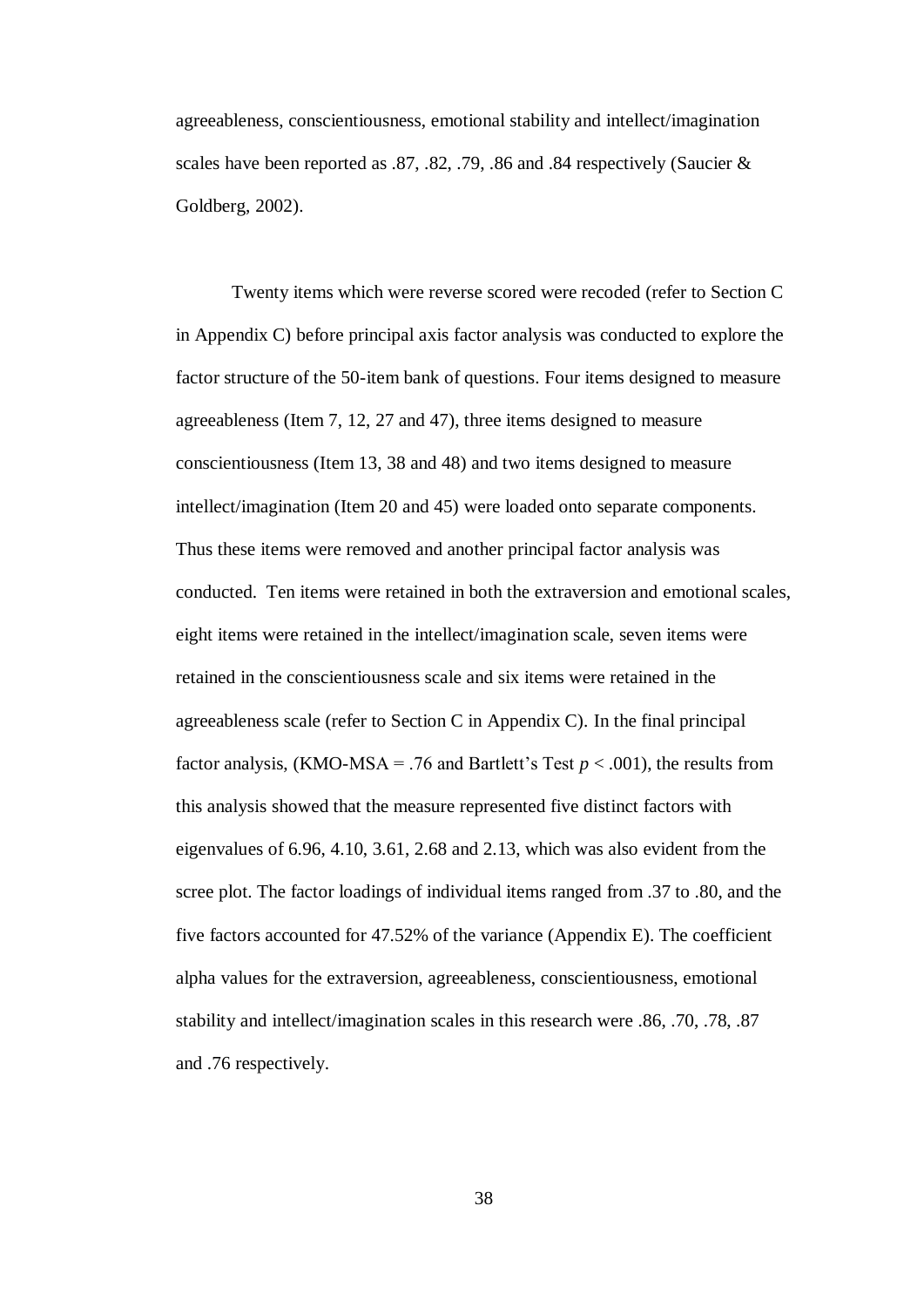agreeableness, conscientiousness, emotional stability and intellect/imagination scales have been reported as .87, .82, .79, .86 and .84 respectively (Saucier & Goldberg, 2002).

Twenty items which were reverse scored were recoded (refer to Section C in Appendix C) before principal axis factor analysis was conducted to explore the factor structure of the 50-item bank of questions. Four items designed to measure agreeableness (Item 7, 12, 27 and 47), three items designed to measure conscientiousness (Item 13, 38 and 48) and two items designed to measure intellect/imagination (Item 20 and 45) were loaded onto separate components. Thus these items were removed and another principal factor analysis was conducted. Ten items were retained in both the extraversion and emotional scales, eight items were retained in the intellect/imagination scale, seven items were retained in the conscientiousness scale and six items were retained in the agreeableness scale (refer to Section C in Appendix C). In the final principal factor analysis, (KMO-MSA = .76 and Bartlett's Test $p < .001$), the results from this analysis showed that the measure represented five distinct factors with eigenvalues of 6.96, 4.10, 3.61, 2.68 and 2.13, which was also evident from the scree plot. The factor loadings of individual items ranged from .37 to .80, and the five factors accounted for 47.52% of the variance (Appendix E). The coefficient alpha values for the extraversion, agreeableness, conscientiousness, emotional stability and intellect/imagination scales in this research were .86, .70, .78, .87 and .76 respectively.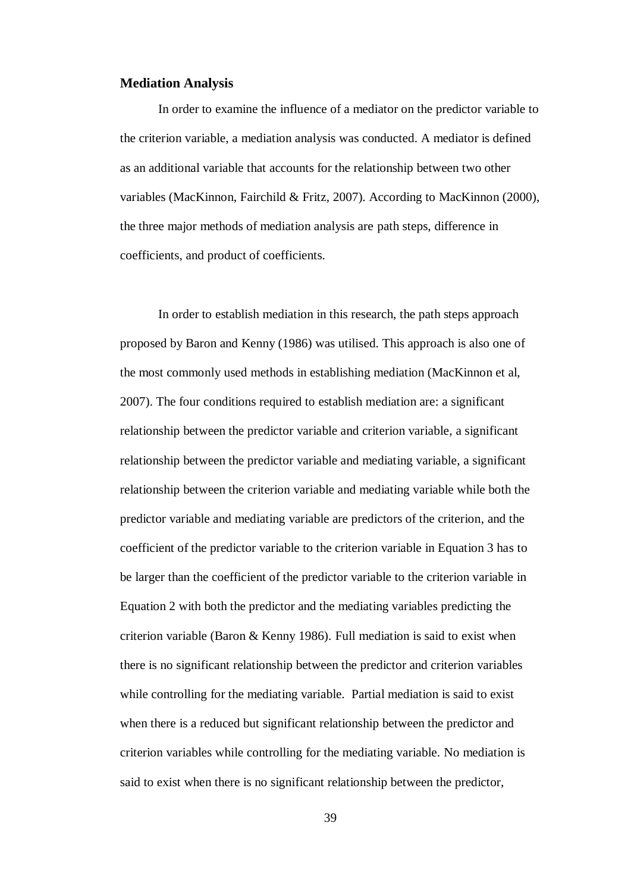## Mediation Analysis

In order to examine the influence of a mediator on the predictor variable to the criterion variable, a mediation analysis was conducted. A mediator is defined as an additional variable that accounts for the relationship between two other variables (MacKinnon, Fairchild & Fritz, 2007). According to MacKinnon (2000), the three major methods of mediation analysis are path steps, difference in coefficients, and product of coefficients.

In order to establish mediation in this research, the path steps approach proposed by Baron and Kenny (1986) was utilised. This approach is also one of the most commonly used methods in establishing mediation (MacKinnon et al, 2007). The four conditions required to establish mediation are: a significant relationship between the predictor variable and criterion variable, a significant relationship between the predictor variable and mediating variable, a significant relationship between the criterion variable and mediating variable while both the predictor variable and mediating variable are predictors of the criterion, and the coefficient of the predictor variable to the criterion variable in Equation 3 has to be larger than the coefficient of the predictor variable to the criterion variable in Equation 2 with both the predictor and the mediating variables predicting the criterion variable (Baron & Kenny 1986). Full mediation is said to exist when there is no significant relationship between the predictor and criterion variables while controlling for the mediating variable. Partial mediation is said to exist when there is a reduced but significant relationship between the predictor and criterion variables while controlling for the mediating variable. No mediation is said to exist when there is no significant relationship between the predictor,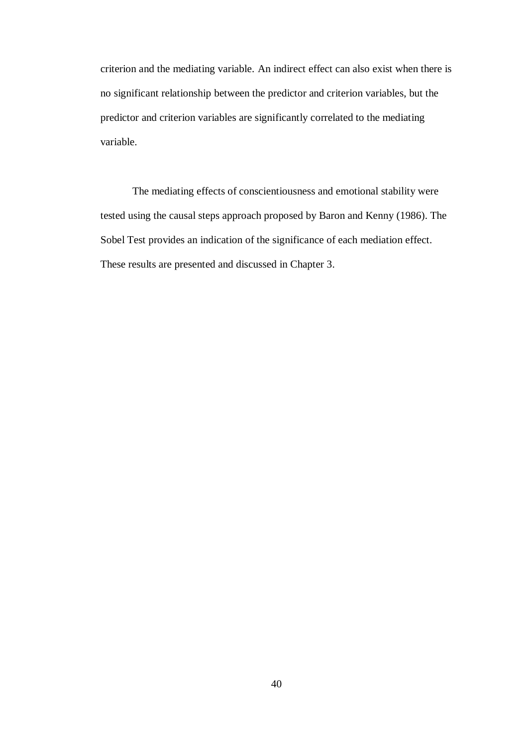criterion and the mediating variable. An indirect effect can also exist when there is no significant relationship between the predictor and criterion variables, but the predictor and criterion variables are significantly correlated to the mediating variable.

The mediating effects of conscientiousness and emotional stability were tested using the causal steps approach proposed by Baron and Kenny (1986). The Sobel Test provides an indication of the significance of each mediation effect. These results are presented and discussed in Chapter 3.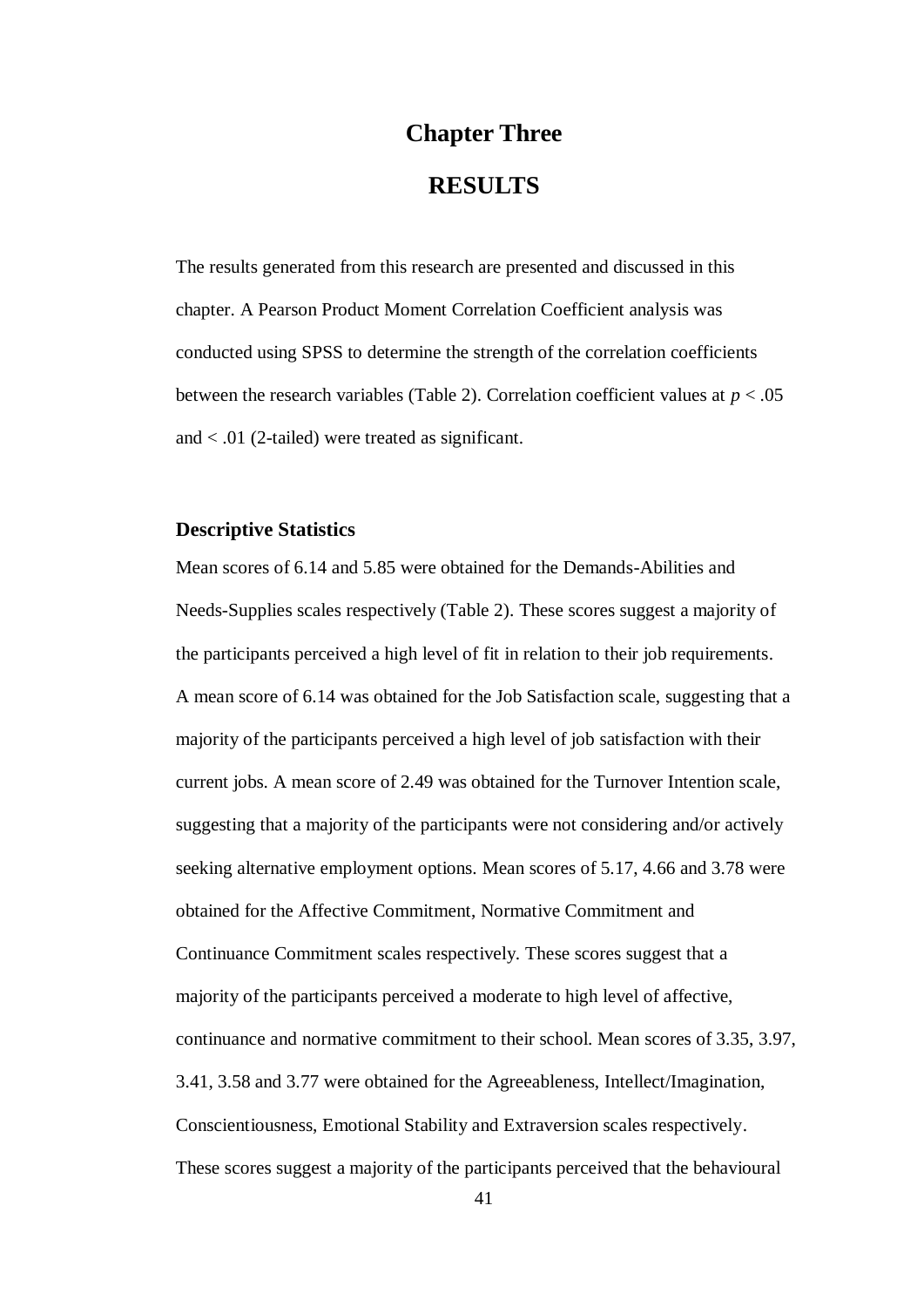# Chapter Three

# RESULTS

The results generated from this research are presented and discussed in this chapter. A Pearson Product Moment Correlation Coefficient analysis was conducted using SPSS to determine the strength of the correlation coefficients between the research variables (Table 2). Correlation coefficient values at $p < .05$ and $< .01$ (2-tailed) were treated as significant.

### Descriptive Statistics

Mean scores of 6.14 and 5.85 were obtained for the Demands-Abilities and Needs-Supplies scales respectively (Table 2). These scores suggest a majority of the participants perceived a high level of fit in relation to their job requirements. A mean score of 6.14 was obtained for the Job Satisfaction scale, suggesting that a majority of the participants perceived a high level of job satisfaction with their current jobs. A mean score of 2.49 was obtained for the Turnover Intention scale, suggesting that a majority of the participants were not considering and/or actively seeking alternative employment options. Mean scores of 5.17, 4.66 and 3.78 were obtained for the Affective Commitment, Normative Commitment and Continuance Commitment scales respectively. These scores suggest that a majority of the participants perceived a moderate to high level of affective, continuance and normative commitment to their school. Mean scores of 3.35, 3.97, 3.41, 3.58 and 3.77 were obtained for the Agreeableness, Intellect/Imagination, Conscientiousness, Emotional Stability and Extraversion scales respectively. These scores suggest a majority of the participants perceived that the behavioural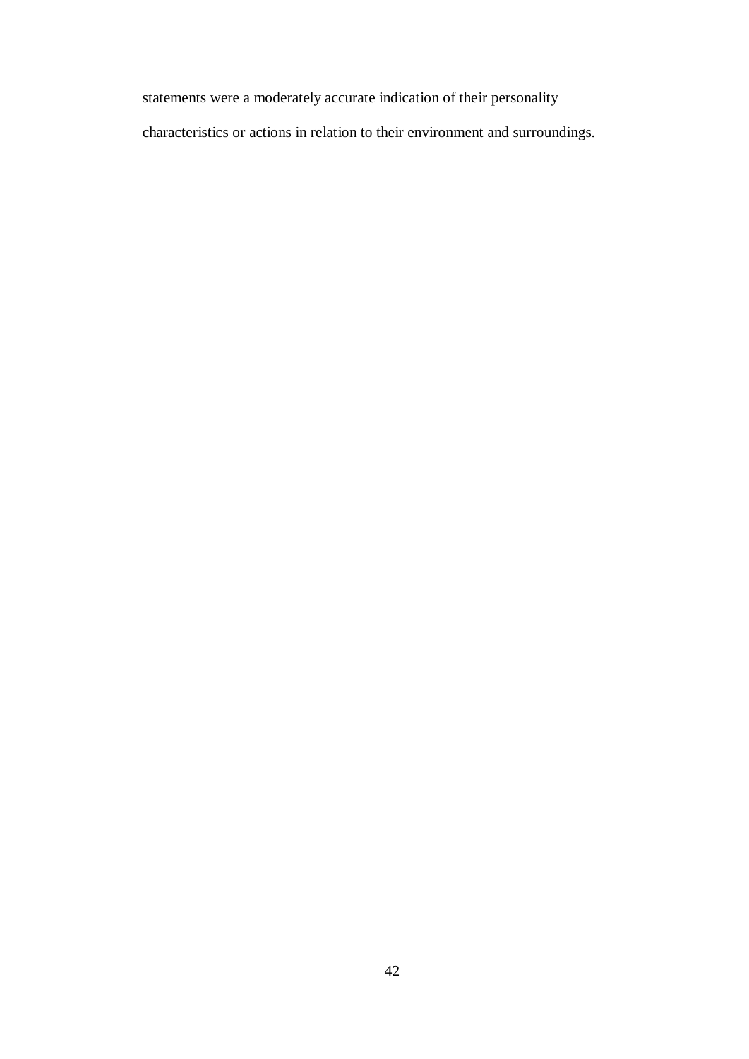statements were a moderately accurate indication of their personality characteristics or actions in relation to their environment and surroundings.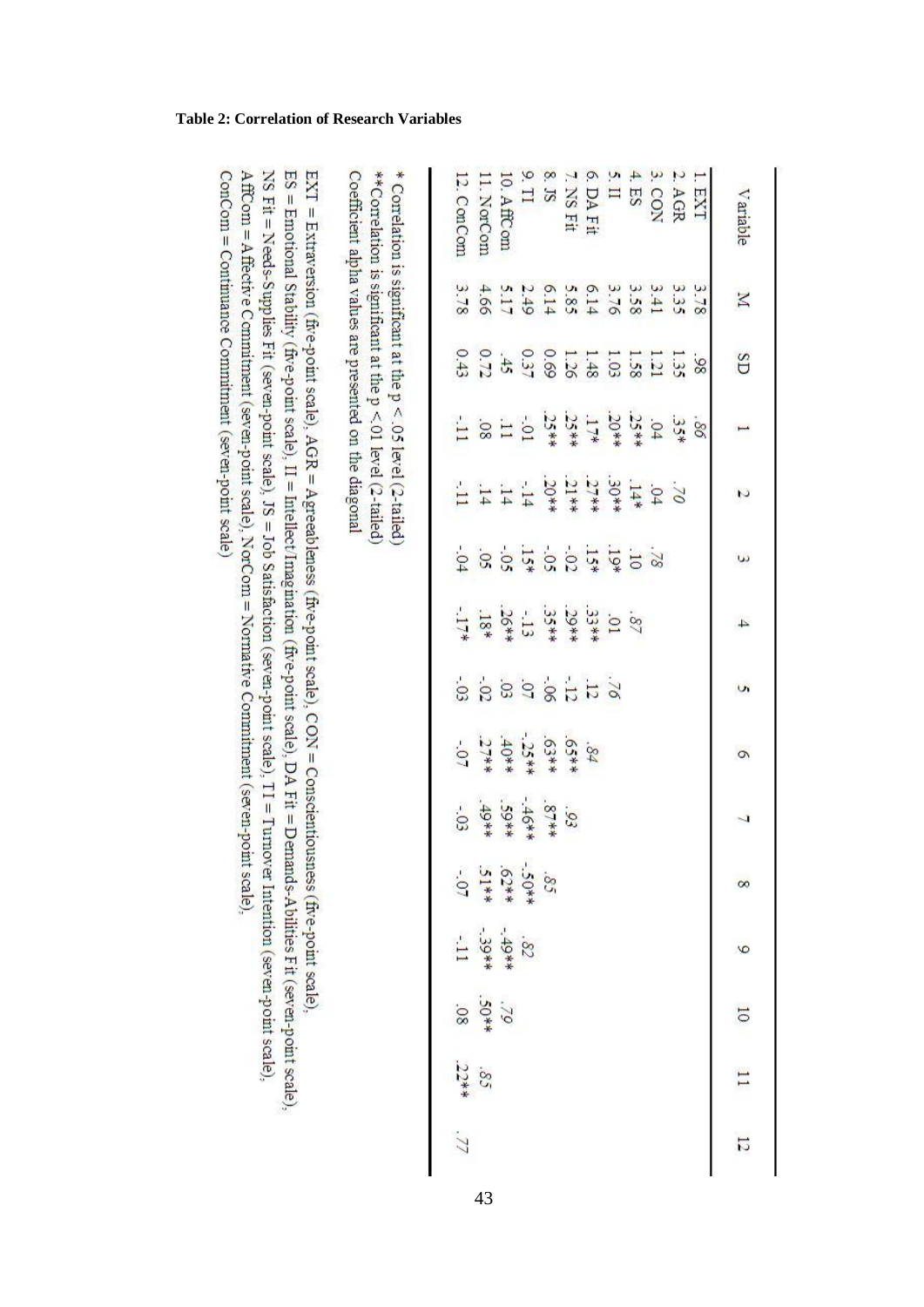**Table 2: Correlation of Research Variables**

| Variable | M | SD | 1 | 2 | 3 | 4 | 5 | 6 | 7 | 8 | 9 | 10 | 11 | 12 |
|---|---|---|---|---|---|---|---|---|---|---|---|---|---|---|
| 1. EXT | 3.78 | .98 | .86 | | | | | | | | | | | |
| 2. AGR | 3.35 | 1.35 | .35* | .70 | | | | | | | | | | |
| 3. CON | 3.41 | 1.21 | .04 | .04 | .78 | | | | | | | | | |
| 4. ES | 3.58 | 1.58 | .25** | .14* | .10 | .87 | | | | | | | | |
| 5. II | 3.76 | 1.03 | .20** | .30** | .19* | .01 | .76 | | | | | | | |
| 6. DA Fit | 6.14 | 1.48 | .17* | .27** | .15* | .33** | .12 | .84 | | | | | | |
| 7. NS Fit | 5.85 | 1.26 | .25** | .21** | -.02 | .29** | -.12 | .65** | .93 | | | | | |
| 8. JS | 6.14 | 0.69 | .25** | .20** | -.05 | .35** | -.06 | .63** | .87** | .85 | | | | |
| 9. TI | 2.49 | 0.37 | -.01 | -.14 | .15* | -.13 | .07 | -.25** | -.46** | -.50** | .82 | | | |
| 10. AffCom | 5.17 | .45 | .11 | .14 | -.05 | .26** | .03 | .40** | .59** | .62** | -.49** | .79 | | |
| 11. NorCom | 4.66 | 0.72 | .08 | .14 | .05 | .18* | -.02 | .27** | .49** | .51** | -.39** | .50** | .85 | |
| 12. ConCom | 3.78 | 0.43 | -.11 | -.11 | -.04 | -.17* | -.03 | -.07 | -.03 | -.07 | -.11 | .08 | .22** | .77 |

\* Correlation is significant at the p < .05 level (2-tailed)
\*\*Correlation is significant at the p < 01 level (2-tailed)
Coefficient alpha values are presented on the diagonal

EXT = Extraversion (five-point scale), AGR = Agreeableness (five-point scale), CON = Conscientiousness (five-point scale),
ES = Emotional Stability (five-point scale), II = Intellect/Imagination (five-point scale), DA Fit = Demands-Abilities Fit (seven-point scale),
NS Fit = Needs-Supplies Fit (seven-point scale), JS = Job Satisfaction (seven-point scale), TI = Turnover Intention (seven-point scale),
AffCom = Affective Commitment (seven-point scale), NorCom = Normative Commitment (seven-point scale),
ConCom = Continuance Commitment (seven-point scale)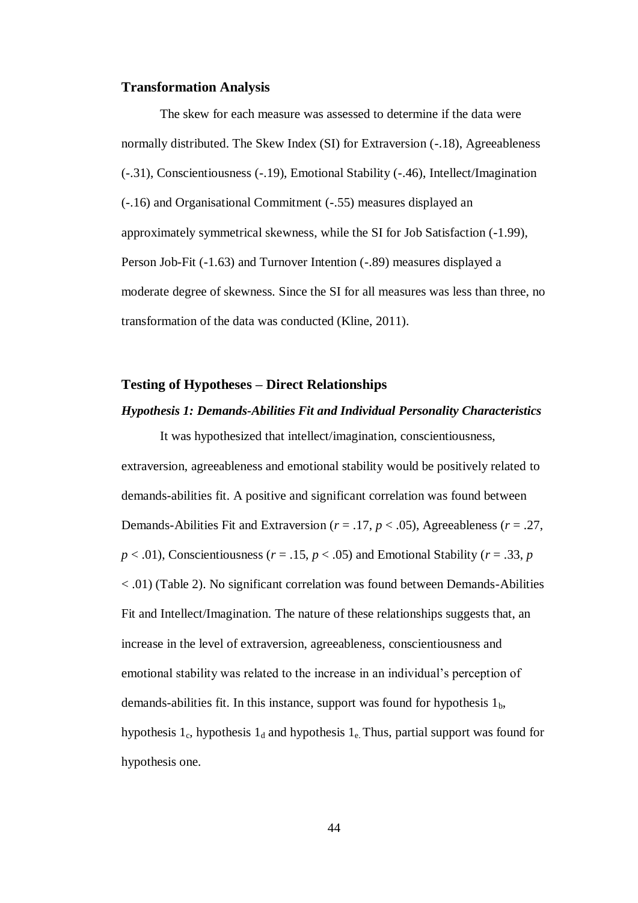## Transformation Analysis

The skew for each measure was assessed to determine if the data were normally distributed. The Skew Index (SI) for Extraversion (-.18), Agreeableness (-.31), Conscientiousness (-.19), Emotional Stability (-.46), Intellect/Imagination (-.16) and Organisational Commitment (-.55) measures displayed an approximately symmetrical skewness, while the SI for Job Satisfaction (-1.99), Person Job-Fit (-1.63) and Turnover Intention (-.89) measures displayed a moderate degree of skewness. Since the SI for all measures was less than three, no transformation of the data was conducted (Kline, 2011).

## Testing of Hypotheses – Direct Relationships

### *Hypothesis 1: Demands-Abilities Fit and Individual Personality Characteristics*

It was hypothesized that intellect/imagination, conscientiousness, extraversion, agreeableness and emotional stability would be positively related to demands-abilities fit. A positive and significant correlation was found between Demands-Abilities Fit and Extraversion ($r = .17$, $p < .05$), Agreeableness ($r = .27$, $p < .01$), Conscientiousness ($r = .15$, $p < .05$) and Emotional Stability ($r = .33$, $p < .01$) (Table 2). No significant correlation was found between Demands-Abilities Fit and Intellect/Imagination. The nature of these relationships suggests that, an increase in the level of extraversion, agreeableness, conscientiousness and emotional stability was related to the increase in an individual's perception of demands-abilities fit. In this instance, support was found for hypothesis $1_b$, hypothesis $1_c$, hypothesis $1_d$ and hypothesis $1_e$. Thus, partial support was found for hypothesis one.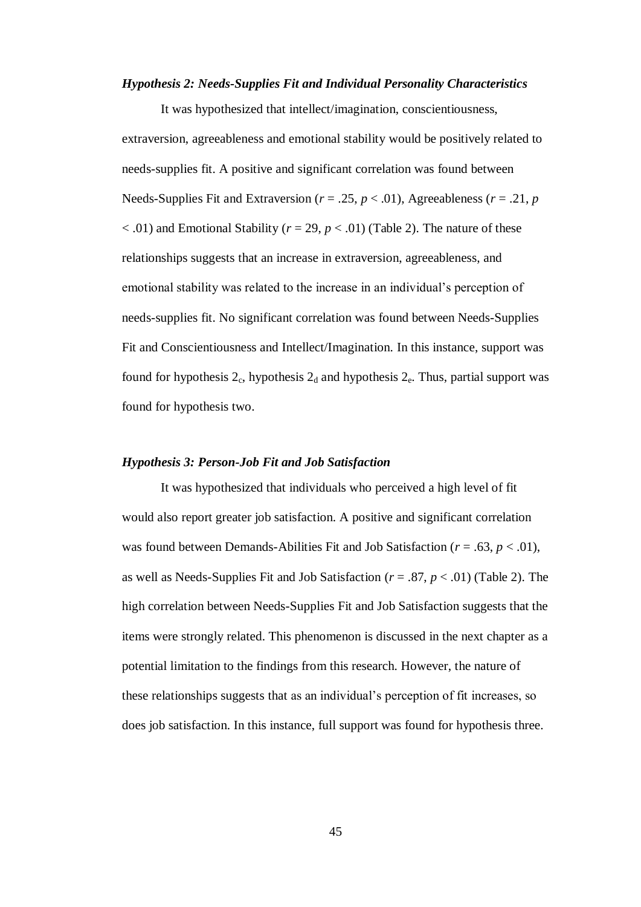### *Hypothesis 2: Needs-Supplies Fit and Individual Personality Characteristics*

It was hypothesized that intellect/imagination, conscientiousness, extraversion, agreeableness and emotional stability would be positively related to needs-supplies fit. A positive and significant correlation was found between Needs-Supplies Fit and Extraversion ($r = .25$, $p < .01$), Agreeableness ($r = .21$, $p < .01$) and Emotional Stability ($r = 29$, $p < .01$) (Table 2). The nature of these relationships suggests that an increase in extraversion, agreeableness, and emotional stability was related to the increase in an individual's perception of needs-supplies fit. No significant correlation was found between Needs-Supplies Fit and Conscientiousness and Intellect/Imagination. In this instance, support was found for hypothesis $2_c$, hypothesis $2_d$ and hypothesis $2_e$. Thus, partial support was found for hypothesis two.

### *Hypothesis 3: Person-Job Fit and Job Satisfaction*

It was hypothesized that individuals who perceived a high level of fit would also report greater job satisfaction. A positive and significant correlation was found between Demands-Abilities Fit and Job Satisfaction ($r = .63$, $p < .01$), as well as Needs-Supplies Fit and Job Satisfaction ($r = .87$, $p < .01$) (Table 2). The high correlation between Needs-Supplies Fit and Job Satisfaction suggests that the items were strongly related. This phenomenon is discussed in the next chapter as a potential limitation to the findings from this research. However, the nature of these relationships suggests that as an individual's perception of fit increases, so does job satisfaction. In this instance, full support was found for hypothesis three.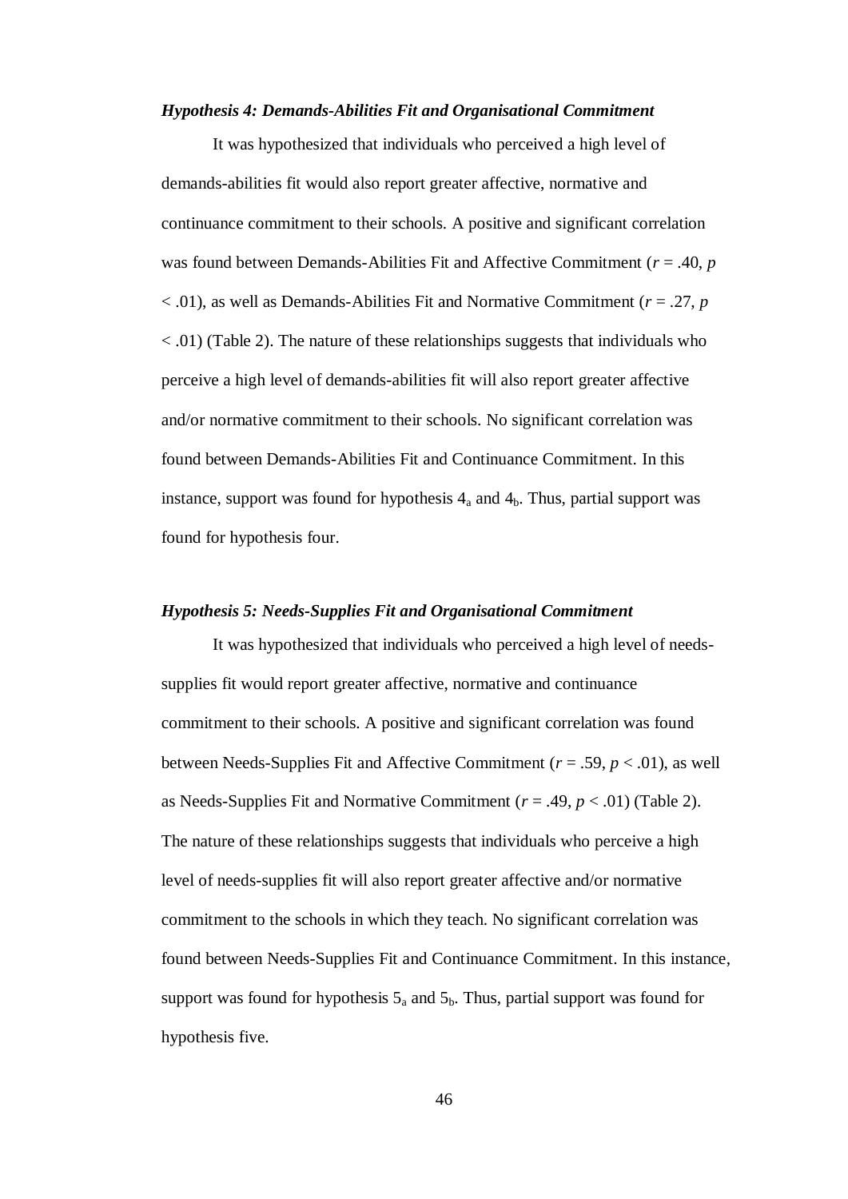***Hypothesis 4: Demands-Abilities Fit and Organisational Commitment***

It was hypothesized that individuals who perceived a high level of demands-abilities fit would also report greater affective, normative and continuance commitment to their schools. A positive and significant correlation was found between Demands-Abilities Fit and Affective Commitment ($r$ = .40, $p$ < .01), as well as Demands-Abilities Fit and Normative Commitment ($r$ = .27, $p$ < .01) (Table 2). The nature of these relationships suggests that individuals who perceive a high level of demands-abilities fit will also report greater affective and/or normative commitment to their schools. No significant correlation was found between Demands-Abilities Fit and Continuance Commitment. In this instance, support was found for hypothesis $4_a$ and $4_b$. Thus, partial support was found for hypothesis four.

***Hypothesis 5: Needs-Supplies Fit and Organisational Commitment***

It was hypothesized that individuals who perceived a high level of needs-supplies fit would report greater affective, normative and continuance commitment to their schools. A positive and significant correlation was found between Needs-Supplies Fit and Affective Commitment ($r$ = .59, $p$ < .01), as well as Needs-Supplies Fit and Normative Commitment ($r$ = .49, $p$ < .01) (Table 2). The nature of these relationships suggests that individuals who perceive a high level of needs-supplies fit will also report greater affective and/or normative commitment to the schools in which they teach. No significant correlation was found between Needs-Supplies Fit and Continuance Commitment. In this instance, support was found for hypothesis $5_a$ and $5_b$. Thus, partial support was found for hypothesis five.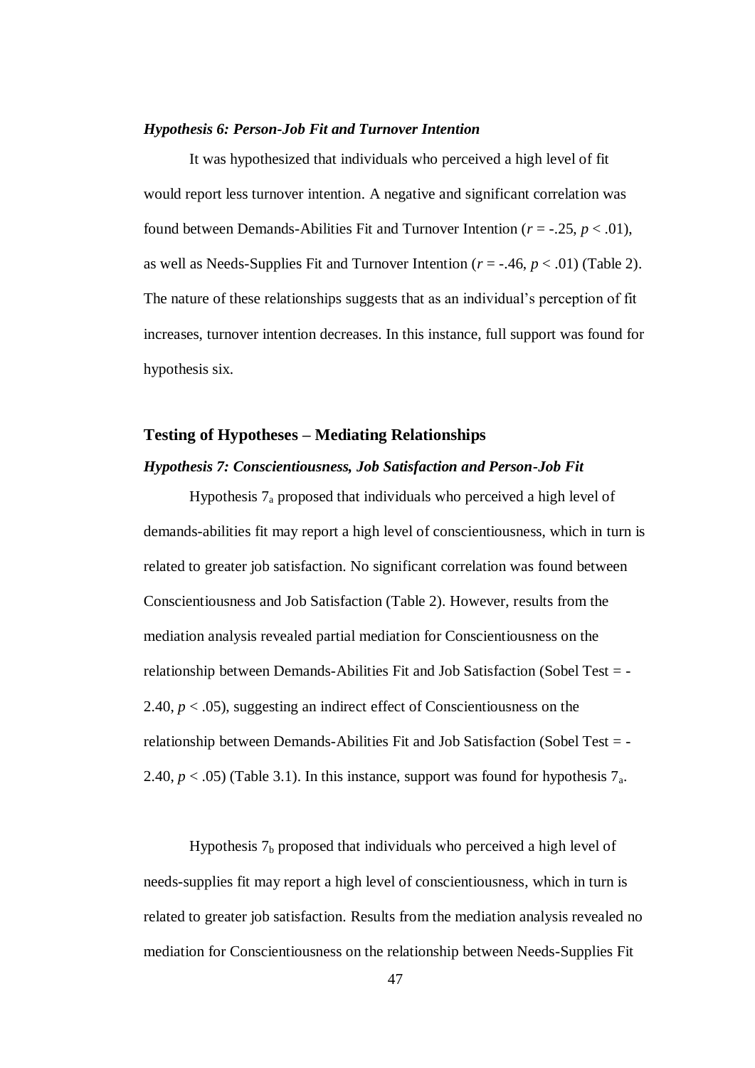### *Hypothesis 6: Person-Job Fit and Turnover Intention*

It was hypothesized that individuals who perceived a high level of fit would report less turnover intention. A negative and significant correlation was found between Demands-Abilities Fit and Turnover Intention ($r = -.25$, $p < .01$), as well as Needs-Supplies Fit and Turnover Intention ($r = -.46$, $p < .01$) (Table 2). The nature of these relationships suggests that as an individual's perception of fit increases, turnover intention decreases. In this instance, full support was found for hypothesis six.

## Testing of Hypotheses – Mediating Relationships

### *Hypothesis 7: Conscientiousness, Job Satisfaction and Person-Job Fit*

Hypothesis $7_a$ proposed that individuals who perceived a high level of demands-abilities fit may report a high level of conscientiousness, which in turn is related to greater job satisfaction. No significant correlation was found between Conscientiousness and Job Satisfaction (Table 2). However, results from the mediation analysis revealed partial mediation for Conscientiousness on the relationship between Demands-Abilities Fit and Job Satisfaction (Sobel Test = -2.40, $p < .05$), suggesting an indirect effect of Conscientiousness on the relationship between Demands-Abilities Fit and Job Satisfaction (Sobel Test = -2.40, $p < .05$) (Table 3.1). In this instance, support was found for hypothesis $7_a$.

Hypothesis $7_b$ proposed that individuals who perceived a high level of needs-supplies fit may report a high level of conscientiousness, which in turn is related to greater job satisfaction. Results from the mediation analysis revealed no mediation for Conscientiousness on the relationship between Needs-Supplies Fit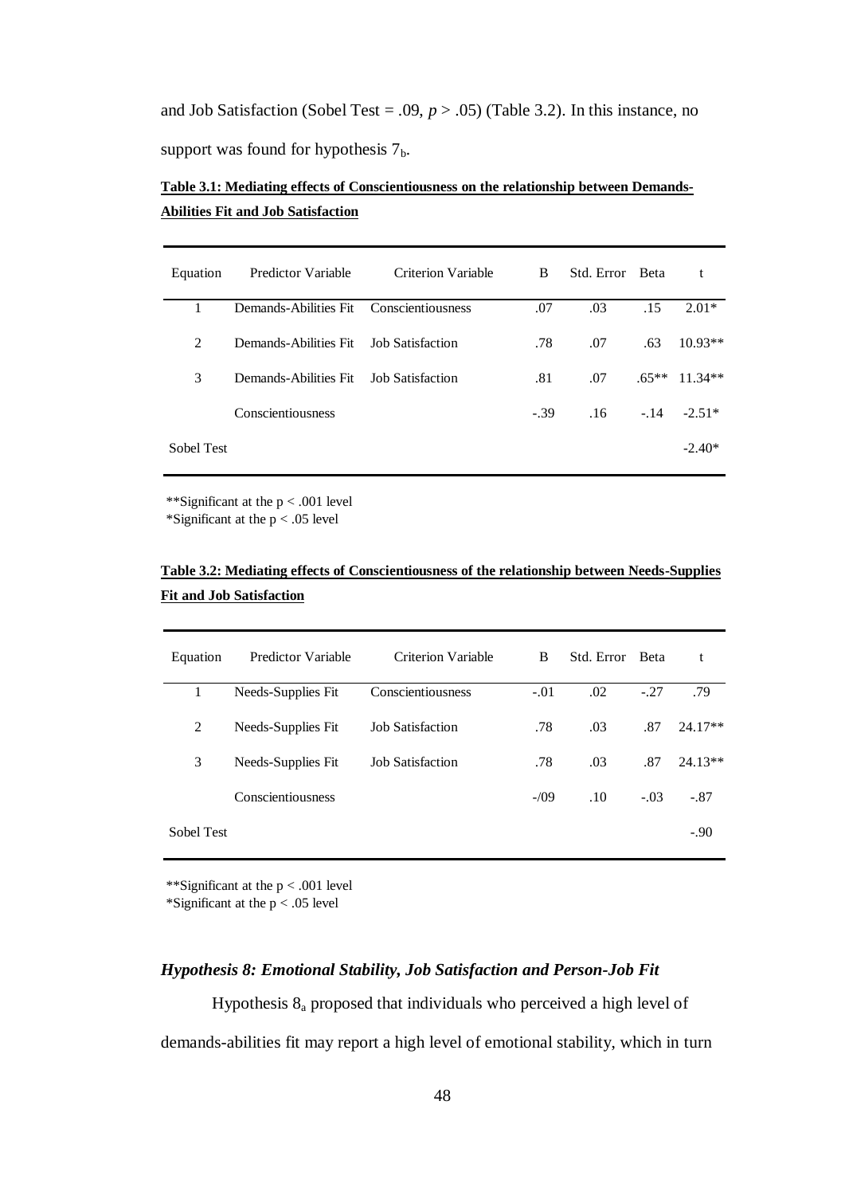and Job Satisfaction (Sobel Test = .09, $p > .05$) (Table 3.2). In this instance, no support was found for hypothesis $7_b$.

**Table 3.1: Mediating effects of Conscientiousness on the relationship between Demands-Abilities Fit and Job Satisfaction**

| Equation | Predictor Variable | Criterion Variable | B | Std. Error | Beta | t |
|---|---|---|---|---|---|---|
| 1 | Demands-Abilities Fit | Conscientiousness | .07 | .03 | .15 | 2.01* |
| 2 | Demands-Abilities Fit | Job Satisfaction | .78 | .07 | .63 | 10.93** |
| 3 | Demands-Abilities Fit | Job Satisfaction | .81 | .07 | .65** | 11.34** |
| | Conscientiousness | | -.39 | .16 | -.14 | -2.51* |
| Sobel Test | | | | | | -2.40* |

**Significant at the p < .001 level
*Significant at the p < .05 level

**Table 3.2: Mediating effects of Conscientiousness of the relationship between Needs-Supplies Fit and Job Satisfaction**

| Equation | Predictor Variable | Criterion Variable | B | Std. Error | Beta | t |
|---|---|---|---|---|---|---|
| 1 | Needs-Supplies Fit | Conscientiousness | -.01 | .02 | -.27 | .79 |
| 2 | Needs-Supplies Fit | Job Satisfaction | .78 | .03 | .87 | 24.17** |
| 3 | Needs-Supplies Fit | Job Satisfaction | .78 | .03 | .87 | 24.13** |
| | Conscientiousness | | -/09 | .10 | -.03 | -.87 |
| Sobel Test | | | | | | -.90 |

**Significant at the p < .001 level
*Significant at the p < .05 level

### *Hypothesis 8: Emotional Stability, Job Satisfaction and Person-Job Fit*

Hypothesis $8_a$ proposed that individuals who perceived a high level of demands-abilities fit may report a high level of emotional stability, which in turn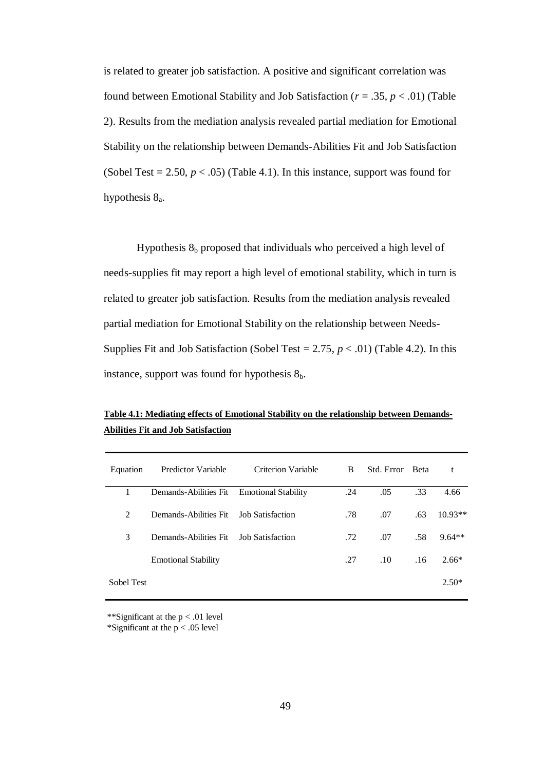is related to greater job satisfaction. A positive and significant correlation was found between Emotional Stability and Job Satisfaction (*r* = .35, *p* < .01) (Table 2). Results from the mediation analysis revealed partial mediation for Emotional Stability on the relationship between Demands-Abilities Fit and Job Satisfaction (Sobel Test = 2.50, *p* < .05) (Table 4.1). In this instance, support was found for hypothesis $8_a$.

Hypothesis $8_b$ proposed that individuals who perceived a high level of needs-supplies fit may report a high level of emotional stability, which in turn is related to greater job satisfaction. Results from the mediation analysis revealed partial mediation for Emotional Stability on the relationship between Needs-Supplies Fit and Job Satisfaction (Sobel Test = 2.75, *p* < .01) (Table 4.2). In this instance, support was found for hypothesis $8_b$.

**Table 4.1: Mediating effects of Emotional Stability on the relationship between Demands-Abilities Fit and Job Satisfaction**

| Equation | Predictor Variable | Criterion Variable | B | Std. Error | Beta | t |
|---|---|---|---|---|---|---|
| 1 | Demands-Abilities Fit | Emotional Stability | .24 | .05 | .33 | 4.66 |
| 2 | Demands-Abilities Fit | Job Satisfaction | .78 | .07 | .63 | 10.93** |
| 3 | Demands-Abilities Fit | Job Satisfaction | .72 | .07 | .58 | 9.64** |
| | Emotional Stability | | .27 | .10 | .16 | 2.66* |
| Sobel Test | | | | | | 2.50* |

**Significant at the p < .01 level
*Significant at the p < .05 level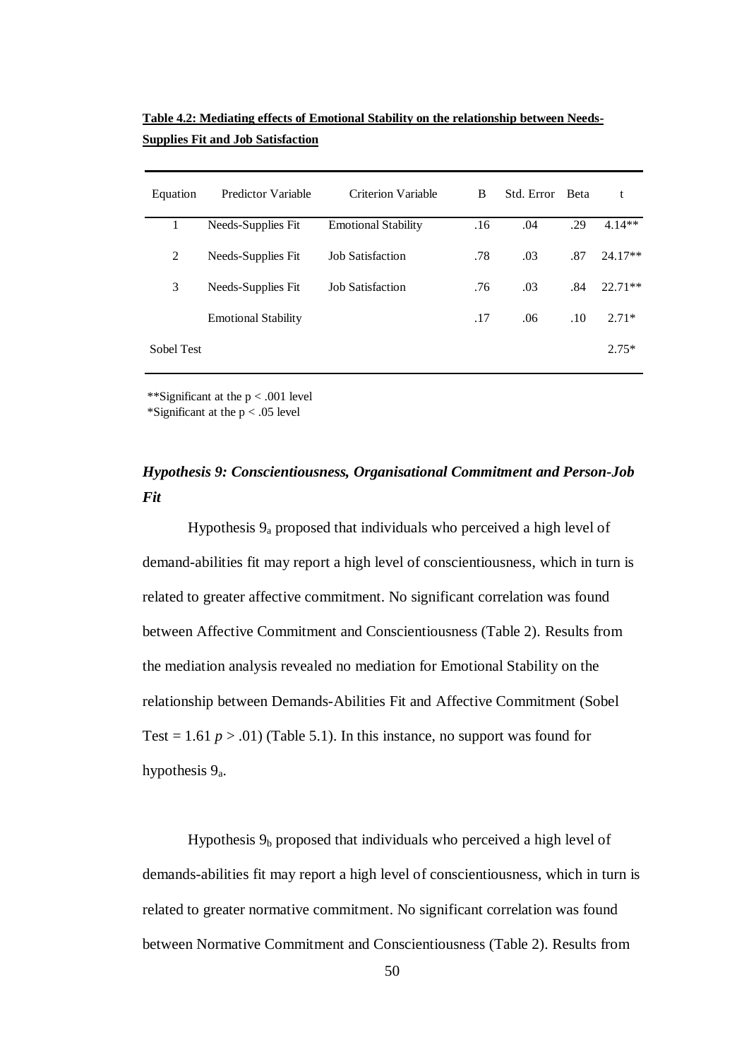**Table 4.2: Mediating effects of Emotional Stability on the relationship between Needs-Supplies Fit and Job Satisfaction**

| Equation | Predictor Variable | Criterion Variable | B | Std. Error | Beta | t |
|---|---|---|---|---|---|---|
| 1 | Needs-Supplies Fit | Emotional Stability | .16 | .04 | .29 | 4.14** |
| 2 | Needs-Supplies Fit | Job Satisfaction | .78 | .03 | .87 | 24.17** |
| 3 | Needs-Supplies Fit | Job Satisfaction | .76 | .03 | .84 | 22.71** |
| | Emotional Stability | | .17 | .06 | .10 | 2.71* |
| Sobel Test | | | | | | 2.75* |

**Significant at the $p < .001$ level
*Significant at the $p < .05$ level

### *Hypothesis 9: Conscientiousness, Organisational Commitment and Person-Job Fit*

Hypothesis $9_a$ proposed that individuals who perceived a high level of demand-abilities fit may report a high level of conscientiousness, which in turn is related to greater affective commitment. No significant correlation was found between Affective Commitment and Conscientiousness (Table 2). Results from the mediation analysis revealed no mediation for Emotional Stability on the relationship between Demands-Abilities Fit and Affective Commitment (Sobel Test = 1.61 $p > .01$) (Table 5.1). In this instance, no support was found for hypothesis $9_a$.

Hypothesis $9_b$ proposed that individuals who perceived a high level of demands-abilities fit may report a high level of conscientiousness, which in turn is related to greater normative commitment. No significant correlation was found between Normative Commitment and Conscientiousness (Table 2). Results from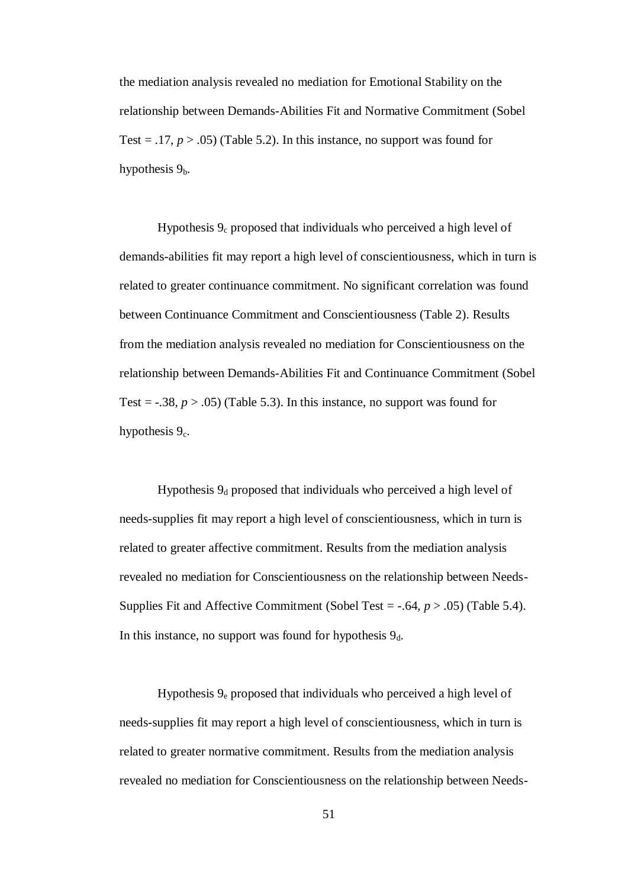the mediation analysis revealed no mediation for Emotional Stability on the relationship between Demands-Abilities Fit and Normative Commitment (Sobel Test = .17, $p > .05$) (Table 5.2). In this instance, no support was found for hypothesis $9_b$.

Hypothesis $9_c$ proposed that individuals who perceived a high level of demands-abilities fit may report a high level of conscientiousness, which in turn is related to greater continuance commitment. No significant correlation was found between Continuance Commitment and Conscientiousness (Table 2). Results from the mediation analysis revealed no mediation for Conscientiousness on the relationship between Demands-Abilities Fit and Continuance Commitment (Sobel Test = -.38, $p > .05$) (Table 5.3). In this instance, no support was found for hypothesis $9_c$.

Hypothesis $9_d$ proposed that individuals who perceived a high level of needs-supplies fit may report a high level of conscientiousness, which in turn is related to greater affective commitment. Results from the mediation analysis revealed no mediation for Conscientiousness on the relationship between Needs-Supplies Fit and Affective Commitment (Sobel Test = -.64, $p > .05$) (Table 5.4). In this instance, no support was found for hypothesis $9_d$.

Hypothesis $9_e$ proposed that individuals who perceived a high level of needs-supplies fit may report a high level of conscientiousness, which in turn is related to greater normative commitment. Results from the mediation analysis revealed no mediation for Conscientiousness on the relationship between Needs-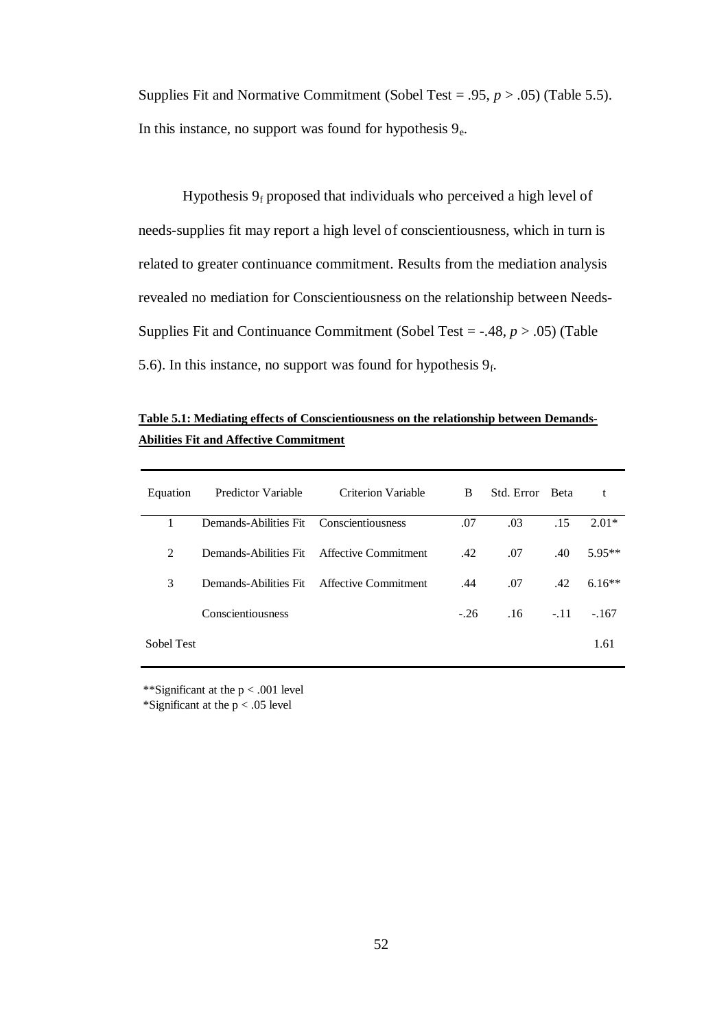Supplies Fit and Normative Commitment (Sobel Test = .95, $p > .05$) (Table 5.5). In this instance, no support was found for hypothesis $9_e$.

Hypothesis $9_f$ proposed that individuals who perceived a high level of needs-supplies fit may report a high level of conscientiousness, which in turn is related to greater continuance commitment. Results from the mediation analysis revealed no mediation for Conscientiousness on the relationship between Needs-Supplies Fit and Continuance Commitment (Sobel Test = -.48, $p > .05$) (Table 5.6). In this instance, no support was found for hypothesis $9_f$.

**Table 5.1: Mediating effects of Conscientiousness on the relationship between Demands-Abilities Fit and Affective Commitment**

| Equation | Predictor Variable | Criterion Variable | B | Std. Error | Beta | t |
|---|---|---|---|---|---|---|
| 1 | Demands-Abilities Fit | Conscientiousness | .07 | .03 | .15 | 2.01* |
| 2 | Demands-Abilities Fit | Affective Commitment | .42 | .07 | .40 | 5.95** |
| 3 | Demands-Abilities Fit | Affective Commitment | .44 | .07 | .42 | 6.16** |
| | Conscientiousness | | -.26 | .16 | -.11 | -.167 |
| Sobel Test | | | | | | 1.61 |

**Significant at the $p < .001$ level
*Significant at the $p < .05$ level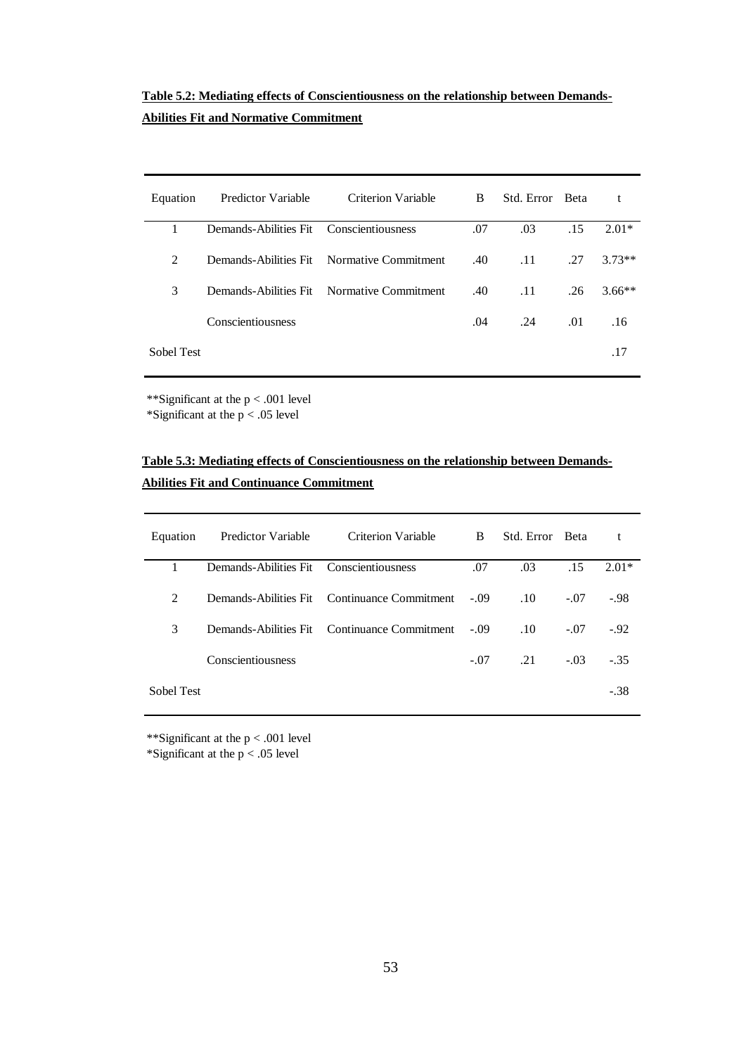**Table 5.2: Mediating effects of Conscientiousness on the relationship between Demands-Abilities Fit and Normative Commitment**

| Equation | Predictor Variable | Criterion Variable | B | Std. Error | Beta | t |
|---|---|---|---|---|---|---|
| 1 | Demands-Abilities Fit | Conscientiousness | .07 | .03 | .15 | 2.01* |
| 2 | Demands-Abilities Fit | Normative Commitment | .40 | .11 | .27 | 3.73** |
| 3 | Demands-Abilities Fit | Normative Commitment | .40 | .11 | .26 | 3.66** |
| | Conscientiousness | | .04 | .24 | .01 | .16 |
| Sobel Test | | | | | | .17 |

**Significant at the $p < .001$ level
*Significant at the $p < .05$ level

**Table 5.3: Mediating effects of Conscientiousness on the relationship between Demands-Abilities Fit and Continuance Commitment**

| Equation | Predictor Variable | Criterion Variable | B | Std. Error | Beta | t |
|---|---|---|---|---|---|---|
| 1 | Demands-Abilities Fit | Conscientiousness | .07 | .03 | .15 | 2.01* |
| 2 | Demands-Abilities Fit | Continuance Commitment | -.09 | .10 | -.07 | -.98 |
| 3 | Demands-Abilities Fit | Continuance Commitment | -.09 | .10 | -.07 | -.92 |
| | Conscientiousness | | -.07 | .21 | -.03 | -.35 |
| Sobel Test | | | | | | -.38 |

**Significant at the $p < .001$ level
*Significant at the $p < .05$ level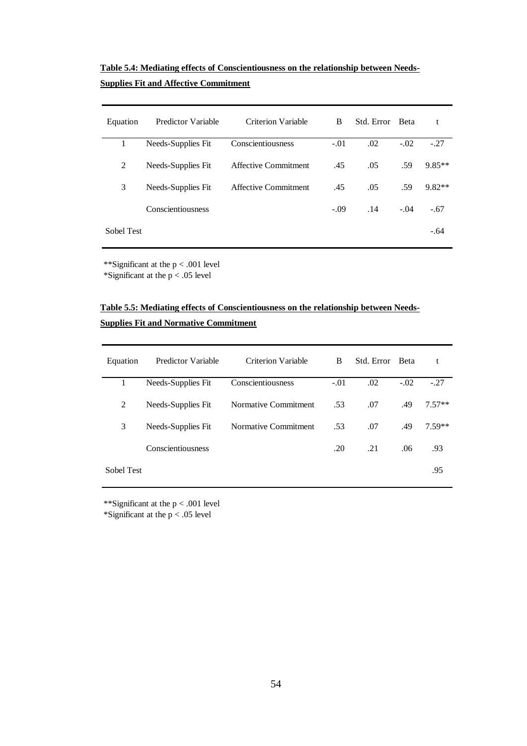**Table 5.4: Mediating effects of Conscientiousness on the relationship between Needs-Supplies Fit and Affective Commitment**

| Equation | Predictor Variable | Criterion Variable | B | Std. Error | Beta | t |
|---|---|---|---|---|---|---|
| 1 | Needs-Supplies Fit | Conscientiousness | -.01 | .02 | -.02 | -.27 |
| 2 | Needs-Supplies Fit | Affective Commitment | .45 | .05 | .59 | 9.85** |
| 3 | Needs-Supplies Fit | Affective Commitment | .45 | .05 | .59 | 9.82** |
| | Conscientiousness | | -.09 | .14 | -.04 | -.67 |
| Sobel Test | | | | | | -.64 |

**Significant at the $p < .001$ level
*Significant at the $p < .05$ level

**Table 5.5: Mediating effects of Conscientiousness on the relationship between Needs-Supplies Fit and Normative Commitment**

| Equation | Predictor Variable | Criterion Variable | B | Std. Error | Beta | t |
|---|---|---|---|---|---|---|
| 1 | Needs-Supplies Fit | Conscientiousness | -.01 | .02 | -.02 | -.27 |
| 2 | Needs-Supplies Fit | Normative Commitment | .53 | .07 | .49 | 7.57** |
| 3 | Needs-Supplies Fit | Normative Commitment | .53 | .07 | .49 | 7.59** |
| | Conscientiousness | | .20 | .21 | .06 | .93 |
| Sobel Test | | | | | | .95 |

**Significant at the $p < .001$ level
*Significant at the $p < .05$ level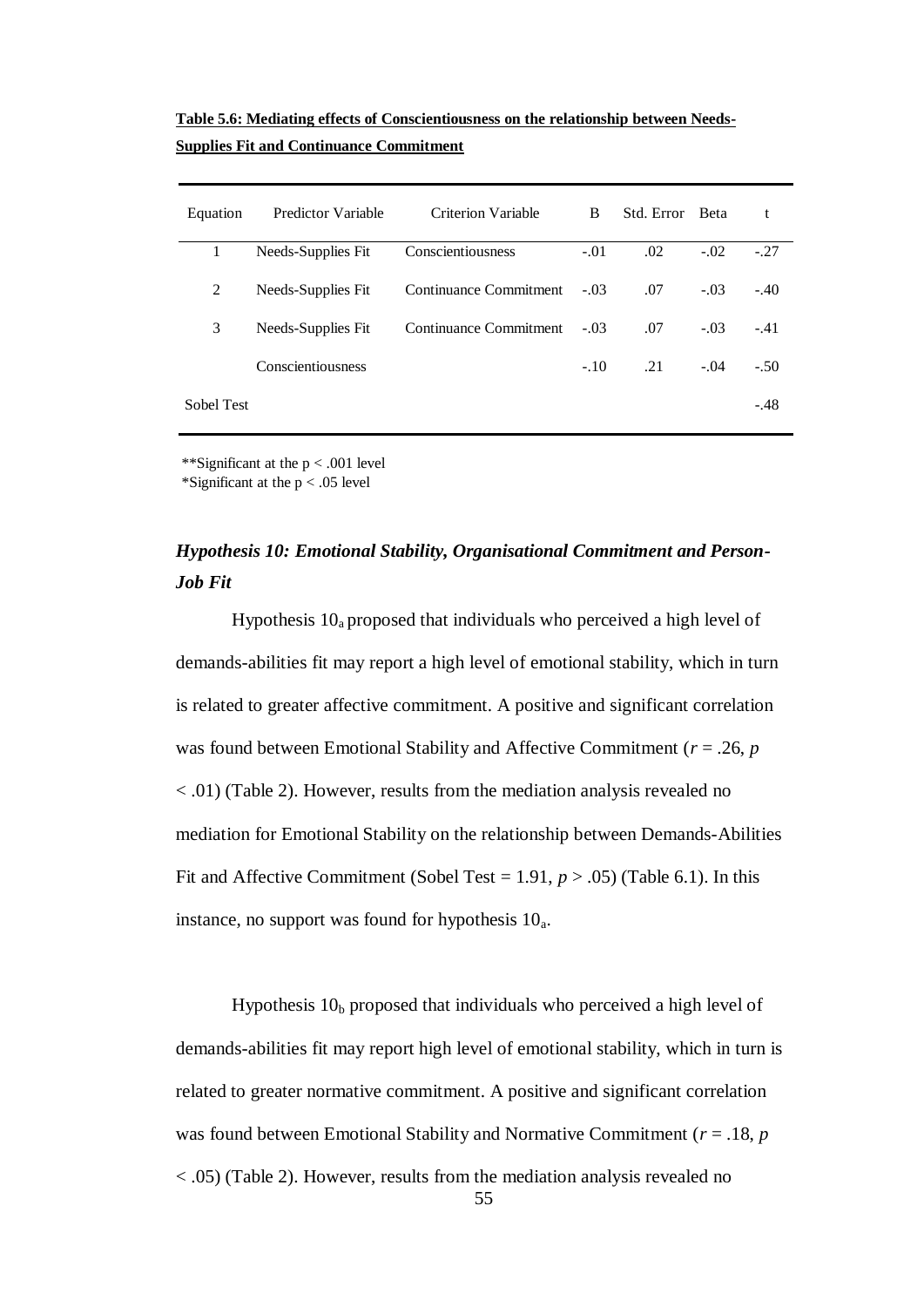**Table 5.6: Mediating effects of Conscientiousness on the relationship between Needs-Supplies Fit and Continuance Commitment**

| Equation | Predictor Variable | Criterion Variable | B | Std. Error | Beta | t |
|---|---|---|---|---|---|---|
| 1 | Needs-Supplies Fit | Conscientiousness | -.01 | .02 | -.02 | -.27 |
| 2 | Needs-Supplies Fit | Continuance Commitment | -.03 | .07 | -.03 | -.40 |
| 3 | Needs-Supplies Fit | Continuance Commitment | -.03 | .07 | -.03 | -.41 |
| | Conscientiousness | | -.10 | .21 | -.04 | -.50 |
| Sobel Test | | | | | | -.48 |

**Significant at the $p < .001$ level
*Significant at the $p < .05$ level

### *Hypothesis 10: Emotional Stability, Organisational Commitment and Person-Job Fit*

Hypothesis $10_a$ proposed that individuals who perceived a high level of demands-abilities fit may report a high level of emotional stability, which in turn is related to greater affective commitment. A positive and significant correlation was found between Emotional Stability and Affective Commitment ($r = .26$, $p < .01$) (Table 2). However, results from the mediation analysis revealed no mediation for Emotional Stability on the relationship between Demands-Abilities Fit and Affective Commitment (Sobel Test = 1.91, $p > .05$) (Table 6.1). In this instance, no support was found for hypothesis $10_a$.

Hypothesis $10_b$ proposed that individuals who perceived a high level of demands-abilities fit may report high level of emotional stability, which in turn is related to greater normative commitment. A positive and significant correlation was found between Emotional Stability and Normative Commitment ($r = .18$, $p < .05$) (Table 2). However, results from the mediation analysis revealed no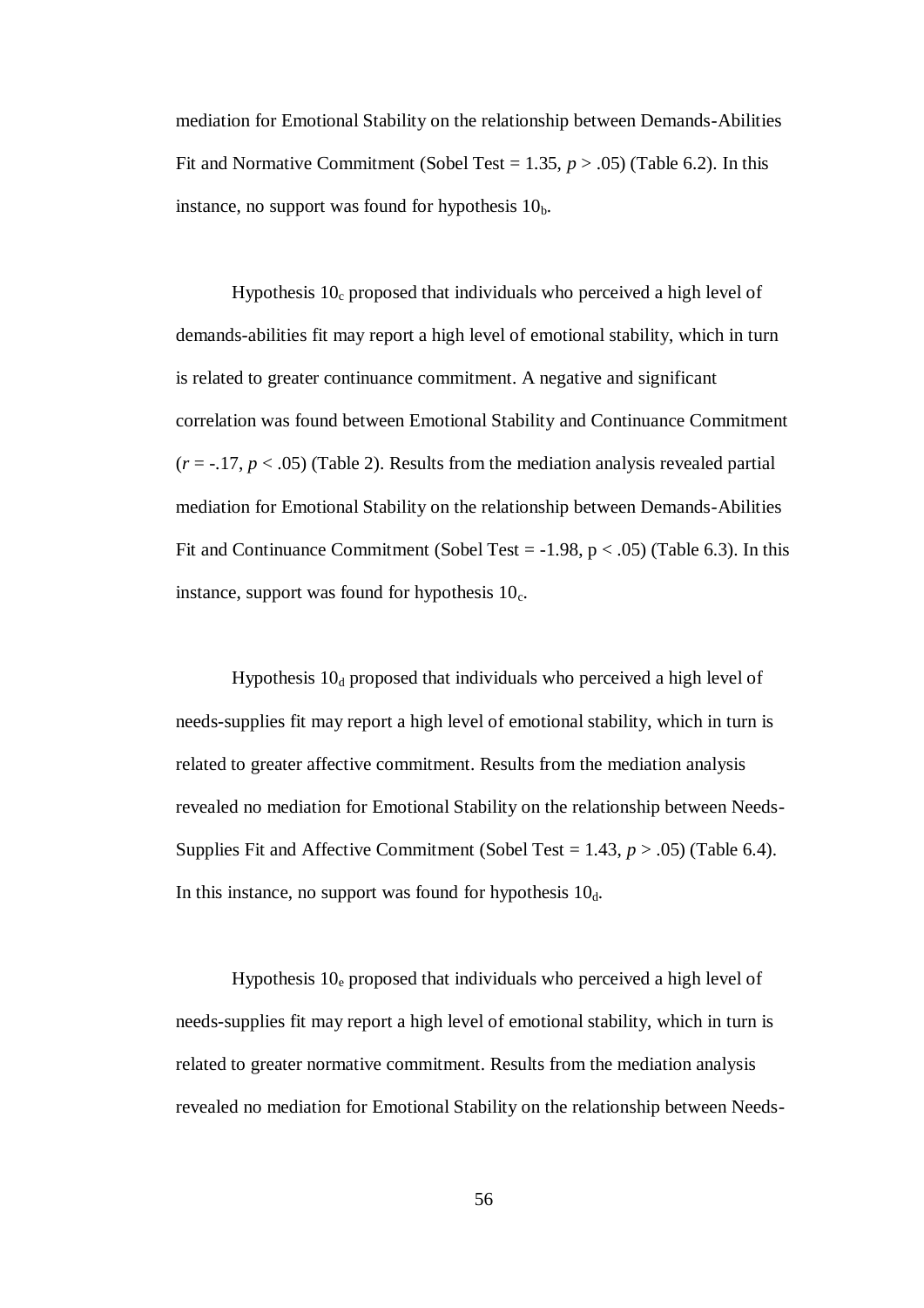mediation for Emotional Stability on the relationship between Demands-Abilities Fit and Normative Commitment (Sobel Test = 1.35, $p > .05$) (Table 6.2). In this instance, no support was found for hypothesis $10_b$.

Hypothesis $10_c$ proposed that individuals who perceived a high level of demands-abilities fit may report a high level of emotional stability, which in turn is related to greater continuance commitment. A negative and significant correlation was found between Emotional Stability and Continuance Commitment ($r = -.17$, $p < .05$) (Table 2). Results from the mediation analysis revealed partial mediation for Emotional Stability on the relationship between Demands-Abilities Fit and Continuance Commitment (Sobel Test = -1.98, $p < .05$) (Table 6.3). In this instance, support was found for hypothesis $10_c$.

Hypothesis $10_d$ proposed that individuals who perceived a high level of needs-supplies fit may report a high level of emotional stability, which in turn is related to greater affective commitment. Results from the mediation analysis revealed no mediation for Emotional Stability on the relationship between Needs-Supplies Fit and Affective Commitment (Sobel Test = 1.43, $p > .05$) (Table 6.4). In this instance, no support was found for hypothesis $10_d$.

Hypothesis $10_e$ proposed that individuals who perceived a high level of needs-supplies fit may report a high level of emotional stability, which in turn is related to greater normative commitment. Results from the mediation analysis revealed no mediation for Emotional Stability on the relationship between Needs-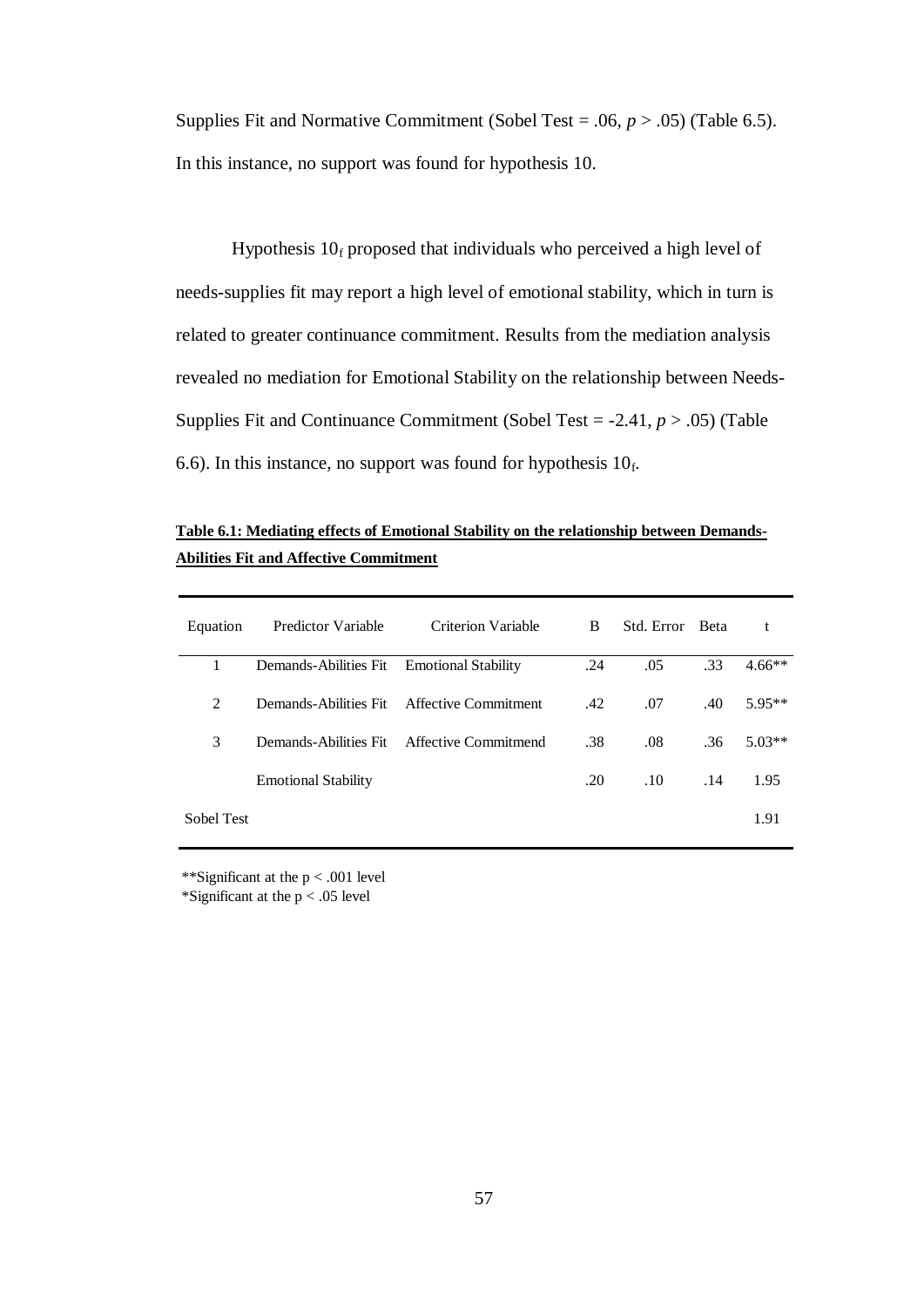Supplies Fit and Normative Commitment (Sobel Test = .06, *p* > .05) (Table 6.5). In this instance, no support was found for hypothesis 10.

Hypothesis $10_f$ proposed that individuals who perceived a high level of needs-supplies fit may report a high level of emotional stability, which in turn is related to greater continuance commitment. Results from the mediation analysis revealed no mediation for Emotional Stability on the relationship between Needs-Supplies Fit and Continuance Commitment (Sobel Test = -2.41, *p* > .05) (Table 6.6). In this instance, no support was found for hypothesis $10_f$.

**Table 6.1: Mediating effects of Emotional Stability on the relationship between Demands-Abilities Fit and Affective Commitment**

| Equation | Predictor Variable | Criterion Variable | B | Std. Error | Beta | t |
|---|---|---|---|---|---|---|
| 1 | Demands-Abilities Fit | Emotional Stability | .24 | .05 | .33 | 4.66** |
| 2 | Demands-Abilities Fit | Affective Commitment | .42 | .07 | .40 | 5.95** |
| 3 | Demands-Abilities Fit | Affective Commitmend | .38 | .08 | .36 | 5.03** |
| | Emotional Stability | | .20 | .10 | .14 | 1.95 |
| Sobel Test | | | | | | 1.91 |

**Significant at the $p < .001$ level
*Significant at the $p < .05$ level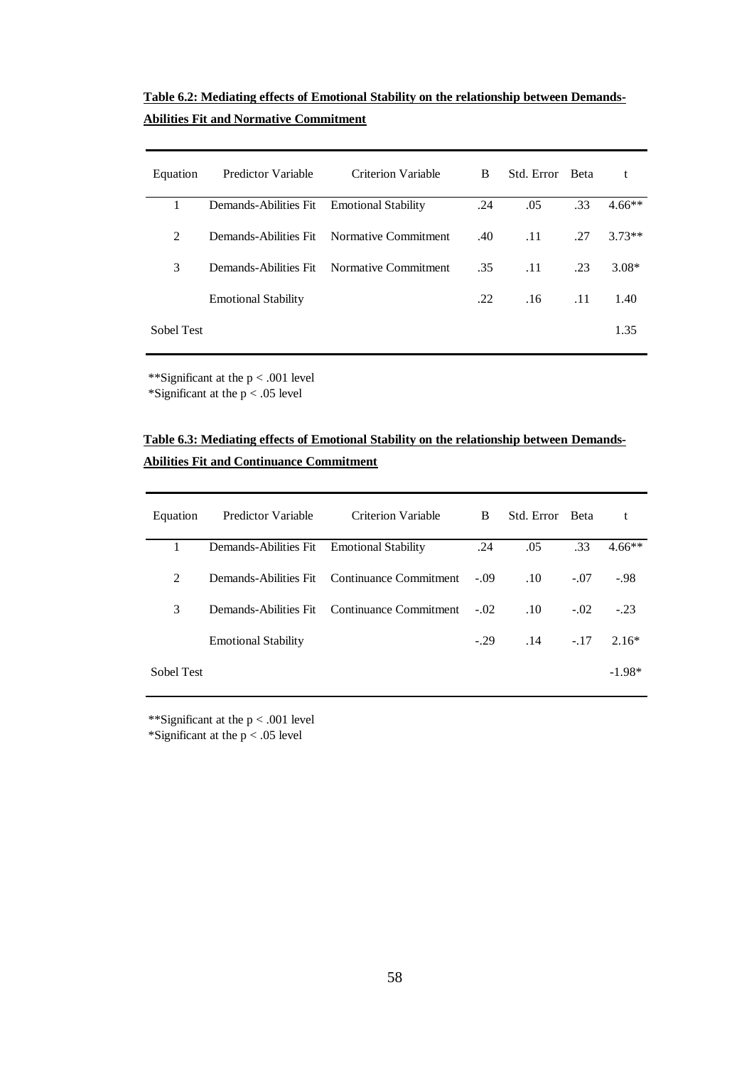**Table 6.2: Mediating effects of Emotional Stability on the relationship between Demands-Abilities Fit and Normative Commitment**

| Equation | Predictor Variable | Criterion Variable | B | Std. Error | Beta | t |
|---|---|---|---|---|---|---|
| 1 | Demands-Abilities Fit | Emotional Stability | .24 | .05 | .33 | 4.66** |
| 2 | Demands-Abilities Fit | Normative Commitment | .40 | .11 | .27 | 3.73** |
| 3 | Demands-Abilities Fit | Normative Commitment | .35 | .11 | .23 | 3.08* |
| | Emotional Stability | | .22 | .16 | .11 | 1.40 |
| Sobel Test | | | | | | 1.35 |

**Significant at the $p < .001$ level
*Significant at the $p < .05$ level

**Table 6.3: Mediating effects of Emotional Stability on the relationship between Demands-Abilities Fit and Continuance Commitment**

| Equation | Predictor Variable | Criterion Variable | B | Std. Error | Beta | t |
|---|---|---|---|---|---|---|
| 1 | Demands-Abilities Fit | Emotional Stability | .24 | .05 | .33 | 4.66** |
| 2 | Demands-Abilities Fit | Continuance Commitment | -.09 | .10 | -.07 | -.98 |
| 3 | Demands-Abilities Fit | Continuance Commitment | -.02 | .10 | -.02 | -.23 |
| | Emotional Stability | | -.29 | .14 | -.17 | 2.16* |
| Sobel Test | | | | | | -1.98* |

**Significant at the $p < .001$ level
*Significant at the $p < .05$ level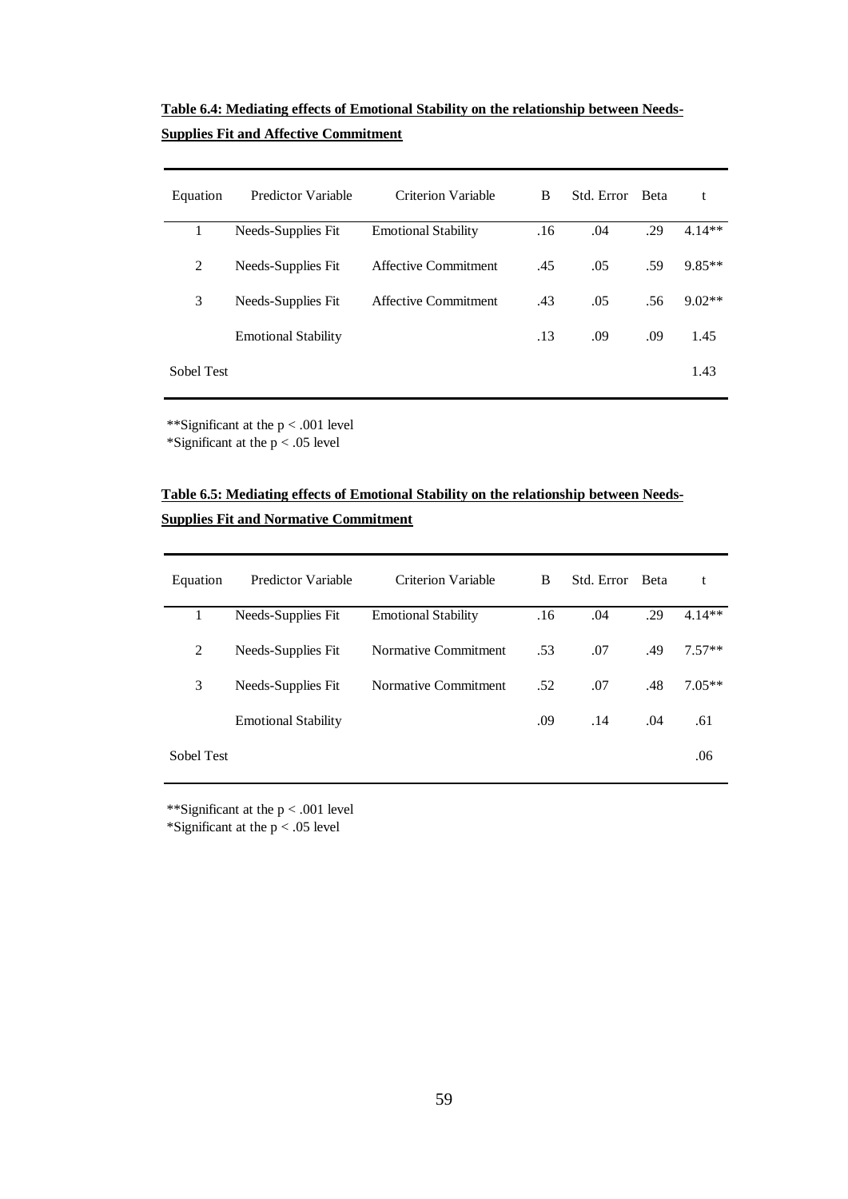**Table 6.4: Mediating effects of Emotional Stability on the relationship between Needs-Supplies Fit and Affective Commitment**

| Equation | Predictor Variable | Criterion Variable | B | Std. Error | Beta | t |
|---|---|---|---|---|---|---|
| 1 | Needs-Supplies Fit | Emotional Stability | .16 | .04 | .29 | 4.14** |
| 2 | Needs-Supplies Fit | Affective Commitment | .45 | .05 | .59 | 9.85** |
| 3 | Needs-Supplies Fit | Affective Commitment | .43 | .05 | .56 | 9.02** |
| | Emotional Stability | | .13 | .09 | .09 | 1.45 |
| Sobel Test | | | | | | 1.43 |

**Significant at the $p < .001$ level
*Significant at the $p < .05$ level

**Table 6.5: Mediating effects of Emotional Stability on the relationship between Needs-Supplies Fit and Normative Commitment**

| Equation | Predictor Variable | Criterion Variable | B | Std. Error | Beta | t |
|---|---|---|---|---|---|---|
| 1 | Needs-Supplies Fit | Emotional Stability | .16 | .04 | .29 | 4.14** |
| 2 | Needs-Supplies Fit | Normative Commitment | .53 | .07 | .49 | 7.57** |
| 3 | Needs-Supplies Fit | Normative Commitment | .52 | .07 | .48 | 7.05** |
| | Emotional Stability | | .09 | .14 | .04 | .61 |
| Sobel Test | | | | | | .06 |

**Significant at the $p < .001$ level
*Significant at the $p < .05$ level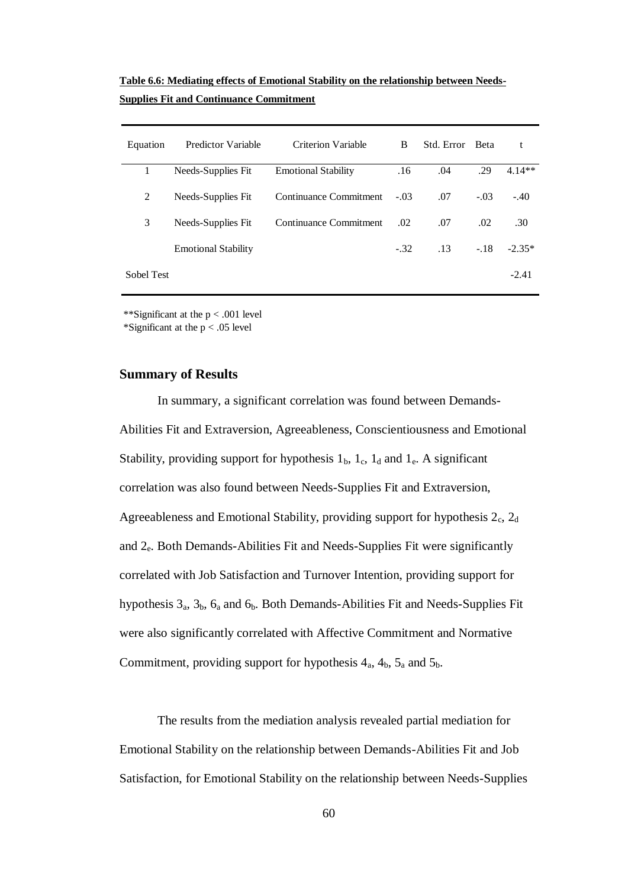**Table 6.6: Mediating effects of Emotional Stability on the relationship between Needs-Supplies Fit and Continuance Commitment**

| Equation | Predictor Variable | Criterion Variable | B | Std. Error | Beta | t |
|---|---|---|---|---|---|---|
| 1 | Needs-Supplies Fit | Emotional Stability | .16 | .04 | .29 | 4.14** |
| 2 | Needs-Supplies Fit | Continuance Commitment | -.03 | .07 | -.03 | -.40 |
| 3 | Needs-Supplies Fit | Continuance Commitment | .02 | .07 | .02 | .30 |
| | Emotional Stability | | -.32 | .13 | -.18 | -2.35* |
| Sobel Test | | | | | | -2.41 |

**Significant at the $p < .001$ level
*Significant at the $p < .05$ level

### Summary of Results

In summary, a significant correlation was found between Demands-Abilities Fit and Extraversion, Agreeableness, Conscientiousness and Emotional Stability, providing support for hypothesis $1_b$, $1_c$, $1_d$ and $1_e$. A significant correlation was also found between Needs-Supplies Fit and Extraversion, Agreeableness and Emotional Stability, providing support for hypothesis $2_c$, $2_d$ and $2_e$. Both Demands-Abilities Fit and Needs-Supplies Fit were significantly correlated with Job Satisfaction and Turnover Intention, providing support for hypothesis $3_a$, $3_b$, $6_a$ and $6_b$. Both Demands-Abilities Fit and Needs-Supplies Fit were also significantly correlated with Affective Commitment and Normative Commitment, providing support for hypothesis $4_a$, $4_b$, $5_a$ and $5_b$.

The results from the mediation analysis revealed partial mediation for Emotional Stability on the relationship between Demands-Abilities Fit and Job Satisfaction, for Emotional Stability on the relationship between Needs-Supplies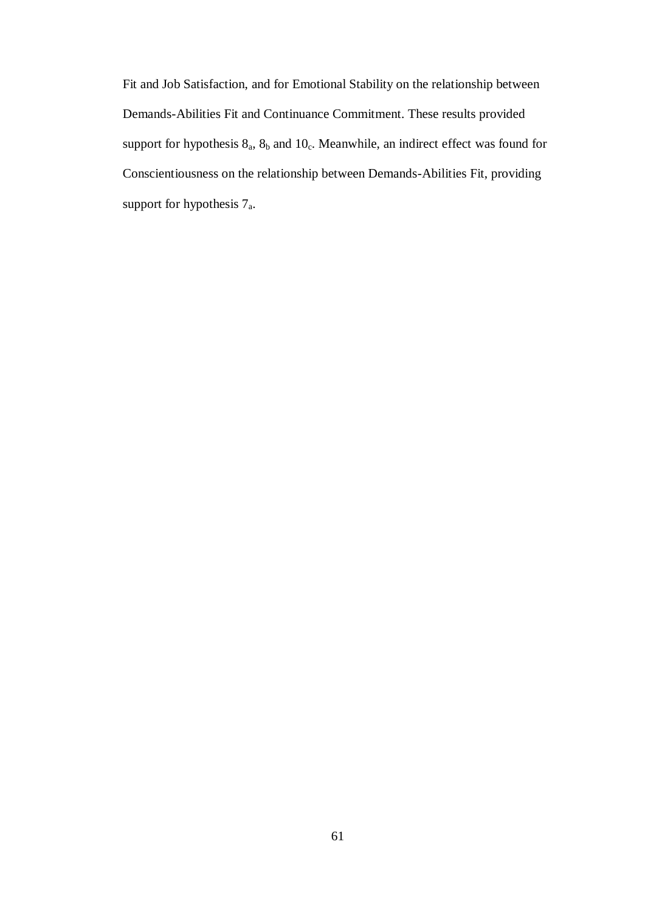Fit and Job Satisfaction, and for Emotional Stability on the relationship between Demands-Abilities Fit and Continuance Commitment. These results provided support for hypothesis $8_a$, $8_b$ and $10_c$. Meanwhile, an indirect effect was found for Conscientiousness on the relationship between Demands-Abilities Fit, providing support for hypothesis $7_a$.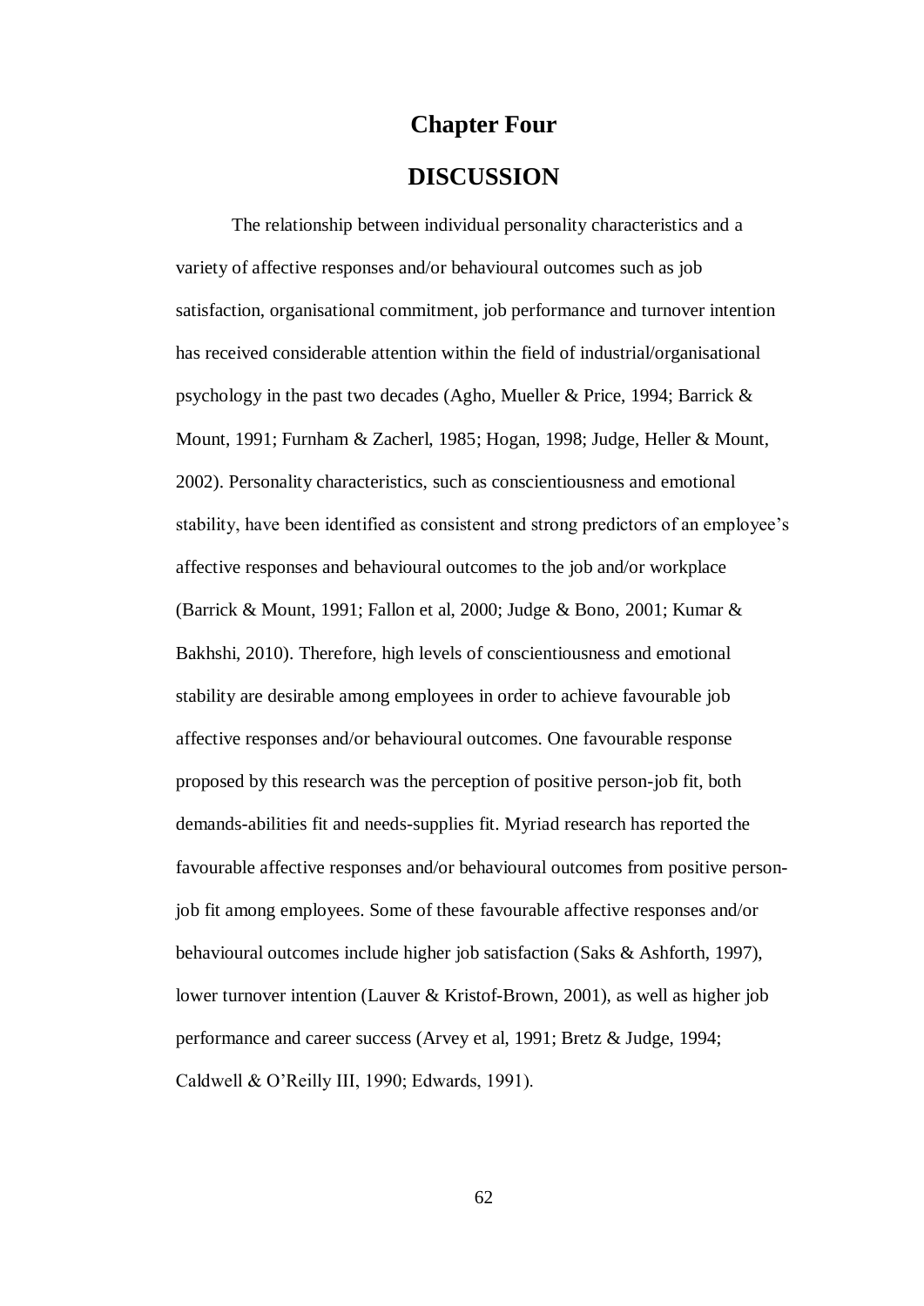# Chapter Four

# DISCUSSION

The relationship between individual personality characteristics and a variety of affective responses and/or behavioural outcomes such as job satisfaction, organisational commitment, job performance and turnover intention has received considerable attention within the field of industrial/organisational psychology in the past two decades (Agho, Mueller & Price, 1994; Barrick & Mount, 1991; Furnham & Zacherl, 1985; Hogan, 1998; Judge, Heller & Mount, 2002). Personality characteristics, such as conscientiousness and emotional stability, have been identified as consistent and strong predictors of an employee's affective responses and behavioural outcomes to the job and/or workplace (Barrick & Mount, 1991; Fallon et al, 2000; Judge & Bono, 2001; Kumar & Bakhshi, 2010). Therefore, high levels of conscientiousness and emotional stability are desirable among employees in order to achieve favourable job affective responses and/or behavioural outcomes. One favourable response proposed by this research was the perception of positive person-job fit, both demands-abilities fit and needs-supplies fit. Myriad research has reported the favourable affective responses and/or behavioural outcomes from positive person-job fit among employees. Some of these favourable affective responses and/or behavioural outcomes include higher job satisfaction (Saks & Ashforth, 1997), lower turnover intention (Lauver & Kristof-Brown, 2001), as well as higher job performance and career success (Arvey et al, 1991; Bretz & Judge, 1994; Caldwell & O'Reilly III, 1990; Edwards, 1991).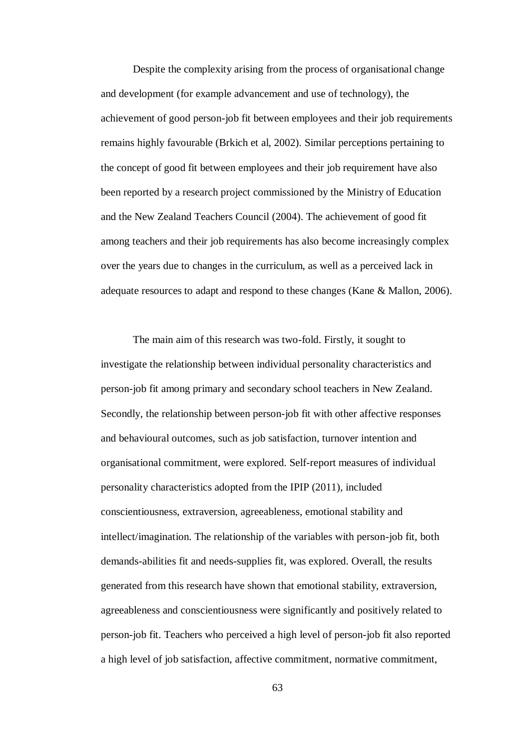Despite the complexity arising from the process of organisational change and development (for example advancement and use of technology), the achievement of good person-job fit between employees and their job requirements remains highly favourable (Brkich et al, 2002). Similar perceptions pertaining to the concept of good fit between employees and their job requirement have also been reported by a research project commissioned by the Ministry of Education and the New Zealand Teachers Council (2004). The achievement of good fit among teachers and their job requirements has also become increasingly complex over the years due to changes in the curriculum, as well as a perceived lack in adequate resources to adapt and respond to these changes (Kane & Mallon, 2006).

The main aim of this research was two-fold. Firstly, it sought to investigate the relationship between individual personality characteristics and person-job fit among primary and secondary school teachers in New Zealand. Secondly, the relationship between person-job fit with other affective responses and behavioural outcomes, such as job satisfaction, turnover intention and organisational commitment, were explored. Self-report measures of individual personality characteristics adopted from the IPIP (2011), included conscientiousness, extraversion, agreeableness, emotional stability and intellect/imagination. The relationship of the variables with person-job fit, both demands-abilities fit and needs-supplies fit, was explored. Overall, the results generated from this research have shown that emotional stability, extraversion, agreeableness and conscientiousness were significantly and positively related to person-job fit. Teachers who perceived a high level of person-job fit also reported a high level of job satisfaction, affective commitment, normative commitment,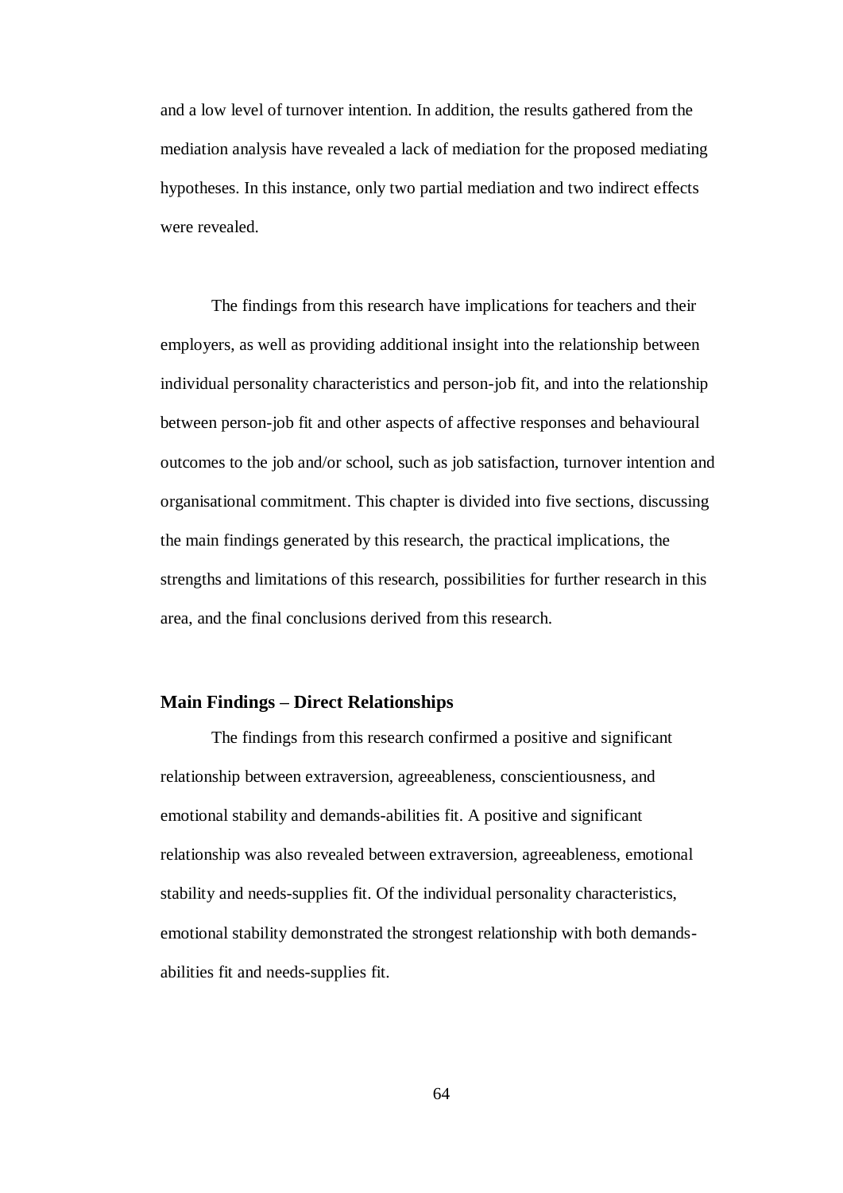and a low level of turnover intention. In addition, the results gathered from the mediation analysis have revealed a lack of mediation for the proposed mediating hypotheses. In this instance, only two partial mediation and two indirect effects were revealed.

The findings from this research have implications for teachers and their employers, as well as providing additional insight into the relationship between individual personality characteristics and person-job fit, and into the relationship between person-job fit and other aspects of affective responses and behavioural outcomes to the job and/or school, such as job satisfaction, turnover intention and organisational commitment. This chapter is divided into five sections, discussing the main findings generated by this research, the practical implications, the strengths and limitations of this research, possibilities for further research in this area, and the final conclusions derived from this research.

## Main Findings – Direct Relationships

The findings from this research confirmed a positive and significant relationship between extraversion, agreeableness, conscientiousness, and emotional stability and demands-abilities fit. A positive and significant relationship was also revealed between extraversion, agreeableness, emotional stability and needs-supplies fit. Of the individual personality characteristics, emotional stability demonstrated the strongest relationship with both demands-abilities fit and needs-supplies fit.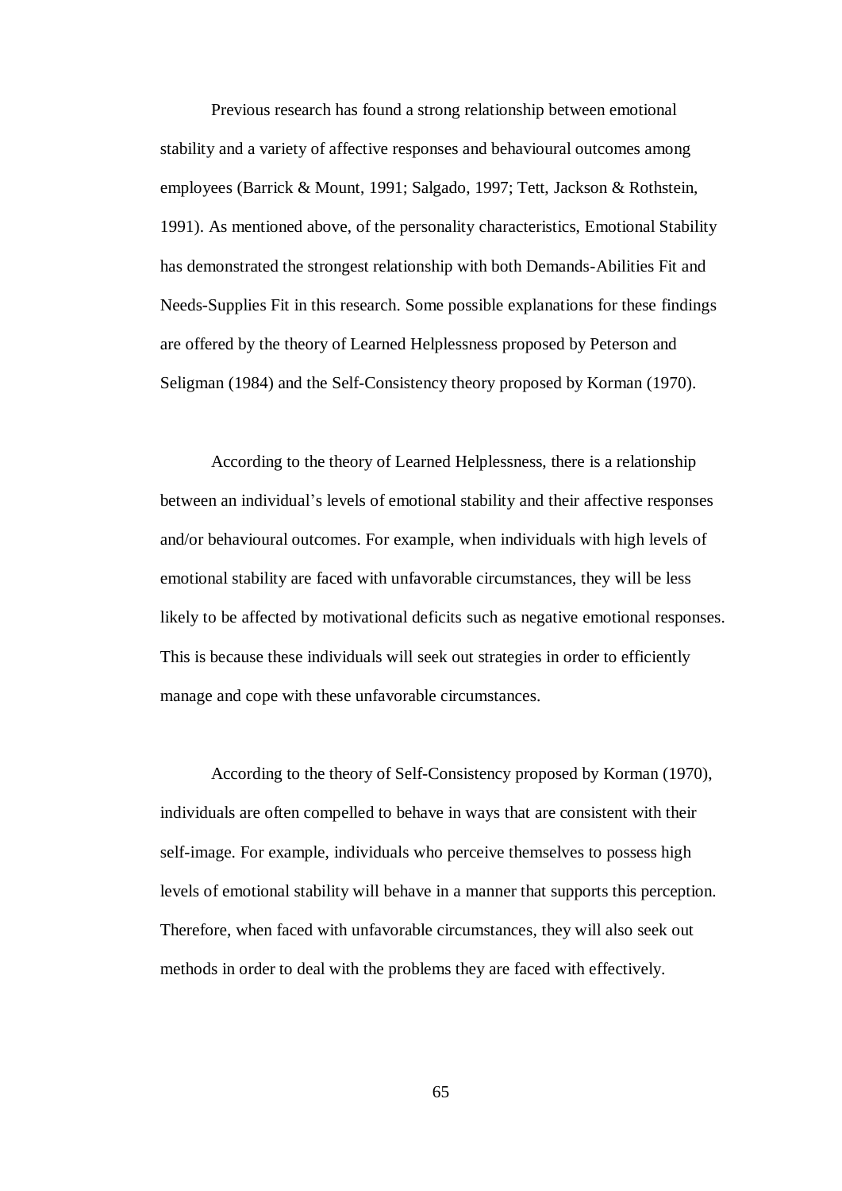Previous research has found a strong relationship between emotional stability and a variety of affective responses and behavioural outcomes among employees (Barrick & Mount, 1991; Salgado, 1997; Tett, Jackson & Rothstein, 1991). As mentioned above, of the personality characteristics, Emotional Stability has demonstrated the strongest relationship with both Demands-Abilities Fit and Needs-Supplies Fit in this research. Some possible explanations for these findings are offered by the theory of Learned Helplessness proposed by Peterson and Seligman (1984) and the Self-Consistency theory proposed by Korman (1970).

According to the theory of Learned Helplessness, there is a relationship between an individual's levels of emotional stability and their affective responses and/or behavioural outcomes. For example, when individuals with high levels of emotional stability are faced with unfavorable circumstances, they will be less likely to be affected by motivational deficits such as negative emotional responses. This is because these individuals will seek out strategies in order to efficiently manage and cope with these unfavorable circumstances.

According to the theory of Self-Consistency proposed by Korman (1970), individuals are often compelled to behave in ways that are consistent with their self-image. For example, individuals who perceive themselves to possess high levels of emotional stability will behave in a manner that supports this perception. Therefore, when faced with unfavorable circumstances, they will also seek out methods in order to deal with the problems they are faced with effectively.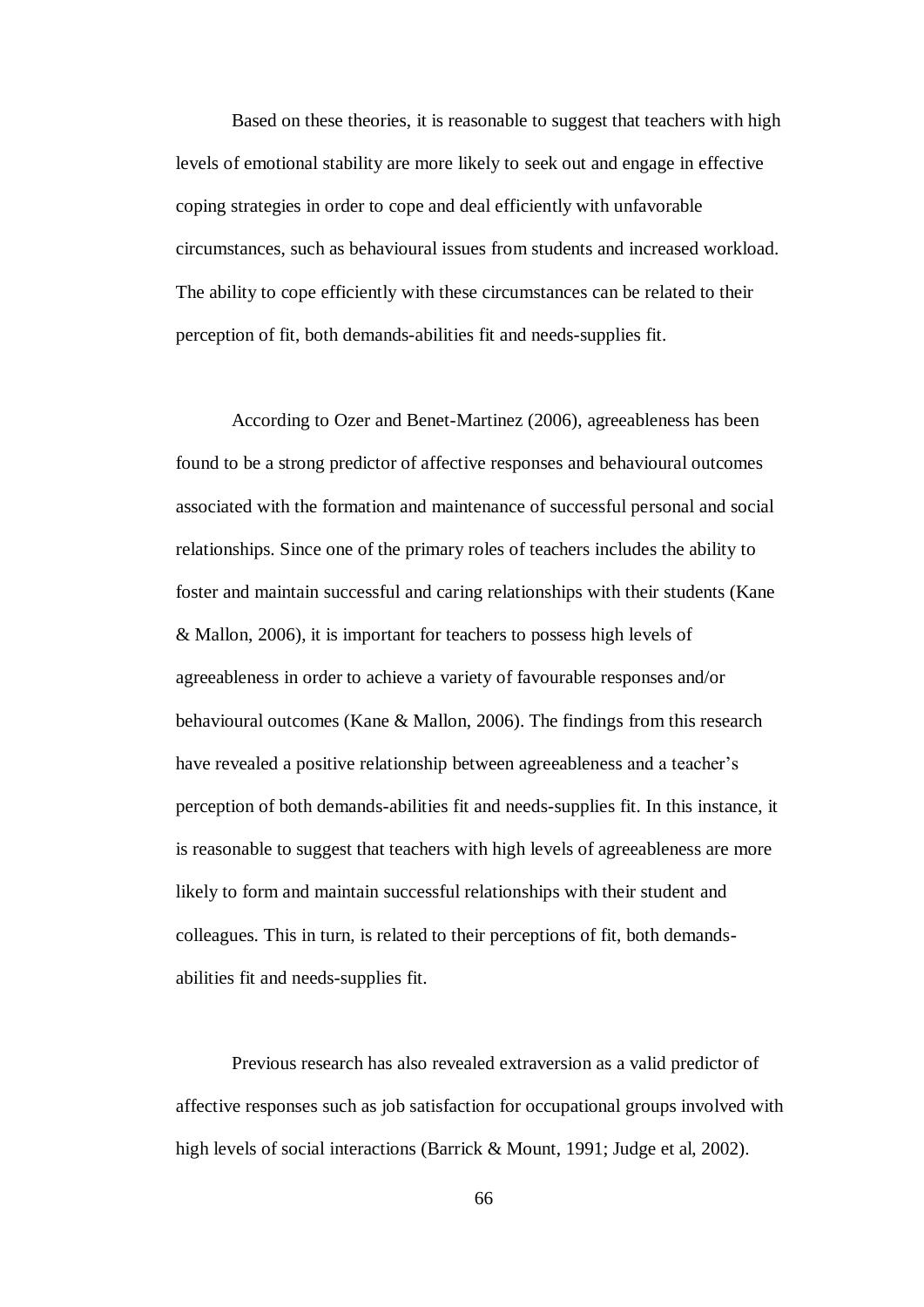Based on these theories, it is reasonable to suggest that teachers with high levels of emotional stability are more likely to seek out and engage in effective coping strategies in order to cope and deal efficiently with unfavorable circumstances, such as behavioural issues from students and increased workload. The ability to cope efficiently with these circumstances can be related to their perception of fit, both demands-abilities fit and needs-supplies fit.

According to Ozer and Benet-Martinez (2006), agreeableness has been found to be a strong predictor of affective responses and behavioural outcomes associated with the formation and maintenance of successful personal and social relationships. Since one of the primary roles of teachers includes the ability to foster and maintain successful and caring relationships with their students (Kane & Mallon, 2006), it is important for teachers to possess high levels of agreeableness in order to achieve a variety of favourable responses and/or behavioural outcomes (Kane & Mallon, 2006). The findings from this research have revealed a positive relationship between agreeableness and a teacher's perception of both demands-abilities fit and needs-supplies fit. In this instance, it is reasonable to suggest that teachers with high levels of agreeableness are more likely to form and maintain successful relationships with their student and colleagues. This in turn, is related to their perceptions of fit, both demands-abilities fit and needs-supplies fit.

Previous research has also revealed extraversion as a valid predictor of affective responses such as job satisfaction for occupational groups involved with high levels of social interactions (Barrick & Mount, 1991; Judge et al, 2002).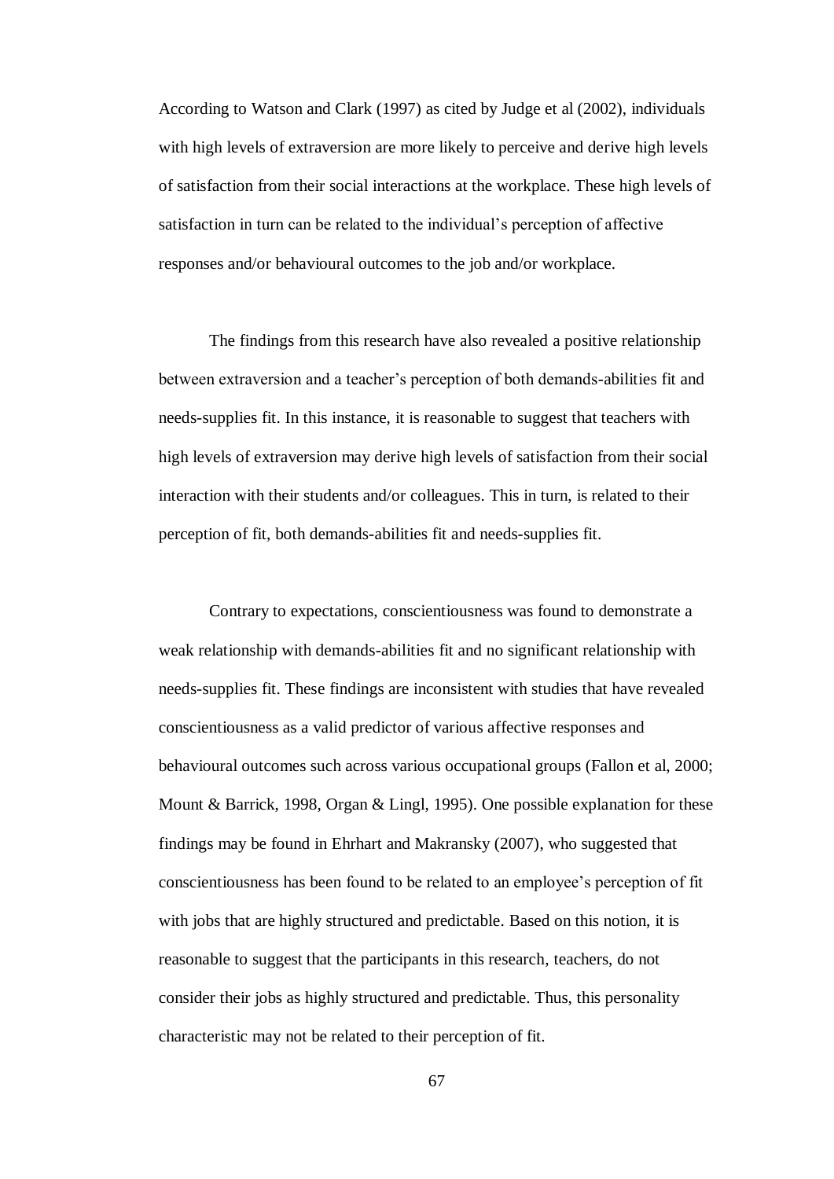According to Watson and Clark (1997) as cited by Judge et al (2002), individuals with high levels of extraversion are more likely to perceive and derive high levels of satisfaction from their social interactions at the workplace. These high levels of satisfaction in turn can be related to the individual's perception of affective responses and/or behavioural outcomes to the job and/or workplace.

The findings from this research have also revealed a positive relationship between extraversion and a teacher's perception of both demands-abilities fit and needs-supplies fit. In this instance, it is reasonable to suggest that teachers with high levels of extraversion may derive high levels of satisfaction from their social interaction with their students and/or colleagues. This in turn, is related to their perception of fit, both demands-abilities fit and needs-supplies fit.

Contrary to expectations, conscientiousness was found to demonstrate a weak relationship with demands-abilities fit and no significant relationship with needs-supplies fit. These findings are inconsistent with studies that have revealed conscientiousness as a valid predictor of various affective responses and behavioural outcomes such across various occupational groups (Fallon et al, 2000; Mount & Barrick, 1998, Organ & Lingl, 1995). One possible explanation for these findings may be found in Ehrhart and Makransky (2007), who suggested that conscientiousness has been found to be related to an employee's perception of fit with jobs that are highly structured and predictable. Based on this notion, it is reasonable to suggest that the participants in this research, teachers, do not consider their jobs as highly structured and predictable. Thus, this personality characteristic may not be related to their perception of fit.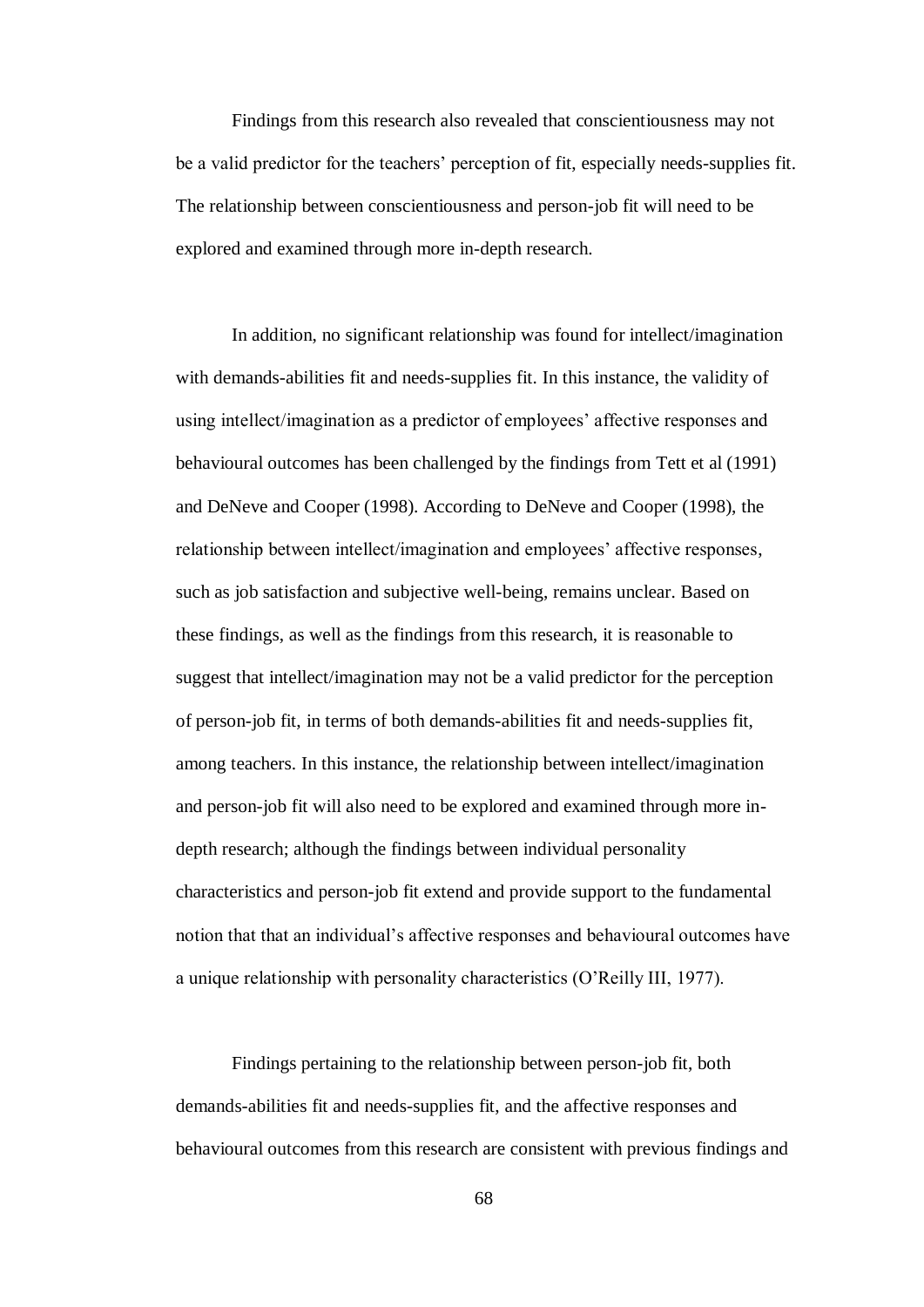Findings from this research also revealed that conscientiousness may not be a valid predictor for the teachers' perception of fit, especially needs-supplies fit. The relationship between conscientiousness and person-job fit will need to be explored and examined through more in-depth research.

In addition, no significant relationship was found for intellect/imagination with demands-abilities fit and needs-supplies fit. In this instance, the validity of using intellect/imagination as a predictor of employees' affective responses and behavioural outcomes has been challenged by the findings from Tett et al (1991) and DeNeve and Cooper (1998). According to DeNeve and Cooper (1998), the relationship between intellect/imagination and employees' affective responses, such as job satisfaction and subjective well-being, remains unclear. Based on these findings, as well as the findings from this research, it is reasonable to suggest that intellect/imagination may not be a valid predictor for the perception of person-job fit, in terms of both demands-abilities fit and needs-supplies fit, among teachers. In this instance, the relationship between intellect/imagination and person-job fit will also need to be explored and examined through more in-depth research; although the findings between individual personality characteristics and person-job fit extend and provide support to the fundamental notion that that an individual's affective responses and behavioural outcomes have a unique relationship with personality characteristics (O'Reilly III, 1977).

Findings pertaining to the relationship between person-job fit, both demands-abilities fit and needs-supplies fit, and the affective responses and behavioural outcomes from this research are consistent with previous findings and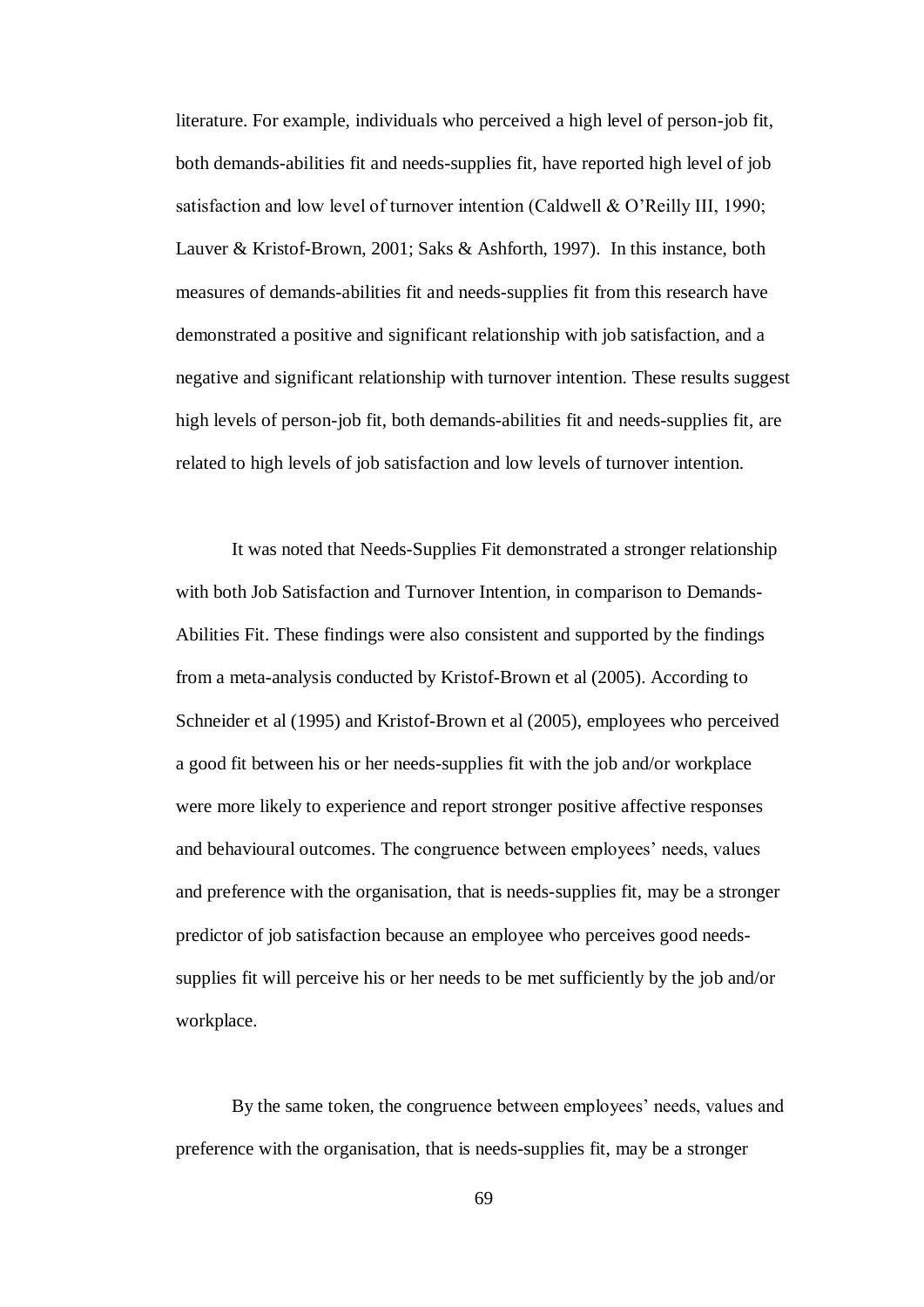literature. For example, individuals who perceived a high level of person-job fit, both demands-abilities fit and needs-supplies fit, have reported high level of job satisfaction and low level of turnover intention (Caldwell & O'Reilly III, 1990; Lauver & Kristof-Brown, 2001; Saks & Ashforth, 1997). In this instance, both measures of demands-abilities fit and needs-supplies fit from this research have demonstrated a positive and significant relationship with job satisfaction, and a negative and significant relationship with turnover intention. These results suggest high levels of person-job fit, both demands-abilities fit and needs-supplies fit, are related to high levels of job satisfaction and low levels of turnover intention.

It was noted that Needs-Supplies Fit demonstrated a stronger relationship with both Job Satisfaction and Turnover Intention, in comparison to Demands-Abilities Fit. These findings were also consistent and supported by the findings from a meta-analysis conducted by Kristof-Brown et al (2005). According to Schneider et al (1995) and Kristof-Brown et al (2005), employees who perceived a good fit between his or her needs-supplies fit with the job and/or workplace were more likely to experience and report stronger positive affective responses and behavioural outcomes. The congruence between employees' needs, values and preference with the organisation, that is needs-supplies fit, may be a stronger predictor of job satisfaction because an employee who perceives good needs-supplies fit will perceive his or her needs to be met sufficiently by the job and/or workplace.

By the same token, the congruence between employees' needs, values and preference with the organisation, that is needs-supplies fit, may be a stronger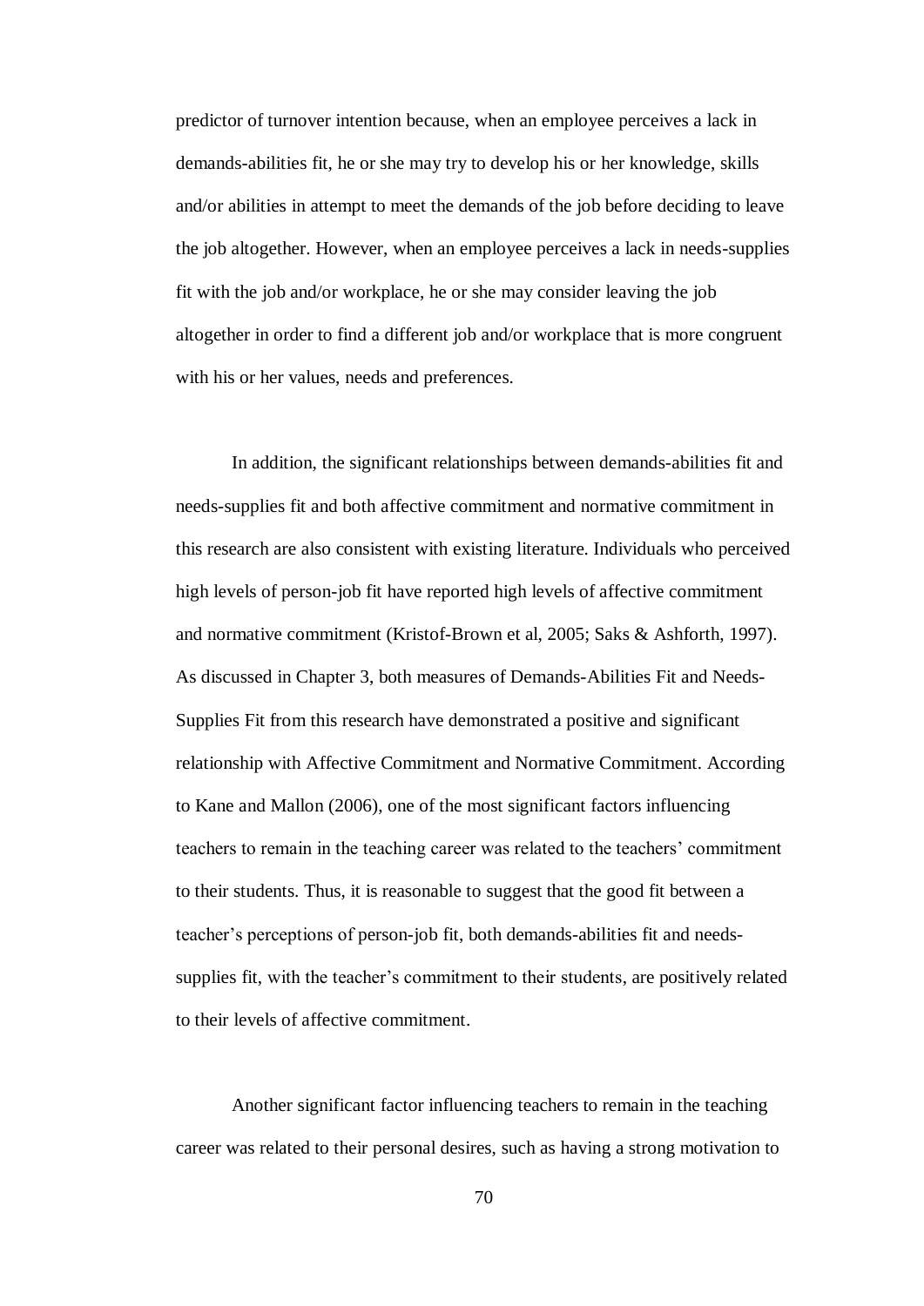predictor of turnover intention because, when an employee perceives a lack in demands-abilities fit, he or she may try to develop his or her knowledge, skills and/or abilities in attempt to meet the demands of the job before deciding to leave the job altogether. However, when an employee perceives a lack in needs-supplies fit with the job and/or workplace, he or she may consider leaving the job altogether in order to find a different job and/or workplace that is more congruent with his or her values, needs and preferences.

In addition, the significant relationships between demands-abilities fit and needs-supplies fit and both affective commitment and normative commitment in this research are also consistent with existing literature. Individuals who perceived high levels of person-job fit have reported high levels of affective commitment and normative commitment (Kristof-Brown et al, 2005; Saks & Ashforth, 1997). As discussed in Chapter 3, both measures of Demands-Abilities Fit and Needs-Supplies Fit from this research have demonstrated a positive and significant relationship with Affective Commitment and Normative Commitment. According to Kane and Mallon (2006), one of the most significant factors influencing teachers to remain in the teaching career was related to the teachers' commitment to their students. Thus, it is reasonable to suggest that the good fit between a teacher's perceptions of person-job fit, both demands-abilities fit and needs-supplies fit, with the teacher's commitment to their students, are positively related to their levels of affective commitment.

Another significant factor influencing teachers to remain in the teaching career was related to their personal desires, such as having a strong motivation to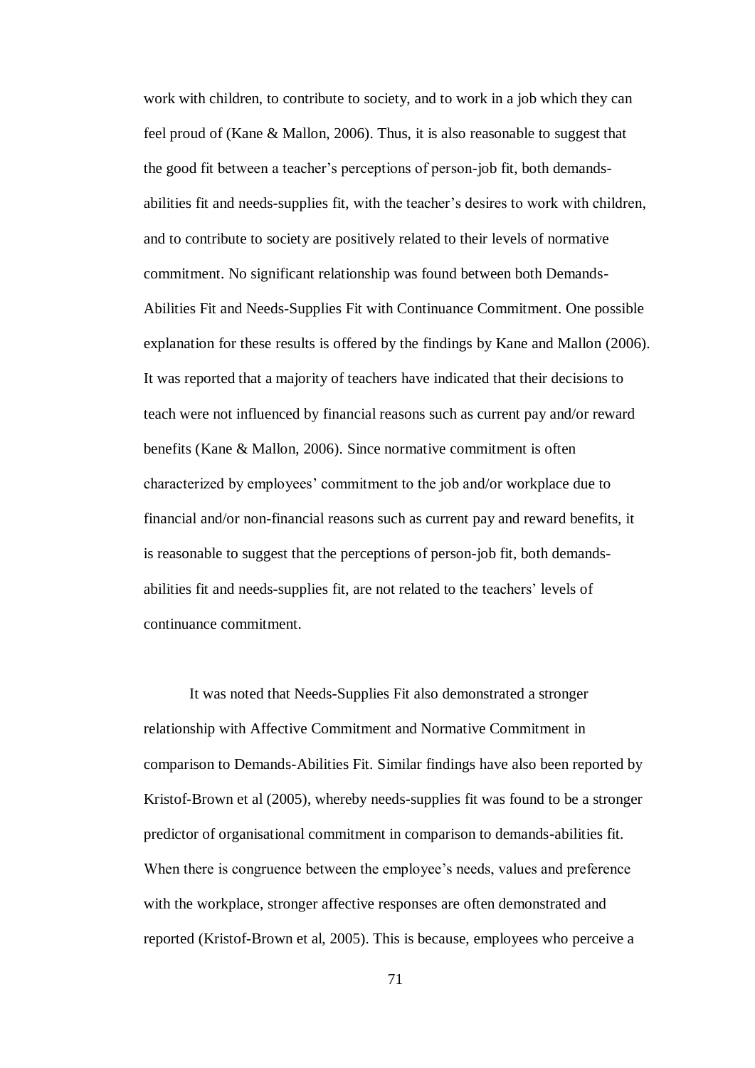work with children, to contribute to society, and to work in a job which they can feel proud of (Kane & Mallon, 2006). Thus, it is also reasonable to suggest that the good fit between a teacher's perceptions of person-job fit, both demands-abilities fit and needs-supplies fit, with the teacher's desires to work with children, and to contribute to society are positively related to their levels of normative commitment. No significant relationship was found between both Demands-Abilities Fit and Needs-Supplies Fit with Continuance Commitment. One possible explanation for these results is offered by the findings by Kane and Mallon (2006). It was reported that a majority of teachers have indicated that their decisions to teach were not influenced by financial reasons such as current pay and/or reward benefits (Kane & Mallon, 2006). Since normative commitment is often characterized by employees' commitment to the job and/or workplace due to financial and/or non-financial reasons such as current pay and reward benefits, it is reasonable to suggest that the perceptions of person-job fit, both demands-abilities fit and needs-supplies fit, are not related to the teachers' levels of continuance commitment.

It was noted that Needs-Supplies Fit also demonstrated a stronger relationship with Affective Commitment and Normative Commitment in comparison to Demands-Abilities Fit. Similar findings have also been reported by Kristof-Brown et al (2005), whereby needs-supplies fit was found to be a stronger predictor of organisational commitment in comparison to demands-abilities fit. When there is congruence between the employee's needs, values and preference with the workplace, stronger affective responses are often demonstrated and reported (Kristof-Brown et al, 2005). This is because, employees who perceive a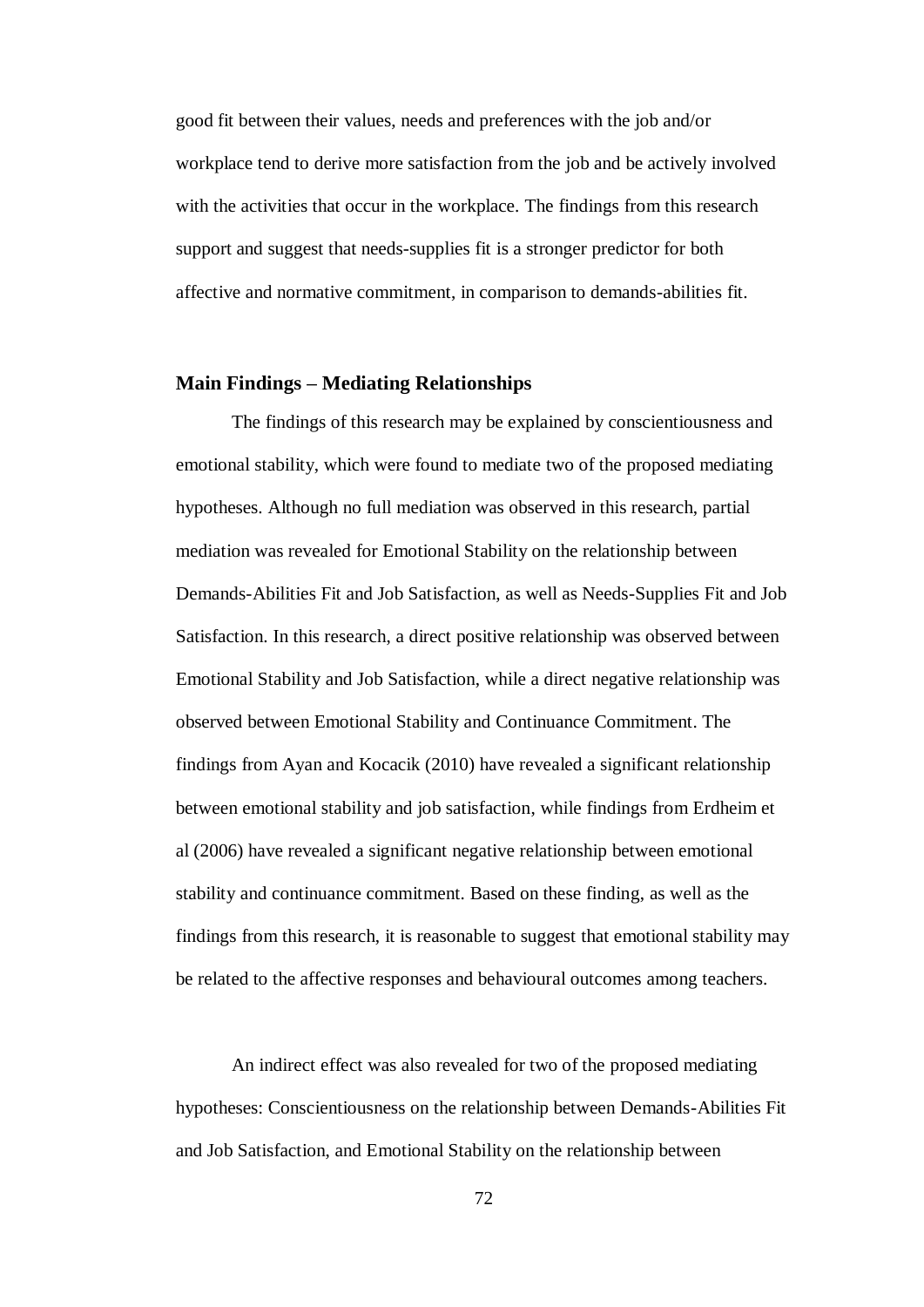good fit between their values, needs and preferences with the job and/or workplace tend to derive more satisfaction from the job and be actively involved with the activities that occur in the workplace. The findings from this research support and suggest that needs-supplies fit is a stronger predictor for both affective and normative commitment, in comparison to demands-abilities fit.

### Main Findings – Mediating Relationships

The findings of this research may be explained by conscientiousness and emotional stability, which were found to mediate two of the proposed mediating hypotheses. Although no full mediation was observed in this research, partial mediation was revealed for Emotional Stability on the relationship between Demands-Abilities Fit and Job Satisfaction, as well as Needs-Supplies Fit and Job Satisfaction. In this research, a direct positive relationship was observed between Emotional Stability and Job Satisfaction, while a direct negative relationship was observed between Emotional Stability and Continuance Commitment. The findings from Ayan and Kocacik (2010) have revealed a significant relationship between emotional stability and job satisfaction, while findings from Erdheim et al (2006) have revealed a significant negative relationship between emotional stability and continuance commitment. Based on these finding, as well as the findings from this research, it is reasonable to suggest that emotional stability may be related to the affective responses and behavioural outcomes among teachers.

An indirect effect was also revealed for two of the proposed mediating hypotheses: Conscientiousness on the relationship between Demands-Abilities Fit and Job Satisfaction, and Emotional Stability on the relationship between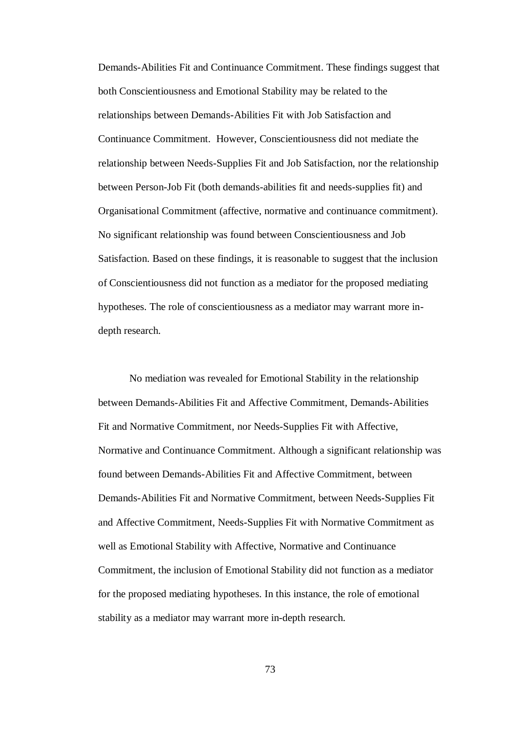Demands-Abilities Fit and Continuance Commitment. These findings suggest that both Conscientiousness and Emotional Stability may be related to the relationships between Demands-Abilities Fit with Job Satisfaction and Continuance Commitment. However, Conscientiousness did not mediate the relationship between Needs-Supplies Fit and Job Satisfaction, nor the relationship between Person-Job Fit (both demands-abilities fit and needs-supplies fit) and Organisational Commitment (affective, normative and continuance commitment). No significant relationship was found between Conscientiousness and Job Satisfaction. Based on these findings, it is reasonable to suggest that the inclusion of Conscientiousness did not function as a mediator for the proposed mediating hypotheses. The role of conscientiousness as a mediator may warrant more in-depth research.

No mediation was revealed for Emotional Stability in the relationship between Demands-Abilities Fit and Affective Commitment, Demands-Abilities Fit and Normative Commitment, nor Needs-Supplies Fit with Affective, Normative and Continuance Commitment. Although a significant relationship was found between Demands-Abilities Fit and Affective Commitment, between Demands-Abilities Fit and Normative Commitment, between Needs-Supplies Fit and Affective Commitment, Needs-Supplies Fit with Normative Commitment as well as Emotional Stability with Affective, Normative and Continuance Commitment, the inclusion of Emotional Stability did not function as a mediator for the proposed mediating hypotheses. In this instance, the role of emotional stability as a mediator may warrant more in-depth research.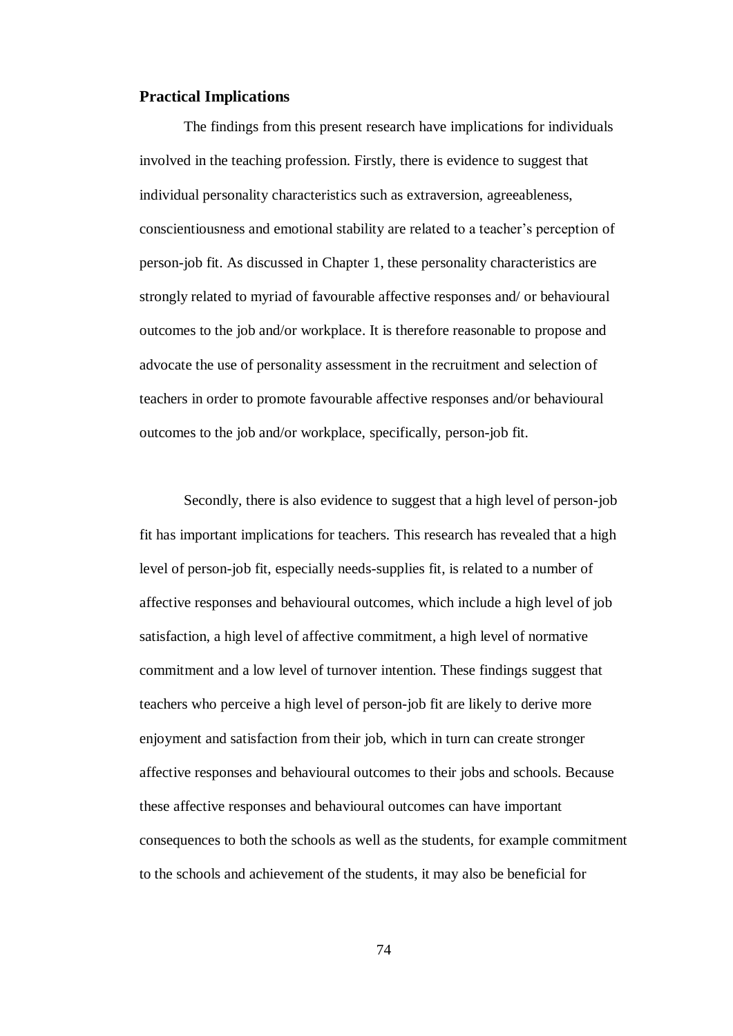**Practical Implications**

The findings from this present research have implications for individuals involved in the teaching profession. Firstly, there is evidence to suggest that individual personality characteristics such as extraversion, agreeableness, conscientiousness and emotional stability are related to a teacher's perception of person-job fit. As discussed in Chapter 1, these personality characteristics are strongly related to myriad of favourable affective responses and/ or behavioural outcomes to the job and/or workplace. It is therefore reasonable to propose and advocate the use of personality assessment in the recruitment and selection of teachers in order to promote favourable affective responses and/or behavioural outcomes to the job and/or workplace, specifically, person-job fit.

Secondly, there is also evidence to suggest that a high level of person-job fit has important implications for teachers. This research has revealed that a high level of person-job fit, especially needs-supplies fit, is related to a number of affective responses and behavioural outcomes, which include a high level of job satisfaction, a high level of affective commitment, a high level of normative commitment and a low level of turnover intention. These findings suggest that teachers who perceive a high level of person-job fit are likely to derive more enjoyment and satisfaction from their job, which in turn can create stronger affective responses and behavioural outcomes to their jobs and schools. Because these affective responses and behavioural outcomes can have important consequences to both the schools as well as the students, for example commitment to the schools and achievement of the students, it may also be beneficial for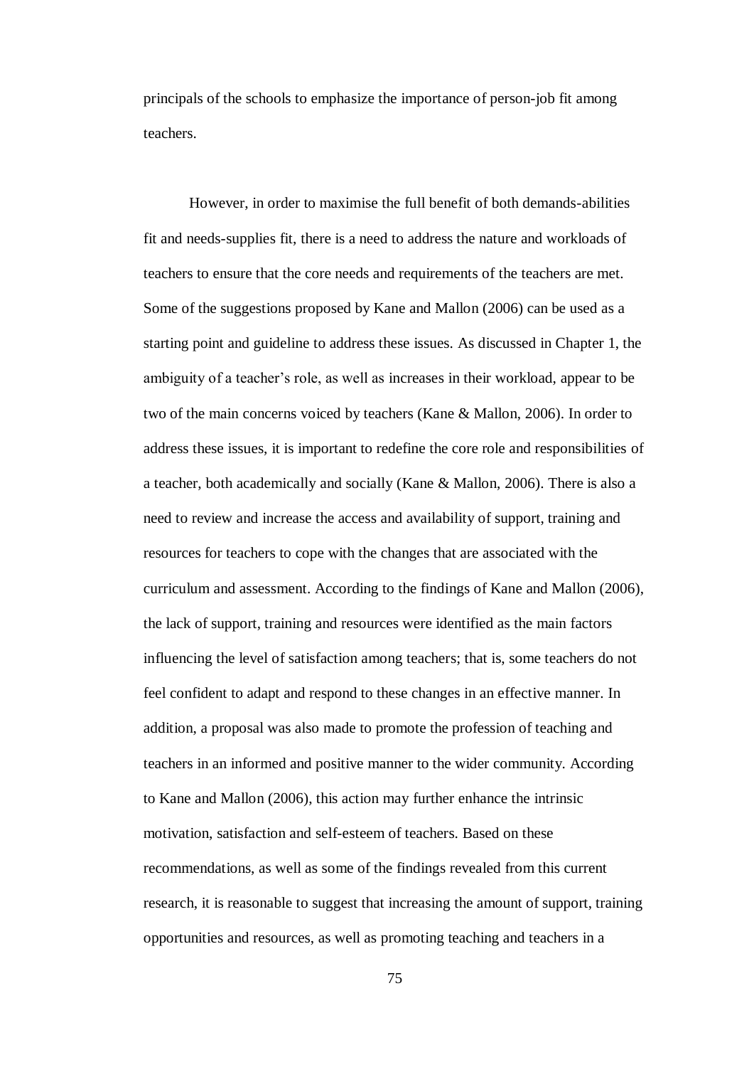principals of the schools to emphasize the importance of person-job fit among teachers.

However, in order to maximise the full benefit of both demands-abilities fit and needs-supplies fit, there is a need to address the nature and workloads of teachers to ensure that the core needs and requirements of the teachers are met. Some of the suggestions proposed by Kane and Mallon (2006) can be used as a starting point and guideline to address these issues. As discussed in Chapter 1, the ambiguity of a teacher's role, as well as increases in their workload, appear to be two of the main concerns voiced by teachers (Kane & Mallon, 2006). In order to address these issues, it is important to redefine the core role and responsibilities of a teacher, both academically and socially (Kane & Mallon, 2006). There is also a need to review and increase the access and availability of support, training and resources for teachers to cope with the changes that are associated with the curriculum and assessment. According to the findings of Kane and Mallon (2006), the lack of support, training and resources were identified as the main factors influencing the level of satisfaction among teachers; that is, some teachers do not feel confident to adapt and respond to these changes in an effective manner. In addition, a proposal was also made to promote the profession of teaching and teachers in an informed and positive manner to the wider community. According to Kane and Mallon (2006), this action may further enhance the intrinsic motivation, satisfaction and self-esteem of teachers. Based on these recommendations, as well as some of the findings revealed from this current research, it is reasonable to suggest that increasing the amount of support, training opportunities and resources, as well as promoting teaching and teachers in a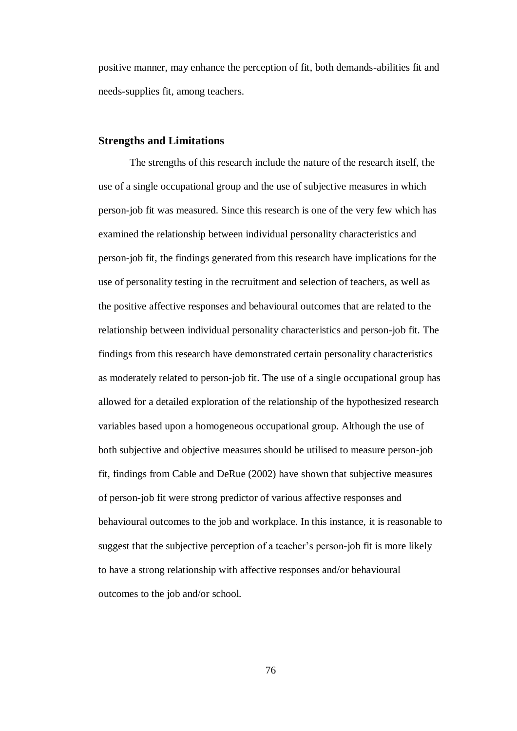positive manner, may enhance the perception of fit, both demands-abilities fit and needs-supplies fit, among teachers.

### Strengths and Limitations

The strengths of this research include the nature of the research itself, the use of a single occupational group and the use of subjective measures in which person-job fit was measured. Since this research is one of the very few which has examined the relationship between individual personality characteristics and person-job fit, the findings generated from this research have implications for the use of personality testing in the recruitment and selection of teachers, as well as the positive affective responses and behavioural outcomes that are related to the relationship between individual personality characteristics and person-job fit. The findings from this research have demonstrated certain personality characteristics as moderately related to person-job fit. The use of a single occupational group has allowed for a detailed exploration of the relationship of the hypothesized research variables based upon a homogeneous occupational group. Although the use of both subjective and objective measures should be utilised to measure person-job fit, findings from Cable and DeRue (2002) have shown that subjective measures of person-job fit were strong predictor of various affective responses and behavioural outcomes to the job and workplace. In this instance, it is reasonable to suggest that the subjective perception of a teacher's person-job fit is more likely to have a strong relationship with affective responses and/or behavioural outcomes to the job and/or school.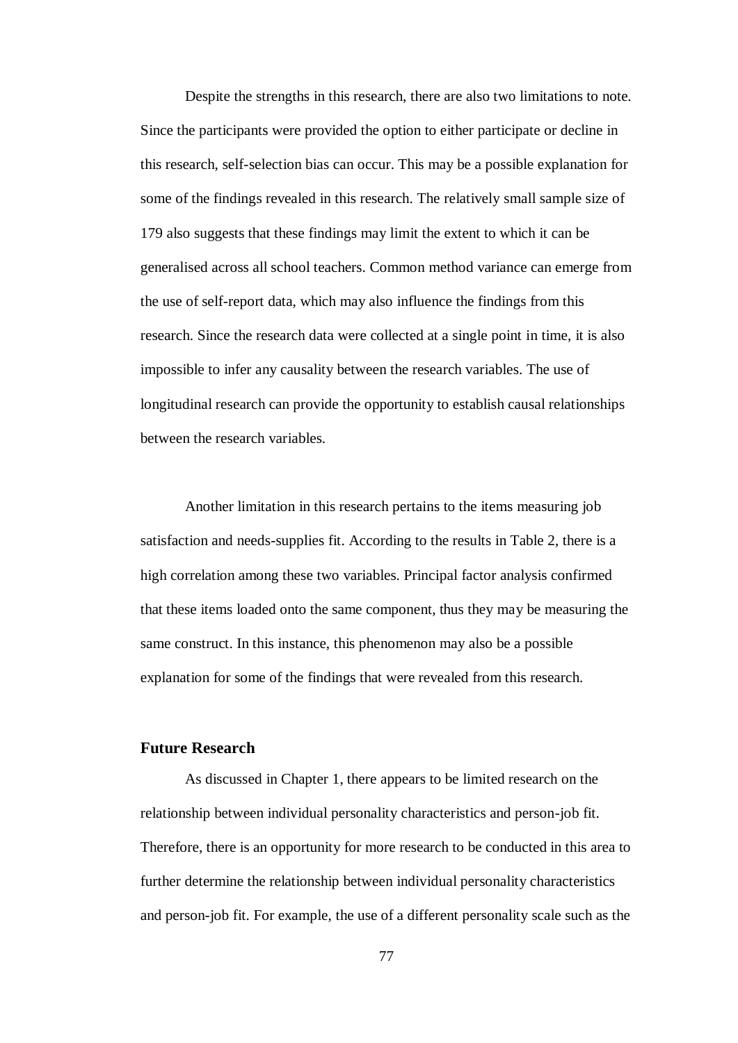Despite the strengths in this research, there are also two limitations to note. Since the participants were provided the option to either participate or decline in this research, self-selection bias can occur. This may be a possible explanation for some of the findings revealed in this research. The relatively small sample size of 179 also suggests that these findings may limit the extent to which it can be generalised across all school teachers. Common method variance can emerge from the use of self-report data, which may also influence the findings from this research. Since the research data were collected at a single point in time, it is also impossible to infer any causality between the research variables. The use of longitudinal research can provide the opportunity to establish causal relationships between the research variables.

Another limitation in this research pertains to the items measuring job satisfaction and needs-supplies fit. According to the results in Table 2, there is a high correlation among these two variables. Principal factor analysis confirmed that these items loaded onto the same component, thus they may be measuring the same construct. In this instance, this phenomenon may also be a possible explanation for some of the findings that were revealed from this research.

### Future Research

As discussed in Chapter 1, there appears to be limited research on the relationship between individual personality characteristics and person-job fit. Therefore, there is an opportunity for more research to be conducted in this area to further determine the relationship between individual personality characteristics and person-job fit. For example, the use of a different personality scale such as the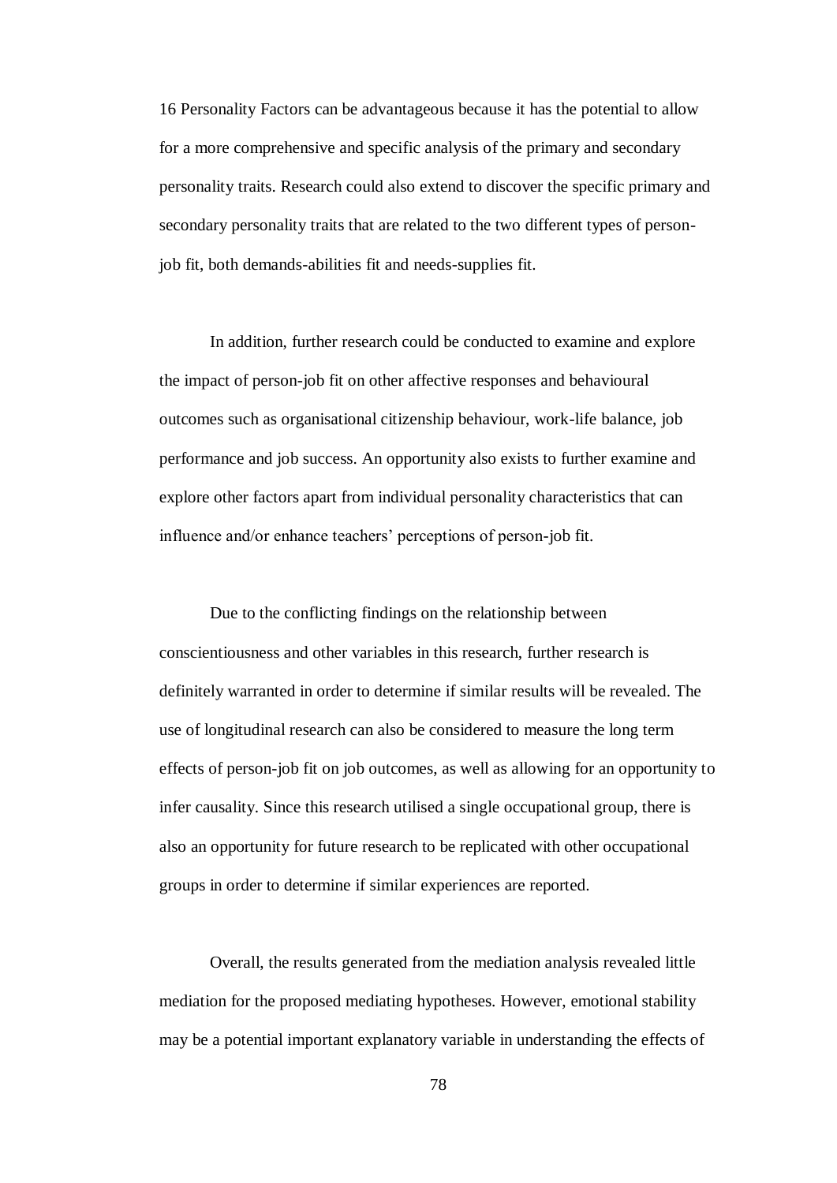16 Personality Factors can be advantageous because it has the potential to allow for a more comprehensive and specific analysis of the primary and secondary personality traits. Research could also extend to discover the specific primary and secondary personality traits that are related to the two different types of person-job fit, both demands-abilities fit and needs-supplies fit.

In addition, further research could be conducted to examine and explore the impact of person-job fit on other affective responses and behavioural outcomes such as organisational citizenship behaviour, work-life balance, job performance and job success. An opportunity also exists to further examine and explore other factors apart from individual personality characteristics that can influence and/or enhance teachers' perceptions of person-job fit.

Due to the conflicting findings on the relationship between conscientiousness and other variables in this research, further research is definitely warranted in order to determine if similar results will be revealed. The use of longitudinal research can also be considered to measure the long term effects of person-job fit on job outcomes, as well as allowing for an opportunity to infer causality. Since this research utilised a single occupational group, there is also an opportunity for future research to be replicated with other occupational groups in order to determine if similar experiences are reported.

Overall, the results generated from the mediation analysis revealed little mediation for the proposed mediating hypotheses. However, emotional stability may be a potential important explanatory variable in understanding the effects of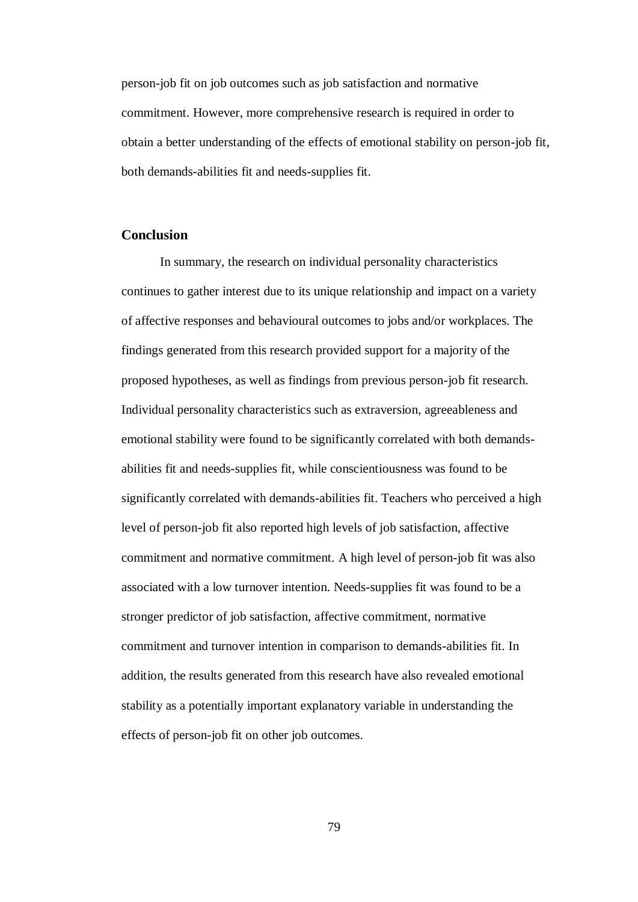person-job fit on job outcomes such as job satisfaction and normative commitment. However, more comprehensive research is required in order to obtain a better understanding of the effects of emotional stability on person-job fit, both demands-abilities fit and needs-supplies fit.

## Conclusion

In summary, the research on individual personality characteristics continues to gather interest due to its unique relationship and impact on a variety of affective responses and behavioural outcomes to jobs and/or workplaces. The findings generated from this research provided support for a majority of the proposed hypotheses, as well as findings from previous person-job fit research. Individual personality characteristics such as extraversion, agreeableness and emotional stability were found to be significantly correlated with both demands-abilities fit and needs-supplies fit, while conscientiousness was found to be significantly correlated with demands-abilities fit. Teachers who perceived a high level of person-job fit also reported high levels of job satisfaction, affective commitment and normative commitment. A high level of person-job fit was also associated with a low turnover intention. Needs-supplies fit was found to be a stronger predictor of job satisfaction, affective commitment, normative commitment and turnover intention in comparison to demands-abilities fit. In addition, the results generated from this research have also revealed emotional stability as a potentially important explanatory variable in understanding the effects of person-job fit on other job outcomes.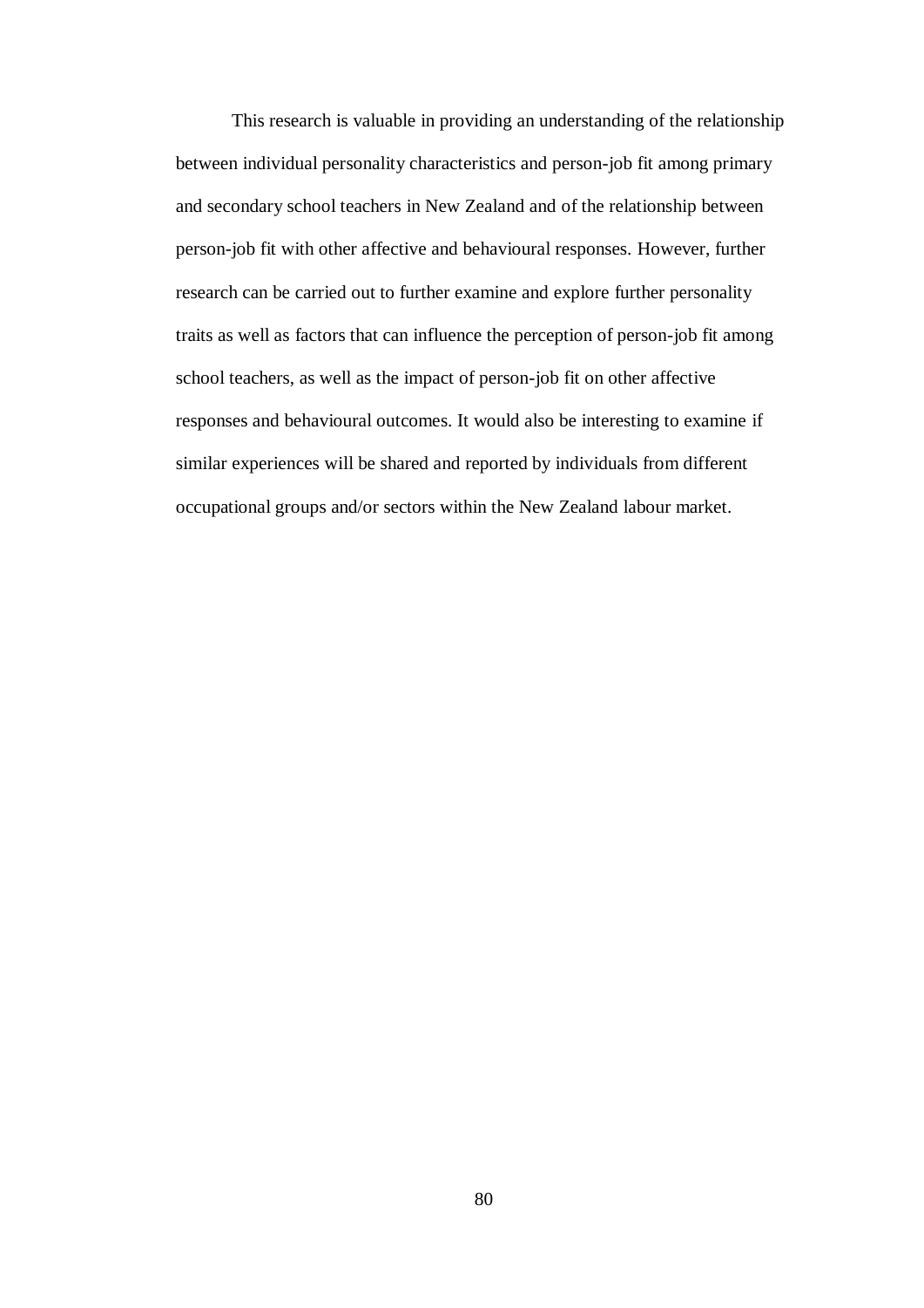This research is valuable in providing an understanding of the relationship between individual personality characteristics and person-job fit among primary and secondary school teachers in New Zealand and of the relationship between person-job fit with other affective and behavioural responses. However, further research can be carried out to further examine and explore further personality traits as well as factors that can influence the perception of person-job fit among school teachers, as well as the impact of person-job fit on other affective responses and behavioural outcomes. It would also be interesting to examine if similar experiences will be shared and reported by individuals from different occupational groups and/or sectors within the New Zealand labour market.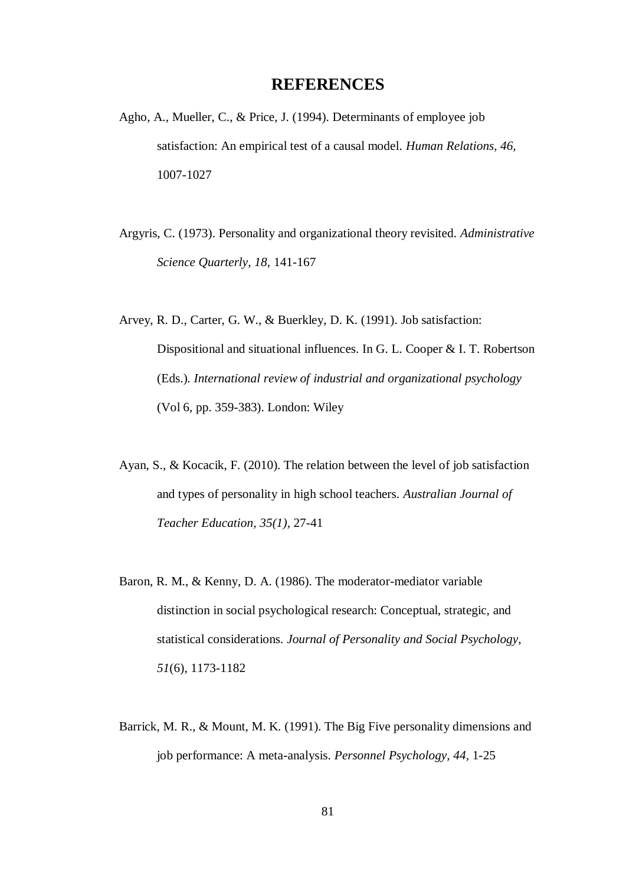# REFERENCES

Agho, A., Mueller, C., & Price, J. (1994). Determinants of employee job satisfaction: An empirical test of a causal model. *Human Relations, 46,* 1007-1027

Argyris, C. (1973). Personality and organizational theory revisited. *Administrative Science Quarterly, 18,* 141-167

Arvey, R. D., Carter, G. W., & Buerkley, D. K. (1991). Job satisfaction: Dispositional and situational influences. In G. L. Cooper & I. T. Robertson (Eds.). *International review of industrial and organizational psychology* (Vol 6, pp. 359-383). London: Wiley

Ayan, S., & Kocacik, F. (2010). The relation between the level of job satisfaction and types of personality in high school teachers. *Australian Journal of Teacher Education, 35(1),* 27-41

Baron, R. M., & Kenny, D. A. (1986). The moderator-mediator variable distinction in social psychological research: Conceptual, strategic, and statistical considerations. *Journal of Personality and Social Psychology, 51*(6), 1173-1182

Barrick, M. R., & Mount, M. K. (1991). The Big Five personality dimensions and job performance: A meta-analysis. *Personnel Psychology, 44,* 1-25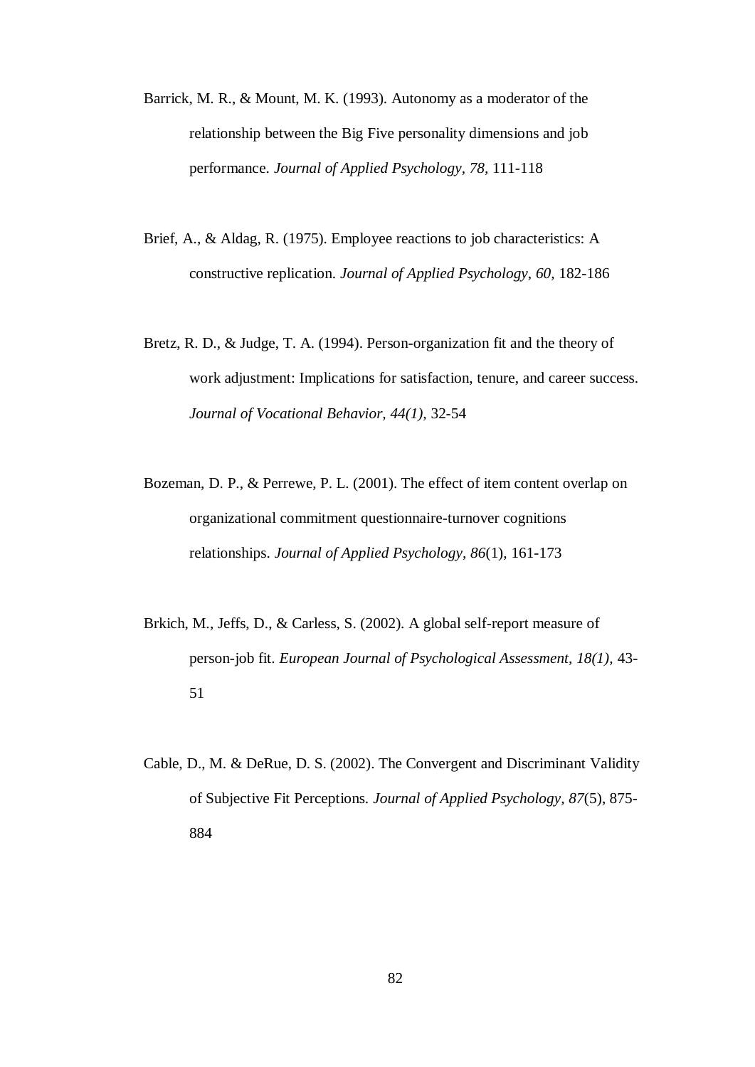Barrick, M. R., & Mount, M. K. (1993). Autonomy as a moderator of the relationship between the Big Five personality dimensions and job performance. *Journal of Applied Psychology, 78,* 111-118

Brief, A., & Aldag, R. (1975). Employee reactions to job characteristics: A constructive replication. *Journal of Applied Psychology, 60,* 182-186

Bretz, R. D., & Judge, T. A. (1994). Person-organization fit and the theory of work adjustment: Implications for satisfaction, tenure, and career success. *Journal of Vocational Behavior, 44(1),* 32-54

Bozeman, D. P., & Perrewe, P. L. (2001). The effect of item content overlap on organizational commitment questionnaire-turnover cognitions relationships. *Journal of Applied Psychology, 86*(1), 161-173

Brkich, M., Jeffs, D., & Carless, S. (2002). A global self-report measure of person-job fit. *European Journal of Psychological Assessment, 18(1),* 43-51

Cable, D., M. & DeRue, D. S. (2002). The Convergent and Discriminant Validity of Subjective Fit Perceptions. *Journal of Applied Psychology, 87*(5), 875-884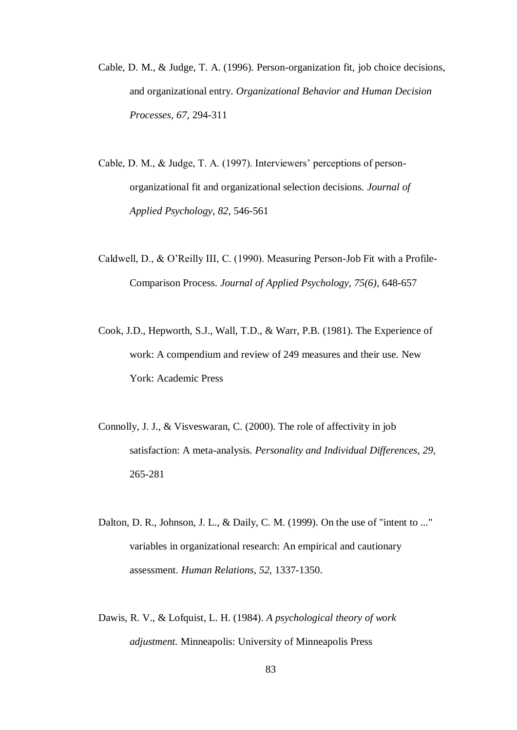Cable, D. M., & Judge, T. A. (1996). Person-organization fit, job choice decisions, and organizational entry. *Organizational Behavior and Human Decision Processes, 67,* 294-311

Cable, D. M., & Judge, T. A. (1997). Interviewers' perceptions of person-organizational fit and organizational selection decisions. *Journal of Applied Psychology, 82,* 546-561

Caldwell, D., & O'Reilly III, C. (1990). Measuring Person-Job Fit with a Profile-Comparison Process. *Journal of Applied Psychology, 75(6),* 648-657

Cook, J.D., Hepworth, S.J., Wall, T.D., & Warr, P.B. (1981). The Experience of work: A compendium and review of 249 measures and their use. New York: Academic Press

Connolly, J. J., & Visveswaran, C. (2000). The role of affectivity in job satisfaction: A meta-analysis. *Personality and Individual Differences, 29,* 265-281

Dalton, D. R., Johnson, J. L., & Daily, C. M. (1999). On the use of "intent to ..." variables in organizational research: An empirical and cautionary assessment. *Human Relations, 52,* 1337-1350.

Dawis, R. V., & Lofquist, L. H. (1984). *A psychological theory of work adjustment.* Minneapolis: University of Minneapolis Press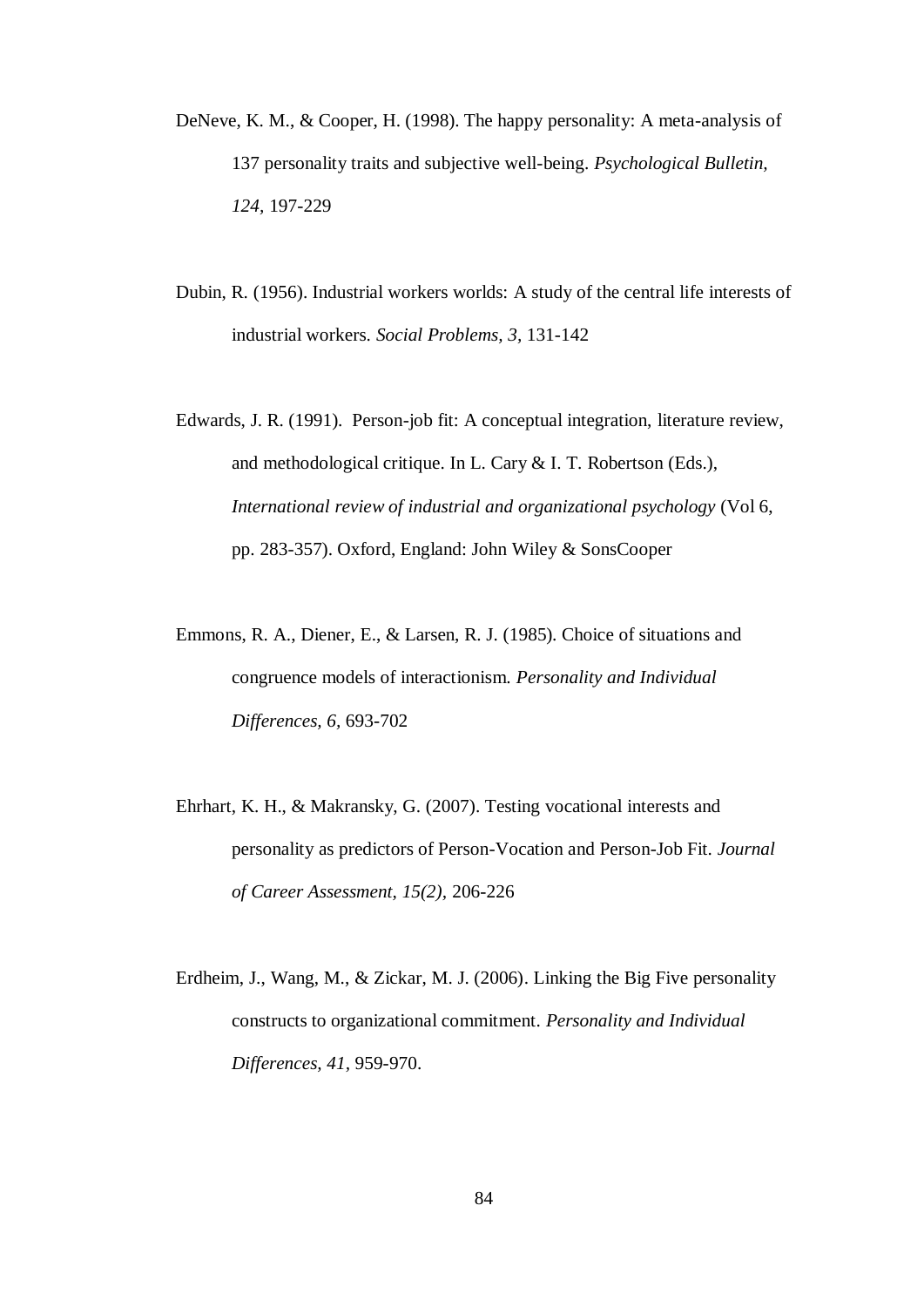DeNeve, K. M., & Cooper, H. (1998). The happy personality: A meta-analysis of 137 personality traits and subjective well-being. *Psychological Bulletin, 124,* 197-229

Dubin, R. (1956). Industrial workers worlds: A study of the central life interests of industrial workers. *Social Problems, 3,* 131-142

Edwards, J. R. (1991).  Person-job fit: A conceptual integration, literature review, and methodological critique. In L. Cary & I. T. Robertson (Eds.), *International review of industrial and organizational psychology* (Vol 6, pp. 283-357). Oxford, England: John Wiley & SonsCooper

Emmons, R. A., Diener, E., & Larsen, R. J. (1985). Choice of situations and congruence models of interactionism. *Personality and Individual Differences, 6,* 693-702

Ehrhart, K. H., & Makransky, G. (2007). Testing vocational interests and personality as predictors of Person-Vocation and Person-Job Fit. *Journal of Career Assessment, 15(2),* 206-226

Erdheim, J., Wang, M., & Zickar, M. J. (2006). Linking the Big Five personality constructs to organizational commitment. *Personality and Individual Differences, 41,* 959-970.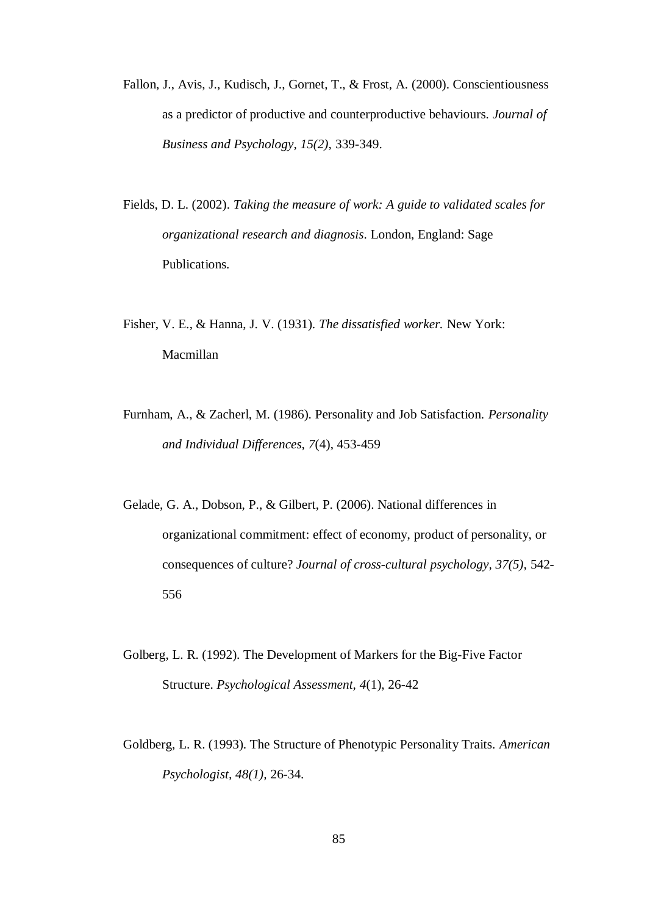Fallon, J., Avis, J., Kudisch, J., Gornet, T., & Frost, A. (2000). Conscientiousness as a predictor of productive and counterproductive behaviours. *Journal of Business and Psychology, 15(2),* 339-349.

Fields, D. L. (2002). *Taking the measure of work: A guide to validated scales for organizational research and diagnosis*. London, England: Sage Publications.

Fisher, V. E., & Hanna, J. V. (1931). *The dissatisfied worker.* New York: Macmillan

Furnham, A., & Zacherl, M. (1986). Personality and Job Satisfaction. *Personality and Individual Differences, 7*(4), 453-459

Gelade, G. A., Dobson, P., & Gilbert, P. (2006). National differences in organizational commitment: effect of economy, product of personality, or consequences of culture? *Journal of cross-cultural psychology, 37(5),* 542-556

Golberg, L. R. (1992). The Development of Markers for the Big-Five Factor Structure. *Psychological Assessment, 4*(1), 26-42

Goldberg, L. R. (1993). The Structure of Phenotypic Personality Traits. *American Psychologist, 48(1)*, 26-34.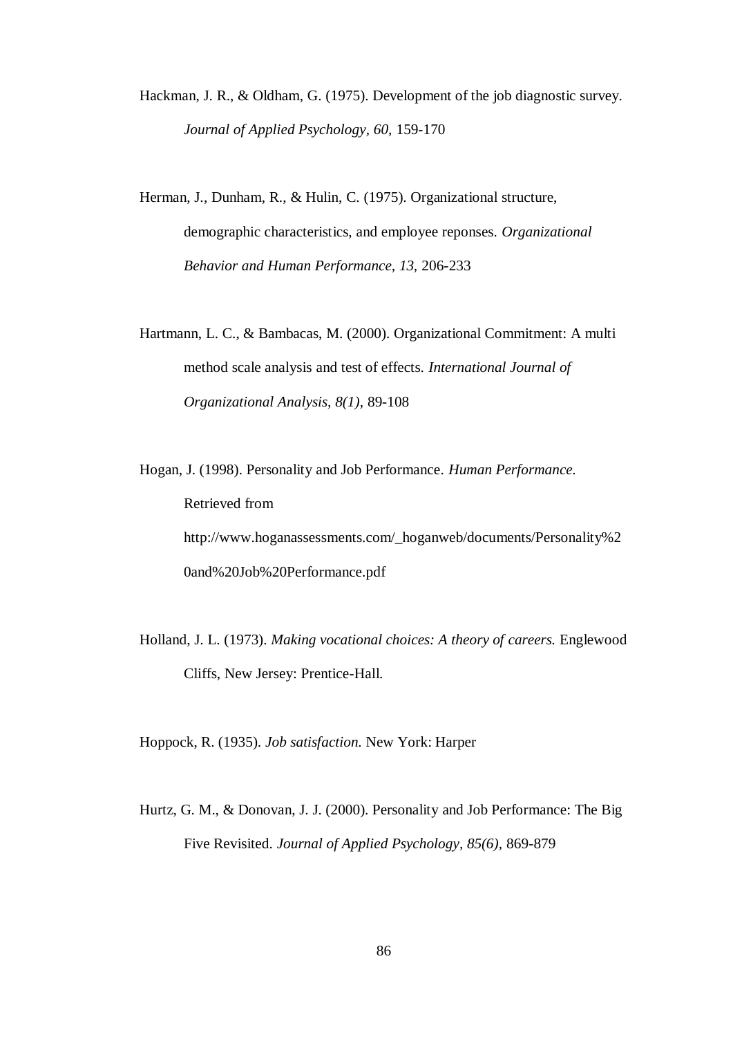Hackman, J. R., & Oldham, G. (1975). Development of the job diagnostic survey. *Journal of Applied Psychology, 60,* 159-170

Herman, J., Dunham, R., & Hulin, C. (1975). Organizational structure, demographic characteristics, and employee reponses. *Organizational Behavior and Human Performance, 13,* 206-233

Hartmann, L. C., & Bambacas, M. (2000). Organizational Commitment: A multi method scale analysis and test of effects. *International Journal of Organizational Analysis, 8(1),* 89-108

Hogan, J. (1998). Personality and Job Performance. *Human Performance.* Retrieved from http://www.hoganassessments.com/_hoganweb/documents/Personality%20and%20Job%20Performance.pdf

Holland, J. L. (1973). *Making vocational choices: A theory of careers.* Englewood Cliffs, New Jersey: Prentice-Hall.

Hoppock, R. (1935). *Job satisfaction.* New York: Harper

Hurtz, G. M., & Donovan, J. J. (2000). Personality and Job Performance: The Big Five Revisited. *Journal of Applied Psychology, 85(6),* 869-879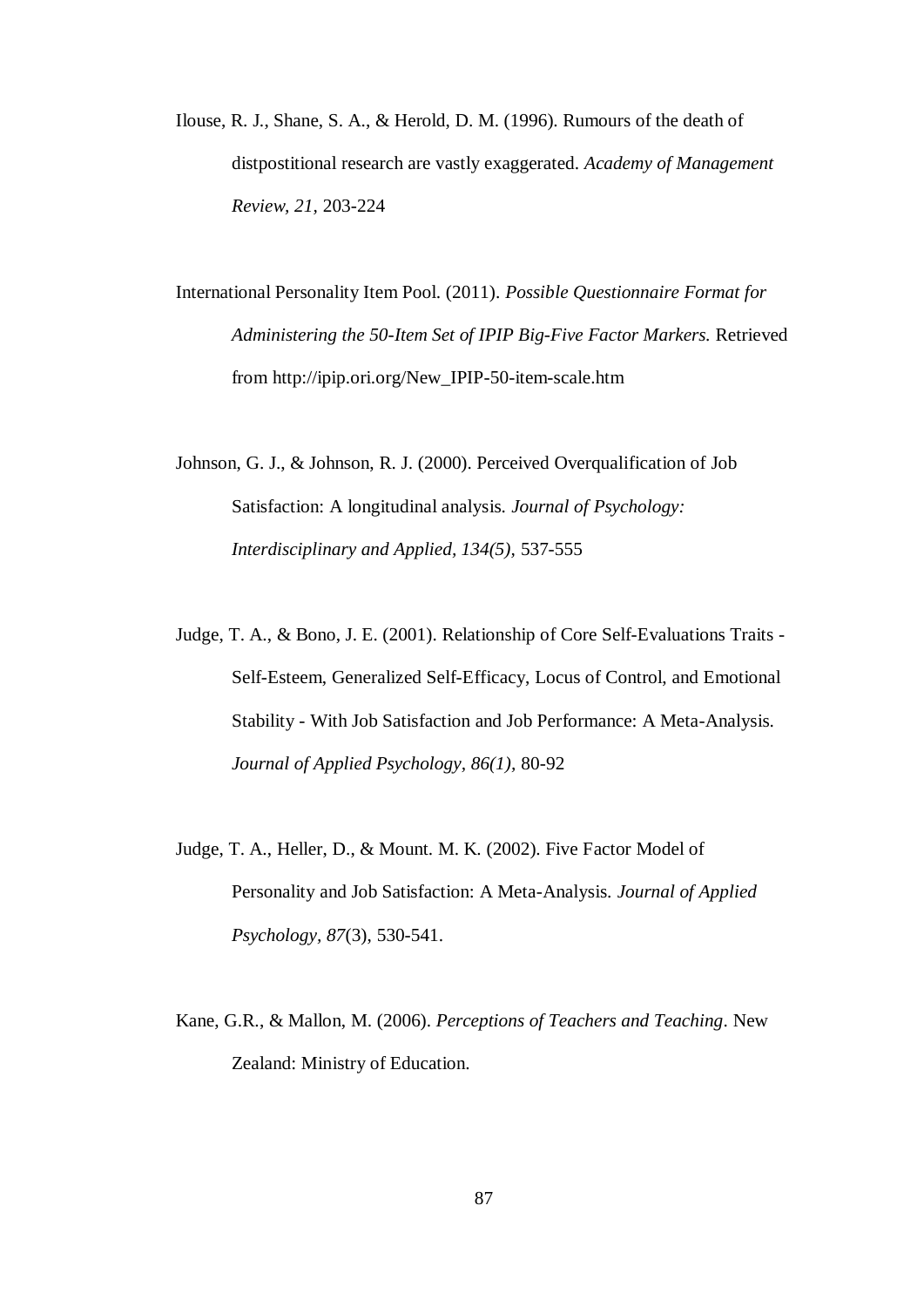Ilouse, R. J., Shane, S. A., & Herold, D. M. (1996). Rumours of the death of distpostitional research are vastly exaggerated. *Academy of Management Review, 21,* 203-224

International Personality Item Pool. (2011). *Possible Questionnaire Format for Administering the 50-Item Set of IPIP Big-Five Factor Markers.* Retrieved from http://ipip.ori.org/New_IPIP-50-item-scale.htm

Johnson, G. J., & Johnson, R. J. (2000). Perceived Overqualification of Job Satisfaction: A longitudinal analysis. *Journal of Psychology: Interdisciplinary and Applied, 134(5),* 537-555

Judge, T. A., & Bono, J. E. (2001). Relationship of Core Self-Evaluations Traits - Self-Esteem, Generalized Self-Efficacy, Locus of Control, and Emotional Stability - With Job Satisfaction and Job Performance: A Meta-Analysis. *Journal of Applied Psychology, 86(1),* 80-92

Judge, T. A., Heller, D., & Mount. M. K. (2002). Five Factor Model of Personality and Job Satisfaction: A Meta-Analysis. *Journal of Applied Psychology, 87*(3), 530-541.

Kane, G.R., & Mallon, M. (2006). *Perceptions of Teachers and Teaching*. New Zealand: Ministry of Education.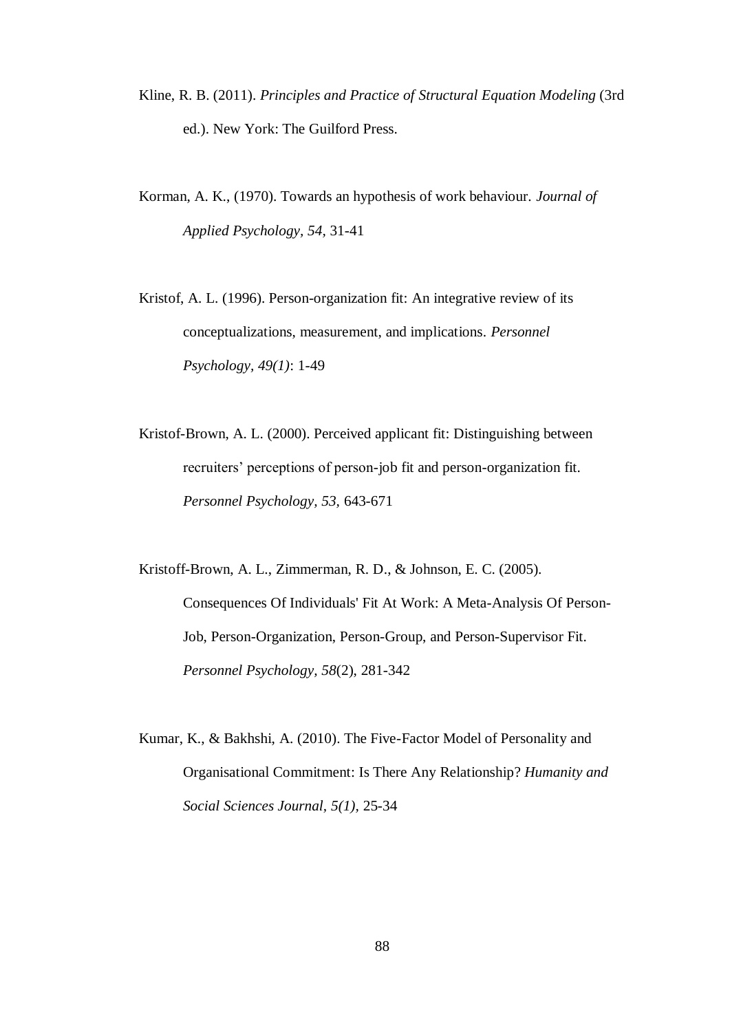Kline, R. B. (2011). *Principles and Practice of Structural Equation Modeling* (3rd ed.). New York: The Guilford Press.

Korman, A. K., (1970). Towards an hypothesis of work behaviour. *Journal of Applied Psychology, 54,* 31-41

Kristof, A. L. (1996). Person-organization fit: An integrative review of its conceptualizations, measurement, and implications. *Personnel Psychology, 49(1)*: 1-49

Kristof-Brown, A. L. (2000). Perceived applicant fit: Distinguishing between recruiters' perceptions of person-job fit and person-organization fit. *Personnel Psychology, 53,* 643-671

Kristoff-Brown, A. L., Zimmerman, R. D., & Johnson, E. C. (2005). Consequences Of Individuals' Fit At Work: A Meta-Analysis Of Person-Job, Person-Organization, Person-Group, and Person-Supervisor Fit. *Personnel Psychology*, *58*(2), 281-342

Kumar, K., & Bakhshi, A. (2010). The Five-Factor Model of Personality and Organisational Commitment: Is There Any Relationship? *Humanity and Social Sciences Journal*, *5(1)*, 25-34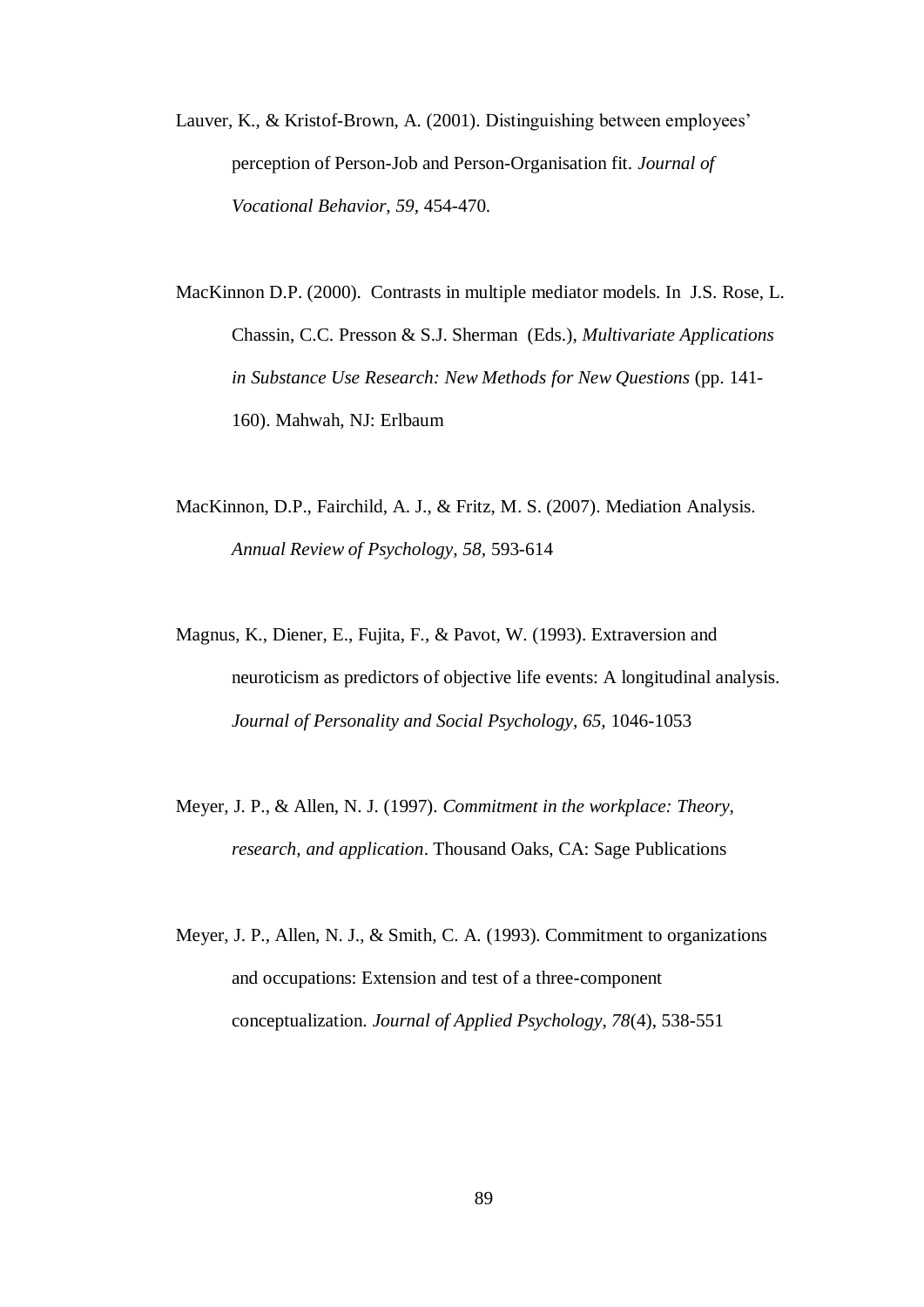Lauver, K., & Kristof-Brown, A. (2001). Distinguishing between employees' perception of Person-Job and Person-Organisation fit. *Journal of Vocational Behavior, 59*, 454-470.

MacKinnon D.P. (2000). Contrasts in multiple mediator models. In J.S. Rose, L. Chassin, C.C. Presson & S.J. Sherman (Eds.), *Multivariate Applications in Substance Use Research: New Methods for New Questions* (pp. 141-160). Mahwah, NJ: Erlbaum

MacKinnon, D.P., Fairchild, A. J., & Fritz, M. S. (2007). Mediation Analysis. *Annual Review of Psychology, 58,* 593-614

Magnus, K., Diener, E., Fujita, F., & Pavot, W. (1993). Extraversion and neuroticism as predictors of objective life events: A longitudinal analysis. *Journal of Personality and Social Psychology, 65,* 1046-1053

Meyer, J. P., & Allen, N. J. (1997). *Commitment in the workplace: Theory, research, and application*. Thousand Oaks, CA: Sage Publications

Meyer, J. P., Allen, N. J., & Smith, C. A. (1993). Commitment to organizations and occupations: Extension and test of a three-component conceptualization. *Journal of Applied Psychology, 78*(4), 538-551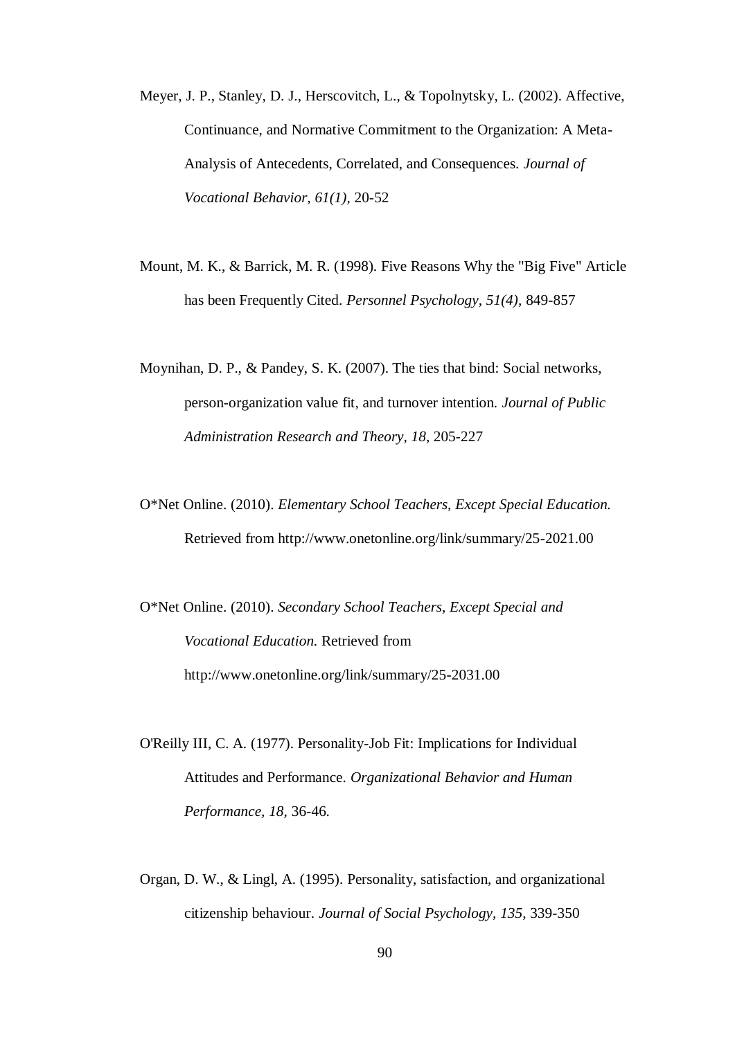Meyer, J. P., Stanley, D. J., Herscovitch, L., & Topolnytsky, L. (2002). Affective, Continuance, and Normative Commitment to the Organization: A Meta-Analysis of Antecedents, Correlated, and Consequences. *Journal of Vocational Behavior, 61(1),* 20-52

Mount, M. K., & Barrick, M. R. (1998). Five Reasons Why the "Big Five" Article has been Frequently Cited. *Personnel Psychology, 51(4),* 849-857

Moynihan, D. P., & Pandey, S. K. (2007). The ties that bind: Social networks, person-organization value fit, and turnover intention. *Journal of Public Administration Research and Theory, 18,* 205-227

O*Net Online. (2010). *Elementary School Teachers, Except Special Education.* Retrieved from http://www.onetonline.org/link/summary/25-2021.00

O*Net Online. (2010). *Secondary School Teachers, Except Special and Vocational Education.* Retrieved from http://www.onetonline.org/link/summary/25-2031.00

O'Reilly III, C. A. (1977). Personality-Job Fit: Implications for Individual Attitudes and Performance. *Organizational Behavior and Human Performance, 18,* 36-46.

Organ, D. W., & Lingl, A. (1995). Personality, satisfaction, and organizational citizenship behaviour. *Journal of Social Psychology, 135,* 339-350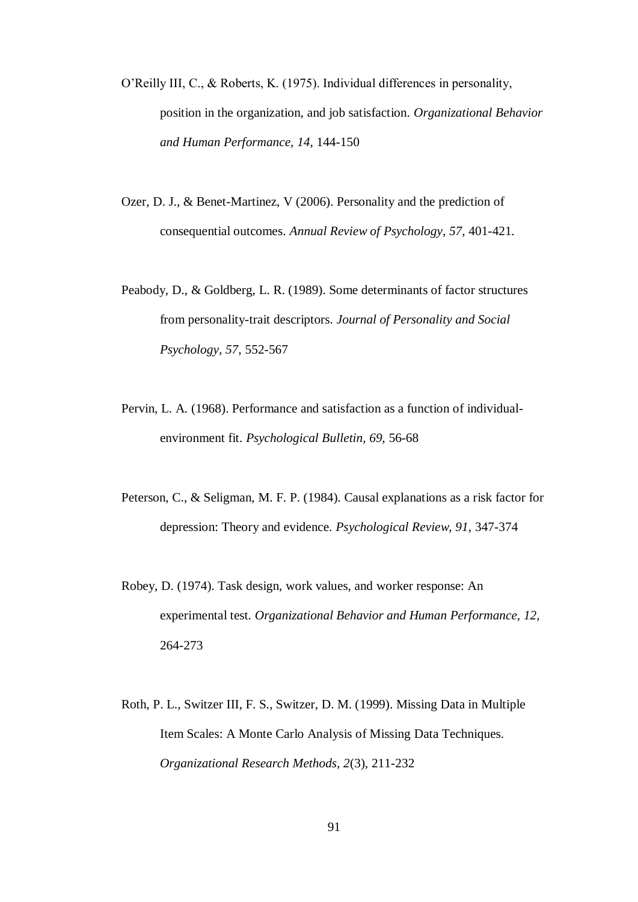O'Reilly III, C., & Roberts, K. (1975). Individual differences in personality, position in the organization, and job satisfaction. *Organizational Behavior and Human Performance, 14,* 144-150

Ozer, D. J., & Benet-Martinez, V (2006). Personality and the prediction of consequential outcomes. *Annual Review of Psychology, 57,* 401-421.

Peabody, D., & Goldberg, L. R. (1989). Some determinants of factor structures from personality-trait descriptors. *Journal of Personality and Social Psychology, 57,* 552-567

Pervin, L. A. (1968). Performance and satisfaction as a function of individual-environment fit. *Psychological Bulletin, 69,* 56-68

Peterson, C., & Seligman, M. F. P. (1984). Causal explanations as a risk factor for depression: Theory and evidence. *Psychological Review, 91,* 347-374

Robey, D. (1974). Task design, work values, and worker response: An experimental test. *Organizational Behavior and Human Performance, 12,* 264-273

Roth, P. L., Switzer III, F. S., Switzer, D. M. (1999). Missing Data in Multiple Item Scales: A Monte Carlo Analysis of Missing Data Techniques. *Organizational Research Methods, 2*(3), 211-232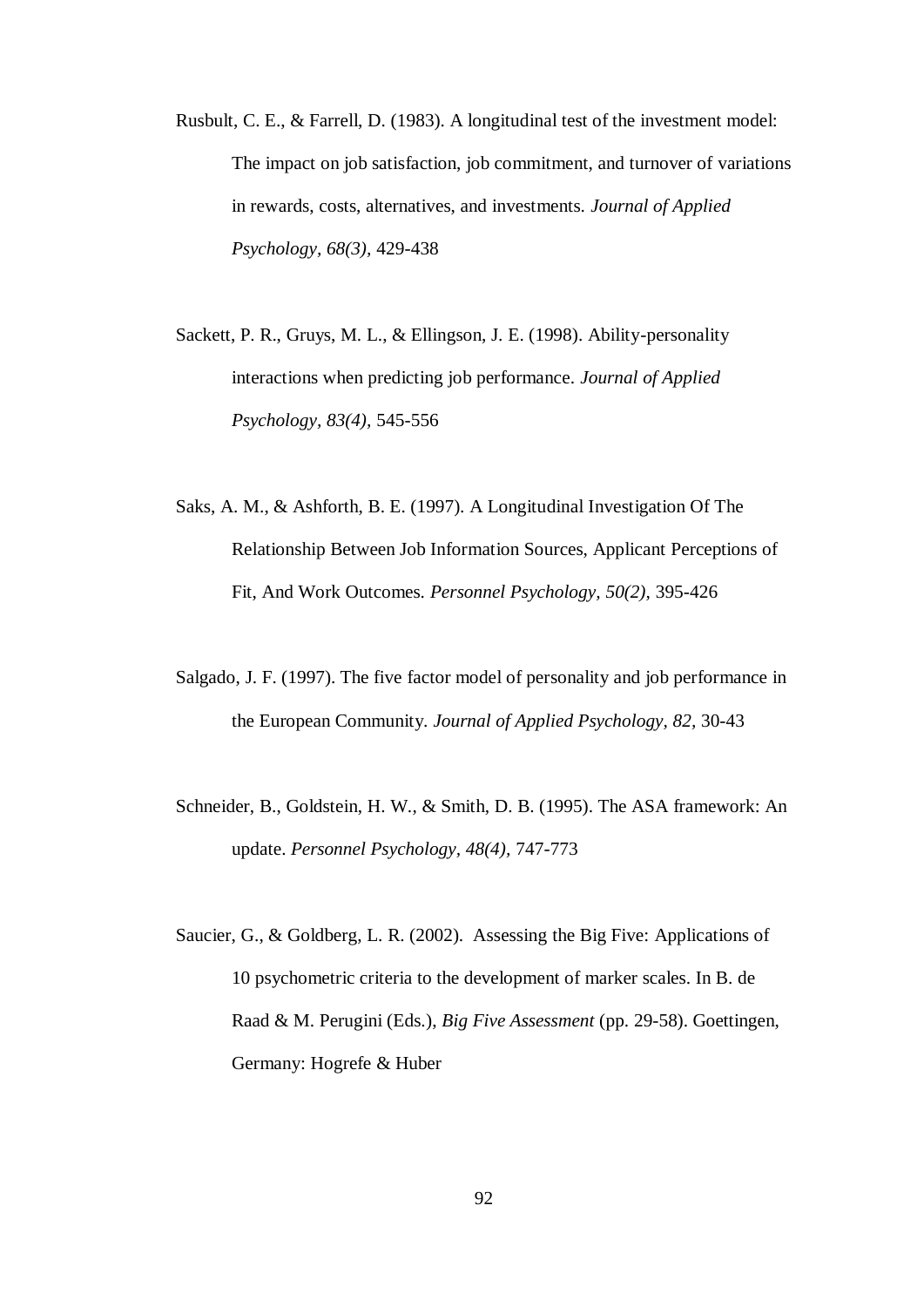Rusbult, C. E., & Farrell, D. (1983). A longitudinal test of the investment model: The impact on job satisfaction, job commitment, and turnover of variations in rewards, costs, alternatives, and investments. *Journal of Applied Psychology, 68(3),* 429-438

Sackett, P. R., Gruys, M. L., & Ellingson, J. E. (1998). Ability-personality interactions when predicting job performance. *Journal of Applied Psychology, 83(4),* 545-556

Saks, A. M., & Ashforth, B. E. (1997). A Longitudinal Investigation Of The Relationship Between Job Information Sources, Applicant Perceptions of Fit, And Work Outcomes. *Personnel Psychology, 50(2),* 395-426

Salgado, J. F. (1997). The five factor model of personality and job performance in the European Community. *Journal of Applied Psychology, 82*, 30-43

Schneider, B., Goldstein, H. W., & Smith, D. B. (1995). The ASA framework: An update. *Personnel Psychology, 48(4)*, 747-773

Saucier, G., & Goldberg, L. R. (2002). Assessing the Big Five: Applications of 10 psychometric criteria to the development of marker scales. In B. de Raad & M. Perugini (Eds.), *Big Five Assessment* (pp. 29-58). Goettingen, Germany: Hogrefe & Huber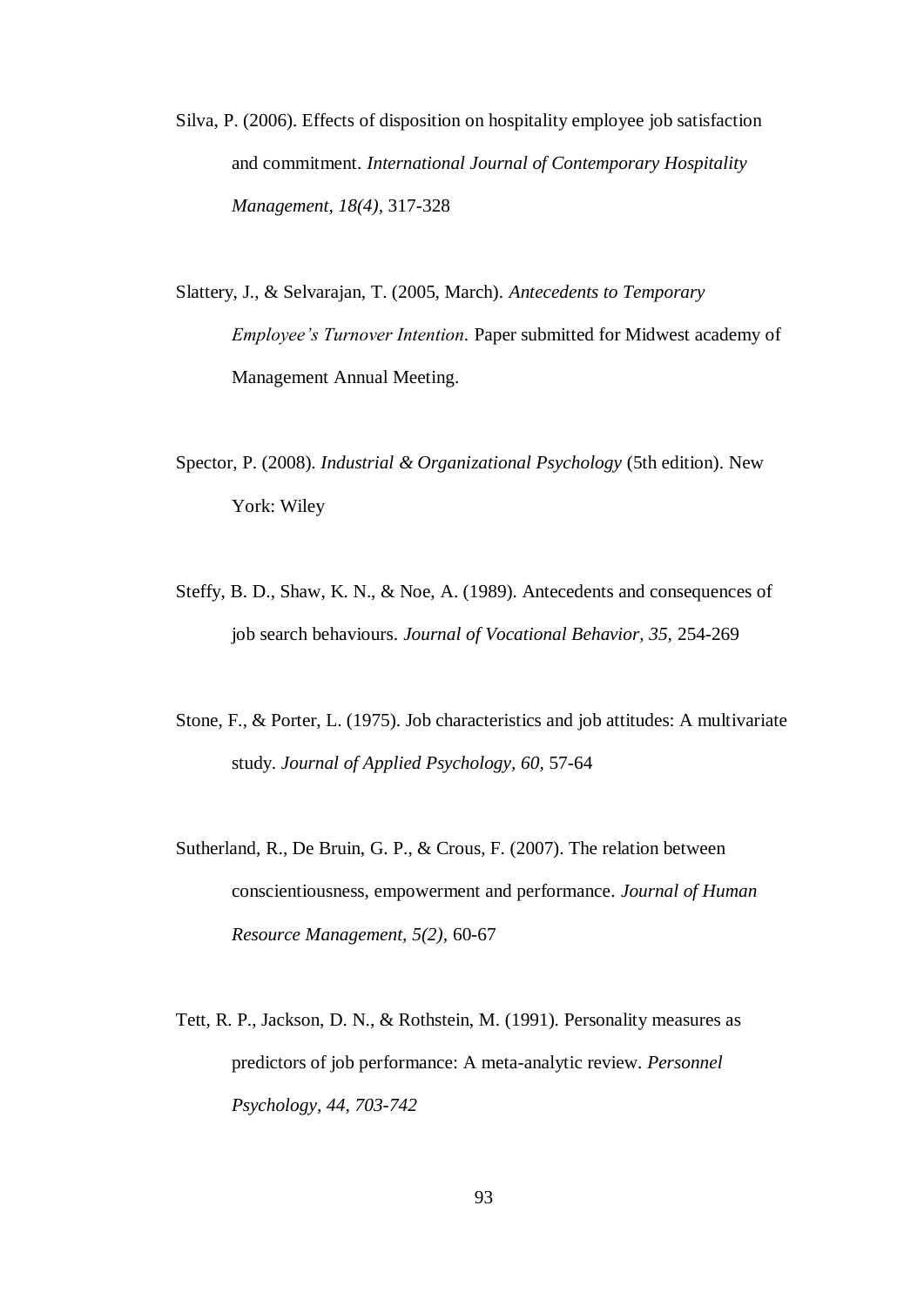Silva, P. (2006). Effects of disposition on hospitality employee job satisfaction and commitment. *International Journal of Contemporary Hospitality Management, 18(4)*, 317-328

Slattery, J., & Selvarajan, T. (2005, March). *Antecedents to Temporary Employee's Turnover Intention*. Paper submitted for Midwest academy of Management Annual Meeting.

Spector, P. (2008). *Industrial & Organizational Psychology* (5th edition). New York: Wiley

Steffy, B. D., Shaw, K. N., & Noe, A. (1989). Antecedents and consequences of job search behaviours. *Journal of Vocational Behavior, 35,* 254-269

Stone, F., & Porter, L. (1975). Job characteristics and job attitudes: A multivariate study. *Journal of Applied Psychology, 60,* 57-64

Sutherland, R., De Bruin, G. P., & Crous, F. (2007). The relation between conscientiousness, empowerment and performance. *Journal of Human Resource Management, 5(2),* 60-67

Tett, R. P., Jackson, D. N., & Rothstein, M. (1991). Personality measures as predictors of job performance: A meta-analytic review. *Personnel Psychology, 44, 703-742*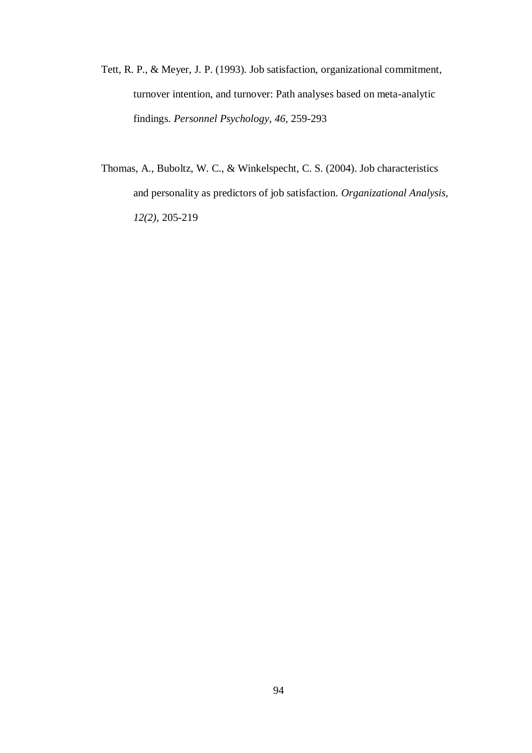Tett, R. P., & Meyer, J. P. (1993). Job satisfaction, organizational commitment, turnover intention, and turnover: Path analyses based on meta-analytic findings. *Personnel Psychology, 46*, 259-293

Thomas, A., Buboltz, W. C., & Winkelspecht, C. S. (2004). Job characteristics and personality as predictors of job satisfaction. *Organizational Analysis, 12(2)*, 205-219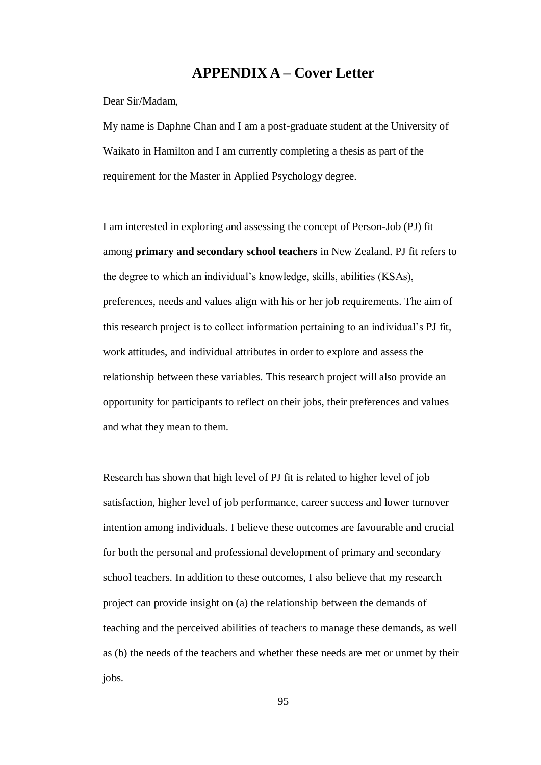# APPENDIX A – Cover Letter

Dear Sir/Madam,

My name is Daphne Chan and I am a post-graduate student at the University of Waikato in Hamilton and I am currently completing a thesis as part of the requirement for the Master in Applied Psychology degree.

I am interested in exploring and assessing the concept of Person-Job (PJ) fit among **primary and secondary school teachers** in New Zealand. PJ fit refers to the degree to which an individual's knowledge, skills, abilities (KSAs), preferences, needs and values align with his or her job requirements. The aim of this research project is to collect information pertaining to an individual's PJ fit, work attitudes, and individual attributes in order to explore and assess the relationship between these variables. This research project will also provide an opportunity for participants to reflect on their jobs, their preferences and values and what they mean to them.

Research has shown that high level of PJ fit is related to higher level of job satisfaction, higher level of job performance, career success and lower turnover intention among individuals. I believe these outcomes are favourable and crucial for both the personal and professional development of primary and secondary school teachers. In addition to these outcomes, I also believe that my research project can provide insight on (a) the relationship between the demands of teaching and the perceived abilities of teachers to manage these demands, as well as (b) the needs of the teachers and whether these needs are met or unmet by their jobs.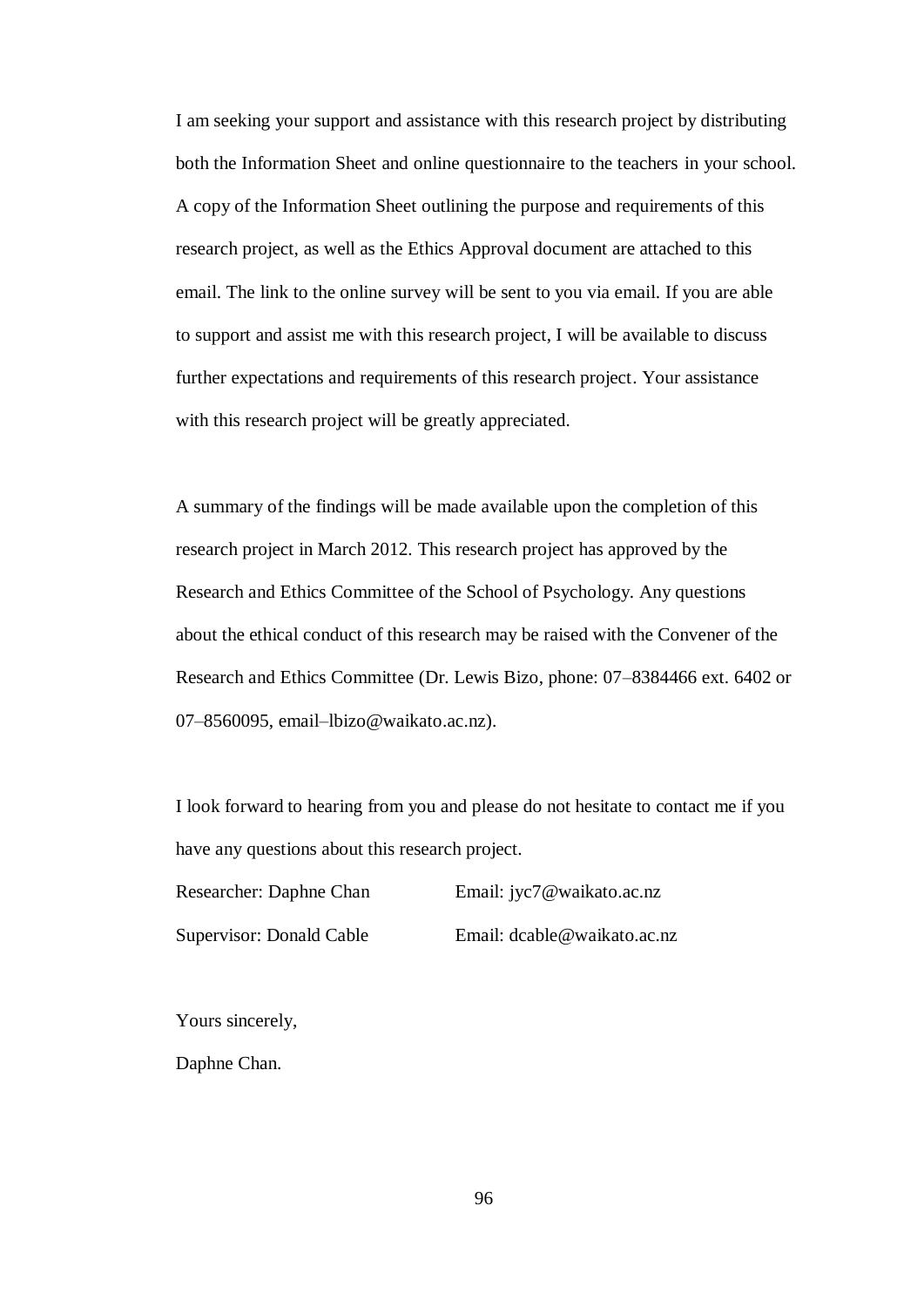I am seeking your support and assistance with this research project by distributing both the Information Sheet and online questionnaire to the teachers in your school. A copy of the Information Sheet outlining the purpose and requirements of this research project, as well as the Ethics Approval document are attached to this email. The link to the online survey will be sent to you via email. If you are able to support and assist me with this research project, I will be available to discuss further expectations and requirements of this research project. Your assistance with this research project will be greatly appreciated.

A summary of the findings will be made available upon the completion of this research project in March 2012. This research project has approved by the Research and Ethics Committee of the School of Psychology. Any questions about the ethical conduct of this research may be raised with the Convener of the Research and Ethics Committee (Dr. Lewis Bizo, phone: 07–8384466 ext. 6402 or 07–8560095, email–lbizo@waikato.ac.nz).

I look forward to hearing from you and please do not hesitate to contact me if you have any questions about this research project.

Researcher: Daphne Chan  Email: jyc7@waikato.ac.nz

Supervisor: Donald Cable  Email: dcable@waikato.ac.nz

Yours sincerely,

Daphne Chan.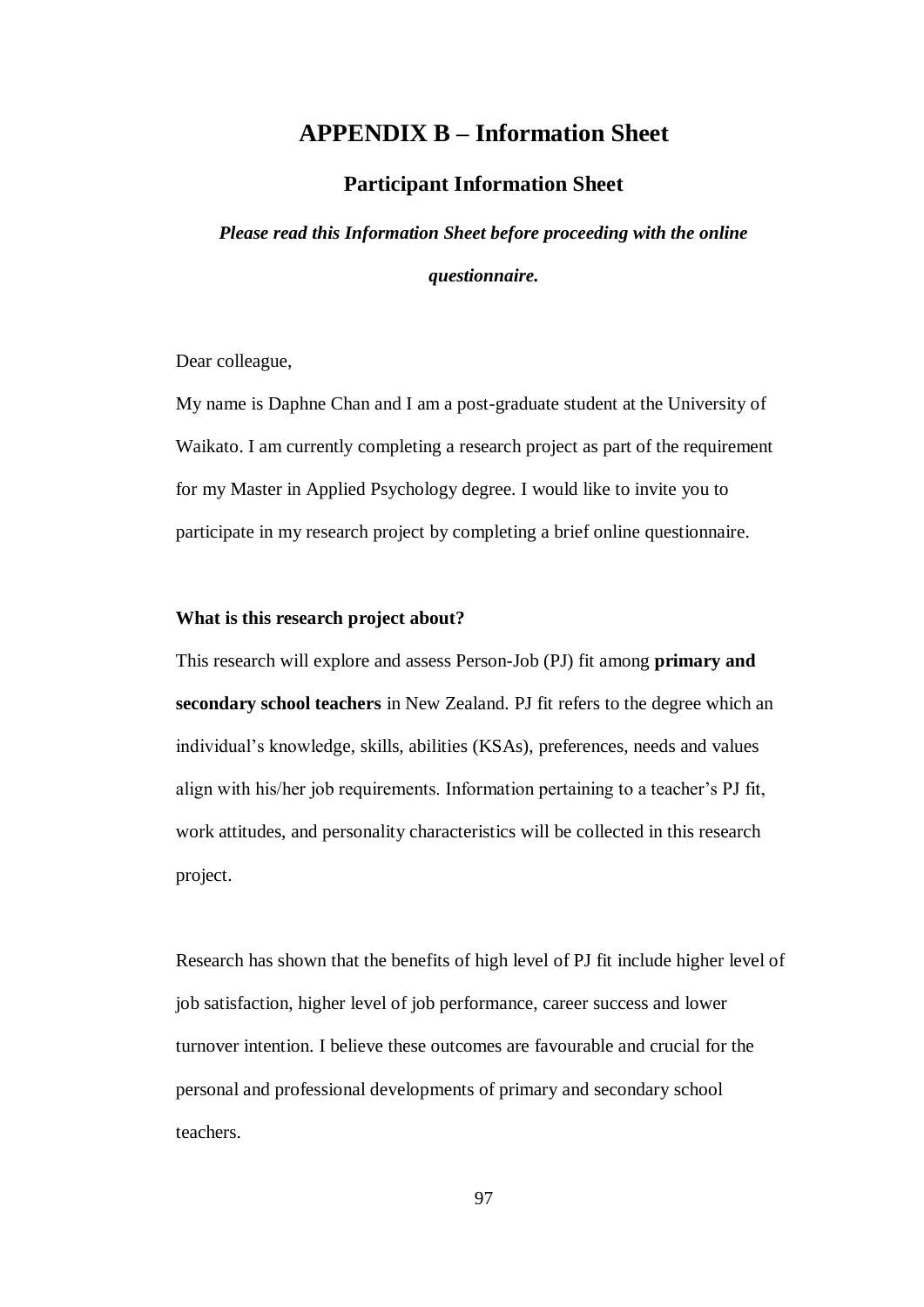# APPENDIX B – Information Sheet

## Participant Information Sheet

***Please read this Information Sheet before proceeding with the online questionnaire.***

Dear colleague,

My name is Daphne Chan and I am a post-graduate student at the University of Waikato. I am currently completing a research project as part of the requirement for my Master in Applied Psychology degree. I would like to invite you to participate in my research project by completing a brief online questionnaire.

**What is this research project about?**

This research will explore and assess Person-Job (PJ) fit among **primary and secondary school teachers** in New Zealand. PJ fit refers to the degree which an individual's knowledge, skills, abilities (KSAs), preferences, needs and values align with his/her job requirements. Information pertaining to a teacher's PJ fit, work attitudes, and personality characteristics will be collected in this research project.

Research has shown that the benefits of high level of PJ fit include higher level of job satisfaction, higher level of job performance, career success and lower turnover intention. I believe these outcomes are favourable and crucial for the personal and professional developments of primary and secondary school teachers.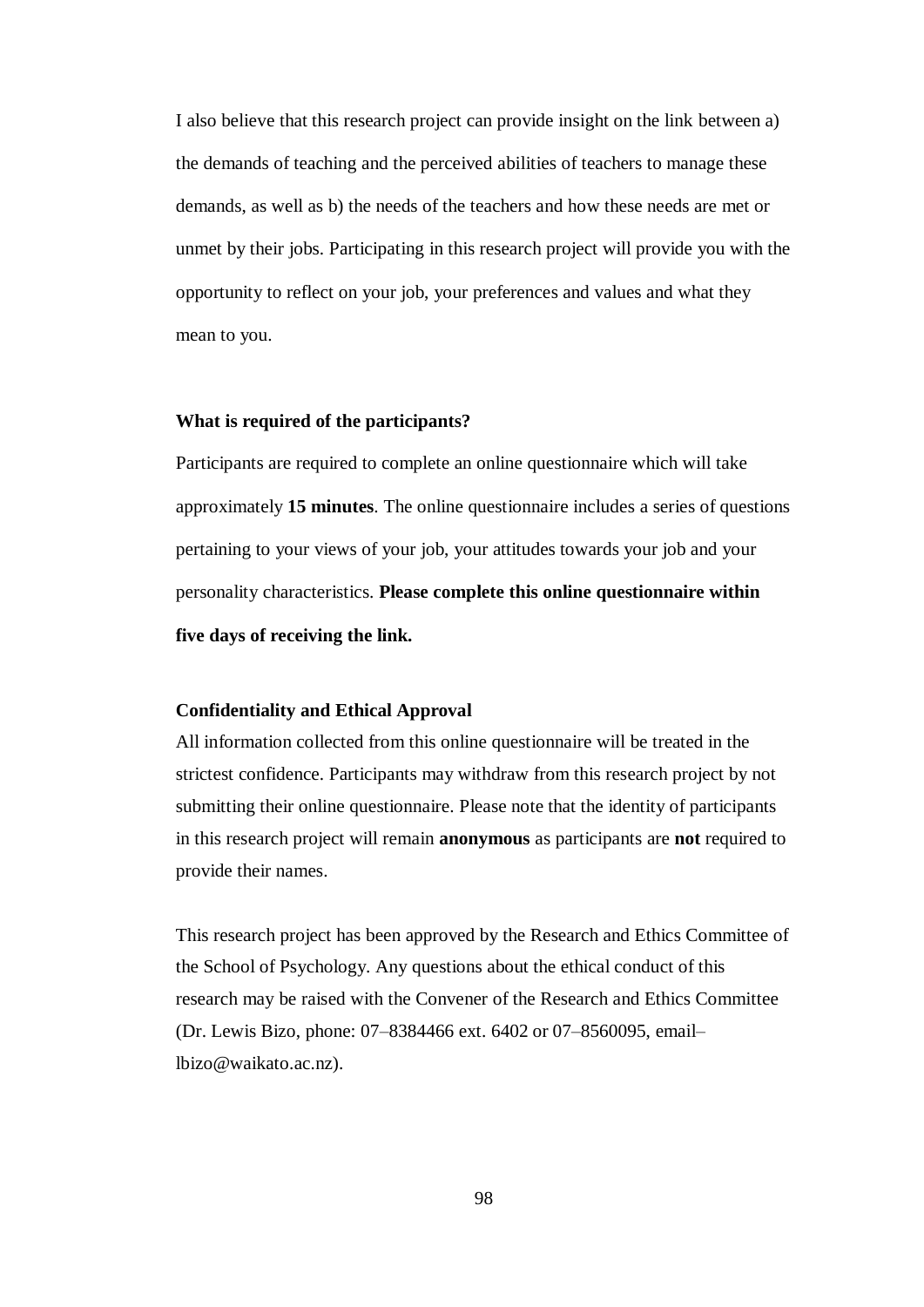I also believe that this research project can provide insight on the link between a) the demands of teaching and the perceived abilities of teachers to manage these demands, as well as b) the needs of the teachers and how these needs are met or unmet by their jobs. Participating in this research project will provide you with the opportunity to reflect on your job, your preferences and values and what they mean to you.

**What is required of the participants?**

Participants are required to complete an online questionnaire which will take approximately **15 minutes**. The online questionnaire includes a series of questions pertaining to your views of your job, your attitudes towards your job and your personality characteristics. **Please complete this online questionnaire within five days of receiving the link.**

**Confidentiality and Ethical Approval**

All information collected from this online questionnaire will be treated in the strictest confidence. Participants may withdraw from this research project by not submitting their online questionnaire. Please note that the identity of participants in this research project will remain **anonymous** as participants are **not** required to provide their names.

This research project has been approved by the Research and Ethics Committee of the School of Psychology. Any questions about the ethical conduct of this research may be raised with the Convener of the Research and Ethics Committee (Dr. Lewis Bizo, phone: 07–8384466 ext. 6402 or 07–8560095, email– lbizo@waikato.ac.nz).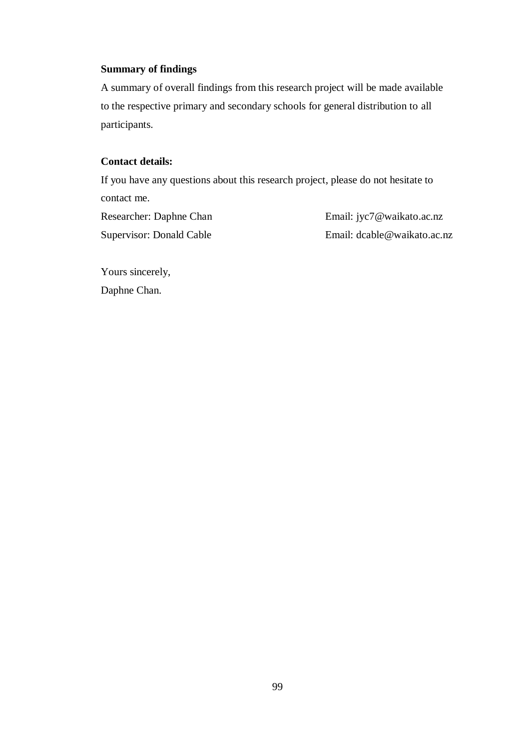**Summary of findings**

A summary of overall findings from this research project will be made available to the respective primary and secondary schools for general distribution to all participants.

**Contact details:**

If you have any questions about this research project, please do not hesitate to contact me.

Researcher: Daphne Chan Email: jyc7@waikato.ac.nz
Supervisor: Donald Cable Email: dcable@waikato.ac.nz

Yours sincerely,
Daphne Chan.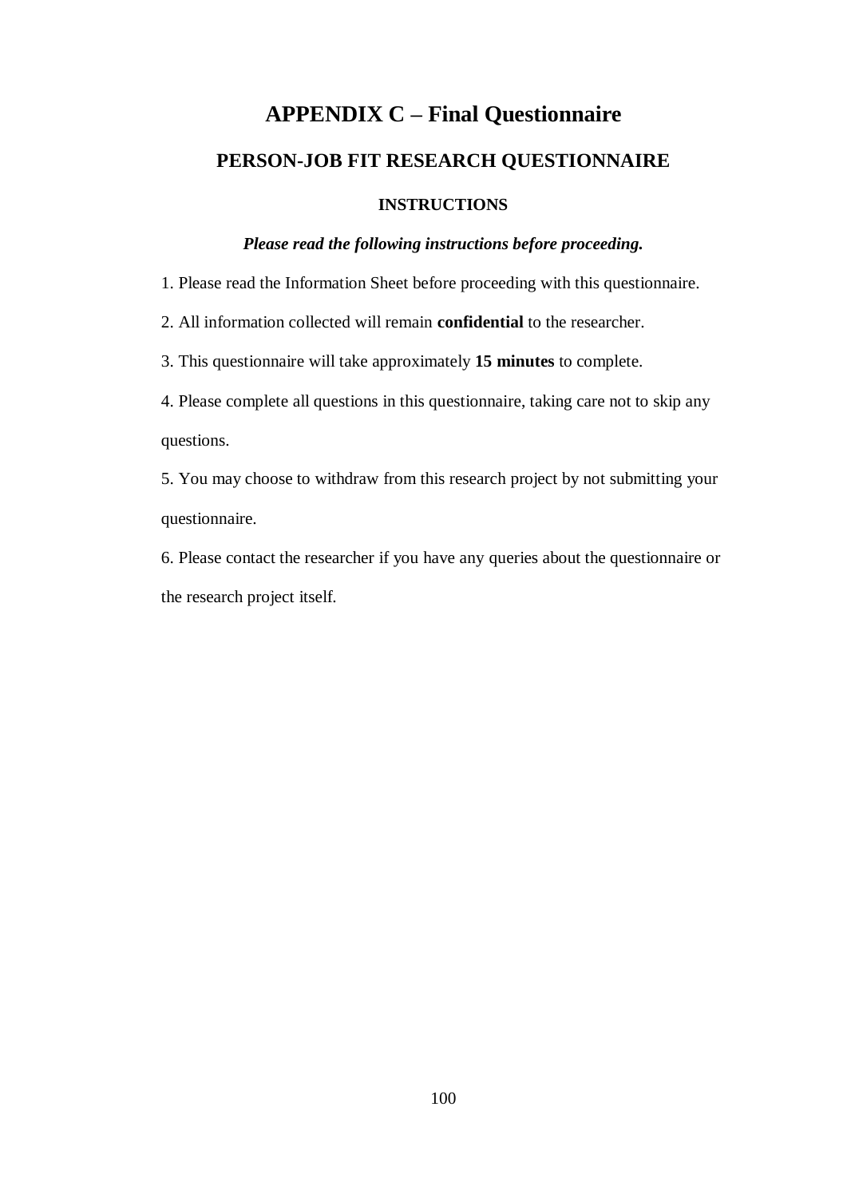# APPENDIX C – Final Questionnaire

## PERSON-JOB FIT RESEARCH QUESTIONNAIRE

### INSTRUCTIONS

***Please read the following instructions before proceeding.***

1. Please read the Information Sheet before proceeding with this questionnaire.
2. All information collected will remain **confidential** to the researcher.
3. This questionnaire will take approximately **15 minutes** to complete.
4. Please complete all questions in this questionnaire, taking care not to skip any questions.
5. You may choose to withdraw from this research project by not submitting your questionnaire.
6. Please contact the researcher if you have any queries about the questionnaire or the research project itself.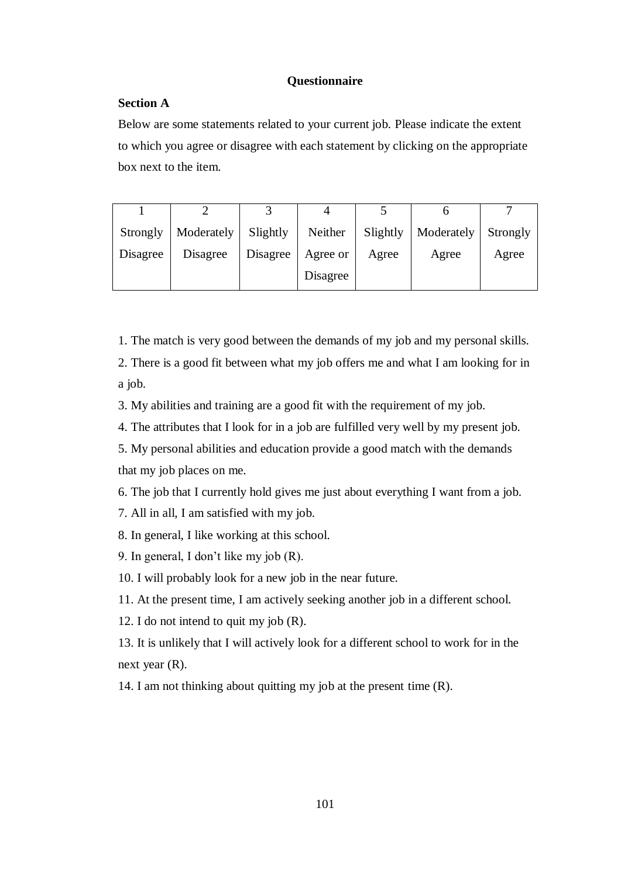## Questionnaire

**Section A**

Below are some statements related to your current job. Please indicate the extent to which you agree or disagree with each statement by clicking on the appropriate box next to the item.

| 1 | 2 | 3 | 4 | 5 | 6 | 7 |
|---|---|---|---|---|---|---|
| Strongly Disagree | Moderately Disagree | Slightly Disagree | Neither Agree or Disagree | Slightly Agree | Moderately Agree | Strongly Agree |

1. The match is very good between the demands of my job and my personal skills.
2. There is a good fit between what my job offers me and what I am looking for in a job.
3. My abilities and training are a good fit with the requirement of my job.
4. The attributes that I look for in a job are fulfilled very well by my present job.
5. My personal abilities and education provide a good match with the demands that my job places on me.
6. The job that I currently hold gives me just about everything I want from a job.
7. All in all, I am satisfied with my job.
8. In general, I like working at this school.
9. In general, I don't like my job (R).
10. I will probably look for a new job in the near future.
11. At the present time, I am actively seeking another job in a different school.
12. I do not intend to quit my job (R).
13. It is unlikely that I will actively look for a different school to work for in the next year (R).
14. I am not thinking about quitting my job at the present time (R).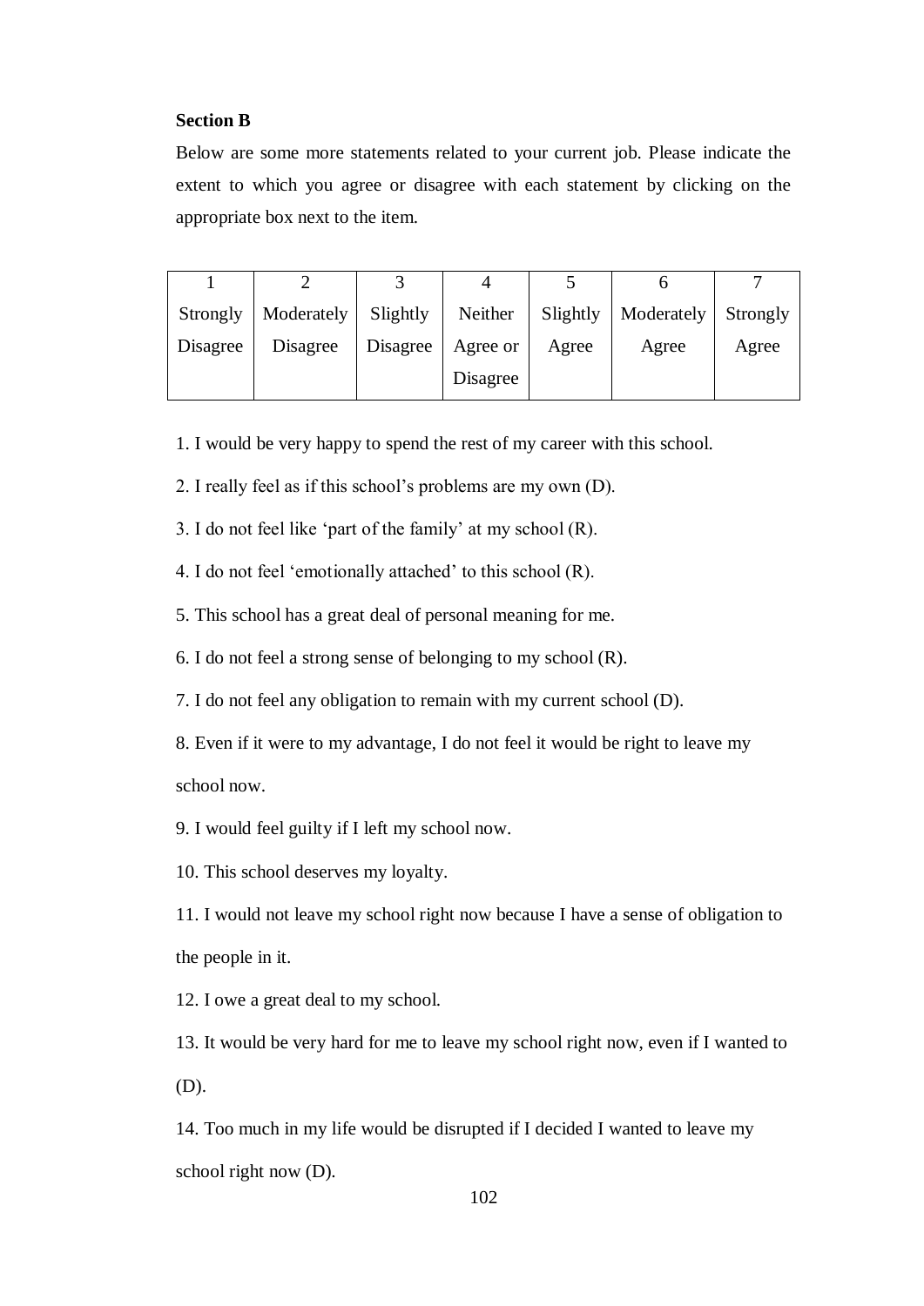**Section B**

Below are some more statements related to your current job. Please indicate the extent to which you agree or disagree with each statement by clicking on the appropriate box next to the item.

| 1 | 2 | 3 | 4 | 5 | 6 | 7 |
|---|---|---|---|---|---|---|
| Strongly Disagree | Moderately Disagree | Slightly Disagree | Neither Agree or Disagree | Slightly Agree | Moderately Agree | Strongly Agree |

1. I would be very happy to spend the rest of my career with this school.

2. I really feel as if this school's problems are my own (D).

3. I do not feel like 'part of the family' at my school (R).

4. I do not feel 'emotionally attached' to this school (R).

5. This school has a great deal of personal meaning for me.

6. I do not feel a strong sense of belonging to my school (R).

7. I do not feel any obligation to remain with my current school (D).

8. Even if it were to my advantage, I do not feel it would be right to leave my school now.

9. I would feel guilty if I left my school now.

10. This school deserves my loyalty.

11. I would not leave my school right now because I have a sense of obligation to the people in it.

12. I owe a great deal to my school.

13. It would be very hard for me to leave my school right now, even if I wanted to (D).

14. Too much in my life would be disrupted if I decided I wanted to leave my school right now (D).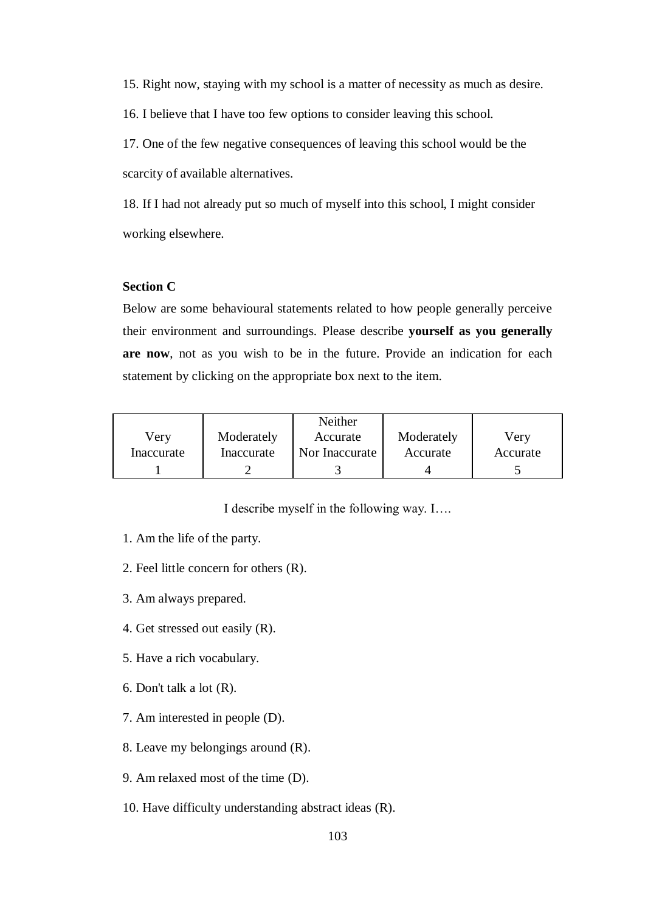15. Right now, staying with my school is a matter of necessity as much as desire.

16. I believe that I have too few options to consider leaving this school.

17. One of the few negative consequences of leaving this school would be the scarcity of available alternatives.

18. If I had not already put so much of myself into this school, I might consider working elsewhere.

**Section C**

Below are some behavioural statements related to how people generally perceive their environment and surroundings. Please describe **yourself as you generally are now**, not as you wish to be in the future. Provide an indication for each statement by clicking on the appropriate box next to the item.

| Very Inaccurate | Moderately Inaccurate | Neither Accurate Nor Inaccurate | Moderately Accurate | Very Accurate |
|---|---|---|---|---|
| 1 | 2 | 3 | 4 | 5 |

I describe myself in the following way. I….

1. Am the life of the party.

2. Feel little concern for others (R).

3. Am always prepared.

4. Get stressed out easily (R).

5. Have a rich vocabulary.

6. Don't talk a lot (R).

7. Am interested in people (D).

8. Leave my belongings around (R).

9. Am relaxed most of the time (D).

10. Have difficulty understanding abstract ideas (R).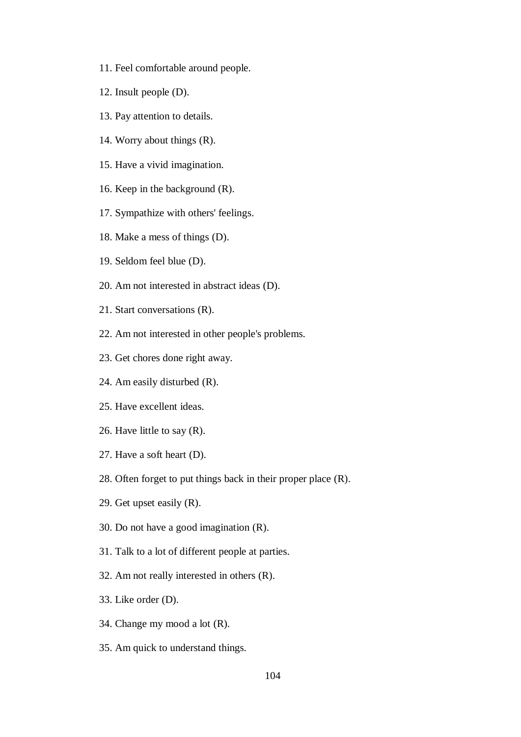11. Feel comfortable around people.

12. Insult people (D).

13. Pay attention to details.

14. Worry about things (R).

15. Have a vivid imagination.

16. Keep in the background (R).

17. Sympathize with others' feelings.

18. Make a mess of things (D).

19. Seldom feel blue (D).

20. Am not interested in abstract ideas (D).

21. Start conversations (R).

22. Am not interested in other people's problems.

23. Get chores done right away.

24. Am easily disturbed (R).

25. Have excellent ideas.

26. Have little to say (R).

27. Have a soft heart (D).

28. Often forget to put things back in their proper place (R).

29. Get upset easily (R).

30. Do not have a good imagination (R).

31. Talk to a lot of different people at parties.

32. Am not really interested in others (R).

33. Like order (D).

34. Change my mood a lot (R).

35. Am quick to understand things.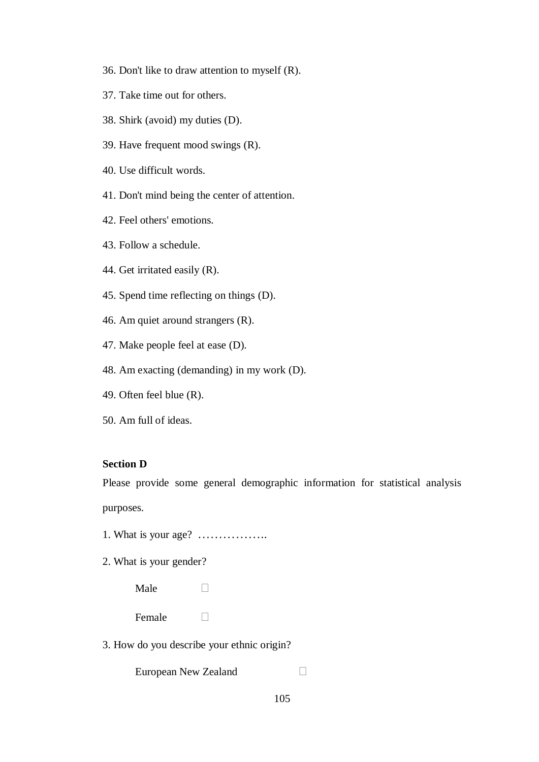36. Don't like to draw attention to myself (R).

37. Take time out for others.

38. Shirk (avoid) my duties (D).

39. Have frequent mood swings (R).

40. Use difficult words.

41. Don't mind being the center of attention.

42. Feel others' emotions.

43. Follow a schedule.

44. Get irritated easily (R).

45. Spend time reflecting on things (D).

46. Am quiet around strangers (R).

47. Make people feel at ease (D).

48. Am exacting (demanding) in my work (D).

49. Often feel blue (R).

50. Am full of ideas.

**Section D**

Please provide some general demographic information for statistical analysis purposes.

1. What is your age? ……………..

2. What is your gender?

   Male ☐

   Female ☐

3. How do you describe your ethnic origin?

   European New Zealand ☐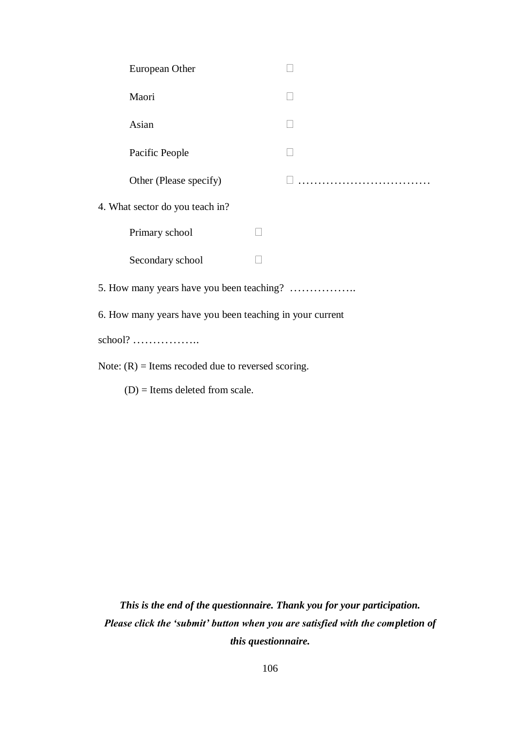European Other ☐

Maori ☐

Asian ☐

Pacific People ☐

Other (Please specify) ☐ ……………………………

4. What sector do you teach in?

Primary school ☐

Secondary school ☐

5. How many years have you been teaching? ……………..

6. How many years have you been teaching in your current school? ……………..

Note: (R) = Items recoded due to reversed scoring.

(D) = Items deleted from scale.

***This is the end of the questionnaire. Thank you for your participation. Please click the 'submit' button when you are satisfied with the completion of this questionnaire.***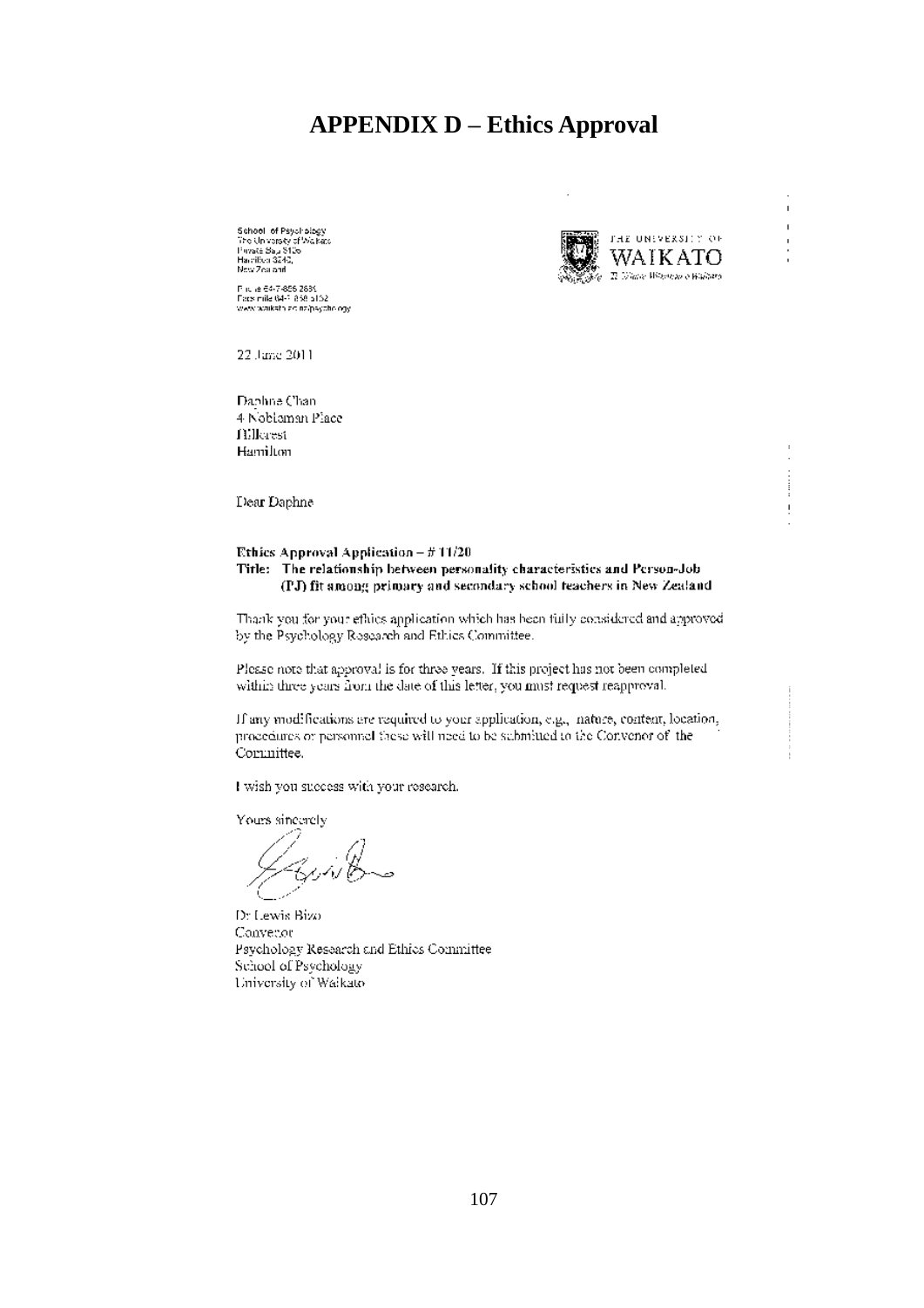# APPENDIX D – Ethics Approval

School of Psychology
The University of Waikato
Private Bag 3105
Hamilton 3240,
New Zealand

Phone 64-7-856 2889
Facsimile 64-7 858 5132
www.waikato.ac.nz/psychology

THE UNIVERSITY OF
WAIKATO
Te Whare Wānanga o Waikato

22 June 2011

Daphne Chan
4 Nobleman Place
Hillcrest
Hamilton

Dear Daphne

**Ethics Approval Application – # 11/20**
**Title: The relationship between personality characteristics and Person-Job (PJ) fit among primary and secondary school teachers in New Zealand**

Thank you for your ethics application which has been fully considered and approved by the Psychology Research and Ethics Committee.

Please note that approval is for three years. If this project has not been completed within three years from the date of this letter, you must request reapproval.

If any modifications are required to your application, e.g., nature, content, location, procedures or personnel these will need to be submitted to the Convenor of the Committee.

I wish you success with your research.

Yours sincerely

Dr Lewis Bizo
Convenor
Psychology Research and Ethics Committee
School of Psychology
University of Waikato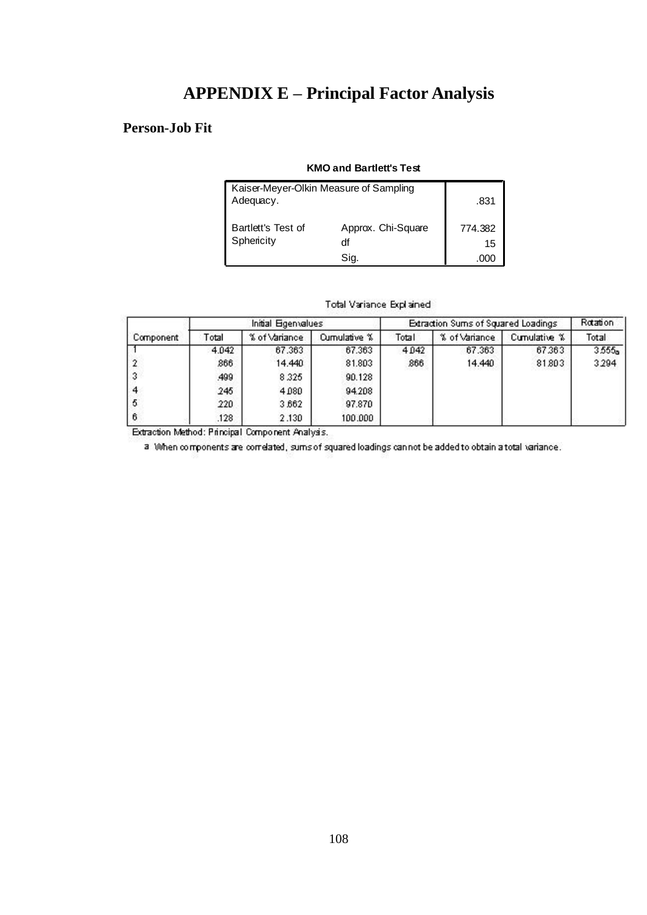# APPENDIX E – Principal Factor Analysis

## Person-Job Fit

**KMO and Bartlett's Test**

| | | |
|---|---|---|
| Kaiser-Meyer-Olkin Measure of Sampling Adequacy. | | .831 |
| Bartlett's Test of Sphericity | Approx. Chi-Square | 774.382 |
| | df | 15 |
| | Sig. | .000 |

Total Variance Explained

| Component | Initial Eigenvalues | | | Extraction Sums of Squared Loadings | | | Rotation |
|---|---|---|---|---|---|---|---|
| | Total | % of Variance | Cumulative % | Total | % of Variance | Cumulative % | Total |
| 1 | 4.042 | 67.363 | 67.363 | 4.042 | 67.363 | 67.363 | 3.555[a] |
| 2 | .866 | 14.440 | 81.803 | .866 | 14.440 | 81.803 | 3.294 |
| 3 | .499 | 8.325 | 90.128 | | | | |
| 4 | .245 | 4.080 | 94.208 | | | | |
| 5 | .220 | 3.662 | 97.870 | | | | |
| 6 | .128 | 2.130 | 100.000 | | | | |

Extraction Method: Principal Component Analysis.

a When components are correlated, sums of squared loadings cannot be added to obtain a total variance.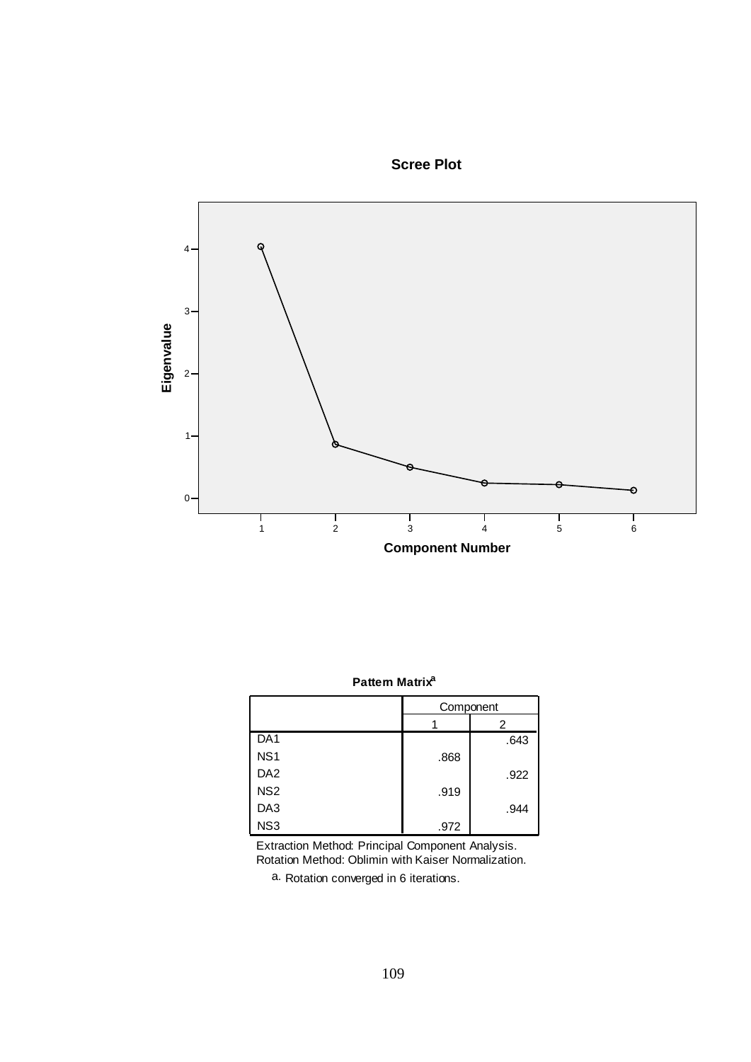**Scree Plot**

**Pattern Matrix**[a]

| | Component | |
|---|---|---|
| | 1 | 2 |
| DA1 | | .643 |
| NS1 | .868 | |
| DA2 | | .922 |
| NS2 | .919 | |
| DA3 | | .944 |
| NS3 | .972 | |

Extraction Method: Principal Component Analysis.
Rotation Method: Oblimin with Kaiser Normalization.

a. Rotation converged in 6 iterations.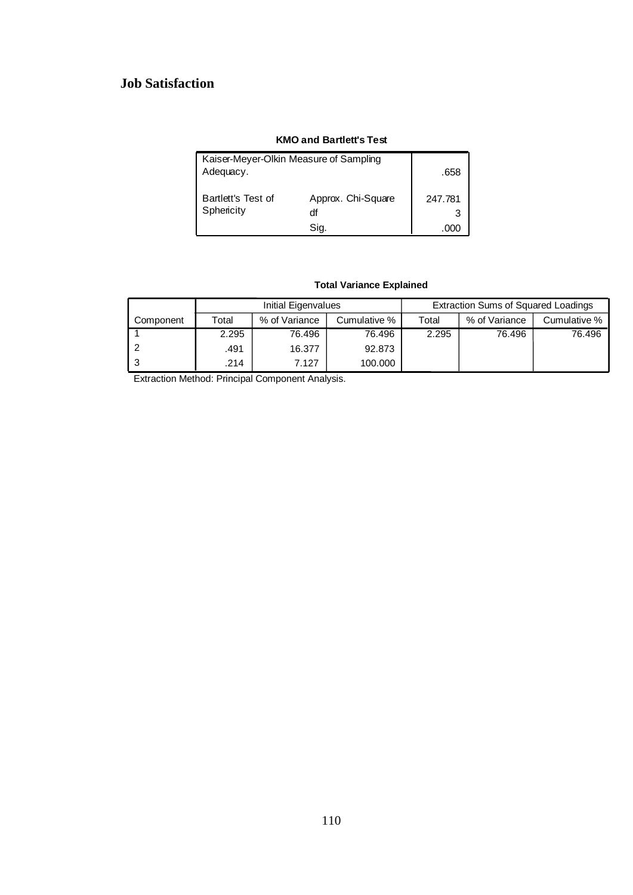## Job Satisfaction

**KMO and Bartlett's Test**

| | | |
|---|---|---|
| Kaiser-Meyer-Olkin Measure of Sampling Adequacy. | | .658 |
| Bartlett's Test of Sphericity | Approx. Chi-Square | 247.781 |
| | df | 3 |
| | Sig. | .000 |

**Total Variance Explained**

| | Initial Eigenvalues | | | Extraction Sums of Squared Loadings | | |
|---|---|---|---|---|---|---|
| Component | Total | % of Variance | Cumulative % | Total | % of Variance | Cumulative % |
| 1 | 2.295 | 76.496 | 76.496 | 2.295 | 76.496 | 76.496 |
| 2 | .491 | 16.377 | 92.873 | | | |
| 3 | .214 | 7.127 | 100.000 | | | |

Extraction Method: Principal Component Analysis.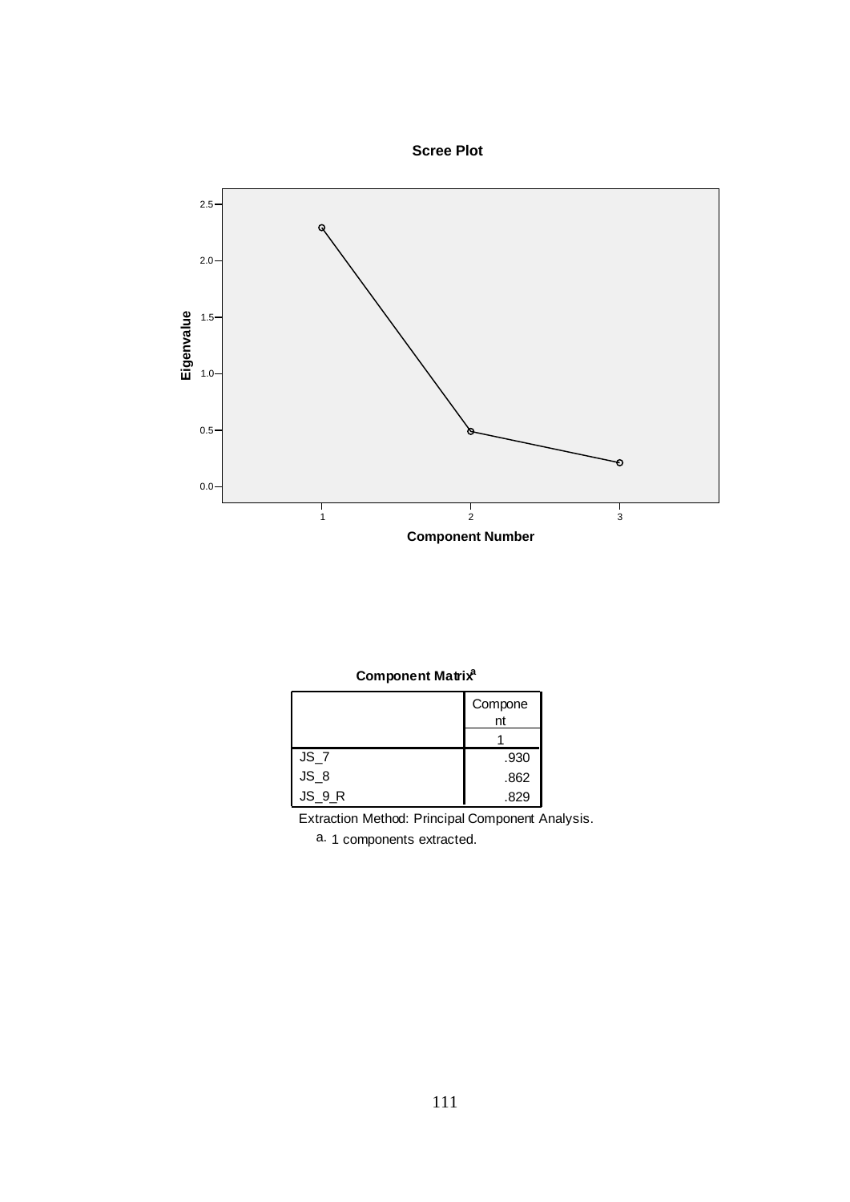**Scree Plot**

**Component Matrix**[a]

| | Component |
|---|---|
| | 1 |
| JS_7 | .930 |
| JS_8 | .862 |
| JS_9_R | .829 |

Extraction Method: Principal Component Analysis.

a. 1 components extracted.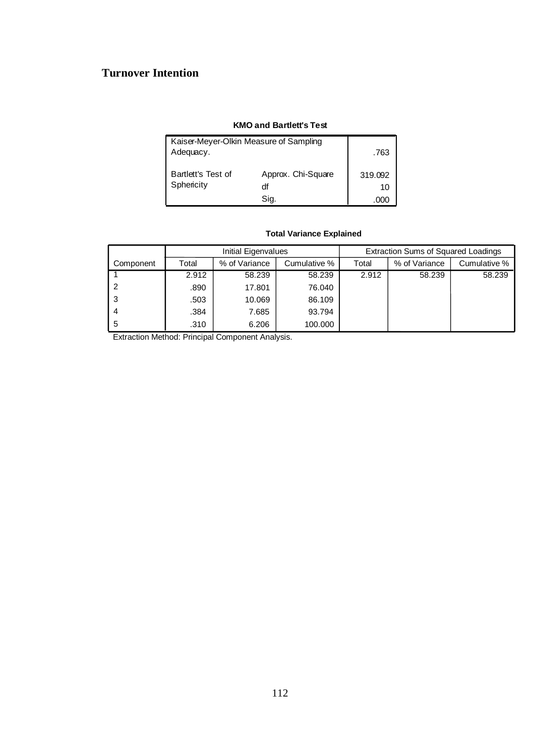## Turnover Intention

**KMO and Bartlett's Test**

| | | |
|---|---|---|
| Kaiser-Meyer-Olkin Measure of Sampling Adequacy. | | .763 |
| Bartlett's Test of Sphericity | Approx. Chi-Square | 319.092 |
| | df | 10 |
| | Sig. | .000 |

**Total Variance Explained**

| | Initial Eigenvalues | | | Extraction Sums of Squared Loadings | | |
|---|---|---|---|---|---|---|
| Component | Total | % of Variance | Cumulative % | Total | % of Variance | Cumulative % |
| 1 | 2.912 | 58.239 | 58.239 | 2.912 | 58.239 | 58.239 |
| 2 | .890 | 17.801 | 76.040 | | | |
| 3 | .503 | 10.069 | 86.109 | | | |
| 4 | .384 | 7.685 | 93.794 | | | |
| 5 | .310 | 6.206 | 100.000 | | | |

Extraction Method: Principal Component Analysis.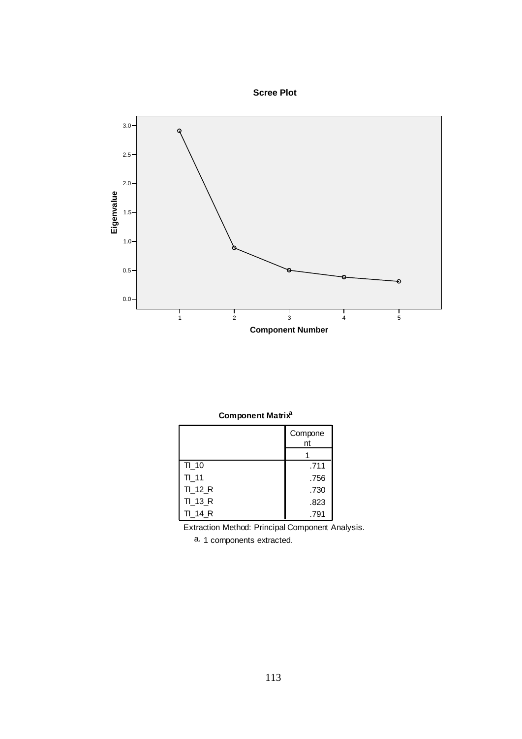**Scree Plot**

**Component Matrix[a]**

| | Component |
|---|---|
| | 1 |
| TI_10 | .711 |
| TI_11 | .756 |
| TI_12_R | .730 |
| TI_13_R | .823 |
| TI_14_R | .791 |

Extraction Method: Principal Component Analysis.

a. 1 components extracted.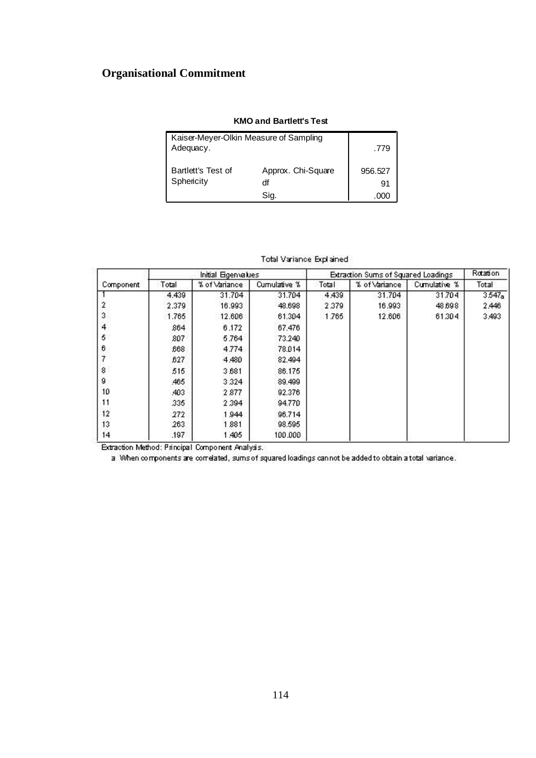## Organisational Commitment

**KMO and Bartlett's Test**

| | | |
|---|---|---|
| Kaiser-Meyer-Olkin Measure of Sampling Adequacy. | | .779 |
| Bartlett's Test of Sphericity | Approx. Chi-Square | 956.527 |
| | df | 91 |
| | Sig. | .000 |

Total Variance Explained

| Component | Initial Eigenvalues | | | Extraction Sums of Squared Loadings | | | Rotation |
|---|---|---|---|---|---|---|---|
| | Total | % of Variance | Cumulative % | Total | % of Variance | Cumulative % | Total |
| 1 | 4.439 | 31.704 | 31.704 | 4.439 | 31.704 | 31.704 | 3.547[a] |
| 2 | 2.379 | 16.993 | 48.698 | 2.379 | 16.993 | 48.698 | 2.446 |
| 3 | 1.765 | 12.606 | 61.304 | 1.765 | 12.606 | 61.304 | 3.493 |
| 4 | .864 | 6.172 | 67.476 | | | | |
| 5 | .807 | 5.764 | 73.240 | | | | |
| 6 | .668 | 4.774 | 78.014 | | | | |
| 7 | .627 | 4.480 | 82.494 | | | | |
| 8 | .515 | 3.681 | 86.175 | | | | |
| 9 | .465 | 3.324 | 89.499 | | | | |
| 10 | .403 | 2.877 | 92.376 | | | | |
| 11 | .335 | 2.394 | 94.770 | | | | |
| 12 | .272 | 1.944 | 96.714 | | | | |
| 13 | .263 | 1.881 | 98.595 | | | | |
| 14 | .197 | 1.405 | 100.000 | | | | |

Extraction Method: Principal Component Analysis.

a When components are correlated, sums of squared loadings cannot be added to obtain a total variance.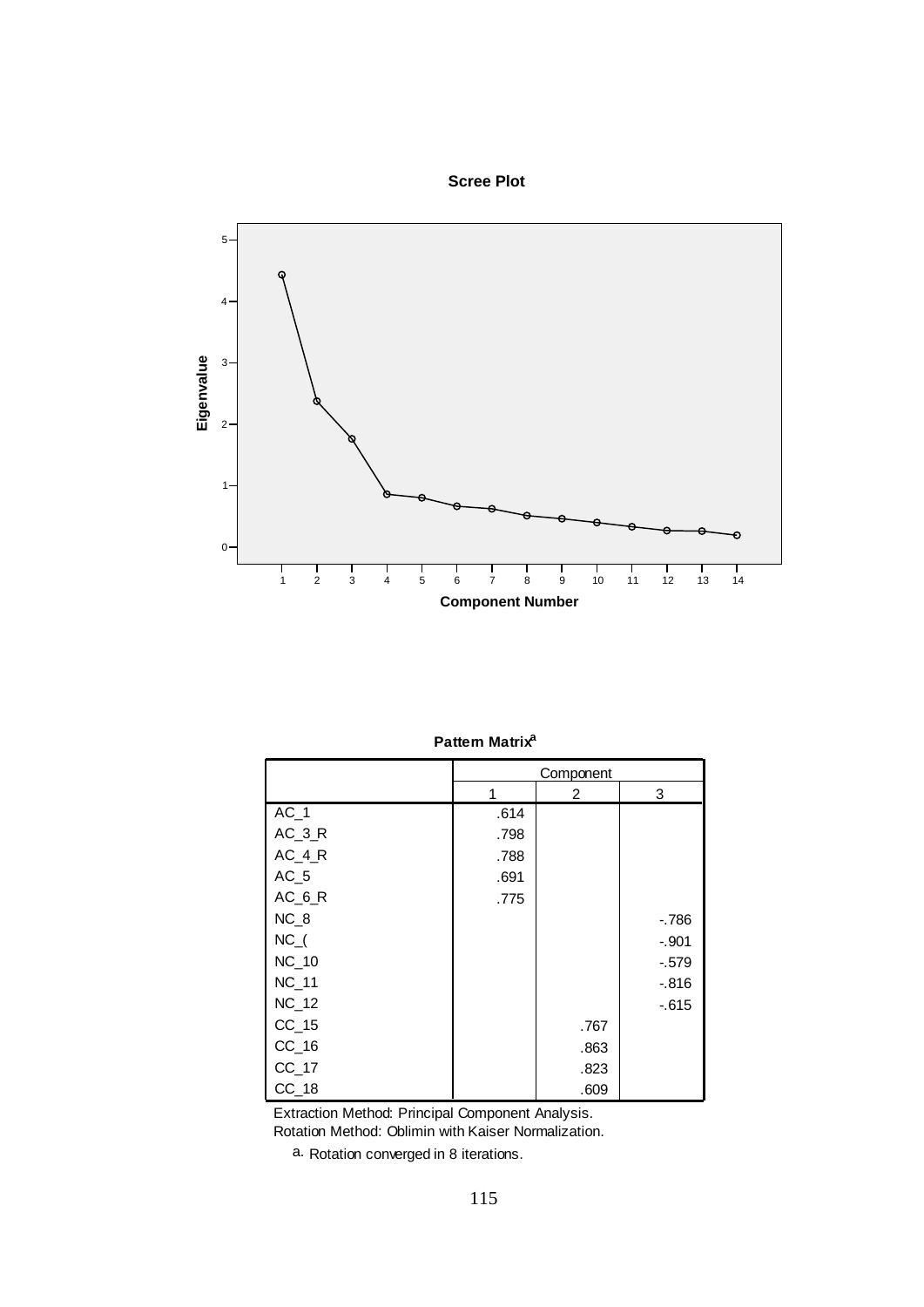**Scree Plot**

**Pattern Matrix[a]**

| | Component | | |
|---|---|---|---|
| | 1 | 2 | 3 |
| AC_1 | .614 | | |
| AC_3_R | .798 | | |
| AC_4_R | .788 | | |
| AC_5 | .691 | | |
| AC_6_R | .775 | | |
| NC_8 | | | -.786 |
| NC_( | | | -.901 |
| NC_10 | | | -.579 |
| NC_11 | | | -.816 |
| NC_12 | | | -.615 |
| CC_15 | | .767 | |
| CC_16 | | .863 | |
| CC_17 | | .823 | |
| CC_18 | | .609 | |

Extraction Method: Principal Component Analysis.
Rotation Method: Oblimin with Kaiser Normalization.

a. Rotation converged in 8 iterations.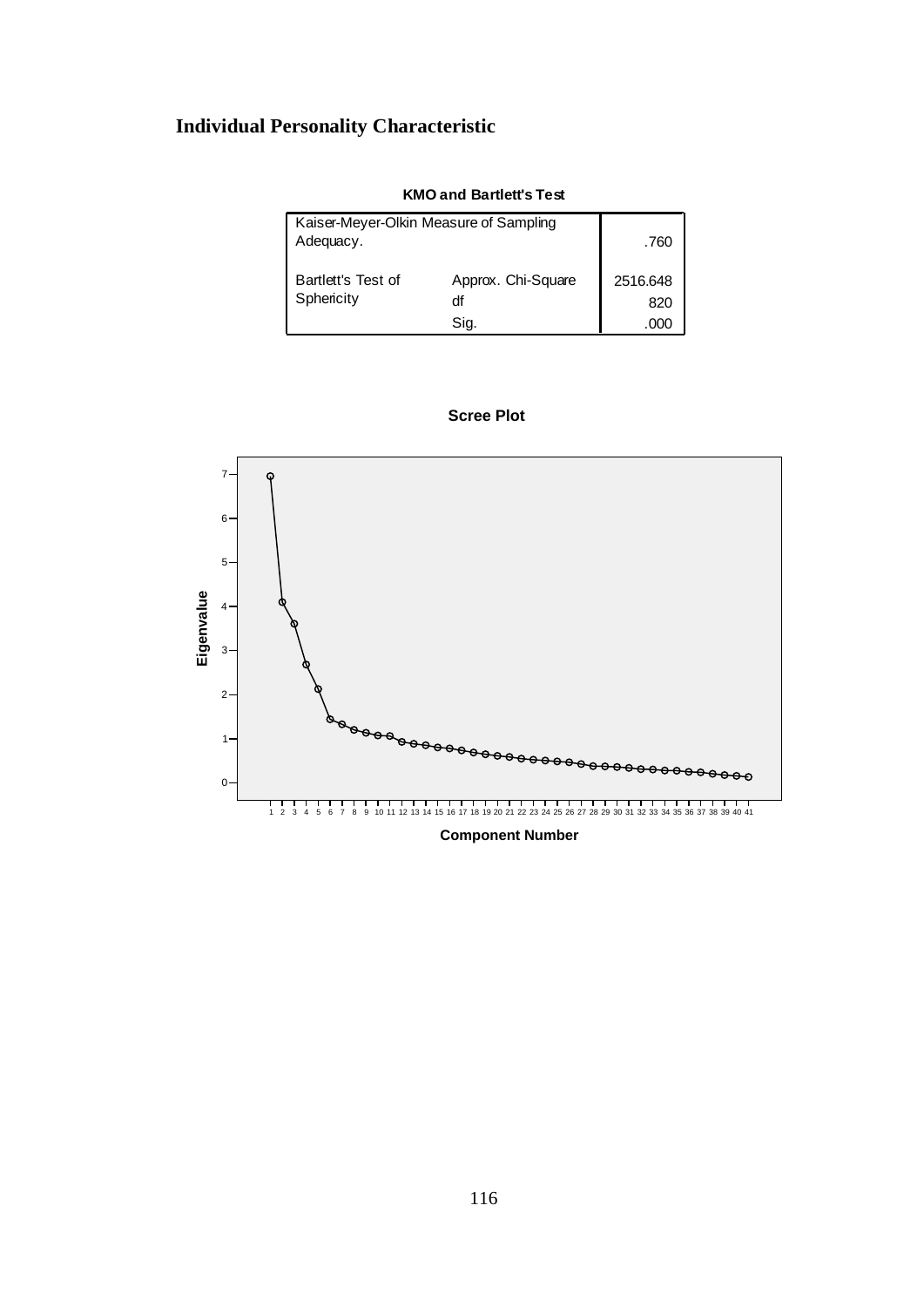# Individual Personality Characteristic

**KMO and Bartlett's Test**

| | | |
|---|---|---|
| Kaiser-Meyer-Olkin Measure of Sampling Adequacy. | | .760 |
| Bartlett's Test of Sphericity | Approx. Chi-Square | 2516.648 |
| | df | 820 |
| | Sig. | .000 |

**Scree Plot**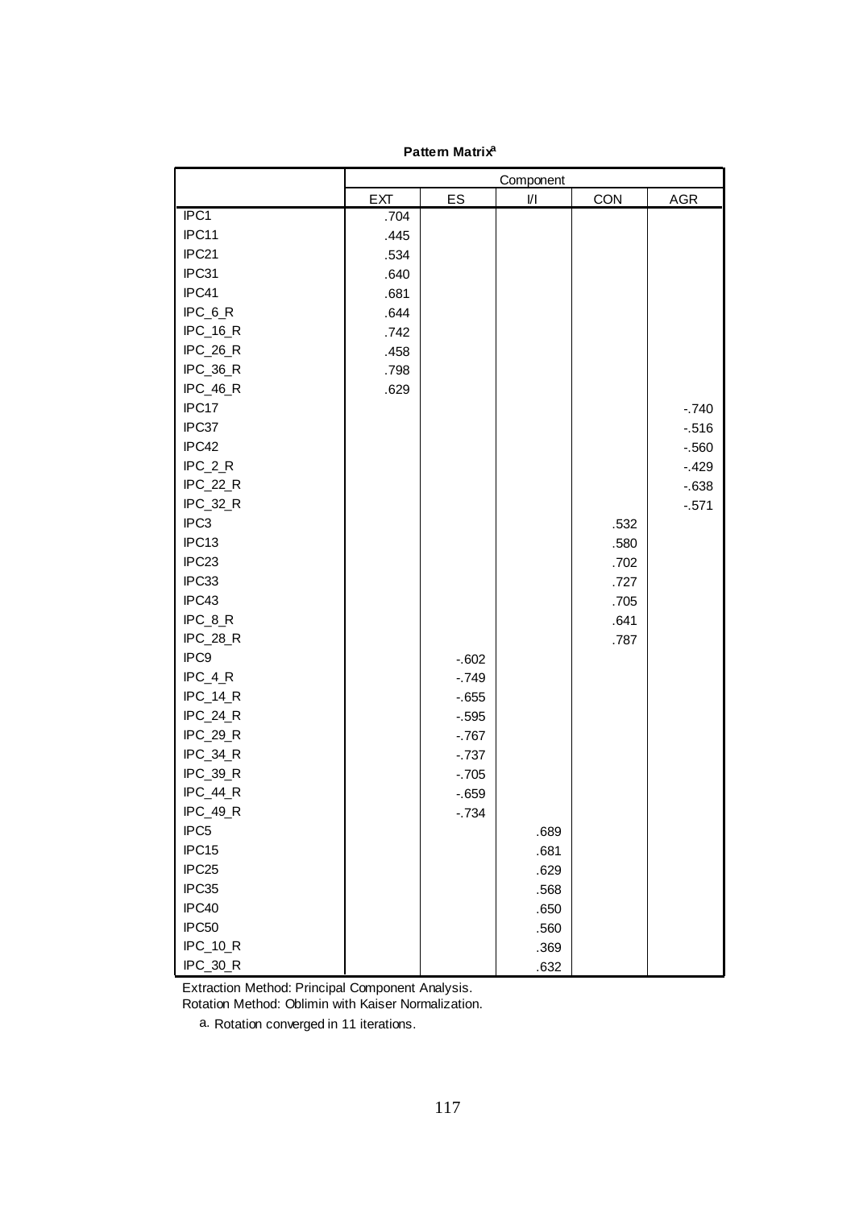**Pattern Matrix[a]**

| | Component | | | | |
|---|---|---|---|---|---|
| | EXT | ES | I/I | CON | AGR |
| IPC1 | .704 | | | | |
| IPC11 | .445 | | | | |
| IPC21 | .534 | | | | |
| IPC31 | .640 | | | | |
| IPC41 | .681 | | | | |
| IPC_6_R | .644 | | | | |
| IPC_16_R | .742 | | | | |
| IPC_26_R | .458 | | | | |
| IPC_36_R | .798 | | | | |
| IPC_46_R | .629 | | | | |
| IPC17 | | | | | -.740 |
| IPC37 | | | | | -.516 |
| IPC42 | | | | | -.560 |
| IPC_2_R | | | | | -.429 |
| IPC_22_R | | | | | -.638 |
| IPC_32_R | | | | | -.571 |
| IPC3 | | | | .532 | |
| IPC13 | | | | .580 | |
| IPC23 | | | | .702 | |
| IPC33 | | | | .727 | |
| IPC43 | | | | .705 | |
| IPC_8_R | | | | .641 | |
| IPC_28_R | | | | .787 | |
| IPC9 | | -.602 | | | |
| IPC_4_R | | -.749 | | | |
| IPC_14_R | | -.655 | | | |
| IPC_24_R | | -.595 | | | |
| IPC_29_R | | -.767 | | | |
| IPC_34_R | | -.737 | | | |
| IPC_39_R | | -.705 | | | |
| IPC_44_R | | -.659 | | | |
| IPC_49_R | | -.734 | | | |
| IPC5 | | | .689 | | |
| IPC15 | | | .681 | | |
| IPC25 | | | .629 | | |
| IPC35 | | | .568 | | |
| IPC40 | | | .650 | | |
| IPC50 | | | .560 | | |
| IPC_10_R | | | .369 | | |
| IPC_30_R | | | .632 | | |

Extraction Method: Principal Component Analysis.
Rotation Method: Oblimin with Kaiser Normalization.

a. Rotation converged in 11 iterations.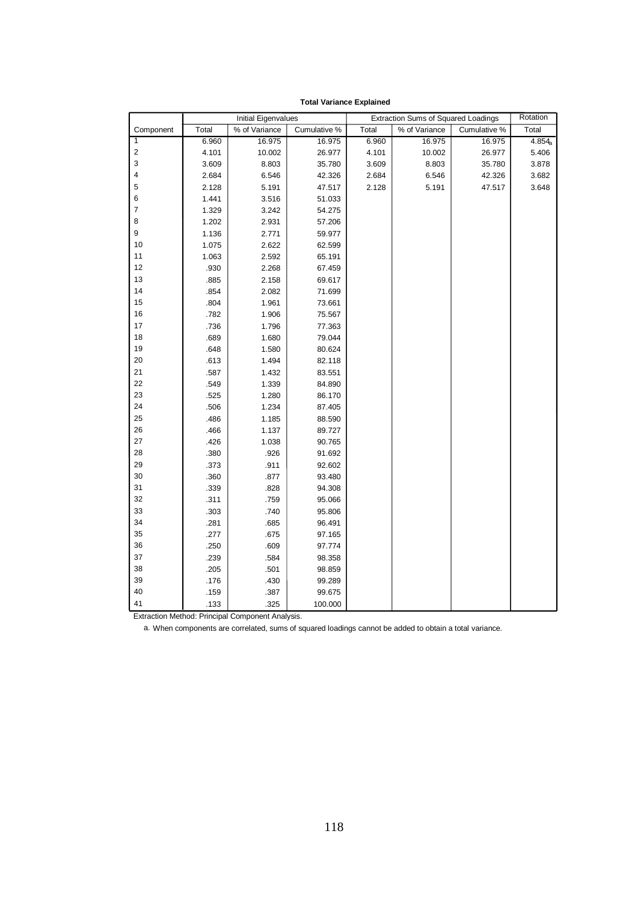**Total Variance Explained**

| | Initial Eigenvalues | | | Extraction Sums of Squared Loadings | | | Rotation |
|---|---|---|---|---|---|---|---|
| Component | Total | % of Variance | Cumulative % | Total | % of Variance | Cumulative % | Total |
| 1 | 6.960 | 16.975 | 16.975 | 6.960 | 16.975 | 16.975 | 4.854[a] |
| 2 | 4.101 | 10.002 | 26.977 | 4.101 | 10.002 | 26.977 | 5.406 |
| 3 | 3.609 | 8.803 | 35.780 | 3.609 | 8.803 | 35.780 | 3.878 |
| 4 | 2.684 | 6.546 | 42.326 | 2.684 | 6.546 | 42.326 | 3.682 |
| 5 | 2.128 | 5.191 | 47.517 | 2.128 | 5.191 | 47.517 | 3.648 |
| 6 | 1.441 | 3.516 | 51.033 | | | | |
| 7 | 1.329 | 3.242 | 54.275 | | | | |
| 8 | 1.202 | 2.931 | 57.206 | | | | |
| 9 | 1.136 | 2.771 | 59.977 | | | | |
| 10 | 1.075 | 2.622 | 62.599 | | | | |
| 11 | 1.063 | 2.592 | 65.191 | | | | |
| 12 | .930 | 2.268 | 67.459 | | | | |
| 13 | .885 | 2.158 | 69.617 | | | | |
| 14 | .854 | 2.082 | 71.699 | | | | |
| 15 | .804 | 1.961 | 73.661 | | | | |
| 16 | .782 | 1.906 | 75.567 | | | | |
| 17 | .736 | 1.796 | 77.363 | | | | |
| 18 | .689 | 1.680 | 79.044 | | | | |
| 19 | .648 | 1.580 | 80.624 | | | | |
| 20 | .613 | 1.494 | 82.118 | | | | |
| 21 | .587 | 1.432 | 83.551 | | | | |
| 22 | .549 | 1.339 | 84.890 | | | | |
| 23 | .525 | 1.280 | 86.170 | | | | |
| 24 | .506 | 1.234 | 87.405 | | | | |
| 25 | .486 | 1.185 | 88.590 | | | | |
| 26 | .466 | 1.137 | 89.727 | | | | |
| 27 | .426 | 1.038 | 90.765 | | | | |
| 28 | .380 | .926 | 91.692 | | | | |
| 29 | .373 | .911 | 92.602 | | | | |
| 30 | .360 | .877 | 93.480 | | | | |
| 31 | .339 | .828 | 94.308 | | | | |
| 32 | .311 | .759 | 95.066 | | | | |
| 33 | .303 | .740 | 95.806 | | | | |
| 34 | .281 | .685 | 96.491 | | | | |
| 35 | .277 | .675 | 97.165 | | | | |
| 36 | .250 | .609 | 97.774 | | | | |
| 37 | .239 | .584 | 98.358 | | | | |
| 38 | .205 | .501 | 98.859 | | | | |
| 39 | .176 | .430 | 99.289 | | | | |
| 40 | .159 | .387 | 99.675 | | | | |
| 41 | .133 | .325 | 100.000 | | | | |

Extraction Method: Principal Component Analysis.

a. When components are correlated, sums of squared loadings cannot be added to obtain a total variance.